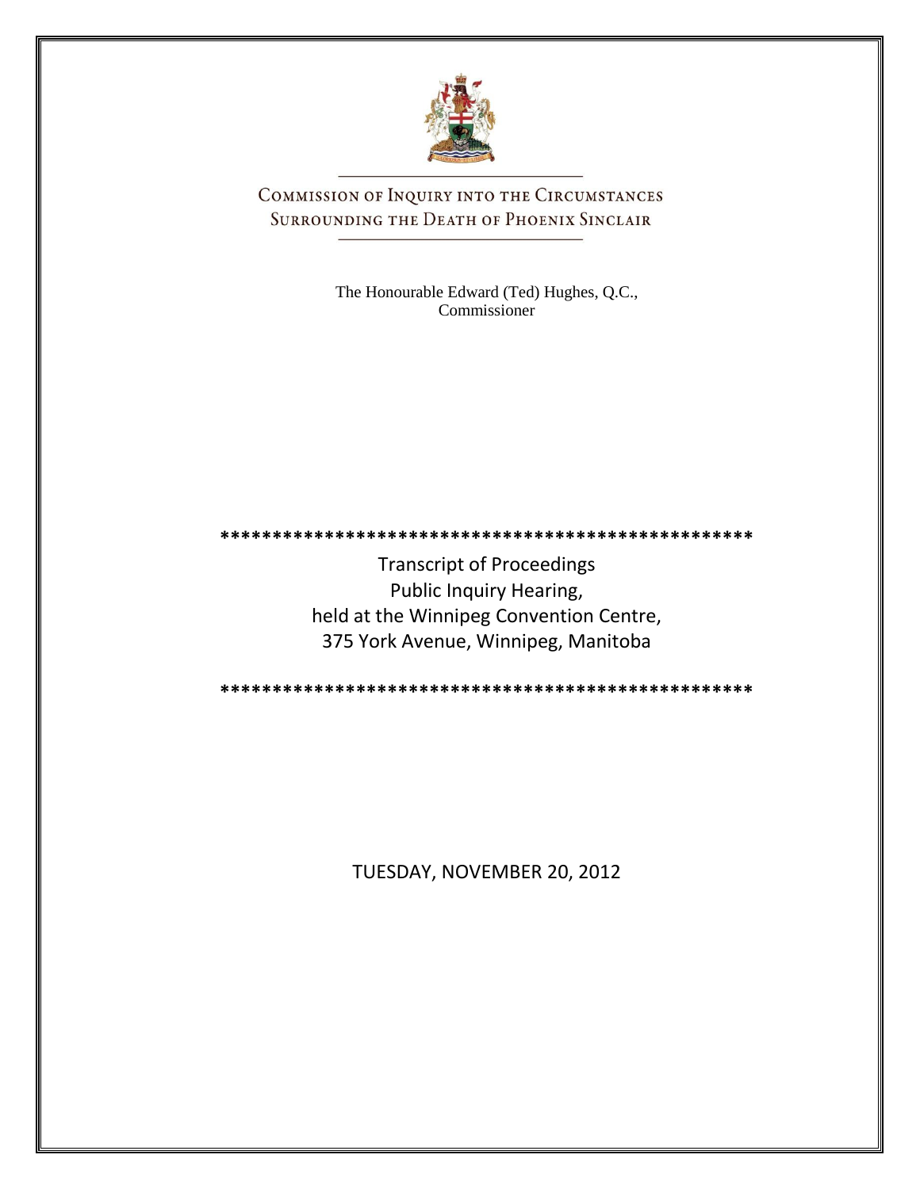# Commission of Inquiry into the Circumstances Surrounding the Death of Phoenix Sinclair

The Honourable Edward (Ted) Hughes, Q.C., Commissioner

\*\*\*\*\*\*\*\*\*\*\*\*\*\*\*\*\*\*\*\*\*\*\*\*\*\*\*\*\*\*\*\*\*\*\*\*\*\*\*\*\*\*\*\*\*\*\*\*\*\*\*\*

Transcript of Proceedings
Public Inquiry Hearing,
held at the Winnipeg Convention Centre,
375 York Avenue, Winnipeg, Manitoba

\*\*\*\*\*\*\*\*\*\*\*\*\*\*\*\*\*\*\*\*\*\*\*\*\*\*\*\*\*\*\*\*\*\*\*\*\*\*\*\*\*\*\*\*\*\*\*\*\*\*\*\*

TUESDAY, NOVEMBER 20, 2012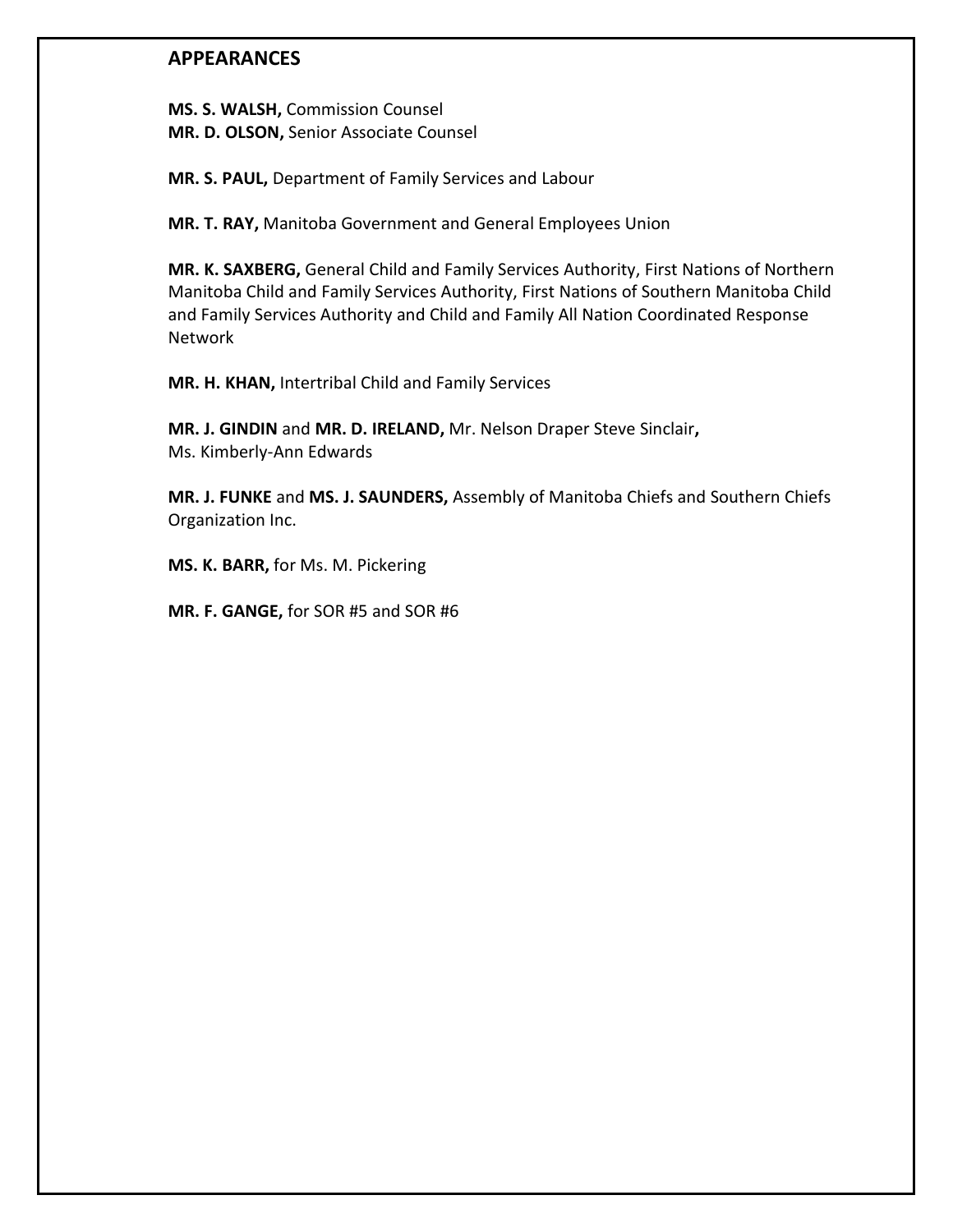## APPEARANCES

**MS. S. WALSH,** Commission Counsel
**MR. D. OLSON,** Senior Associate Counsel

**MR. S. PAUL,** Department of Family Services and Labour

**MR. T. RAY,** Manitoba Government and General Employees Union

**MR. K. SAXBERG,** General Child and Family Services Authority, First Nations of Northern Manitoba Child and Family Services Authority, First Nations of Southern Manitoba Child and Family Services Authority and Child and Family All Nation Coordinated Response Network

**MR. H. KHAN,** Intertribal Child and Family Services

**MR. J. GINDIN** and **MR. D. IRELAND,** Mr. Nelson Draper Steve Sinclair**,**
Ms. Kimberly-Ann Edwards

**MR. J. FUNKE** and **MS. J. SAUNDERS,** Assembly of Manitoba Chiefs and Southern Chiefs Organization Inc.

**MS. K. BARR,** for Ms. M. Pickering

**MR. F. GANGE,** for SOR #5 and SOR #6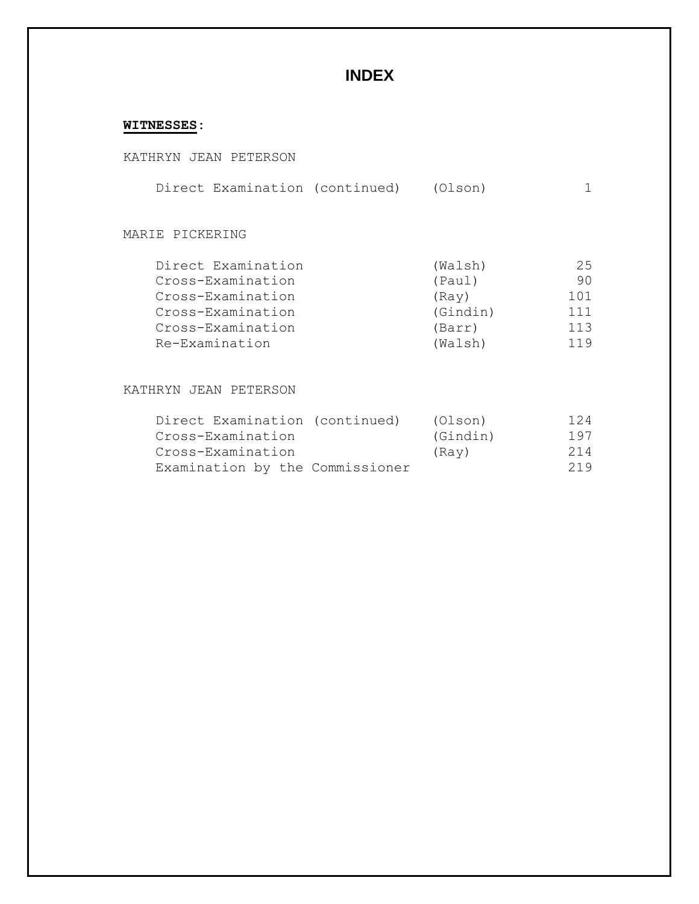# INDEX

**WITNESSES**:

KATHRYN JEAN PETERSON

| | | |
|---|---|---|
| Direct Examination (continued) | (Olson) | 1 |

MARIE PICKERING

| | | |
|---|---|---|
| Direct Examination | (Walsh) | 25 |
| Cross-Examination | (Paul) | 90 |
| Cross-Examination | (Ray) | 101 |
| Cross-Examination | (Gindin) | 111 |
| Cross-Examination | (Barr) | 113 |
| Re-Examination | (Walsh) | 119 |

KATHRYN JEAN PETERSON

| | | |
|---|---|---|
| Direct Examination (continued) | (Olson) | 124 |
| Cross-Examination | (Gindin) | 197 |
| Cross-Examination | (Ray) | 214 |
| Examination by the Commissioner | | 219 |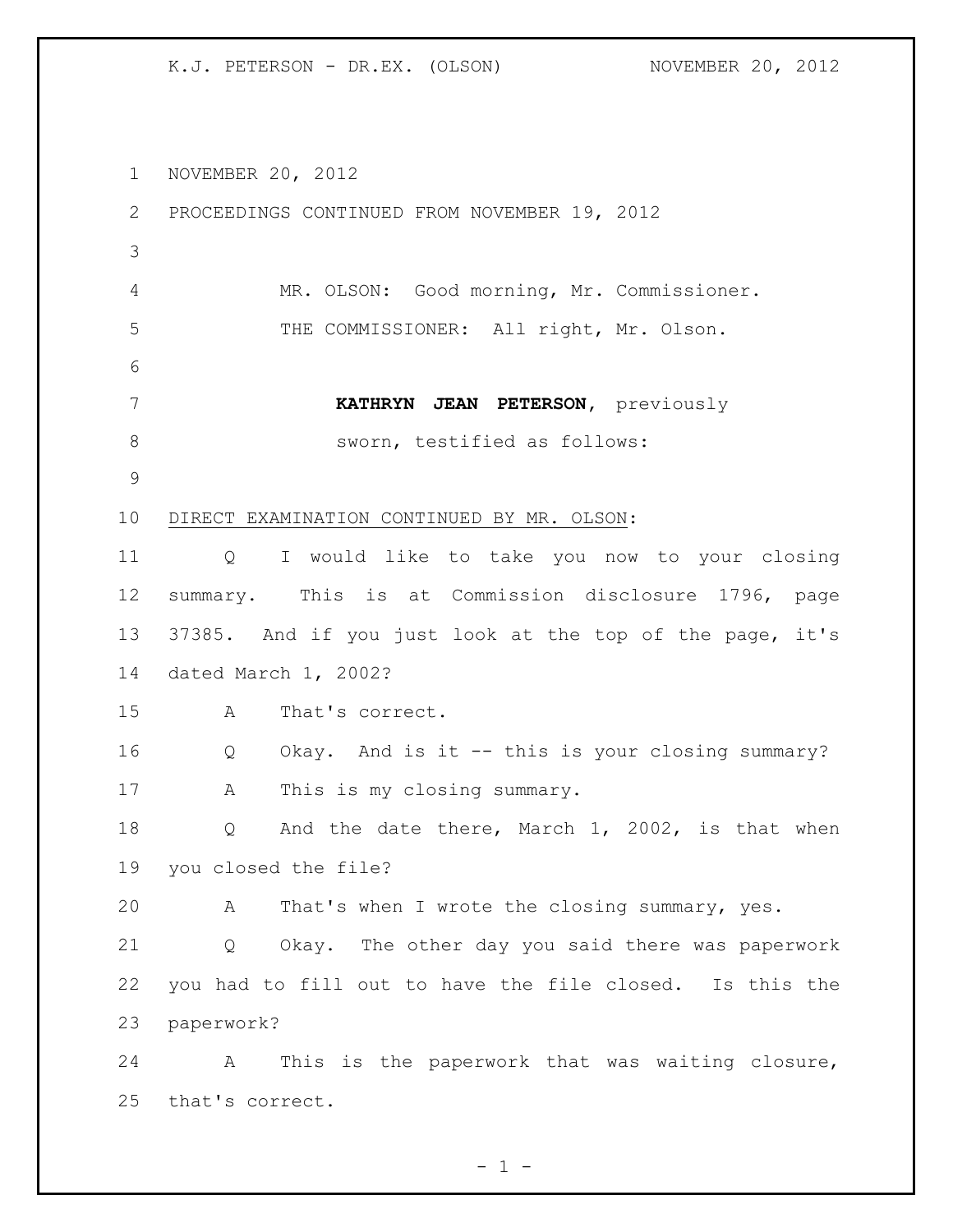NOVEMBER 20, 2012

PROCEEDINGS CONTINUED FROM NOVEMBER 19, 2012

MR. OLSON: Good morning, Mr. Commissioner.

THE COMMISSIONER: All right, Mr. Olson.

**KATHRYN JEAN PETERSON**, previously sworn, testified as follows:

DIRECT EXAMINATION CONTINUED BY MR. OLSON:

Q I would like to take you now to your closing summary. This is at Commission disclosure 1796, page 37385. And if you just look at the top of the page, it's dated March 1, 2002?

A That's correct.

Q Okay. And is it -- this is your closing summary?

A This is my closing summary.

Q And the date there, March 1, 2002, is that when you closed the file?

A That's when I wrote the closing summary, yes.

Q Okay. The other day you said there was paperwork you had to fill out to have the file closed. Is this the paperwork?

A This is the paperwork that was waiting closure, that's correct.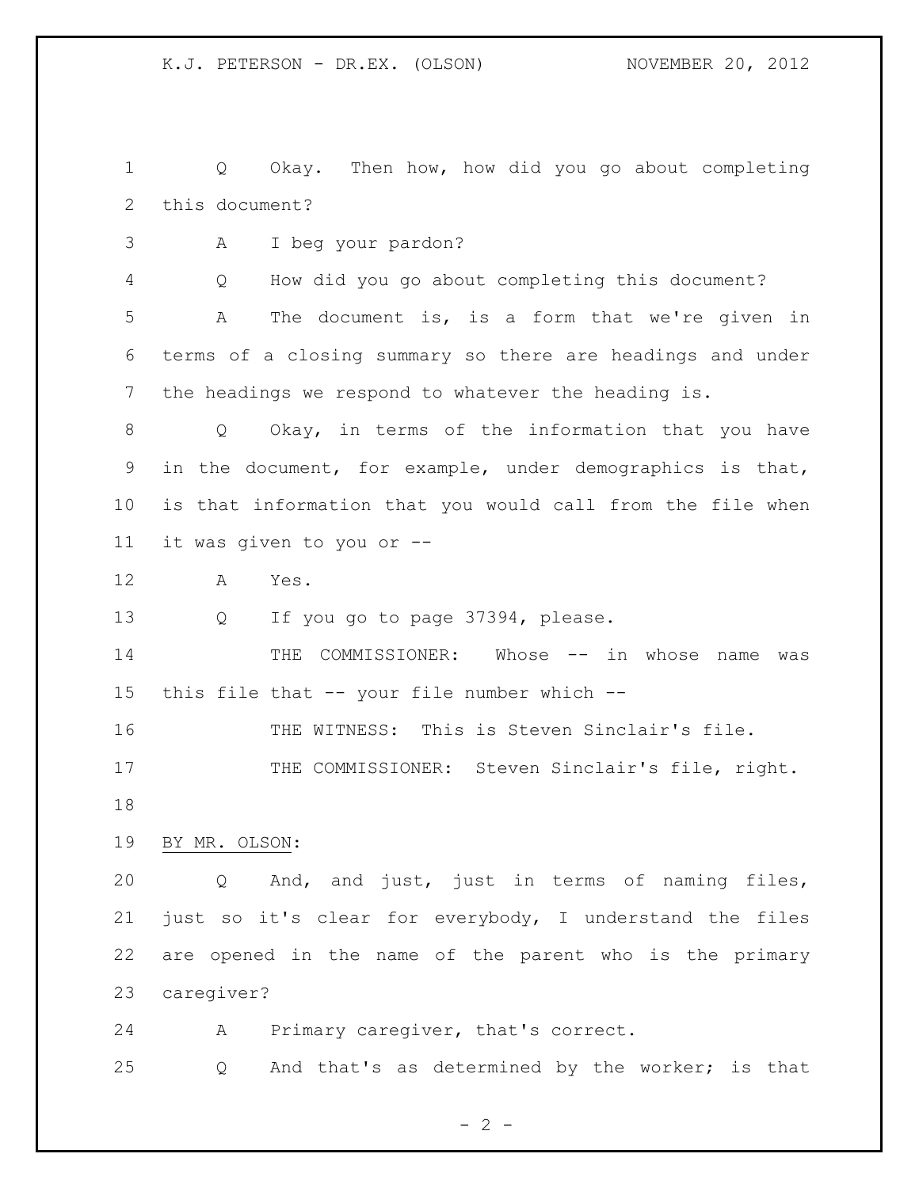Q Okay. Then how, how did you go about completing this document?

A I beg your pardon?

Q How did you go about completing this document?

A The document is, is a form that we're given in terms of a closing summary so there are headings and under the headings we respond to whatever the heading is.

Q Okay, in terms of the information that you have in the document, for example, under demographics is that, is that information that you would call from the file when it was given to you or --

A Yes.

Q If you go to page 37394, please.

THE COMMISSIONER: Whose -- in whose name was this file that -- your file number which --

THE WITNESS: This is Steven Sinclair's file.

THE COMMISSIONER: Steven Sinclair's file, right.

BY MR. OLSON:

Q And, and just, just in terms of naming files, just so it's clear for everybody, I understand the files are opened in the name of the parent who is the primary caregiver?

A Primary caregiver, that's correct.

Q And that's as determined by the worker; is that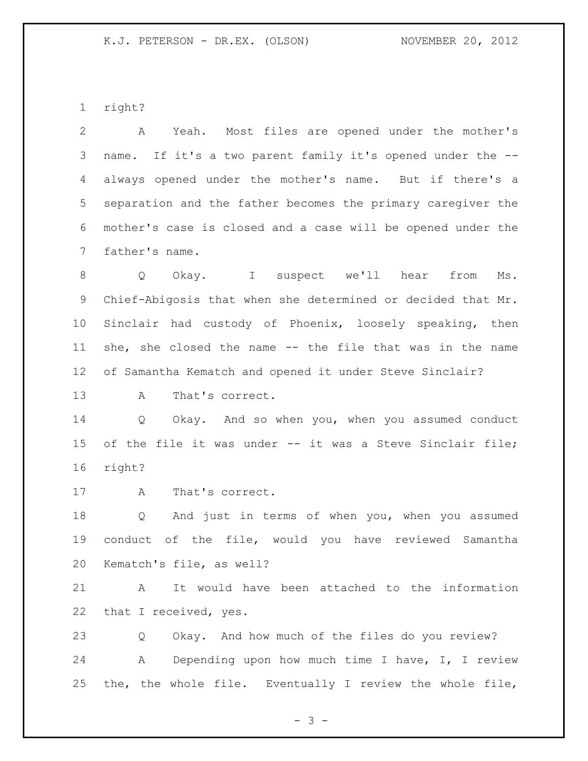right?

A Yeah. Most files are opened under the mother's name. If it's a two parent family it's opened under the -- always opened under the mother's name. But if there's a separation and the father becomes the primary caregiver the mother's case is closed and a case will be opened under the father's name.

Q Okay. I suspect we'll hear from Ms. Chief-Abigosis that when she determined or decided that Mr. Sinclair had custody of Phoenix, loosely speaking, then she, she closed the name -- the file that was in the name of Samantha Kematch and opened it under Steve Sinclair?

A That's correct.

Q Okay. And so when you, when you assumed conduct of the file it was under -- it was a Steve Sinclair file; right?

A That's correct.

Q And just in terms of when you, when you assumed conduct of the file, would you have reviewed Samantha Kematch's file, as well?

A It would have been attached to the information that I received, yes.

Q Okay. And how much of the files do you review?

A Depending upon how much time I have, I, I review the, the whole file. Eventually I review the whole file,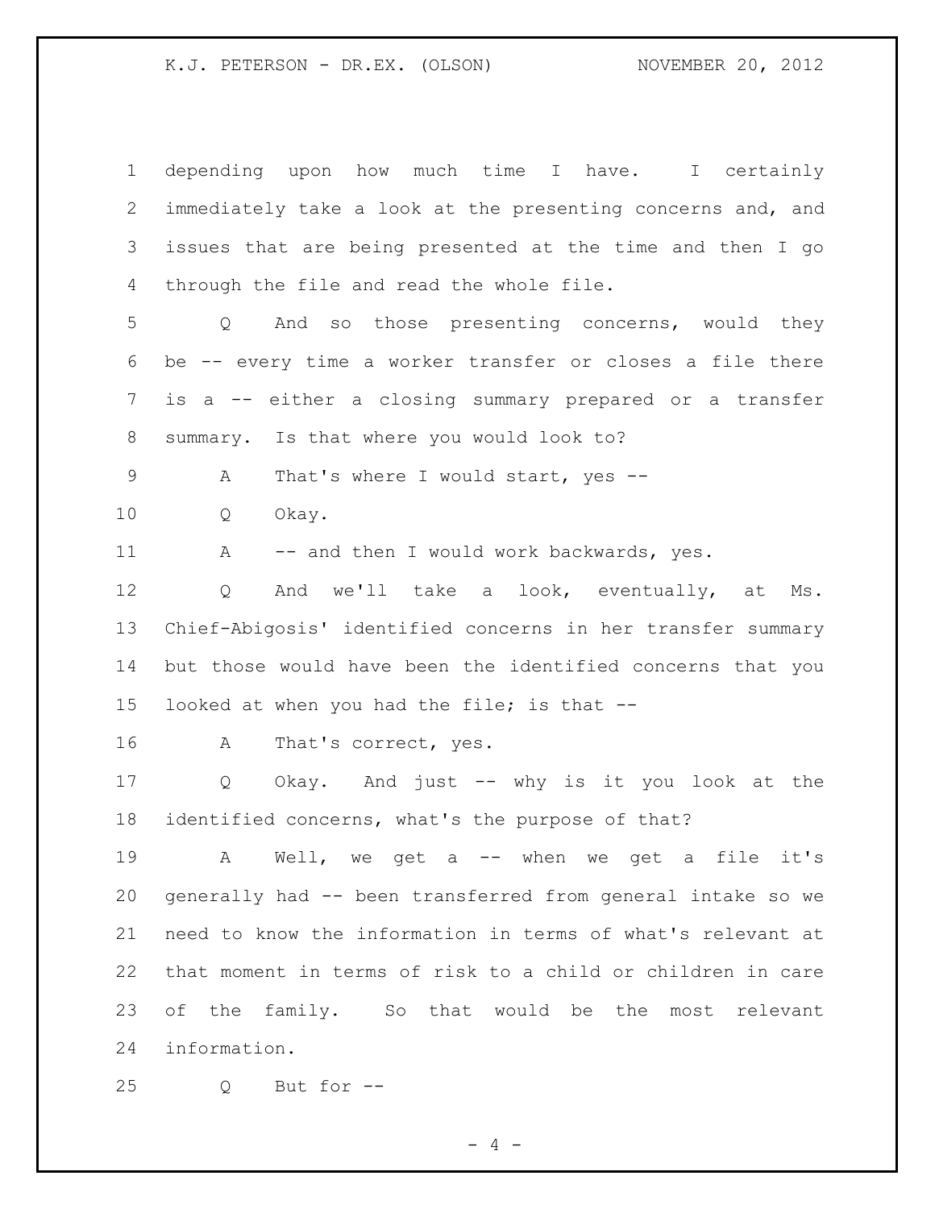depending upon how much time I have. I certainly immediately take a look at the presenting concerns and, and issues that are being presented at the time and then I go through the file and read the whole file.

Q And so those presenting concerns, would they be -- every time a worker transfer or closes a file there is a -- either a closing summary prepared or a transfer summary. Is that where you would look to?

A That's where I would start, yes --

Q Okay.

A -- and then I would work backwards, yes.

Q And we'll take a look, eventually, at Ms. Chief-Abigosis' identified concerns in her transfer summary but those would have been the identified concerns that you looked at when you had the file; is that --

A That's correct, yes.

Q Okay. And just -- why is it you look at the identified concerns, what's the purpose of that?

A Well, we get a -- when we get a file it's generally had -- been transferred from general intake so we need to know the information in terms of what's relevant at that moment in terms of risk to a child or children in care of the family. So that would be the most relevant information.

Q But for --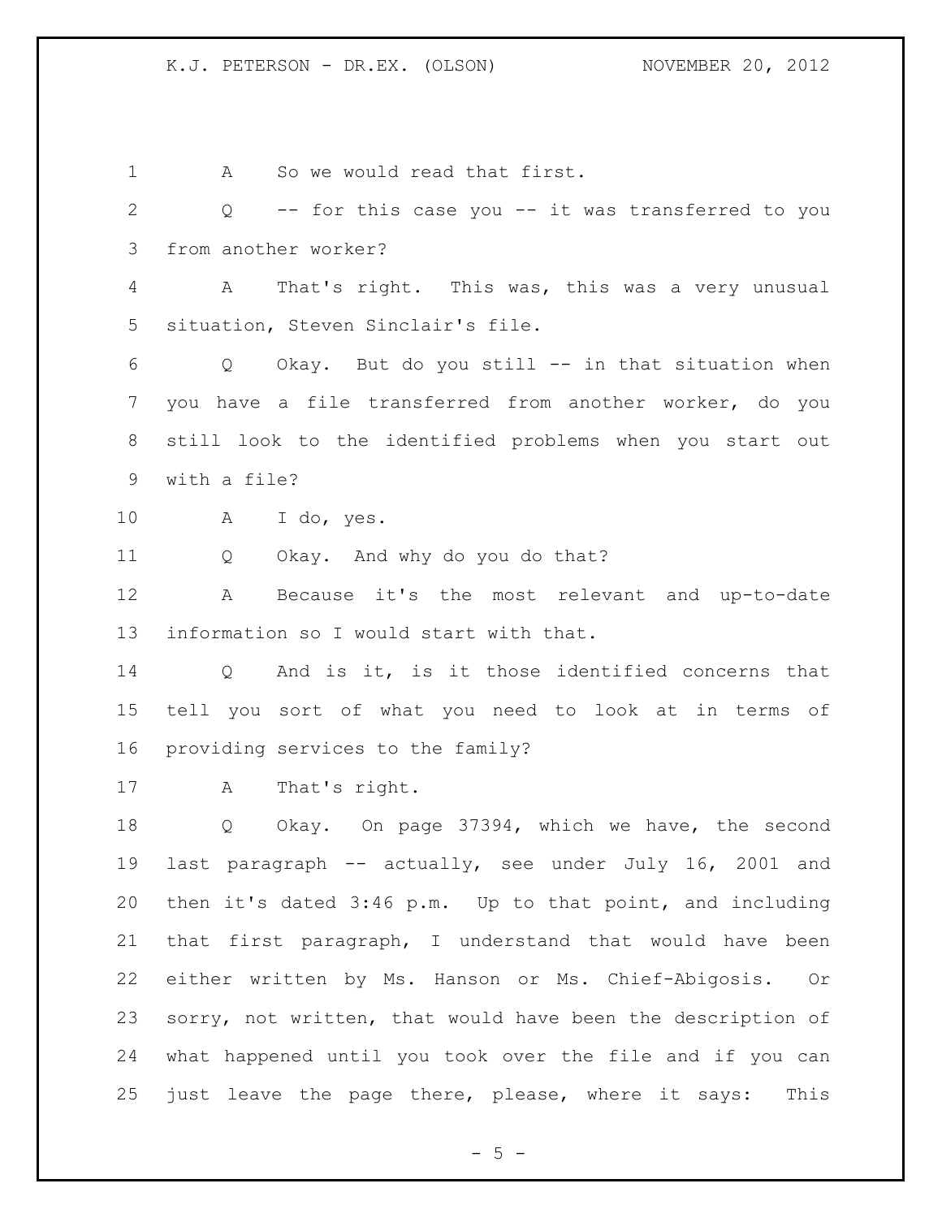A So we would read that first.

Q -- for this case you -- it was transferred to you from another worker?

A That's right. This was, this was a very unusual situation, Steven Sinclair's file.

Q Okay. But do you still -- in that situation when you have a file transferred from another worker, do you still look to the identified problems when you start out with a file?

A I do, yes.

Q Okay. And why do you do that?

A Because it's the most relevant and up-to-date information so I would start with that.

Q And is it, is it those identified concerns that tell you sort of what you need to look at in terms of providing services to the family?

A That's right.

Q Okay. On page 37394, which we have, the second last paragraph -- actually, see under July 16, 2001 and then it's dated 3:46 p.m. Up to that point, and including that first paragraph, I understand that would have been either written by Ms. Hanson or Ms. Chief-Abigosis. Or sorry, not written, that would have been the description of what happened until you took over the file and if you can just leave the page there, please, where it says: This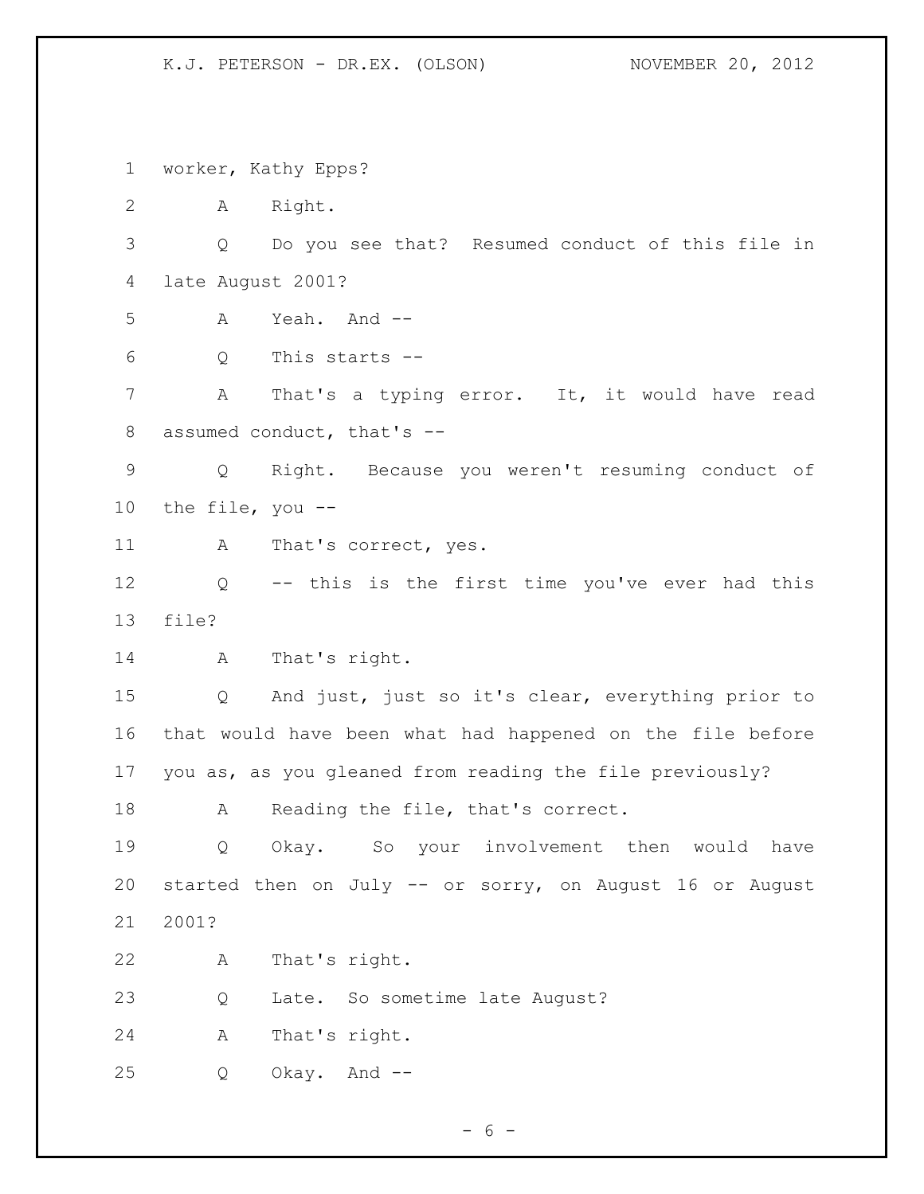1 worker, Kathy Epps?

2 A Right.

3 Q Do you see that? Resumed conduct of this file in

4 late August 2001?

5 A Yeah. And --

6 Q This starts --

7 A That's a typing error. It, it would have read

8 assumed conduct, that's --

9 Q Right. Because you weren't resuming conduct of

10 the file, you --

11 A That's correct, yes.

12 Q -- this is the first time you've ever had this

13 file?

14 A That's right.

15 Q And just, just so it's clear, everything prior to

16 that would have been what had happened on the file before

17 you as, as you gleaned from reading the file previously?

18 A Reading the file, that's correct.

19 Q Okay. So your involvement then would have

20 started then on July -- or sorry, on August 16 or August

21 2001?

22 A That's right.

23 Q Late. So sometime late August?

24 A That's right.

25 Q Okay. And --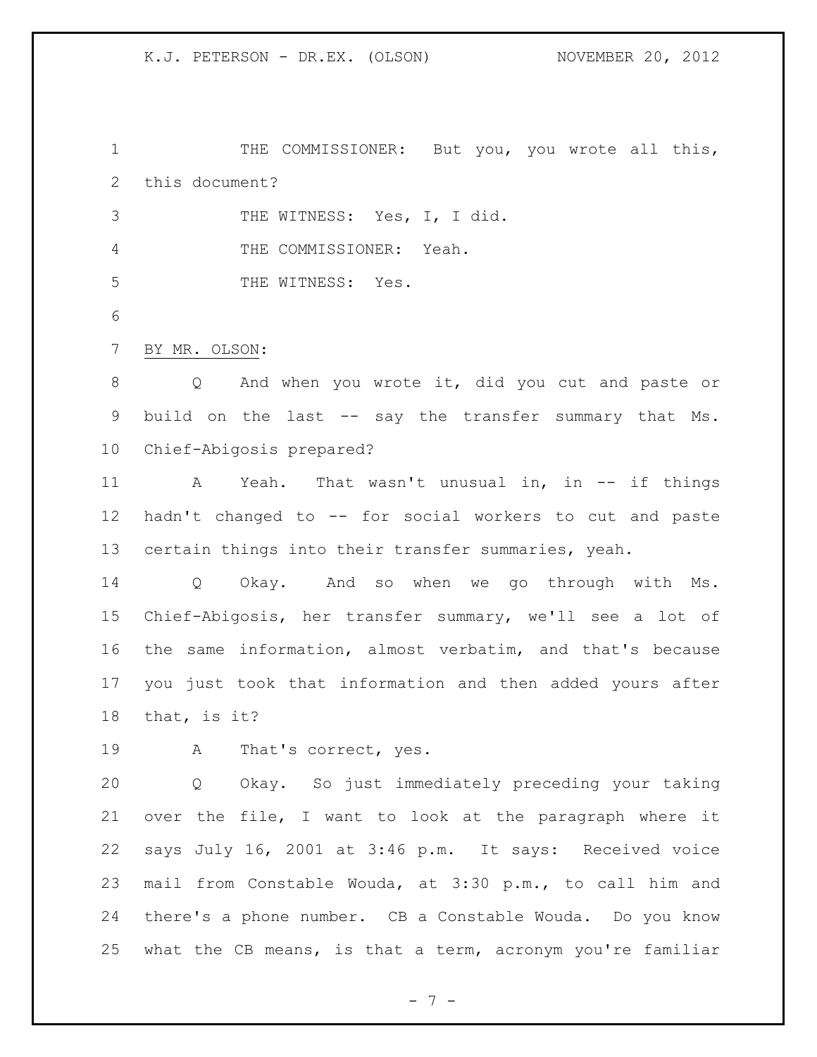THE COMMISSIONER: But you, you wrote all this, this document?

THE WITNESS: Yes, I, I did.

THE COMMISSIONER: Yeah.

THE WITNESS: Yes.

BY MR. OLSON:

Q And when you wrote it, did you cut and paste or build on the last -- say the transfer summary that Ms. Chief-Abigosis prepared?

A Yeah. That wasn't unusual in, in -- if things hadn't changed to -- for social workers to cut and paste certain things into their transfer summaries, yeah.

Q Okay. And so when we go through with Ms. Chief-Abigosis, her transfer summary, we'll see a lot of the same information, almost verbatim, and that's because you just took that information and then added yours after that, is it?

A That's correct, yes.

Q Okay. So just immediately preceding your taking over the file, I want to look at the paragraph where it says July 16, 2001 at 3:46 p.m. It says: Received voice mail from Constable Wouda, at 3:30 p.m., to call him and there's a phone number. CB a Constable Wouda. Do you know what the CB means, is that a term, acronym you're familiar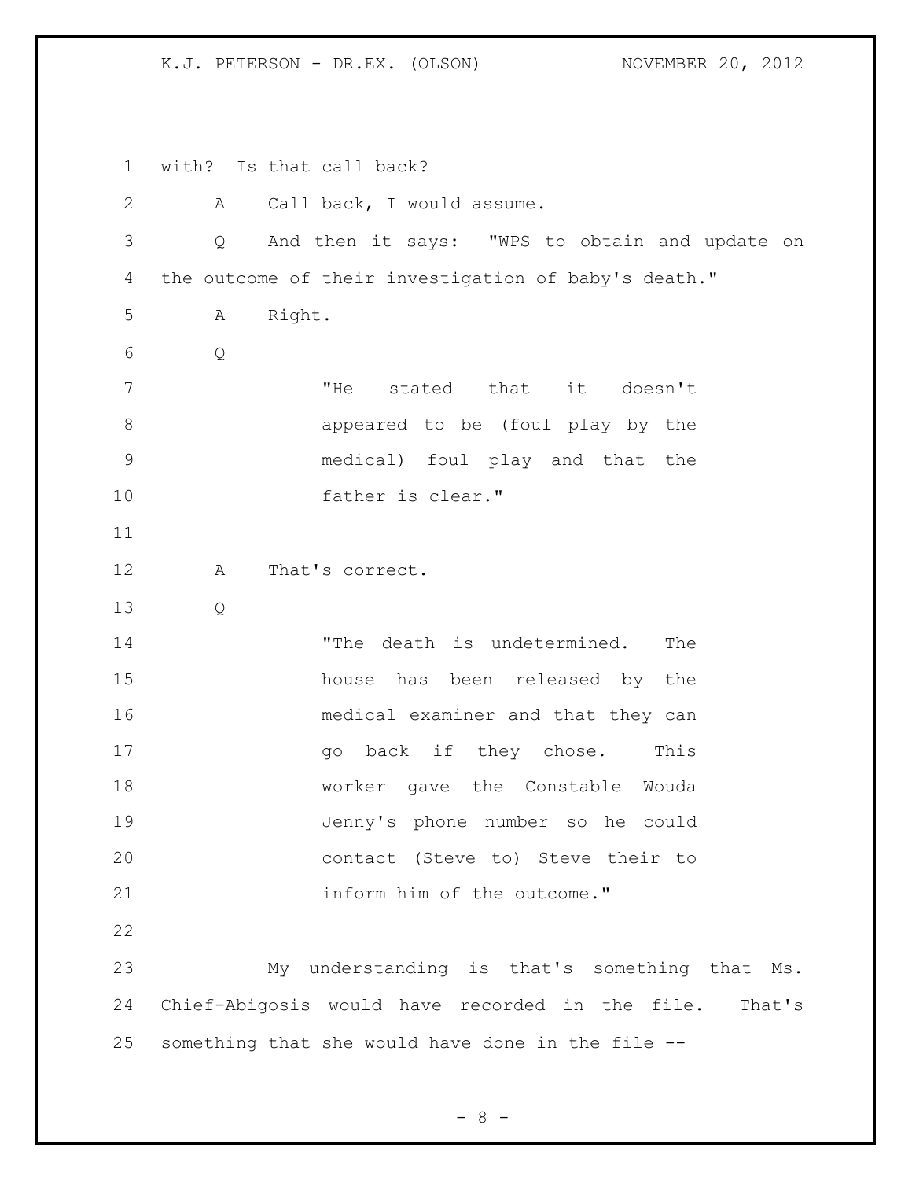with? Is that call back?

A Call back, I would assume.

Q And then it says: "WPS to obtain and update on the outcome of their investigation of baby's death."

A Right.

Q

> "He stated that it doesn't appeared to be (foul play by the medical) foul play and that the father is clear."

A That's correct.

Q

> "The death is undetermined. The house has been released by the medical examiner and that they can go back if they chose. This worker gave the Constable Wouda Jenny's phone number so he could contact (Steve to) Steve their to inform him of the outcome."

My understanding is that's something that Ms. Chief-Abigosis would have recorded in the file. That's something that she would have done in the file --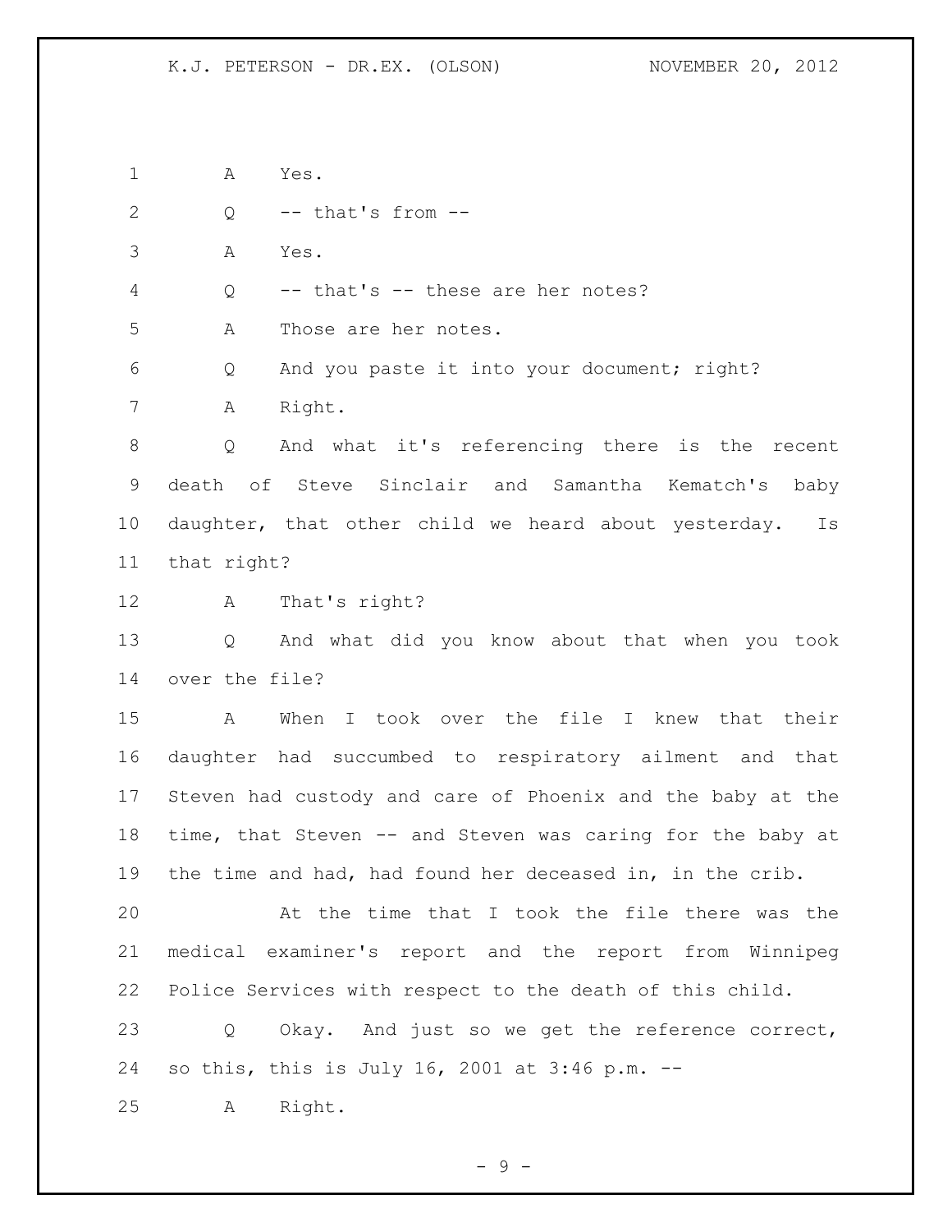A Yes.

Q -- that's from --

A Yes.

Q -- that's -- these are her notes?

A Those are her notes.

Q And you paste it into your document; right?

A Right.

Q And what it's referencing there is the recent death of Steve Sinclair and Samantha Kematch's baby daughter, that other child we heard about yesterday. Is that right?

A That's right?

Q And what did you know about that when you took over the file?

A When I took over the file I knew that their daughter had succumbed to respiratory ailment and that Steven had custody and care of Phoenix and the baby at the time, that Steven -- and Steven was caring for the baby at the time and had, had found her deceased in, in the crib.

At the time that I took the file there was the medical examiner's report and the report from Winnipeg Police Services with respect to the death of this child.

Q Okay. And just so we get the reference correct, so this, this is July 16, 2001 at 3:46 p.m. --

A Right.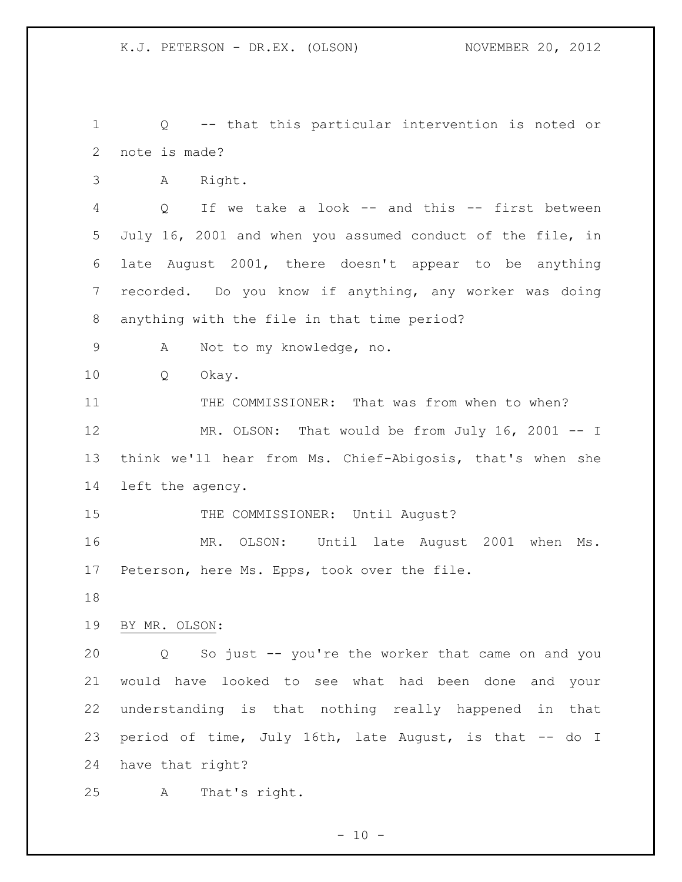Q -- that this particular intervention is noted or note is made?

A Right.

Q If we take a look -- and this -- first between July 16, 2001 and when you assumed conduct of the file, in late August 2001, there doesn't appear to be anything recorded. Do you know if anything, any worker was doing anything with the file in that time period?

A Not to my knowledge, no.

Q Okay.

THE COMMISSIONER: That was from when to when?

MR. OLSON: That would be from July 16, 2001 -- I think we'll hear from Ms. Chief-Abigosis, that's when she left the agency.

THE COMMISSIONER: Until August?

MR. OLSON: Until late August 2001 when Ms. Peterson, here Ms. Epps, took over the file.

BY MR. OLSON:

Q So just -- you're the worker that came on and you would have looked to see what had been done and your understanding is that nothing really happened in that period of time, July 16th, late August, is that -- do I have that right?

A That's right.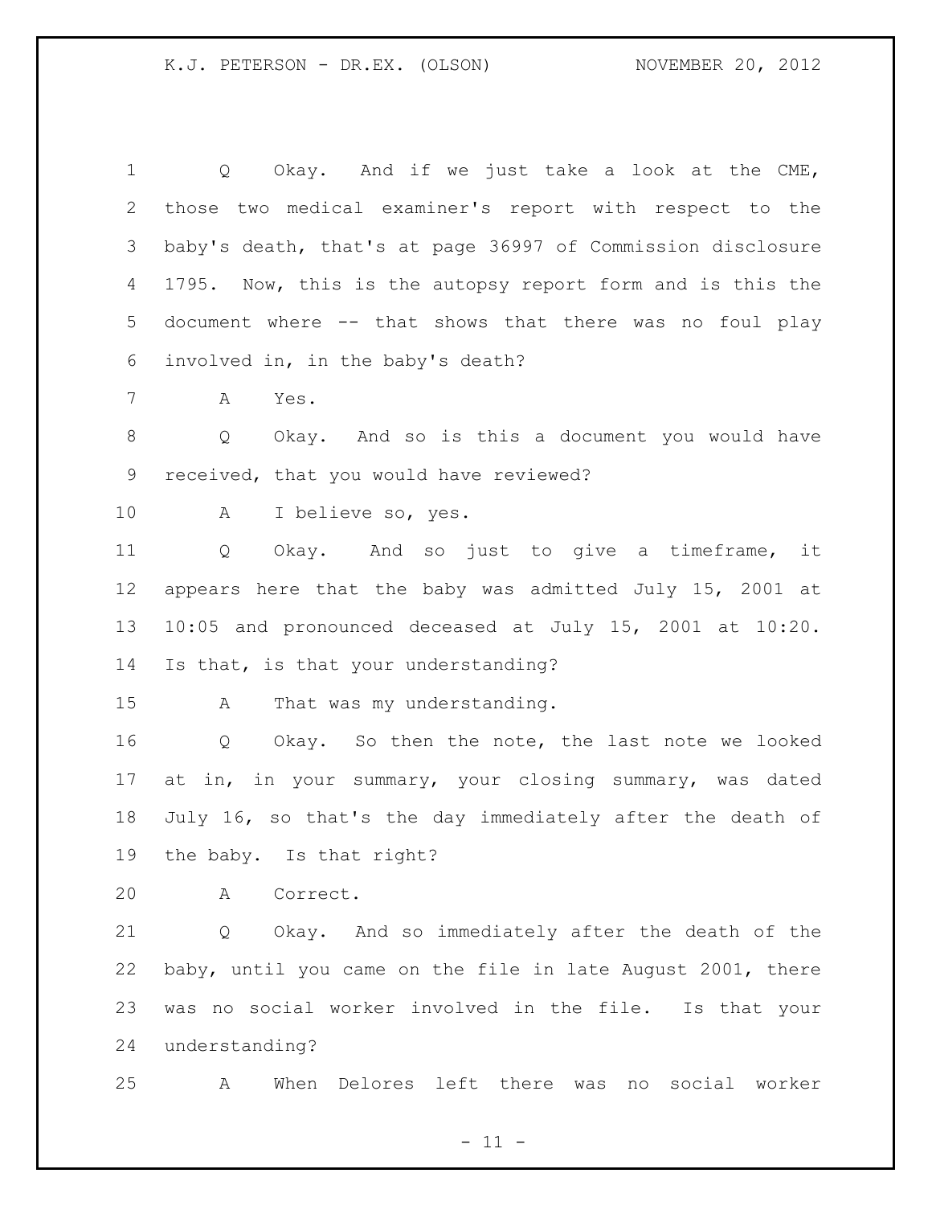Q Okay. And if we just take a look at the CME, those two medical examiner's report with respect to the baby's death, that's at page 36997 of Commission disclosure 1795. Now, this is the autopsy report form and is this the document where -- that shows that there was no foul play involved in, in the baby's death?

A Yes.

Q Okay. And so is this a document you would have received, that you would have reviewed?

A I believe so, yes.

Q Okay. And so just to give a timeframe, it appears here that the baby was admitted July 15, 2001 at 10:05 and pronounced deceased at July 15, 2001 at 10:20. Is that, is that your understanding?

A That was my understanding.

Q Okay. So then the note, the last note we looked at in, in your summary, your closing summary, was dated July 16, so that's the day immediately after the death of the baby. Is that right?

A Correct.

Q Okay. And so immediately after the death of the baby, until you came on the file in late August 2001, there was no social worker involved in the file. Is that your understanding?

A When Delores left there was no social worker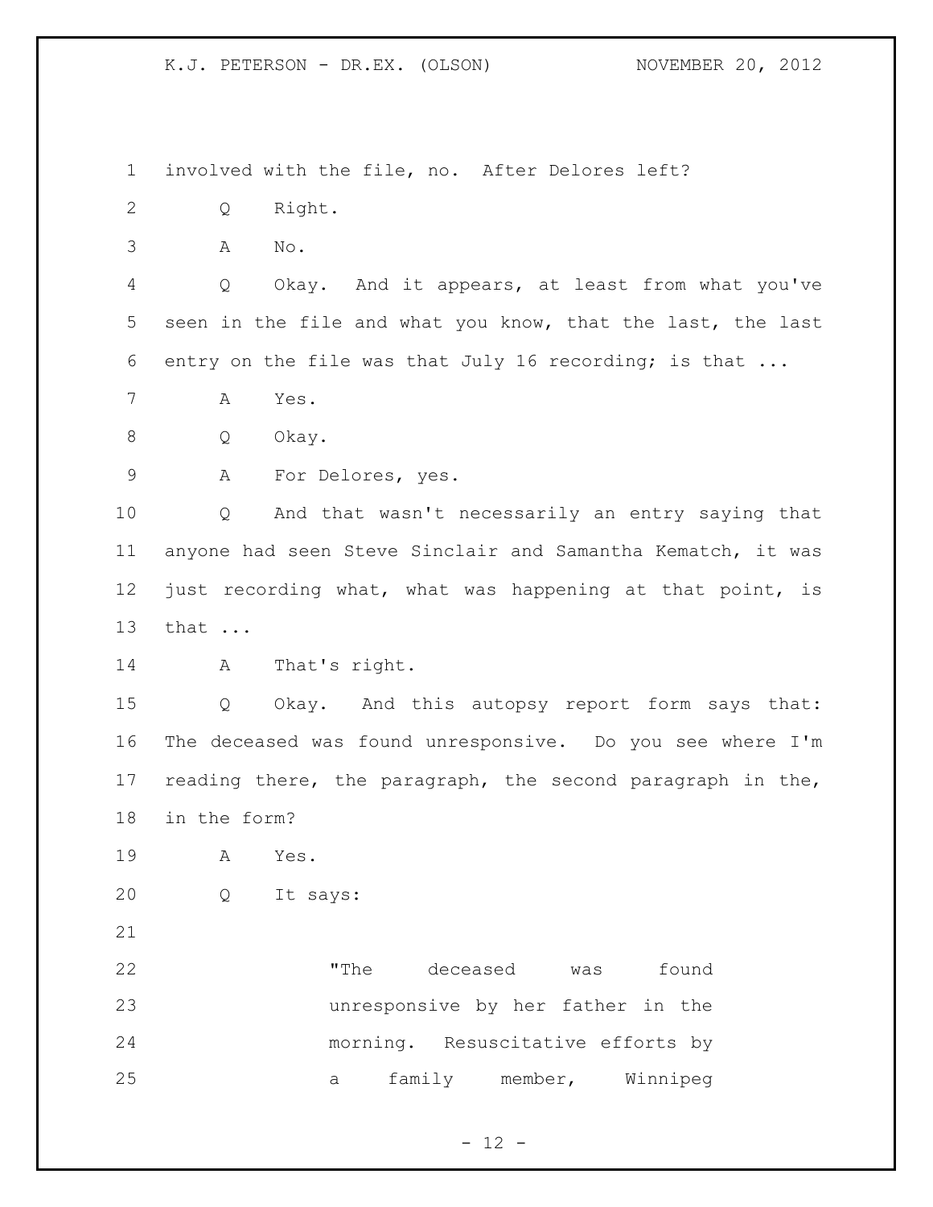involved with the file, no. After Delores left?

Q Right.

A No.

Q Okay. And it appears, at least from what you've seen in the file and what you know, that the last, the last entry on the file was that July 16 recording; is that ...

A Yes.

Q Okay.

A For Delores, yes.

Q And that wasn't necessarily an entry saying that anyone had seen Steve Sinclair and Samantha Kematch, it was just recording what, what was happening at that point, is that ...

A That's right.

Q Okay. And this autopsy report form says that: The deceased was found unresponsive. Do you see where I'm reading there, the paragraph, the second paragraph in the, in the form?

A Yes.

Q It says:

> "The deceased was found unresponsive by her father in the morning. Resuscitative efforts by a family member, Winnipeg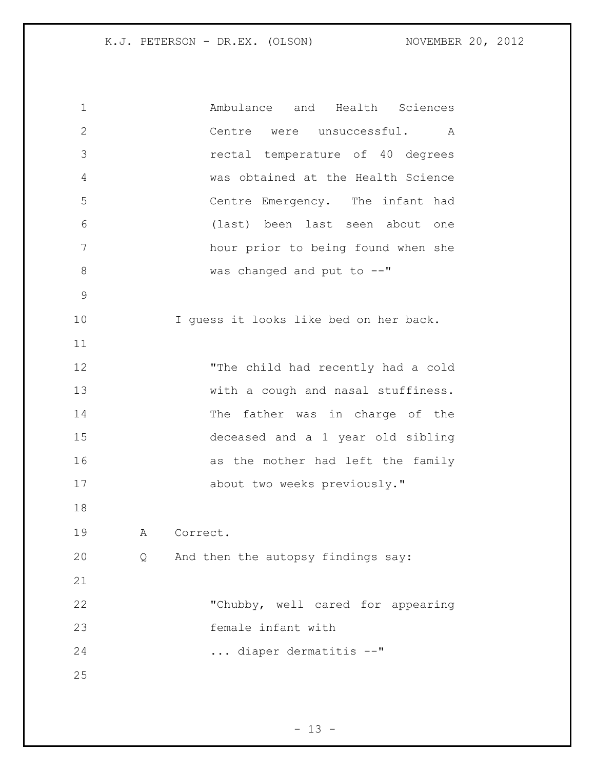> Ambulance and Health Sciences Centre were unsuccessful. A rectal temperature of 40 degrees was obtained at the Health Science Centre Emergency. The infant had (last) been last seen about one hour prior to being found when she was changed and put to --"

I guess it looks like bed on her back.

> "The child had recently had a cold with a cough and nasal stuffiness. The father was in charge of the deceased and a 1 year old sibling as the mother had left the family about two weeks previously."

A Correct.

Q And then the autopsy findings say:

> "Chubby, well cared for appearing female infant with
> ... diaper dermatitis --"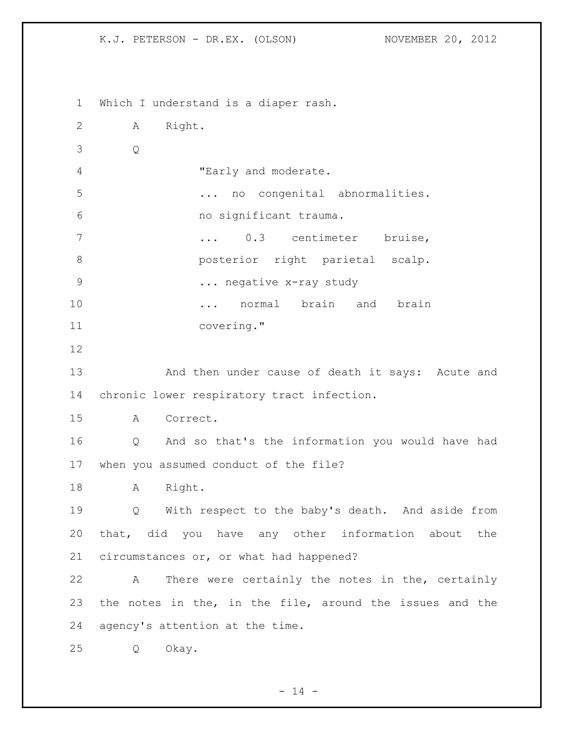Which I understand is a diaper rash.

A Right.

Q

> "Early and moderate.
> ... no congenital abnormalities.
> no significant trauma.
> ... 0.3 centimeter bruise, posterior right parietal scalp.
> ... negative x-ray study
> ... normal brain and brain covering."

And then under cause of death it says: Acute and chronic lower respiratory tract infection.

A Correct.

Q And so that's the information you would have had when you assumed conduct of the file?

A Right.

Q With respect to the baby's death. And aside from that, did you have any other information about the circumstances or, or what had happened?

A There were certainly the notes in the, certainly the notes in the, in the file, around the issues and the agency's attention at the time.

Q Okay.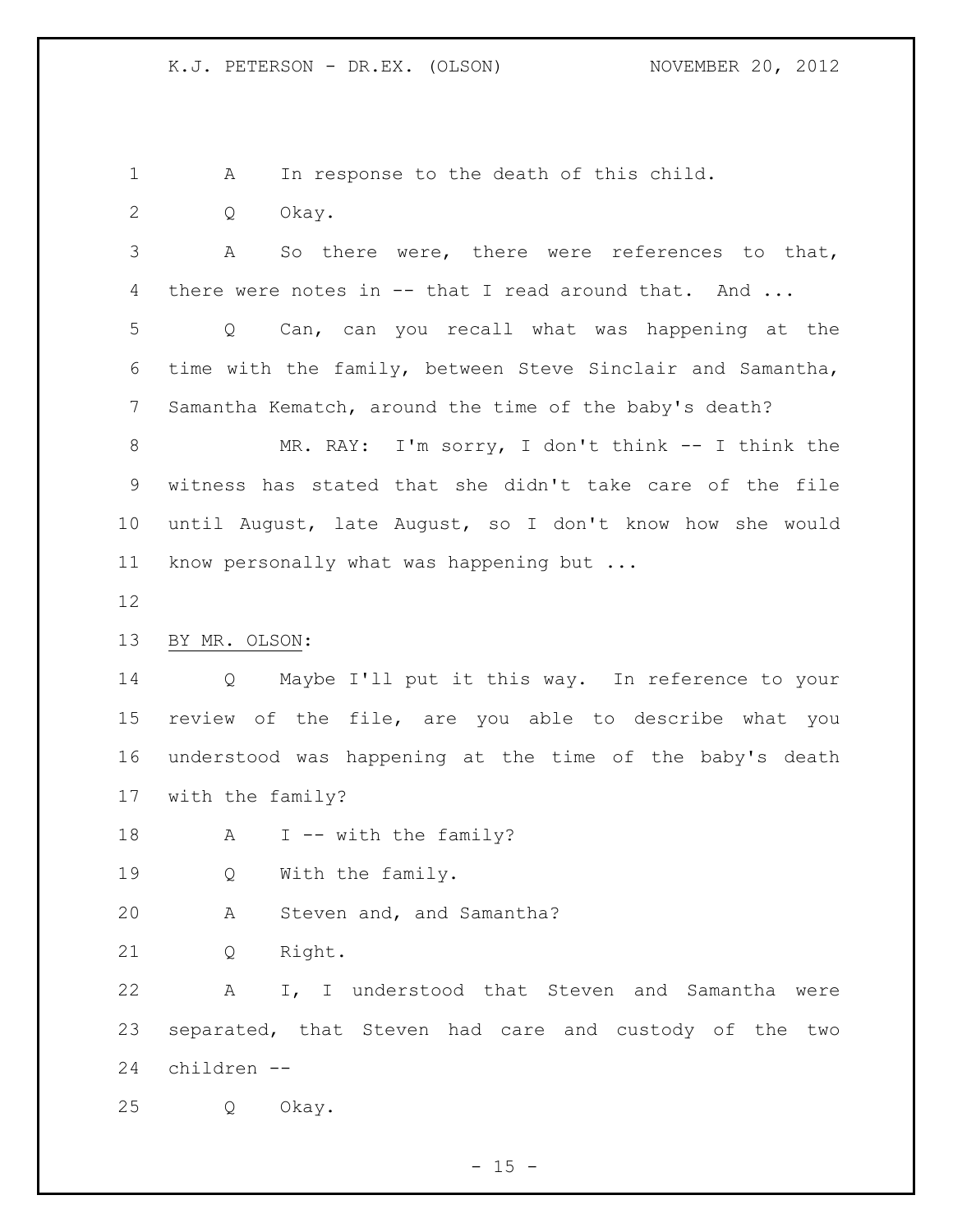A In response to the death of this child.

Q Okay.

A So there were, there were references to that, there were notes in -- that I read around that. And ...

Q Can, can you recall what was happening at the time with the family, between Steve Sinclair and Samantha, Samantha Kematch, around the time of the baby's death?

MR. RAY: I'm sorry, I don't think -- I think the witness has stated that she didn't take care of the file until August, late August, so I don't know how she would know personally what was happening but ...

BY MR. OLSON:

Q Maybe I'll put it this way. In reference to your review of the file, are you able to describe what you understood was happening at the time of the baby's death with the family?

A I -- with the family?

Q With the family.

A Steven and, and Samantha?

Q Right.

A I, I understood that Steven and Samantha were separated, that Steven had care and custody of the two children --

Q Okay.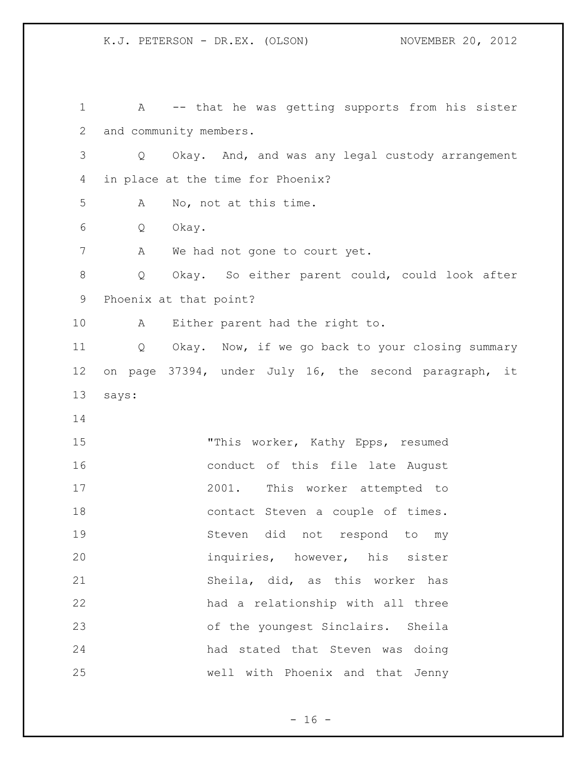A -- that he was getting supports from his sister and community members.

Q Okay. And, and was any legal custody arrangement in place at the time for Phoenix?

A No, not at this time.

Q Okay.

A We had not gone to court yet.

Q Okay. So either parent could, could look after Phoenix at that point?

A Either parent had the right to.

Q Okay. Now, if we go back to your closing summary on page 37394, under July 16, the second paragraph, it says:

> "This worker, Kathy Epps, resumed conduct of this file late August 2001. This worker attempted to contact Steven a couple of times. Steven did not respond to my inquiries, however, his sister Sheila, did, as this worker has had a relationship with all three of the youngest Sinclairs. Sheila had stated that Steven was doing well with Phoenix and that Jenny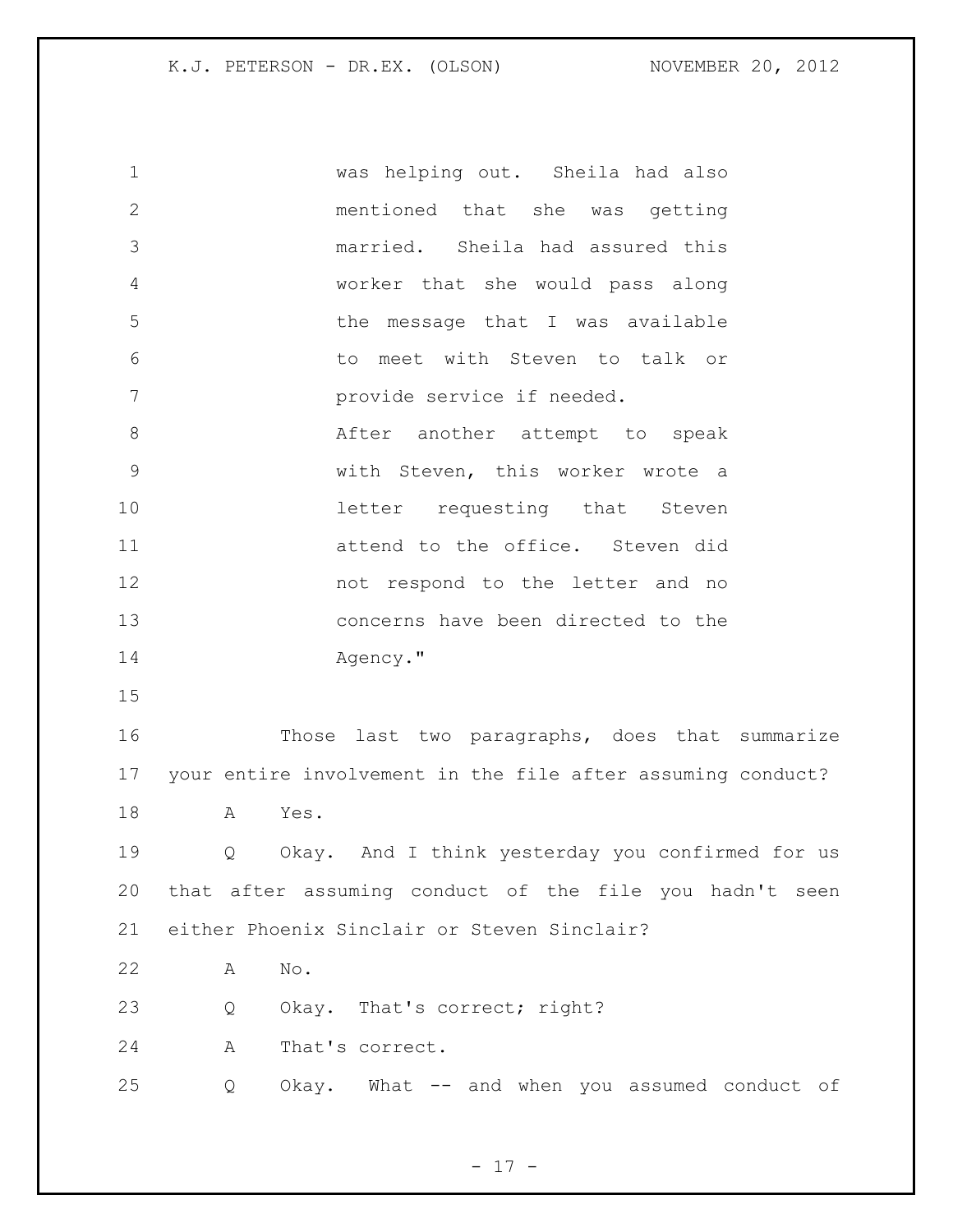was helping out. Sheila had also mentioned that she was getting married. Sheila had assured this worker that she would pass along the message that I was available to meet with Steven to talk or provide service if needed.

After another attempt to speak with Steven, this worker wrote a letter requesting that Steven attend to the office. Steven did not respond to the letter and no concerns have been directed to the Agency."

Those last two paragraphs, does that summarize your entire involvement in the file after assuming conduct?

A Yes.

Q Okay. And I think yesterday you confirmed for us that after assuming conduct of the file you hadn't seen either Phoenix Sinclair or Steven Sinclair?

A No.

Q Okay. That's correct; right?

A That's correct.

Q Okay. What -- and when you assumed conduct of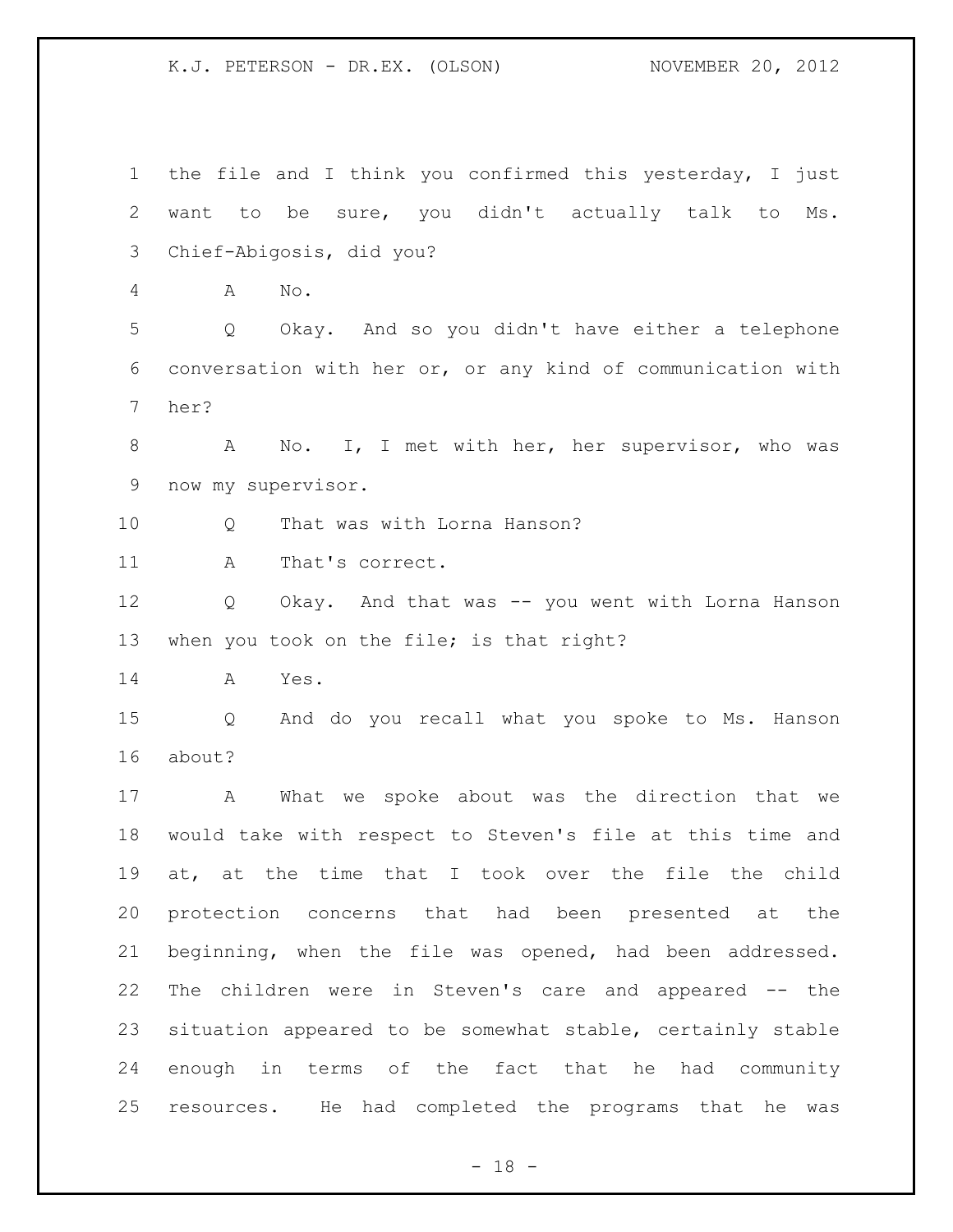the file and I think you confirmed this yesterday, I just want to be sure, you didn't actually talk to Ms. Chief-Abigosis, did you?

A No.

Q Okay. And so you didn't have either a telephone conversation with her or, or any kind of communication with her?

A No. I, I met with her, her supervisor, who was now my supervisor.

Q That was with Lorna Hanson?

A That's correct.

Q Okay. And that was -- you went with Lorna Hanson when you took on the file; is that right?

A Yes.

Q And do you recall what you spoke to Ms. Hanson about?

A What we spoke about was the direction that we would take with respect to Steven's file at this time and at, at the time that I took over the file the child protection concerns that had been presented at the beginning, when the file was opened, had been addressed. The children were in Steven's care and appeared -- the situation appeared to be somewhat stable, certainly stable enough in terms of the fact that he had community resources. He had completed the programs that he was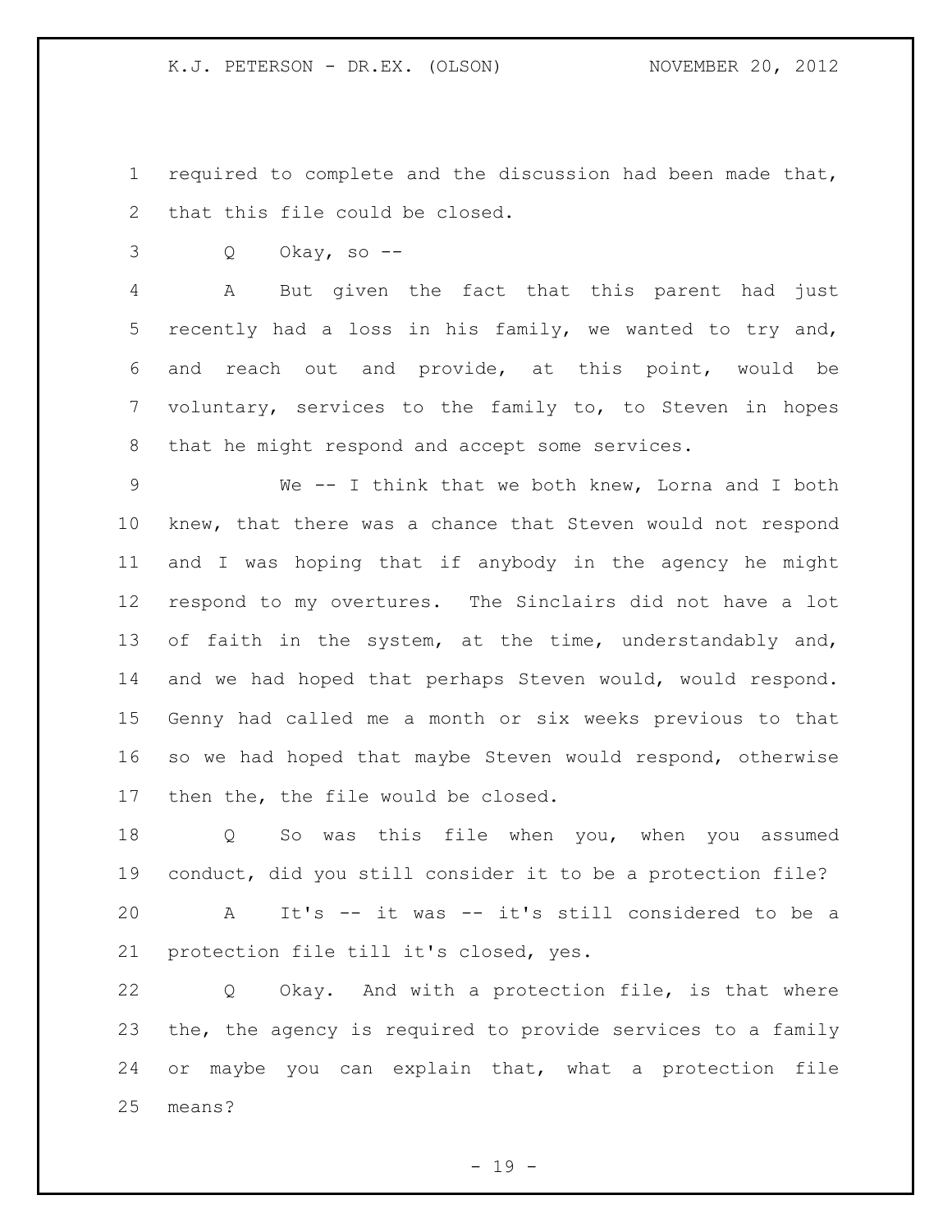required to complete and the discussion had been made that, that this file could be closed.

Q Okay, so --

A But given the fact that this parent had just recently had a loss in his family, we wanted to try and, and reach out and provide, at this point, would be voluntary, services to the family to, to Steven in hopes that he might respond and accept some services.

We -- I think that we both knew, Lorna and I both knew, that there was a chance that Steven would not respond and I was hoping that if anybody in the agency he might respond to my overtures. The Sinclairs did not have a lot of faith in the system, at the time, understandably and, and we had hoped that perhaps Steven would, would respond. Genny had called me a month or six weeks previous to that so we had hoped that maybe Steven would respond, otherwise then the, the file would be closed.

Q So was this file when you, when you assumed conduct, did you still consider it to be a protection file?

A It's -- it was -- it's still considered to be a protection file till it's closed, yes.

Q Okay. And with a protection file, is that where the, the agency is required to provide services to a family or maybe you can explain that, what a protection file means?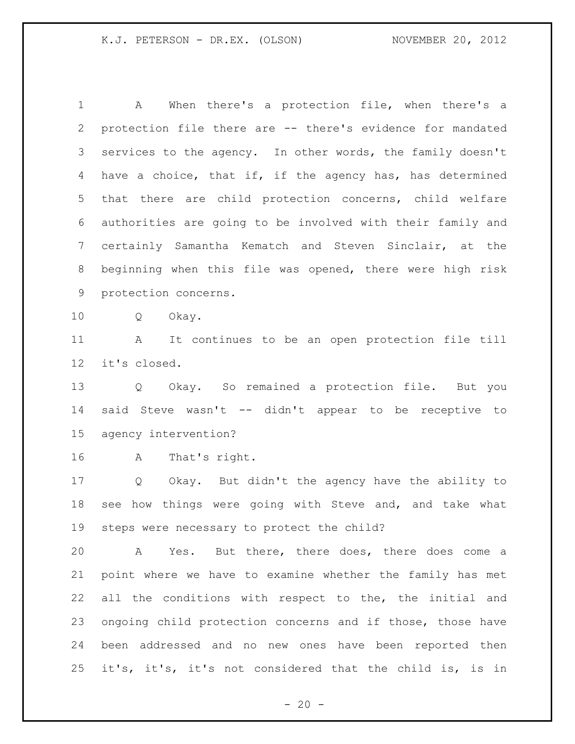A When there's a protection file, when there's a protection file there are -- there's evidence for mandated services to the agency. In other words, the family doesn't have a choice, that if, if the agency has, has determined that there are child protection concerns, child welfare authorities are going to be involved with their family and certainly Samantha Kematch and Steven Sinclair, at the beginning when this file was opened, there were high risk protection concerns.

Q Okay.

A It continues to be an open protection file till it's closed.

Q Okay. So remained a protection file. But you said Steve wasn't -- didn't appear to be receptive to agency intervention?

A That's right.

Q Okay. But didn't the agency have the ability to see how things were going with Steve and, and take what steps were necessary to protect the child?

A Yes. But there, there does, there does come a point where we have to examine whether the family has met all the conditions with respect to the, the initial and ongoing child protection concerns and if those, those have been addressed and no new ones have been reported then it's, it's, it's not considered that the child is, is in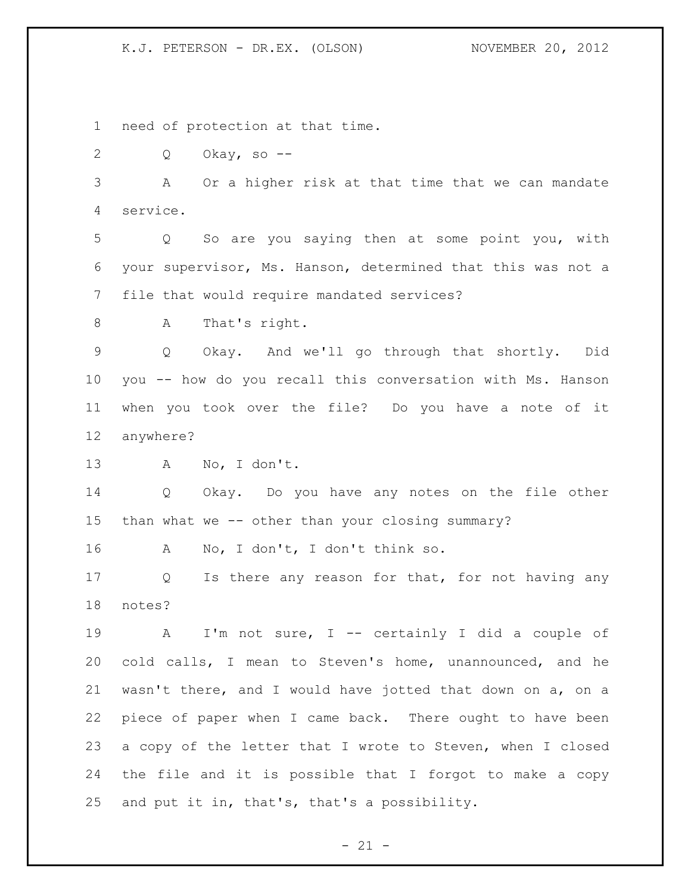need of protection at that time.

Q Okay, so --

A Or a higher risk at that time that we can mandate service.

Q So are you saying then at some point you, with your supervisor, Ms. Hanson, determined that this was not a file that would require mandated services?

A That's right.

Q Okay. And we'll go through that shortly. Did you -- how do you recall this conversation with Ms. Hanson when you took over the file? Do you have a note of it anywhere?

A No, I don't.

Q Okay. Do you have any notes on the file other than what we -- other than your closing summary?

A No, I don't, I don't think so.

Q Is there any reason for that, for not having any notes?

A I'm not sure, I -- certainly I did a couple of cold calls, I mean to Steven's home, unannounced, and he wasn't there, and I would have jotted that down on a, on a piece of paper when I came back. There ought to have been a copy of the letter that I wrote to Steven, when I closed the file and it is possible that I forgot to make a copy and put it in, that's, that's a possibility.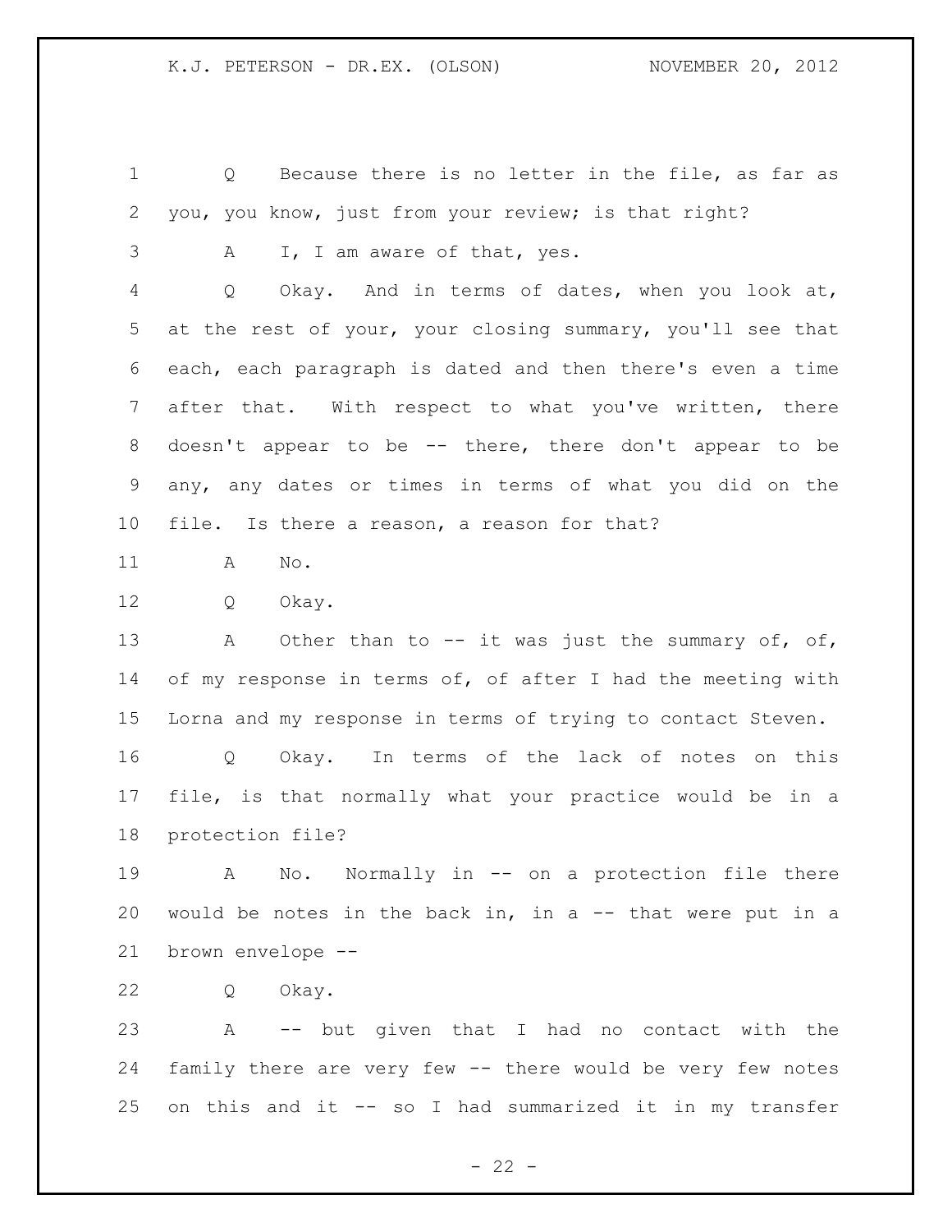1 Q Because there is no letter in the file, as far as
2 you, you know, just from your review; is that right?
3 A I, I am aware of that, yes.
4 Q Okay. And in terms of dates, when you look at,
5 at the rest of your, your closing summary, you'll see that
6 each, each paragraph is dated and then there's even a time
7 after that. With respect to what you've written, there
8 doesn't appear to be -- there, there don't appear to be
9 any, any dates or times in terms of what you did on the
10 file. Is there a reason, a reason for that?
11 A No.
12 Q Okay.
13 A Other than to -- it was just the summary of, of,
14 of my response in terms of, of after I had the meeting with
15 Lorna and my response in terms of trying to contact Steven.
16 Q Okay. In terms of the lack of notes on this
17 file, is that normally what your practice would be in a
18 protection file?
19 A No. Normally in -- on a protection file there
20 would be notes in the back in, in a -- that were put in a
21 brown envelope --
22 Q Okay.
23 A -- but given that I had no contact with the
24 family there are very few -- there would be very few notes
25 on this and it -- so I had summarized it in my transfer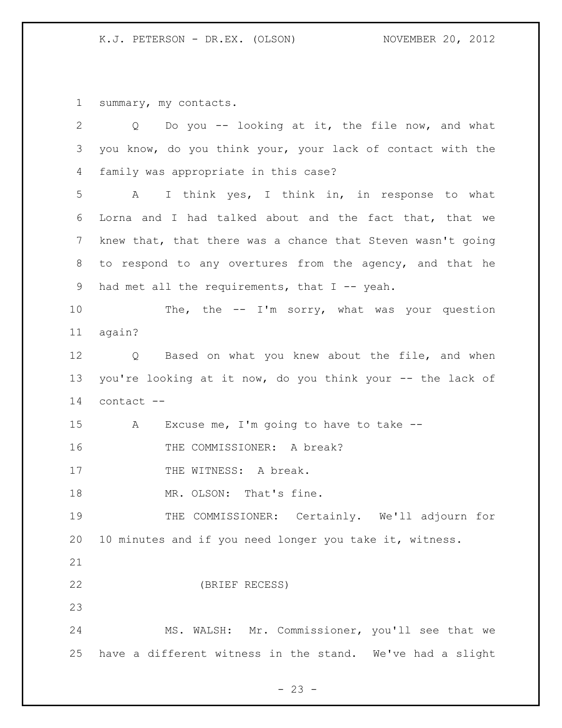summary, my contacts.

Q Do you -- looking at it, the file now, and what you know, do you think your, your lack of contact with the family was appropriate in this case?

A I think yes, I think in, in response to what Lorna and I had talked about and the fact that, that we knew that, that there was a chance that Steven wasn't going to respond to any overtures from the agency, and that he had met all the requirements, that I -- yeah.

The, the -- I'm sorry, what was your question again?

Q Based on what you knew about the file, and when you're looking at it now, do you think your -- the lack of contact --

A Excuse me, I'm going to have to take --

THE COMMISSIONER: A break?

THE WITNESS: A break.

MR. OLSON: That's fine.

THE COMMISSIONER: Certainly. We'll adjourn for 10 minutes and if you need longer you take it, witness.

(BRIEF RECESS)

MS. WALSH: Mr. Commissioner, you'll see that we have a different witness in the stand. We've had a slight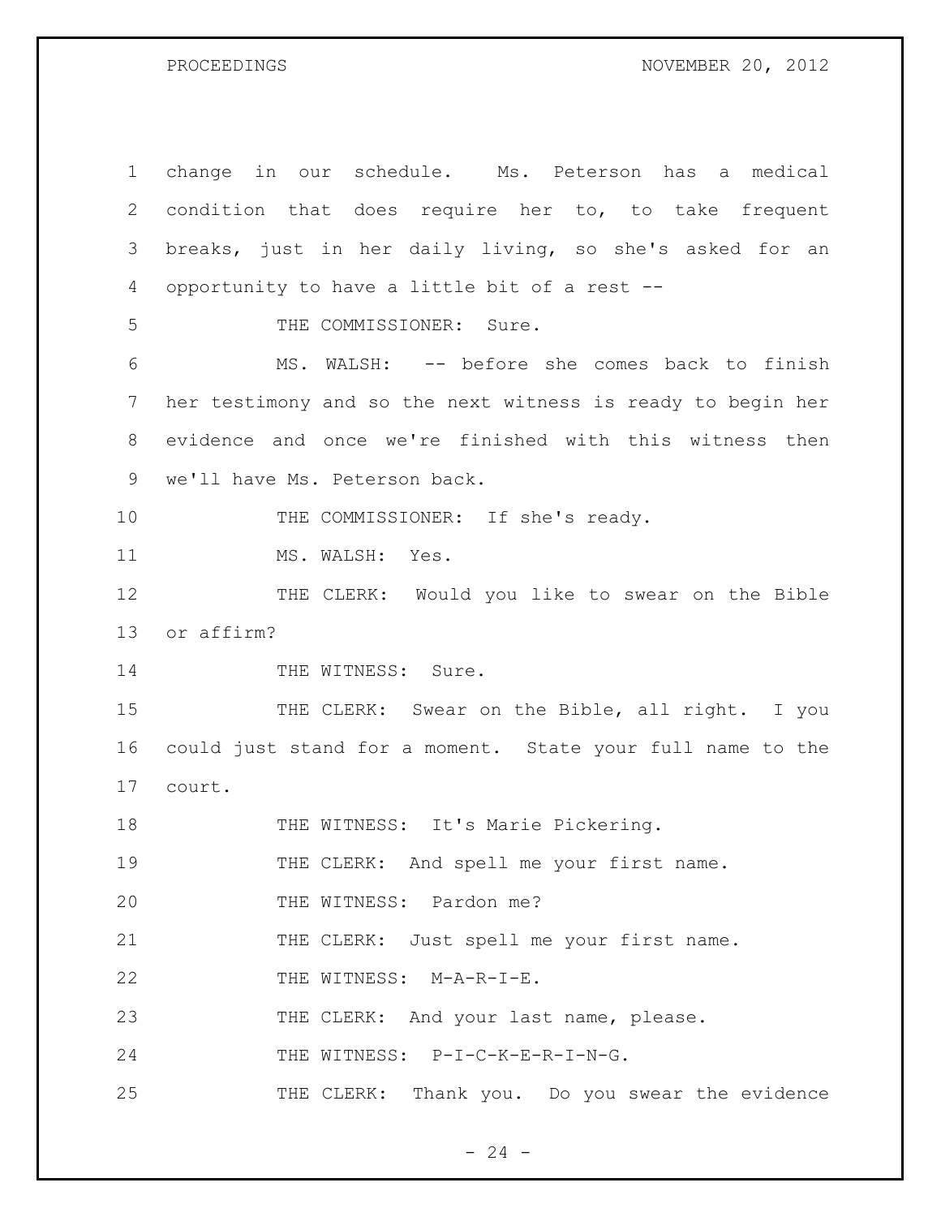1 change in our schedule. Ms. Peterson has a medical
2 condition that does require her to, to take frequent
3 breaks, just in her daily living, so she's asked for an
4 opportunity to have a little bit of a rest --
5 THE COMMISSIONER: Sure.
6 MS. WALSH: -- before she comes back to finish
7 her testimony and so the next witness is ready to begin her
8 evidence and once we're finished with this witness then
9 we'll have Ms. Peterson back.
10 THE COMMISSIONER: If she's ready.
11 MS. WALSH: Yes.
12 THE CLERK: Would you like to swear on the Bible
13 or affirm?
14 THE WITNESS: Sure.
15 THE CLERK: Swear on the Bible, all right. I you
16 could just stand for a moment. State your full name to the
17 court.
18 THE WITNESS: It's Marie Pickering.
19 THE CLERK: And spell me your first name.
20 THE WITNESS: Pardon me?
21 THE CLERK: Just spell me your first name.
22 THE WITNESS: M-A-R-I-E.
23 THE CLERK: And your last name, please.
24 THE WITNESS: P-I-C-K-E-R-I-N-G.
25 THE CLERK: Thank you. Do you swear the evidence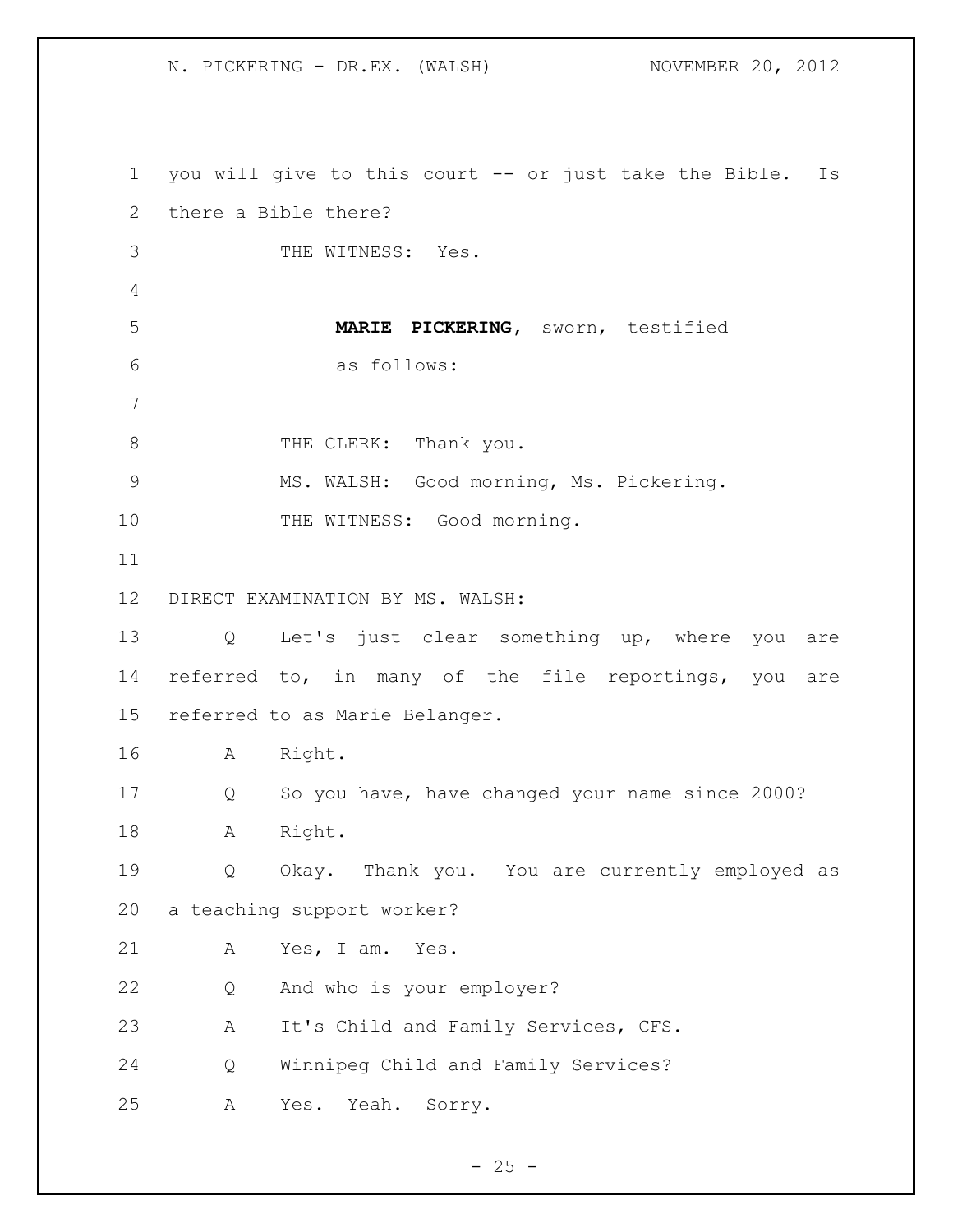you will give to this court -- or just take the Bible. Is there a Bible there?

THE WITNESS: Yes.

**MARIE PICKERING**, sworn, testified as follows:

THE CLERK: Thank you.

MS. WALSH: Good morning, Ms. Pickering.

THE WITNESS: Good morning.

DIRECT EXAMINATION BY MS. WALSH:

Q Let's just clear something up, where you are referred to, in many of the file reportings, you are referred to as Marie Belanger.

A Right.

Q So you have, have changed your name since 2000?

A Right.

Q Okay. Thank you. You are currently employed as a teaching support worker?

A Yes, I am. Yes.

Q And who is your employer?

A It's Child and Family Services, CFS.

Q Winnipeg Child and Family Services?

A Yes. Yeah. Sorry.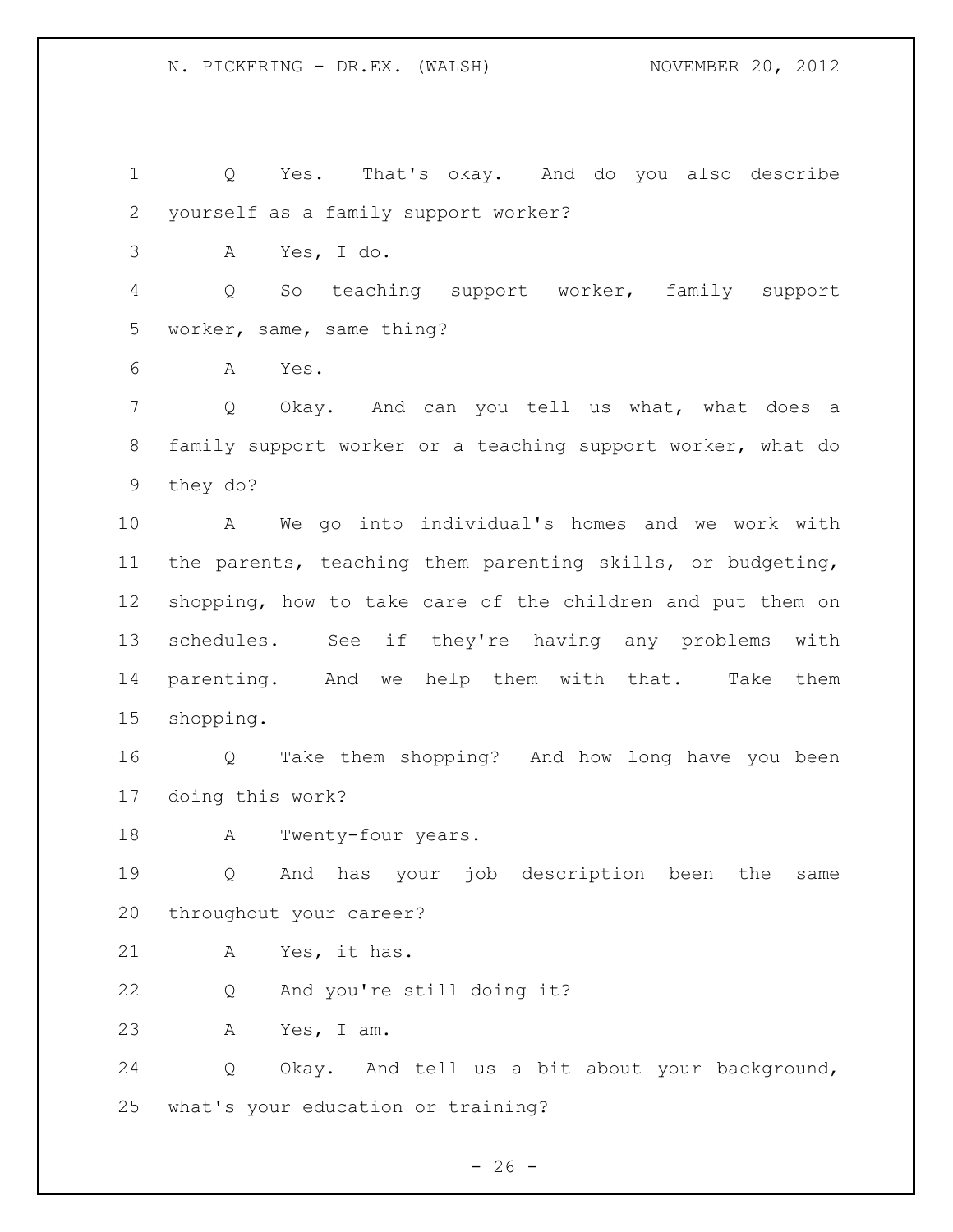Q Yes. That's okay. And do you also describe yourself as a family support worker?

A Yes, I do.

Q So teaching support worker, family support worker, same, same thing?

A Yes.

Q Okay. And can you tell us what, what does a family support worker or a teaching support worker, what do they do?

A We go into individual's homes and we work with the parents, teaching them parenting skills, or budgeting, shopping, how to take care of the children and put them on schedules. See if they're having any problems with parenting. And we help them with that. Take them shopping.

Q Take them shopping? And how long have you been doing this work?

A Twenty-four years.

Q And has your job description been the same throughout your career?

A Yes, it has.

Q And you're still doing it?

A Yes, I am.

Q Okay. And tell us a bit about your background, what's your education or training?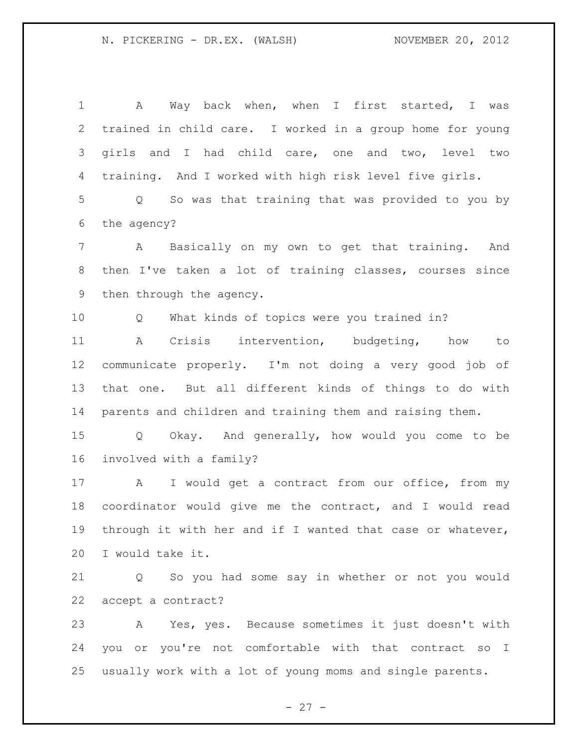A Way back when, when I first started, I was trained in child care. I worked in a group home for young girls and I had child care, one and two, level two training. And I worked with high risk level five girls.

Q So was that training that was provided to you by the agency?

A Basically on my own to get that training. And then I've taken a lot of training classes, courses since then through the agency.

Q What kinds of topics were you trained in?

A Crisis intervention, budgeting, how to communicate properly. I'm not doing a very good job of that one. But all different kinds of things to do with parents and children and training them and raising them.

Q Okay. And generally, how would you come to be involved with a family?

A I would get a contract from our office, from my coordinator would give me the contract, and I would read through it with her and if I wanted that case or whatever, I would take it.

Q So you had some say in whether or not you would accept a contract?

A Yes, yes. Because sometimes it just doesn't with you or you're not comfortable with that contract so I usually work with a lot of young moms and single parents.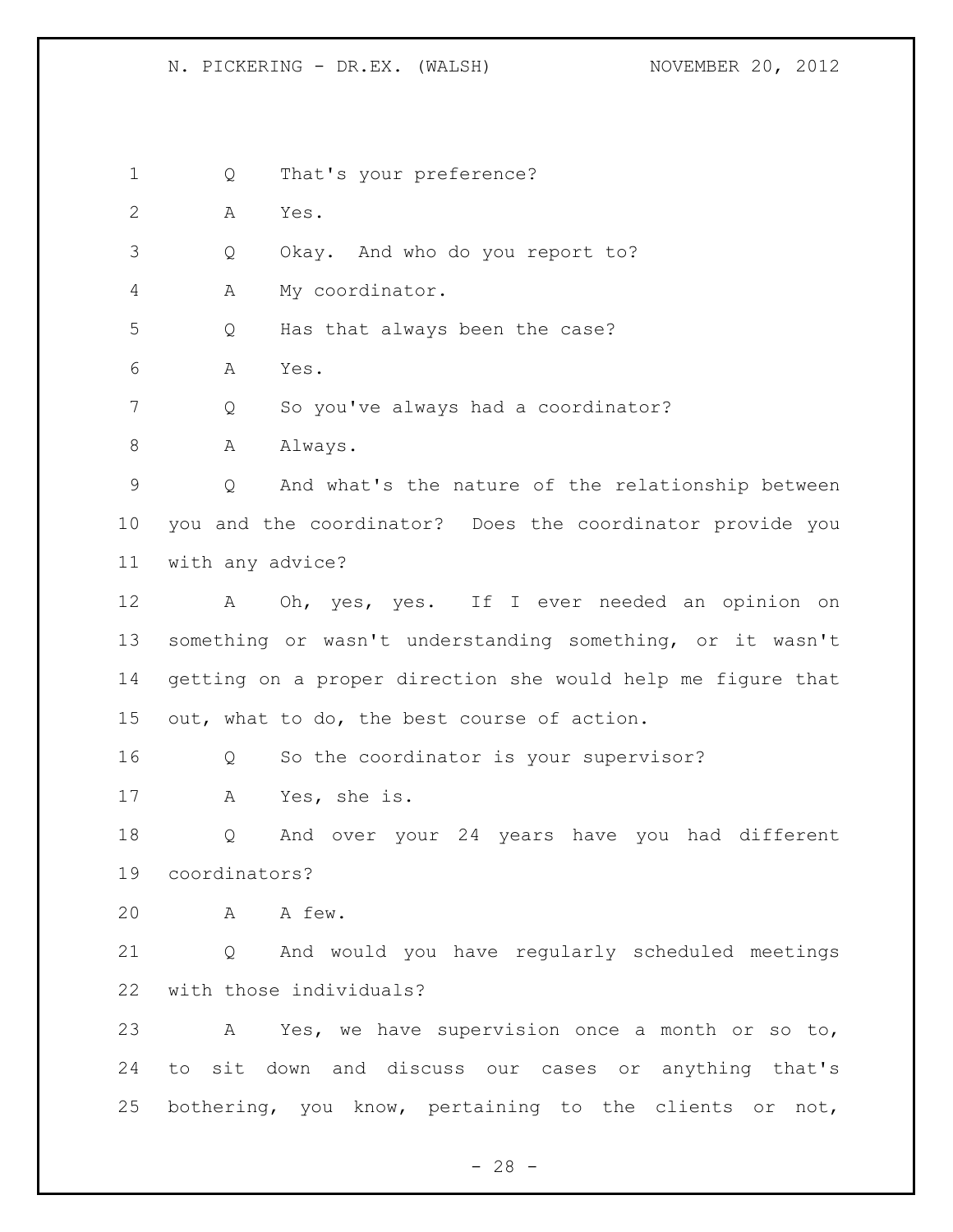Q That's your preference?

A Yes.

Q Okay. And who do you report to?

A My coordinator.

Q Has that always been the case?

A Yes.

Q So you've always had a coordinator?

A Always.

Q And what's the nature of the relationship between you and the coordinator? Does the coordinator provide you with any advice?

A Oh, yes, yes. If I ever needed an opinion on something or wasn't understanding something, or it wasn't getting on a proper direction she would help me figure that out, what to do, the best course of action.

Q So the coordinator is your supervisor?

A Yes, she is.

Q And over your 24 years have you had different coordinators?

A A few.

Q And would you have regularly scheduled meetings with those individuals?

A Yes, we have supervision once a month or so to, to sit down and discuss our cases or anything that's bothering, you know, pertaining to the clients or not,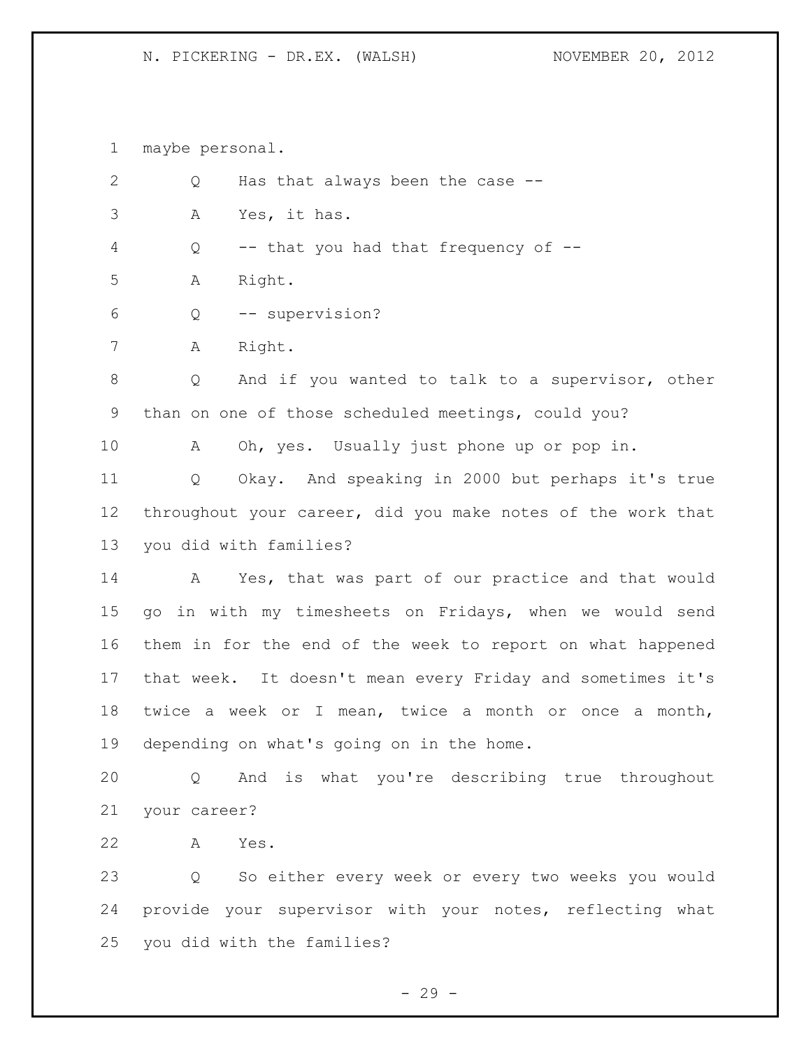maybe personal.

Q Has that always been the case --

A Yes, it has.

Q -- that you had that frequency of --

A Right.

Q -- supervision?

A Right.

Q And if you wanted to talk to a supervisor, other than on one of those scheduled meetings, could you?

A Oh, yes. Usually just phone up or pop in.

Q Okay. And speaking in 2000 but perhaps it's true throughout your career, did you make notes of the work that you did with families?

A Yes, that was part of our practice and that would go in with my timesheets on Fridays, when we would send them in for the end of the week to report on what happened that week. It doesn't mean every Friday and sometimes it's twice a week or I mean, twice a month or once a month, depending on what's going on in the home.

Q And is what you're describing true throughout your career?

A Yes.

Q So either every week or every two weeks you would provide your supervisor with your notes, reflecting what you did with the families?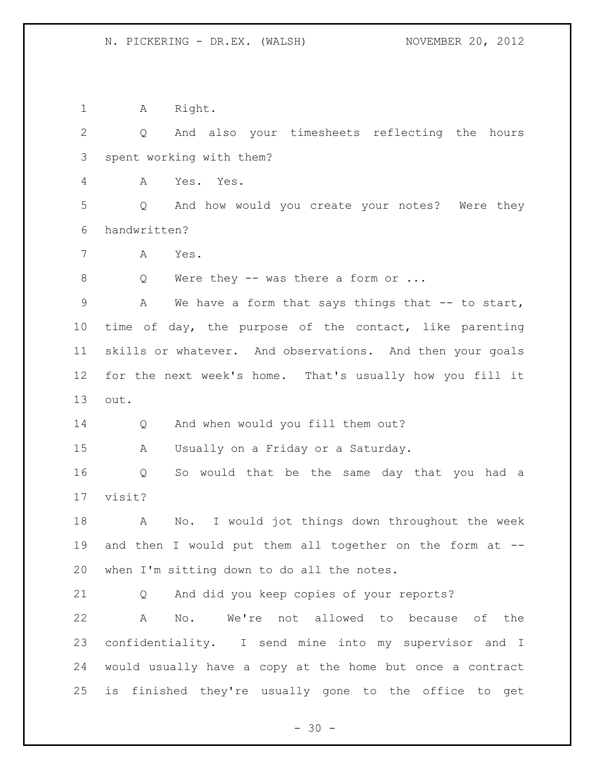A Right.

Q And also your timesheets reflecting the hours spent working with them?

A Yes. Yes.

Q And how would you create your notes? Were they handwritten?

A Yes.

Q Were they -- was there a form or ...

A We have a form that says things that -- to start, time of day, the purpose of the contact, like parenting skills or whatever. And observations. And then your goals for the next week's home. That's usually how you fill it out.

Q And when would you fill them out?

A Usually on a Friday or a Saturday.

Q So would that be the same day that you had a visit?

A No. I would jot things down throughout the week and then I would put them all together on the form at -- when I'm sitting down to do all the notes.

Q And did you keep copies of your reports?

A No. We're not allowed to because of the confidentiality. I send mine into my supervisor and I would usually have a copy at the home but once a contract is finished they're usually gone to the office to get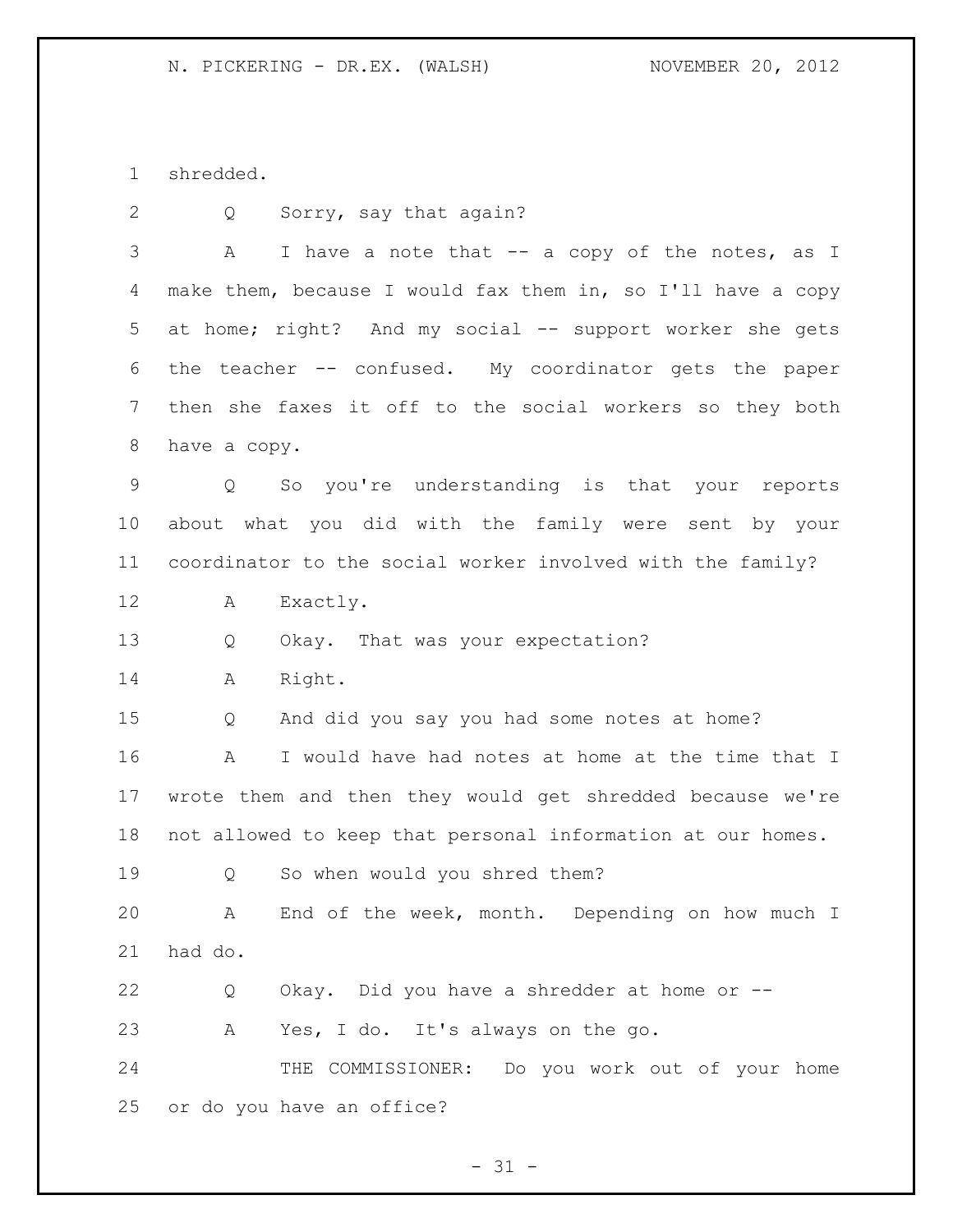1 shredded.

2 Q Sorry, say that again?

3 A I have a note that -- a copy of the notes, as I
4 make them, because I would fax them in, so I'll have a copy
5 at home; right? And my social -- support worker she gets
6 the teacher -- confused. My coordinator gets the paper
7 then she faxes it off to the social workers so they both
8 have a copy.

9 Q So you're understanding is that your reports
10 about what you did with the family were sent by your
11 coordinator to the social worker involved with the family?

12 A Exactly.

13 Q Okay. That was your expectation?

14 A Right.

15 Q And did you say you had some notes at home?

16 A I would have had notes at home at the time that I
17 wrote them and then they would get shredded because we're
18 not allowed to keep that personal information at our homes.

19 Q So when would you shred them?

20 A End of the week, month. Depending on how much I
21 had do.

22 Q Okay. Did you have a shredder at home or --

23 A Yes, I do. It's always on the go.

24 THE COMMISSIONER: Do you work out of your home
25 or do you have an office?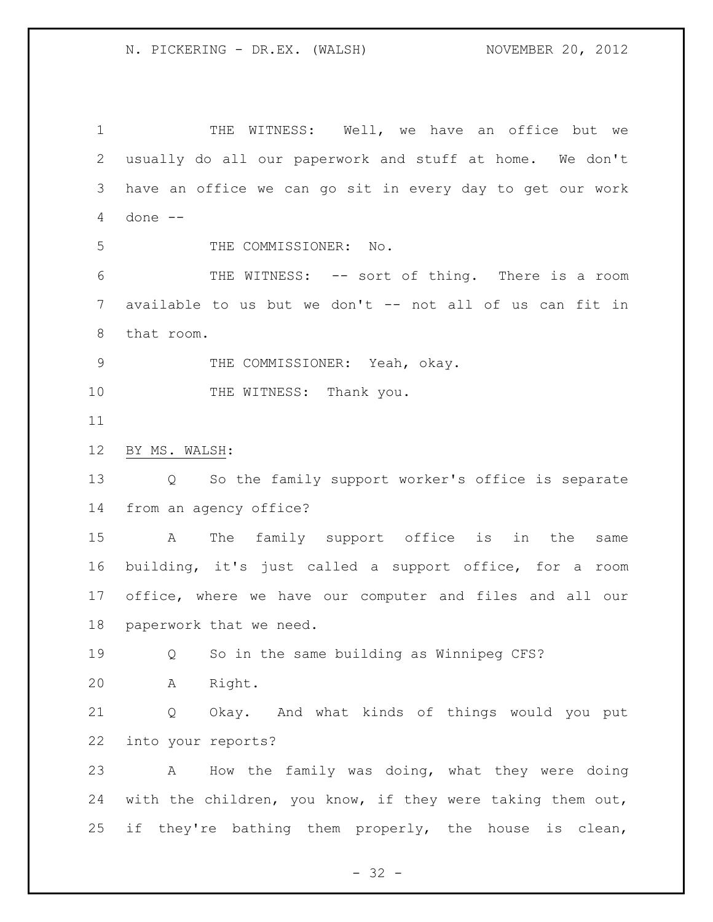THE WITNESS: Well, we have an office but we usually do all our paperwork and stuff at home. We don't have an office we can go sit in every day to get our work done --

THE COMMISSIONER: No.

THE WITNESS: -- sort of thing. There is a room available to us but we don't -- not all of us can fit in that room.

THE COMMISSIONER: Yeah, okay.

THE WITNESS: Thank you.

BY MS. WALSH:

Q So the family support worker's office is separate from an agency office?

A The family support office is in the same building, it's just called a support office, for a room office, where we have our computer and files and all our paperwork that we need.

Q So in the same building as Winnipeg CFS?

A Right.

Q Okay. And what kinds of things would you put into your reports?

A How the family was doing, what they were doing with the children, you know, if they were taking them out, if they're bathing them properly, the house is clean,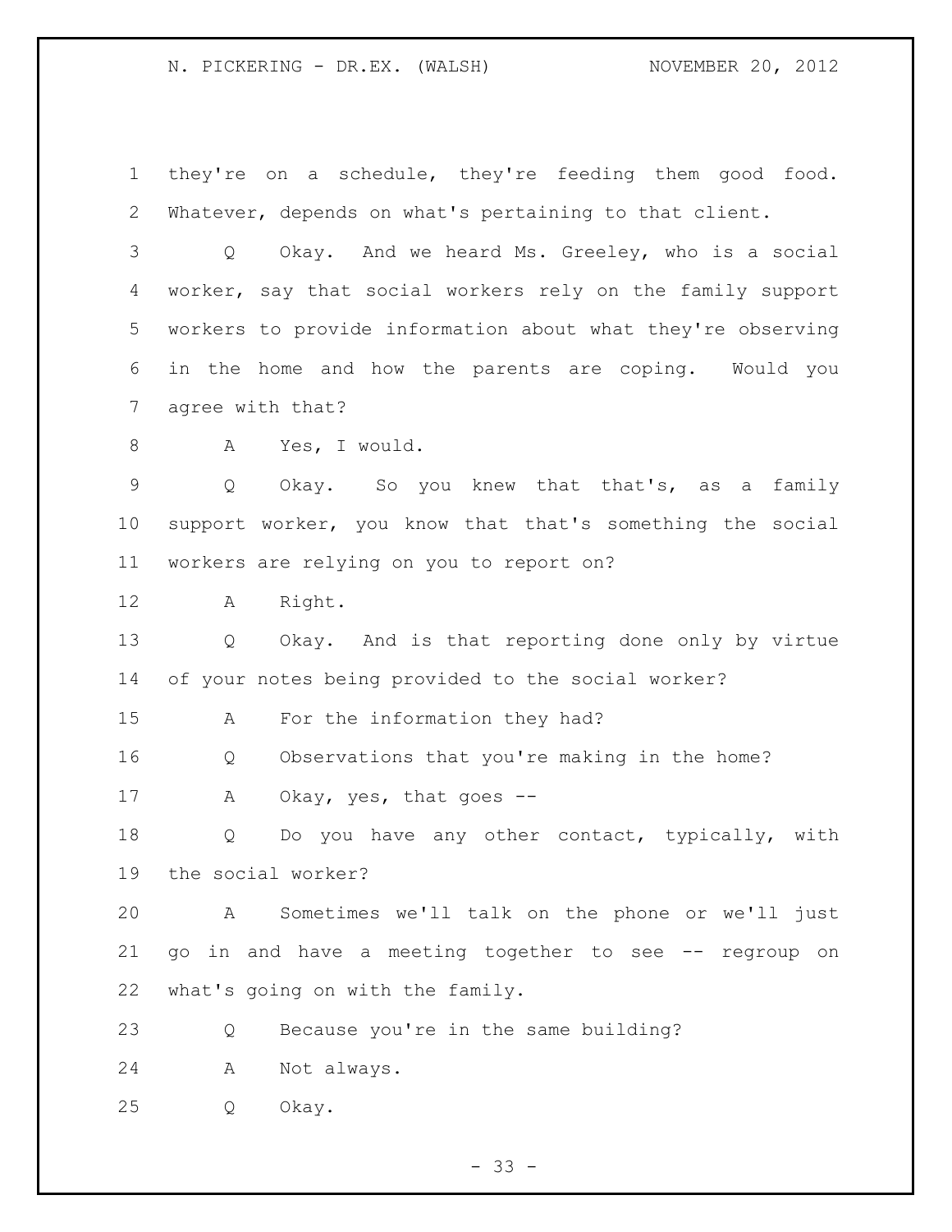they're on a schedule, they're feeding them good food. Whatever, depends on what's pertaining to that client.

Q Okay. And we heard Ms. Greeley, who is a social worker, say that social workers rely on the family support workers to provide information about what they're observing in the home and how the parents are coping. Would you agree with that?

A Yes, I would.

Q Okay. So you knew that that's, as a family support worker, you know that that's something the social workers are relying on you to report on?

A Right.

Q Okay. And is that reporting done only by virtue of your notes being provided to the social worker?

A For the information they had?

Q Observations that you're making in the home?

A Okay, yes, that goes --

Q Do you have any other contact, typically, with the social worker?

A Sometimes we'll talk on the phone or we'll just go in and have a meeting together to see -- regroup on what's going on with the family.

Q Because you're in the same building?

A Not always.

Q Okay.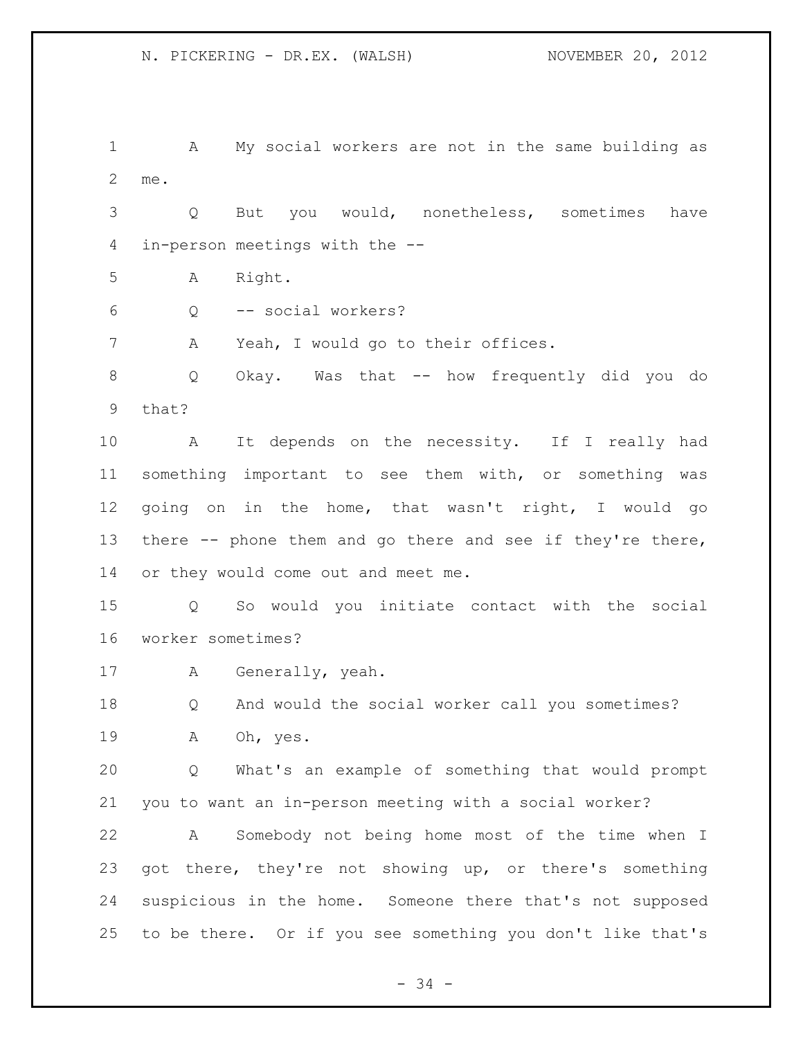A My social workers are not in the same building as me.

Q But you would, nonetheless, sometimes have in-person meetings with the --

A Right.

Q -- social workers?

A Yeah, I would go to their offices.

Q Okay. Was that -- how frequently did you do that?

A It depends on the necessity. If I really had something important to see them with, or something was going on in the home, that wasn't right, I would go there -- phone them and go there and see if they're there, or they would come out and meet me.

Q So would you initiate contact with the social worker sometimes?

A Generally, yeah.

Q And would the social worker call you sometimes?

A Oh, yes.

Q What's an example of something that would prompt you to want an in-person meeting with a social worker?

A Somebody not being home most of the time when I got there, they're not showing up, or there's something suspicious in the home. Someone there that's not supposed to be there. Or if you see something you don't like that's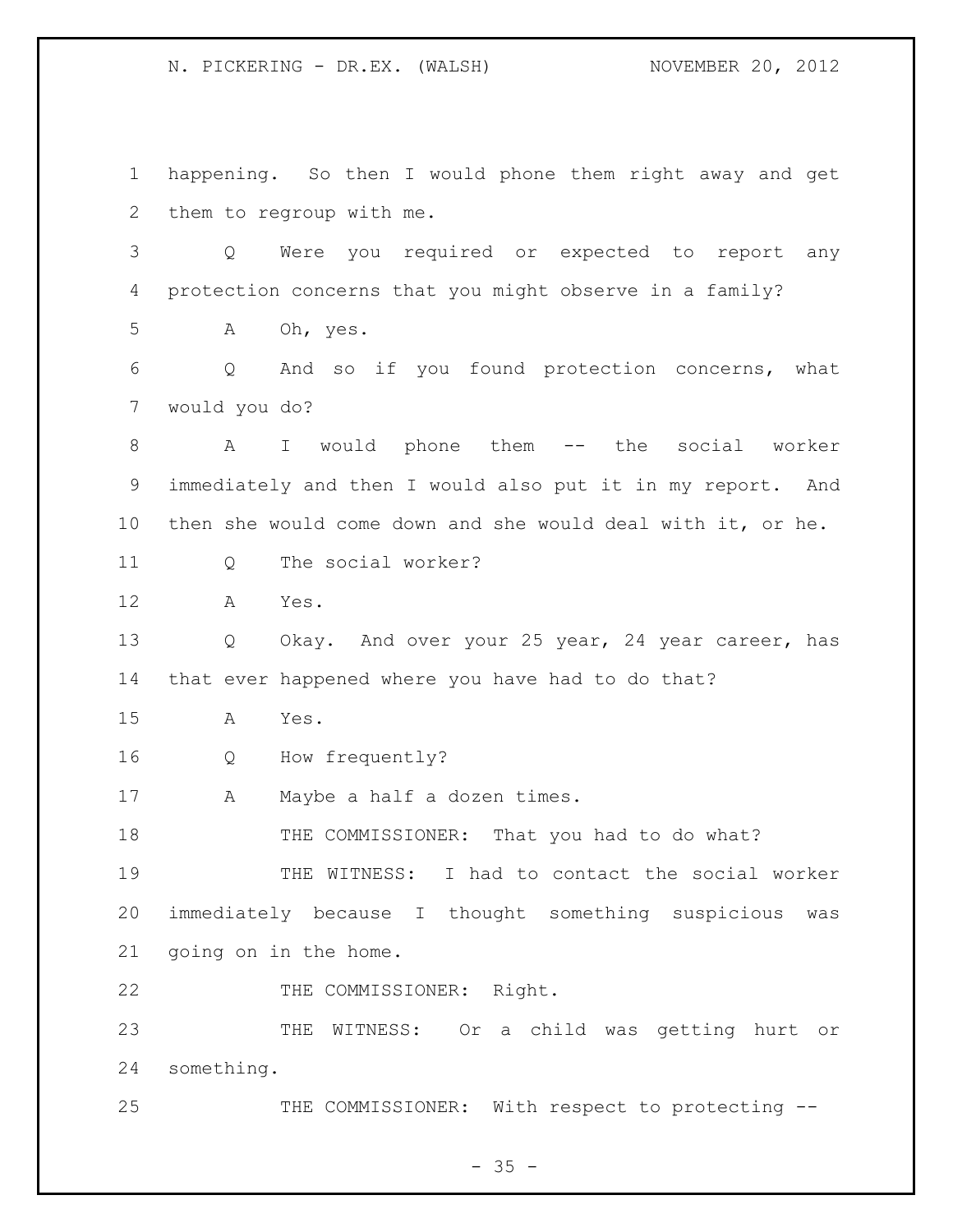happening. So then I would phone them right away and get them to regroup with me.

Q Were you required or expected to report any protection concerns that you might observe in a family?

A Oh, yes.

Q And so if you found protection concerns, what would you do?

A I would phone them -- the social worker immediately and then I would also put it in my report. And then she would come down and she would deal with it, or he.

Q The social worker?

A Yes.

Q Okay. And over your 25 year, 24 year career, has that ever happened where you have had to do that?

A Yes.

Q How frequently?

A Maybe a half a dozen times.

THE COMMISSIONER: That you had to do what?

THE WITNESS: I had to contact the social worker immediately because I thought something suspicious was going on in the home.

THE COMMISSIONER: Right.

THE WITNESS: Or a child was getting hurt or something.

THE COMMISSIONER: With respect to protecting --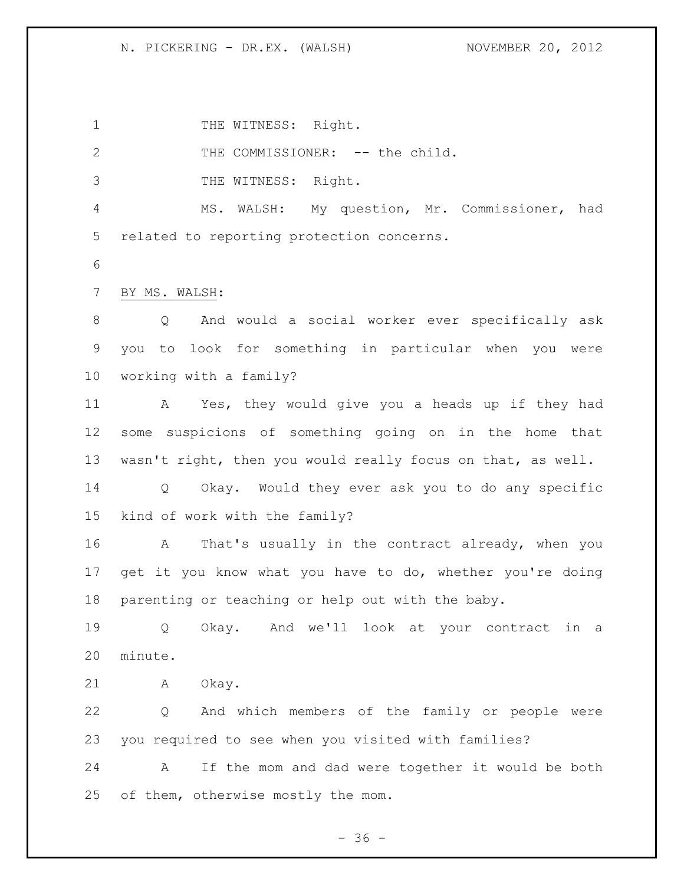THE WITNESS: Right.

THE COMMISSIONER: -- the child.

THE WITNESS: Right.

MS. WALSH: My question, Mr. Commissioner, had related to reporting protection concerns.

BY MS. WALSH:

Q And would a social worker ever specifically ask you to look for something in particular when you were working with a family?

A Yes, they would give you a heads up if they had some suspicions of something going on in the home that wasn't right, then you would really focus on that, as well.

Q Okay. Would they ever ask you to do any specific kind of work with the family?

A That's usually in the contract already, when you get it you know what you have to do, whether you're doing parenting or teaching or help out with the baby.

Q Okay. And we'll look at your contract in a minute.

A Okay.

Q And which members of the family or people were you required to see when you visited with families?

A If the mom and dad were together it would be both of them, otherwise mostly the mom.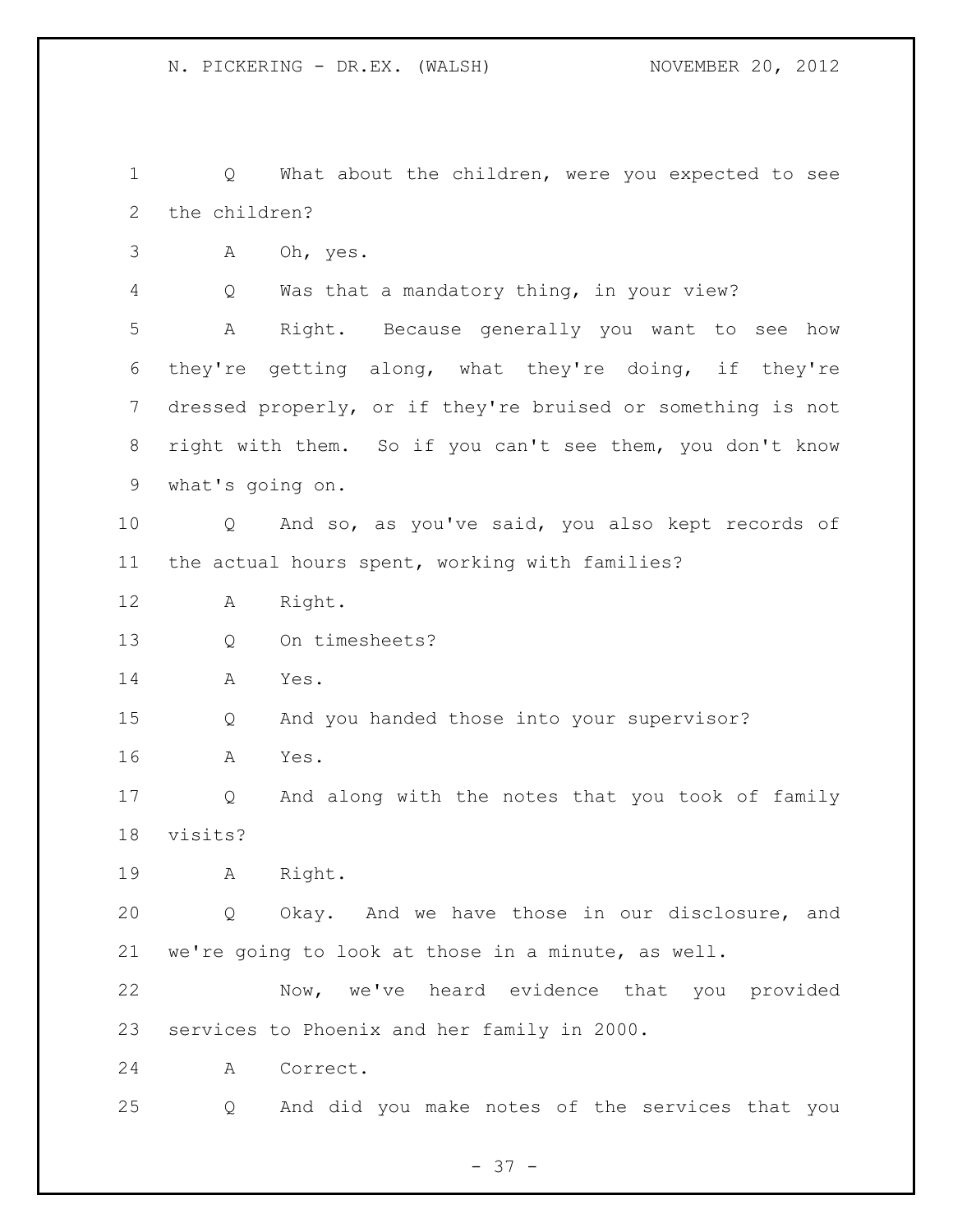Q What about the children, were you expected to see the children?

A Oh, yes.

Q Was that a mandatory thing, in your view?

A Right. Because generally you want to see how they're getting along, what they're doing, if they're dressed properly, or if they're bruised or something is not right with them. So if you can't see them, you don't know what's going on.

Q And so, as you've said, you also kept records of the actual hours spent, working with families?

A Right.

Q On timesheets?

A Yes.

Q And you handed those into your supervisor?

A Yes.

Q And along with the notes that you took of family visits?

A Right.

Q Okay. And we have those in our disclosure, and we're going to look at those in a minute, as well.

Now, we've heard evidence that you provided services to Phoenix and her family in 2000.

A Correct.

Q And did you make notes of the services that you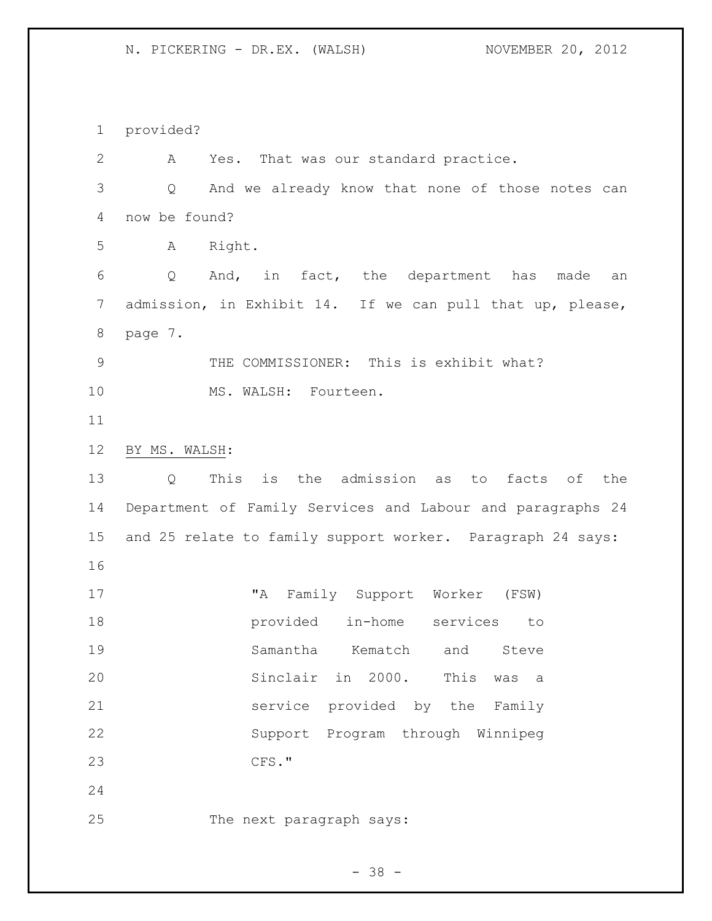provided?

A Yes. That was our standard practice.

Q And we already know that none of those notes can now be found?

A Right.

Q And, in fact, the department has made an admission, in Exhibit 14. If we can pull that up, please, page 7.

THE COMMISSIONER: This is exhibit what?

MS. WALSH: Fourteen.

BY MS. WALSH:

Q This is the admission as to facts of the Department of Family Services and Labour and paragraphs 24 and 25 relate to family support worker. Paragraph 24 says:

> "A Family Support Worker (FSW) provided in-home services to Samantha Kematch and Steve Sinclair in 2000. This was a service provided by the Family Support Program through Winnipeg CFS."

The next paragraph says: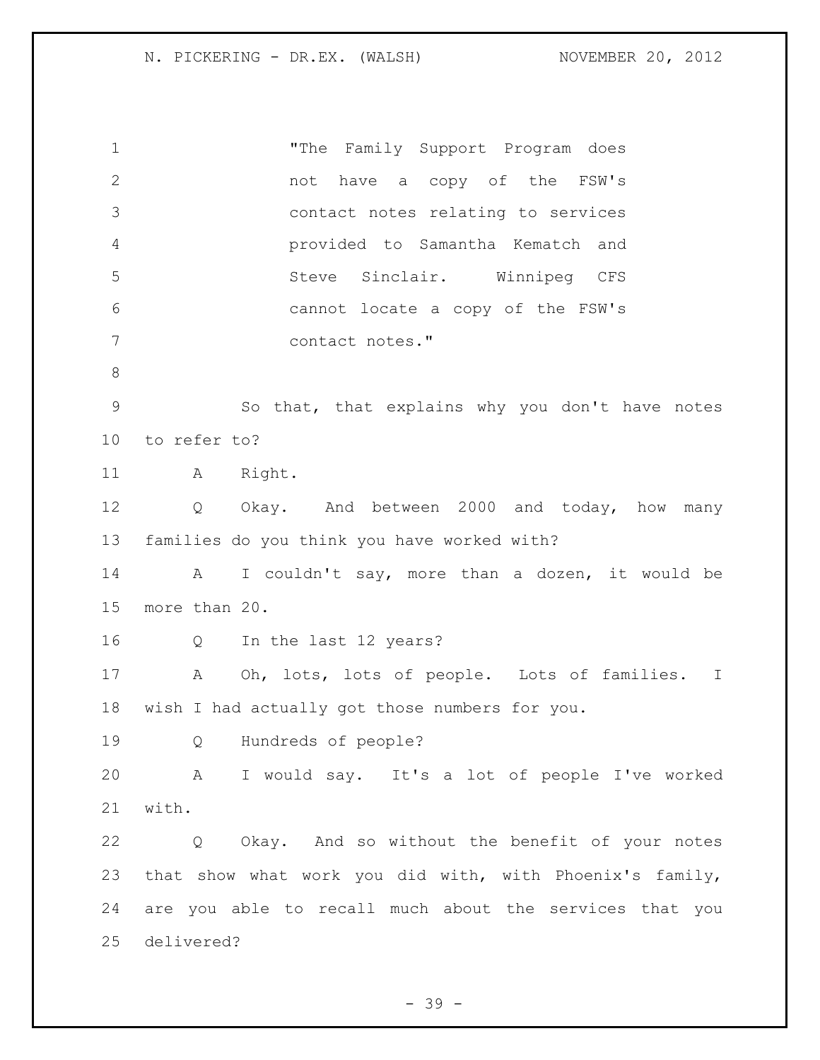"The Family Support Program does not have a copy of the FSW's contact notes relating to services provided to Samantha Kematch and Steve Sinclair. Winnipeg CFS cannot locate a copy of the FSW's contact notes."

So that, that explains why you don't have notes to refer to?

A Right.

Q Okay. And between 2000 and today, how many families do you think you have worked with?

A I couldn't say, more than a dozen, it would be more than 20.

Q In the last 12 years?

A Oh, lots, lots of people. Lots of families. I wish I had actually got those numbers for you.

Q Hundreds of people?

A I would say. It's a lot of people I've worked with.

Q Okay. And so without the benefit of your notes that show what work you did with, with Phoenix's family, are you able to recall much about the services that you delivered?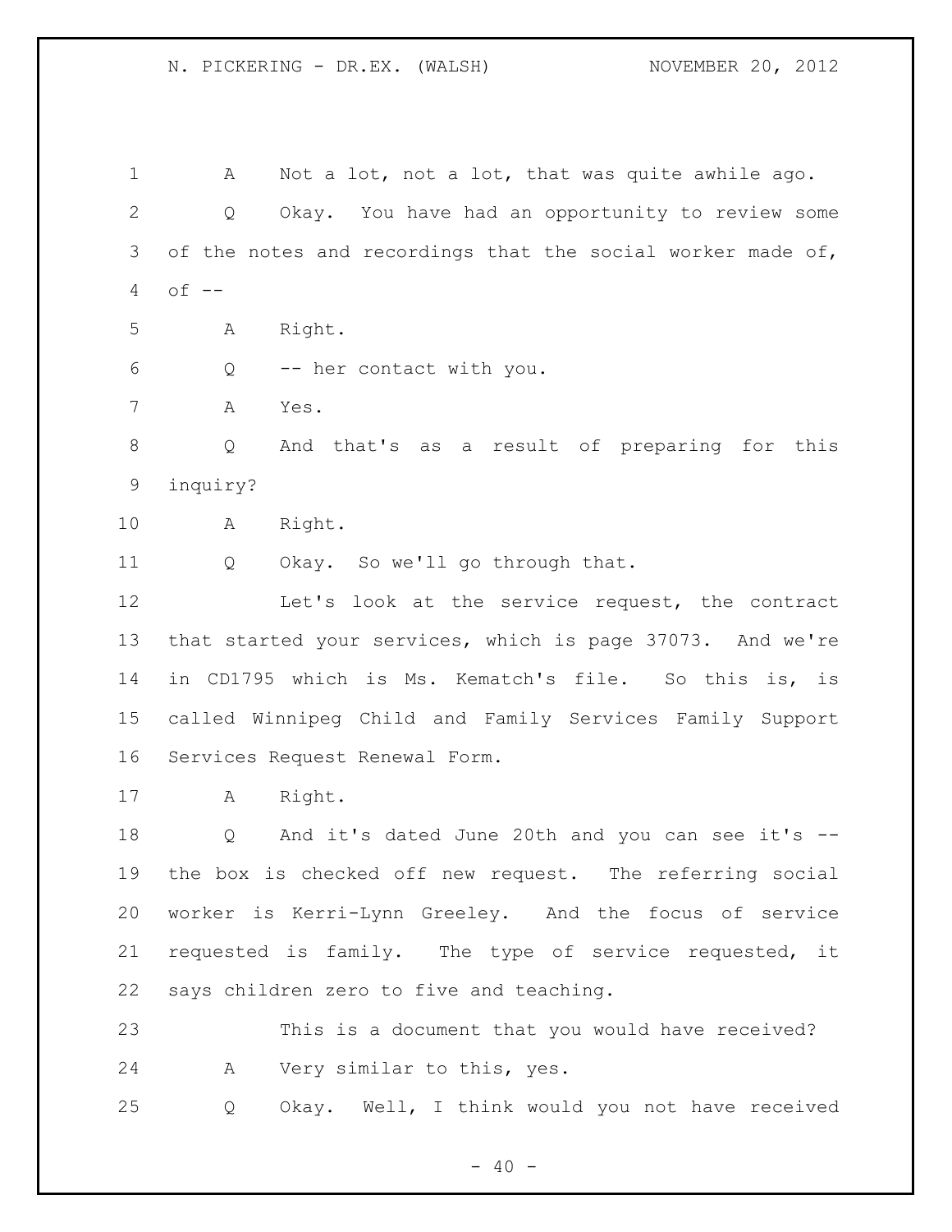A Not a lot, not a lot, that was quite awhile ago.

Q Okay. You have had an opportunity to review some of the notes and recordings that the social worker made of, of --

A Right.

Q -- her contact with you.

A Yes.

Q And that's as a result of preparing for this inquiry?

A Right.

Q Okay. So we'll go through that.

Let's look at the service request, the contract that started your services, which is page 37073. And we're in CD1795 which is Ms. Kematch's file. So this is, is called Winnipeg Child and Family Services Family Support Services Request Renewal Form.

A Right.

Q And it's dated June 20th and you can see it's -- the box is checked off new request. The referring social worker is Kerri-Lynn Greeley. And the focus of service requested is family. The type of service requested, it says children zero to five and teaching.

This is a document that you would have received?

A Very similar to this, yes.

Q Okay. Well, I think would you not have received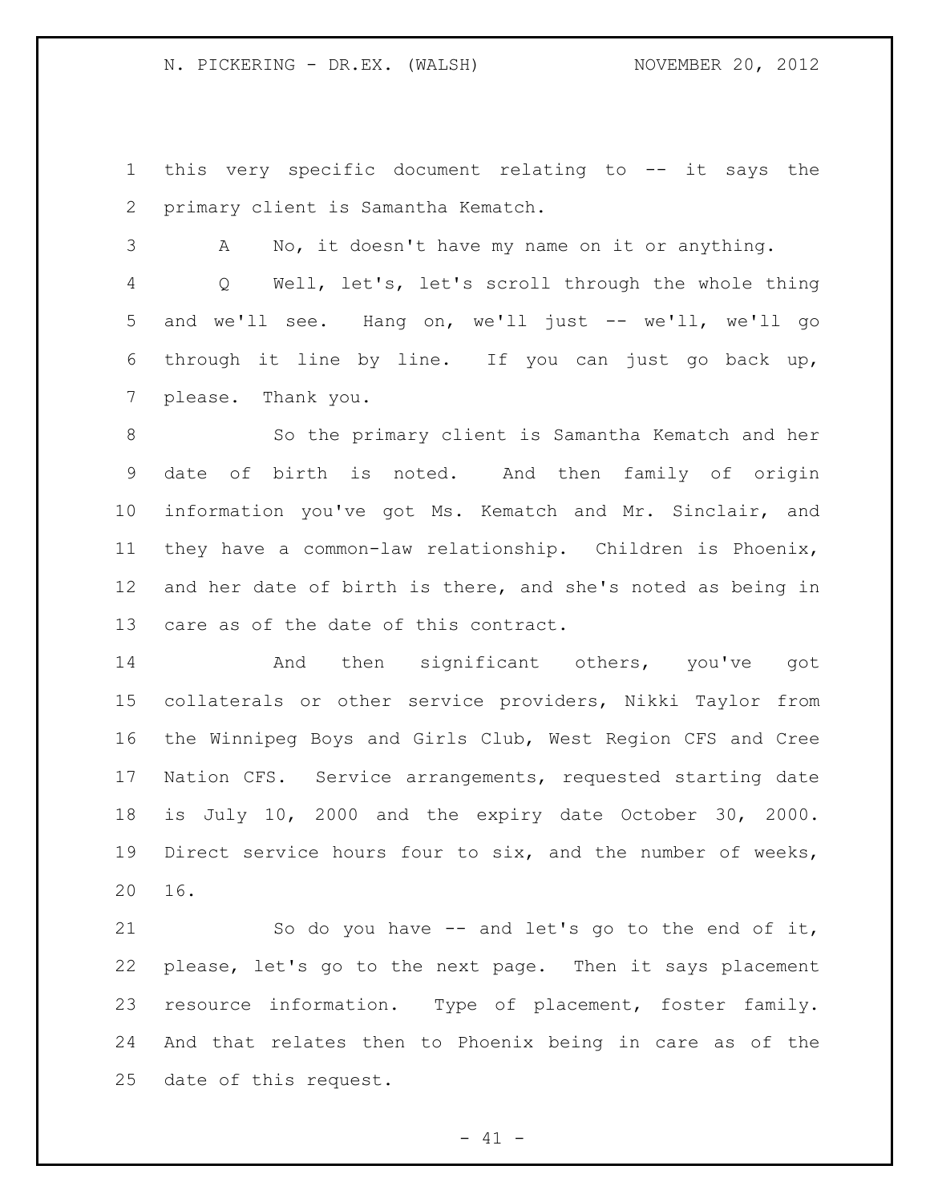this very specific document relating to -- it says the primary client is Samantha Kematch.

A No, it doesn't have my name on it or anything.

Q Well, let's, let's scroll through the whole thing and we'll see. Hang on, we'll just -- we'll, we'll go through it line by line. If you can just go back up, please. Thank you.

So the primary client is Samantha Kematch and her date of birth is noted. And then family of origin information you've got Ms. Kematch and Mr. Sinclair, and they have a common-law relationship. Children is Phoenix, and her date of birth is there, and she's noted as being in care as of the date of this contract.

And then significant others, you've got collaterals or other service providers, Nikki Taylor from the Winnipeg Boys and Girls Club, West Region CFS and Cree Nation CFS. Service arrangements, requested starting date is July 10, 2000 and the expiry date October 30, 2000. Direct service hours four to six, and the number of weeks, 16.

So do you have -- and let's go to the end of it, please, let's go to the next page. Then it says placement resource information. Type of placement, foster family. And that relates then to Phoenix being in care as of the date of this request.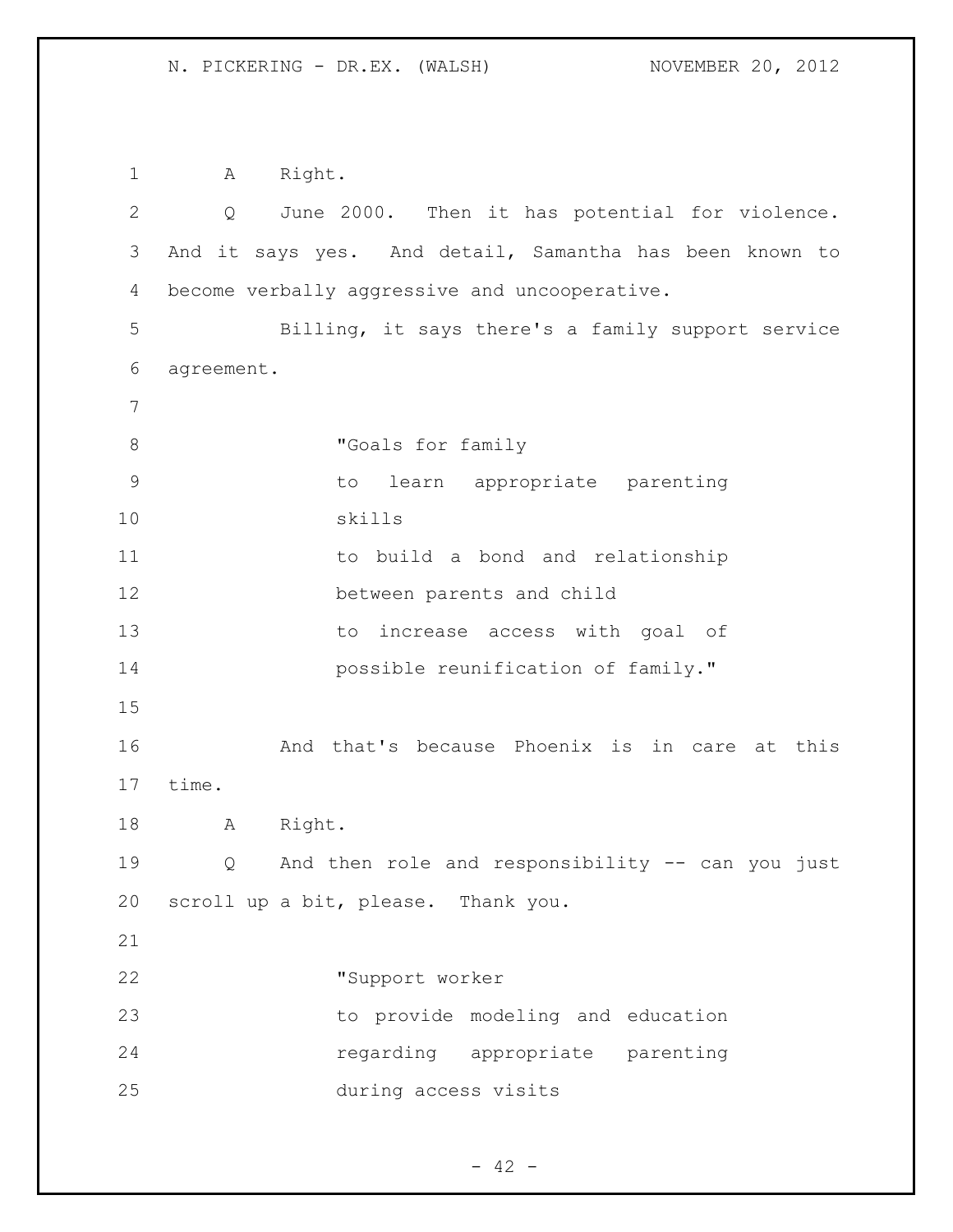A Right.

Q June 2000. Then it has potential for violence. And it says yes. And detail, Samantha has been known to become verbally aggressive and uncooperative.

Billing, it says there's a family support service agreement.

> "Goals for family
> to learn appropriate parenting skills
> to build a bond and relationship between parents and child
> to increase access with goal of possible reunification of family."

And that's because Phoenix is in care at this time.

A Right.

Q And then role and responsibility -- can you just scroll up a bit, please. Thank you.

> "Support worker
> to provide modeling and education regarding appropriate parenting during access visits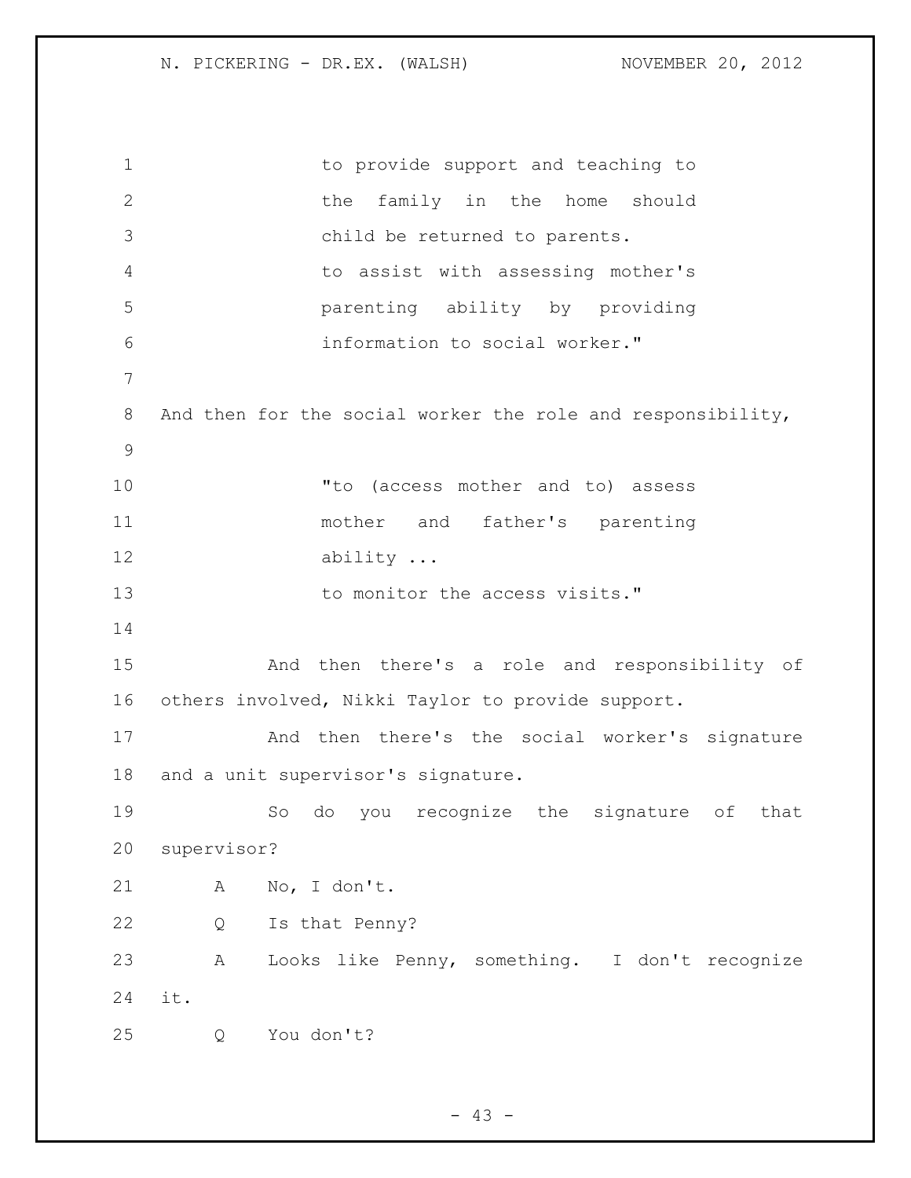> to provide support and teaching to the family in the home should child be returned to parents.
> to assist with assessing mother's parenting ability by providing information to social worker."

And then for the social worker the role and responsibility,

> "to (access mother and to) assess mother and father's parenting ability ...
> to monitor the access visits."

And then there's a role and responsibility of others involved, Nikki Taylor to provide support.

And then there's the social worker's signature and a unit supervisor's signature.

So do you recognize the signature of that supervisor?

A No, I don't.

Q Is that Penny?

A Looks like Penny, something. I don't recognize it.

Q You don't?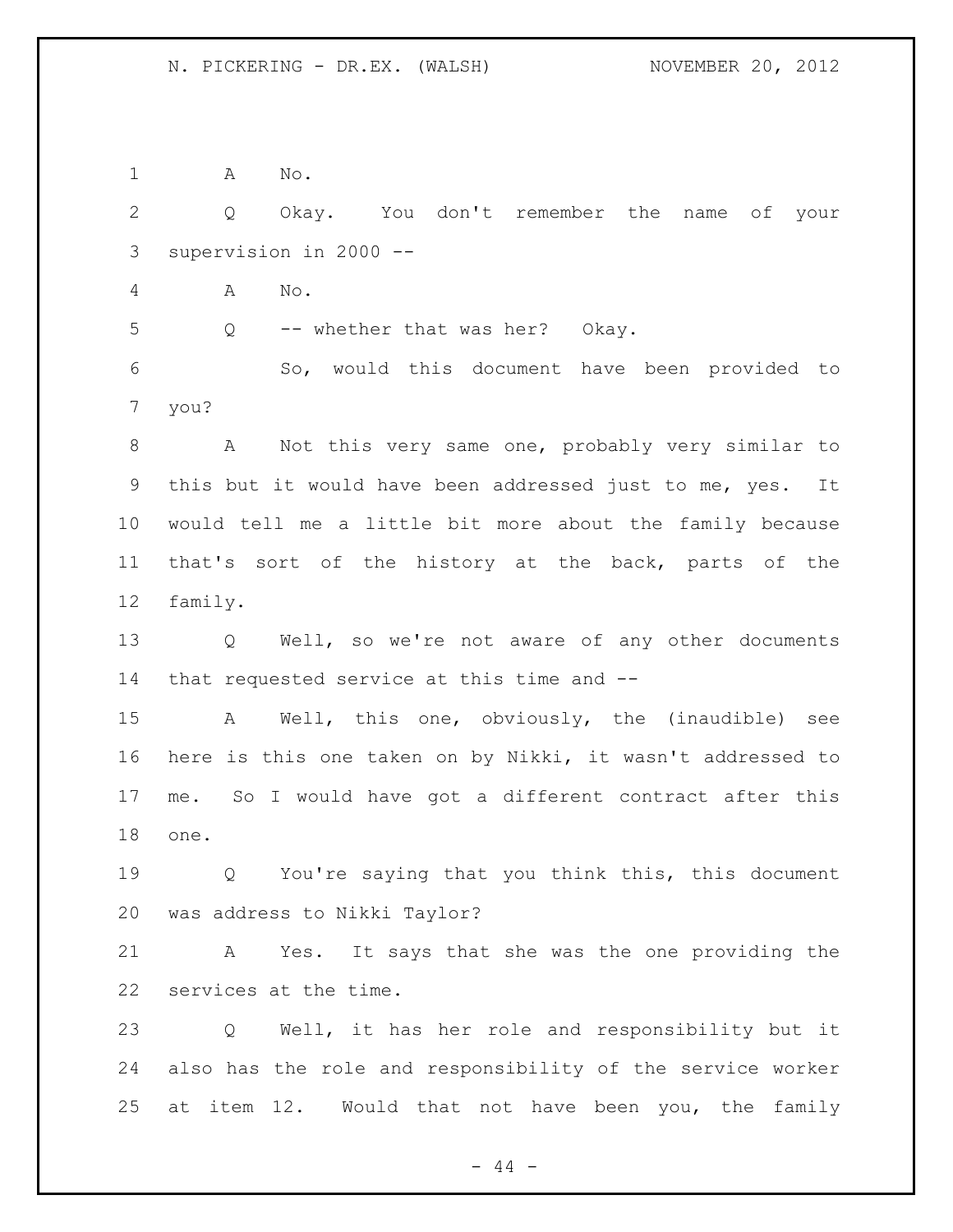A No.

Q Okay. You don't remember the name of your supervision in 2000 --

A No.

Q -- whether that was her? Okay.

So, would this document have been provided to you?

A Not this very same one, probably very similar to this but it would have been addressed just to me, yes. It would tell me a little bit more about the family because that's sort of the history at the back, parts of the family.

Q Well, so we're not aware of any other documents that requested service at this time and --

A Well, this one, obviously, the (inaudible) see here is this one taken on by Nikki, it wasn't addressed to me. So I would have got a different contract after this one.

Q You're saying that you think this, this document was address to Nikki Taylor?

A Yes. It says that she was the one providing the services at the time.

Q Well, it has her role and responsibility but it also has the role and responsibility of the service worker at item 12. Would that not have been you, the family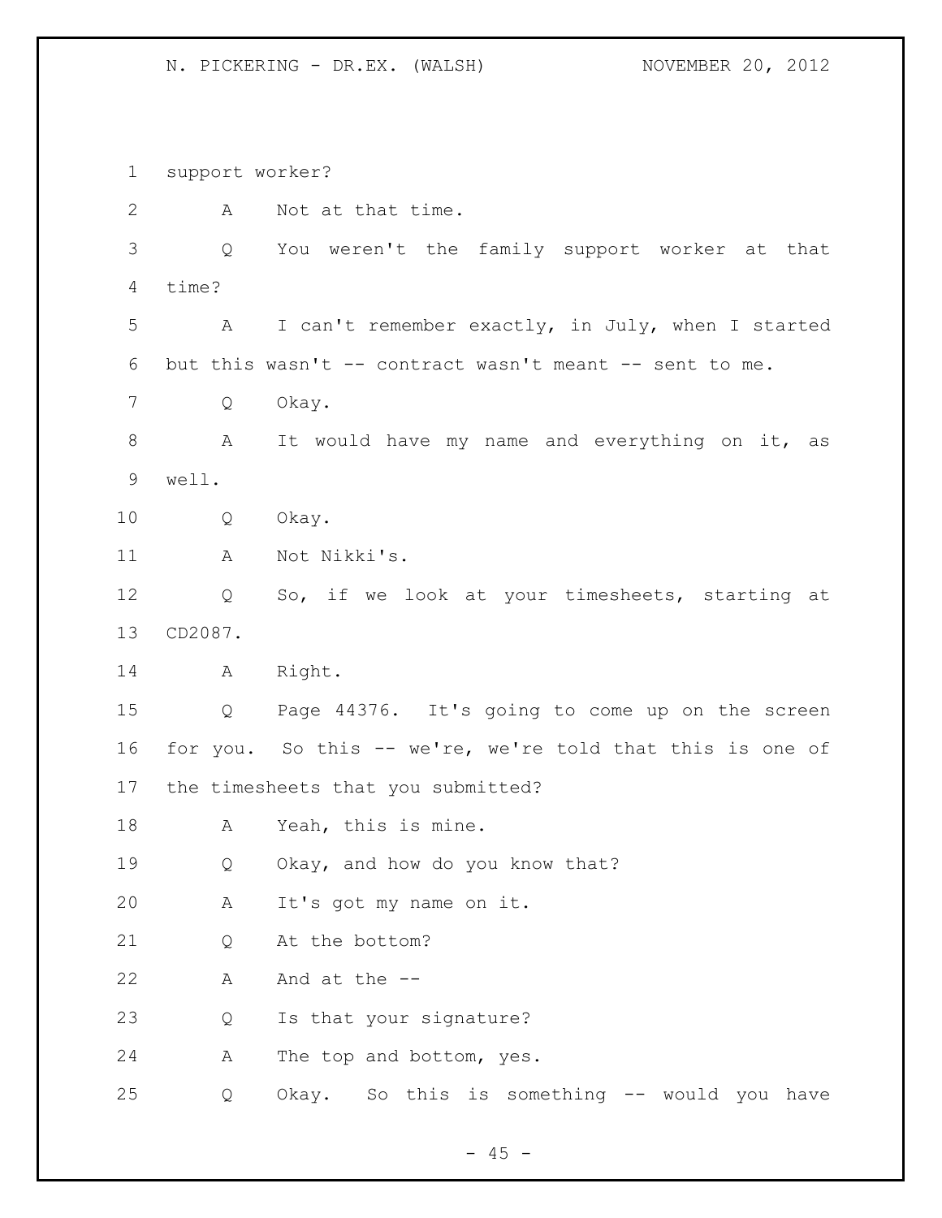support worker?

A Not at that time.

Q You weren't the family support worker at that time?

A I can't remember exactly, in July, when I started but this wasn't -- contract wasn't meant -- sent to me.

Q Okay.

A It would have my name and everything on it, as well.

Q Okay.

A Not Nikki's.

Q So, if we look at your timesheets, starting at CD2087.

A Right.

Q Page 44376. It's going to come up on the screen for you. So this -- we're, we're told that this is one of the timesheets that you submitted?

A Yeah, this is mine.

Q Okay, and how do you know that?

A It's got my name on it.

Q At the bottom?

A And at the --

Q Is that your signature?

A The top and bottom, yes.

Q Okay. So this is something -- would you have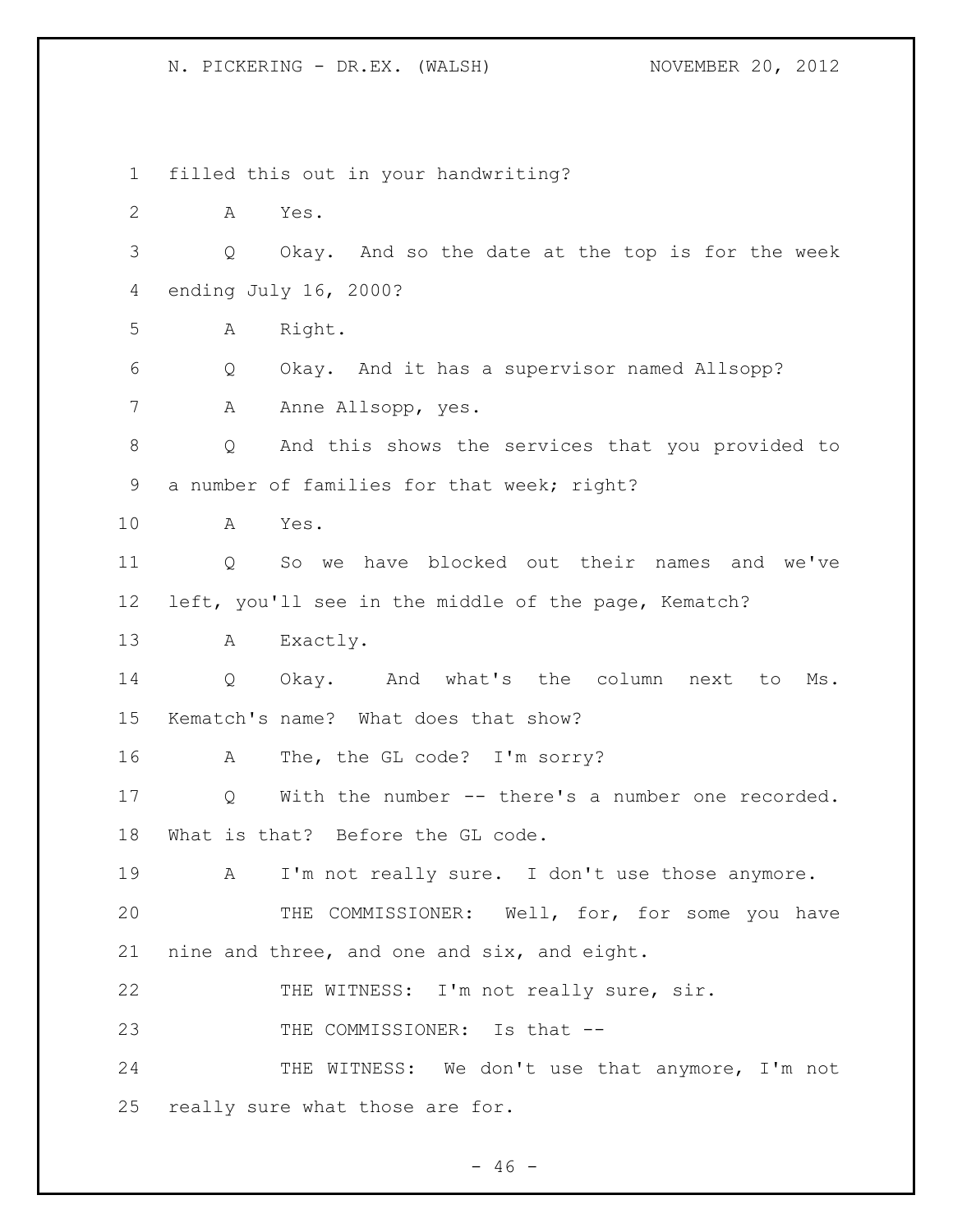filled this out in your handwriting?

A Yes.

Q Okay. And so the date at the top is for the week ending July 16, 2000?

A Right.

Q Okay. And it has a supervisor named Allsopp?

A Anne Allsopp, yes.

Q And this shows the services that you provided to a number of families for that week; right?

A Yes.

Q So we have blocked out their names and we've left, you'll see in the middle of the page, Kematch?

A Exactly.

Q Okay. And what's the column next to Ms. Kematch's name? What does that show?

A The, the GL code? I'm sorry?

Q With the number -- there's a number one recorded. What is that? Before the GL code.

A I'm not really sure. I don't use those anymore.

THE COMMISSIONER: Well, for, for some you have nine and three, and one and six, and eight.

THE WITNESS: I'm not really sure, sir.

THE COMMISSIONER: Is that --

THE WITNESS: We don't use that anymore, I'm not really sure what those are for.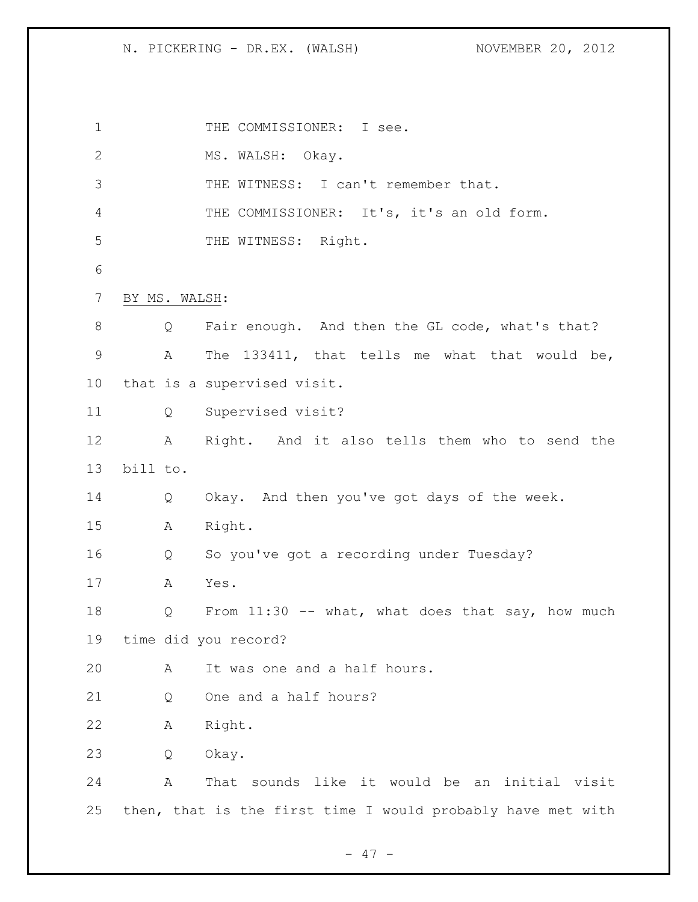THE COMMISSIONER: I see.

MS. WALSH: Okay.

THE WITNESS: I can't remember that.

THE COMMISSIONER: It's, it's an old form.

THE WITNESS: Right.

BY MS. WALSH:

Q Fair enough. And then the GL code, what's that?

A The 133411, that tells me what that would be, that is a supervised visit.

Q Supervised visit?

A Right. And it also tells them who to send the bill to.

Q Okay. And then you've got days of the week.

A Right.

Q So you've got a recording under Tuesday?

A Yes.

Q From 11:30 -- what, what does that say, how much time did you record?

A It was one and a half hours.

Q One and a half hours?

A Right.

Q Okay.

A That sounds like it would be an initial visit then, that is the first time I would probably have met with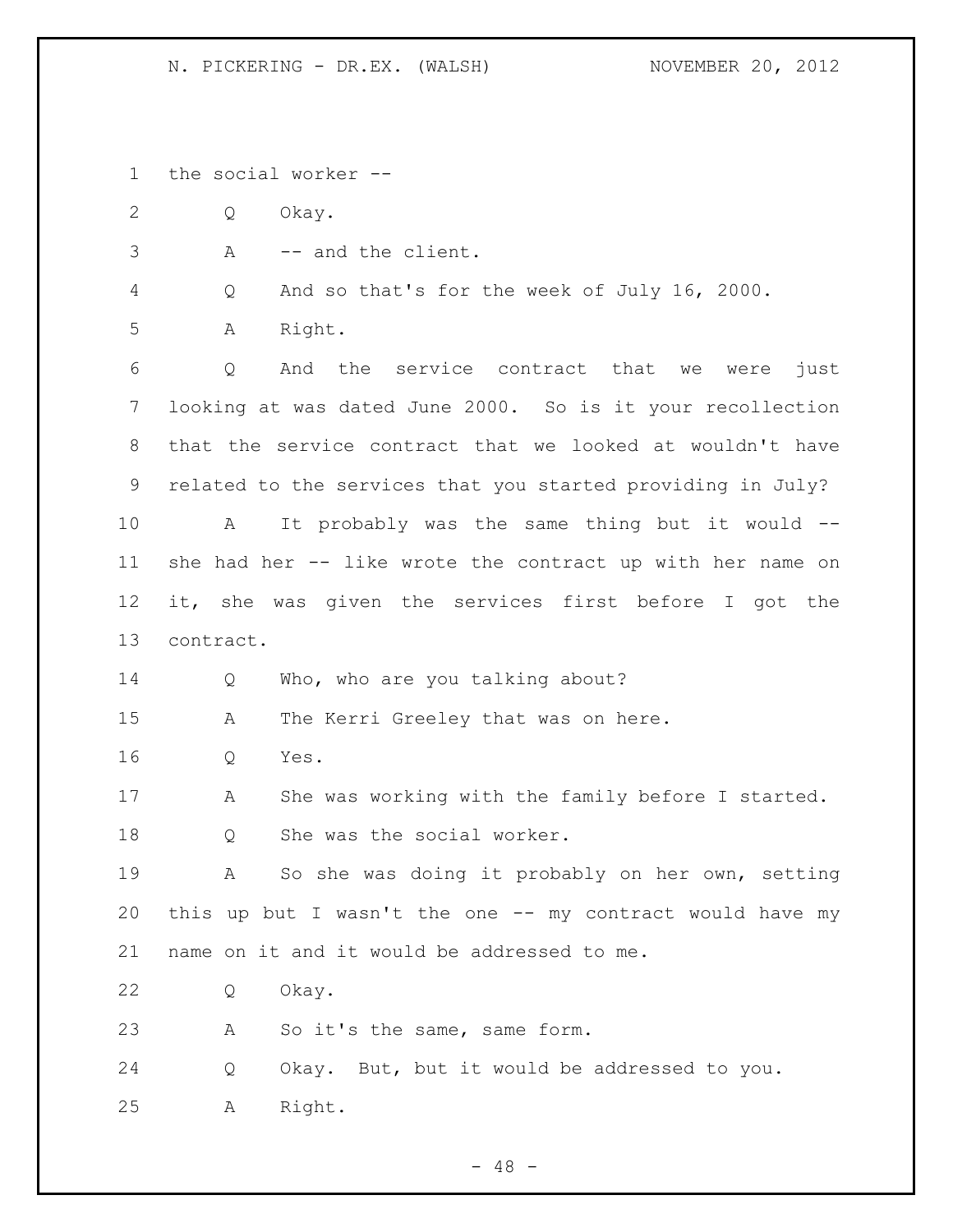the social worker --

Q Okay.

A -- and the client.

Q And so that's for the week of July 16, 2000.

A Right.

Q And the service contract that we were just looking at was dated June 2000. So is it your recollection that the service contract that we looked at wouldn't have related to the services that you started providing in July?

A It probably was the same thing but it would -- she had her -- like wrote the contract up with her name on it, she was given the services first before I got the contract.

Q Who, who are you talking about?

A The Kerri Greeley that was on here.

Q Yes.

A She was working with the family before I started.

Q She was the social worker.

A So she was doing it probably on her own, setting this up but I wasn't the one -- my contract would have my name on it and it would be addressed to me.

Q Okay.

A So it's the same, same form.

Q Okay. But, but it would be addressed to you.

A Right.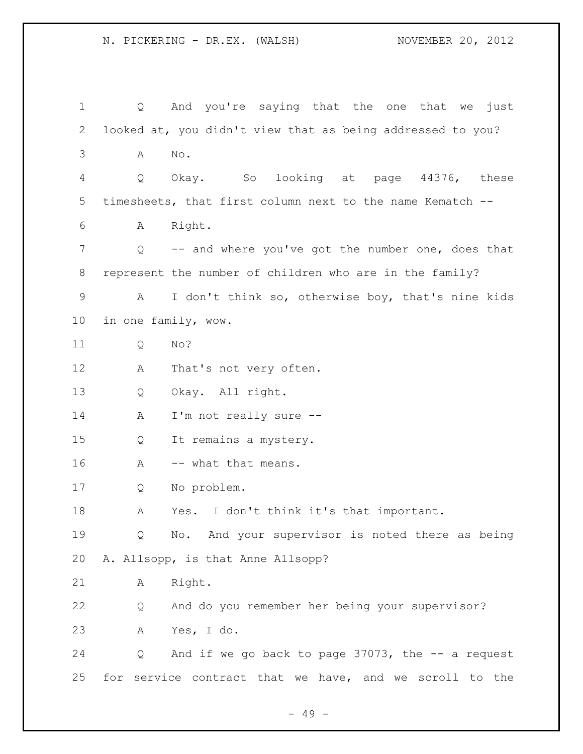Q And you're saying that the one that we just looked at, you didn't view that as being addressed to you?

A No.

Q Okay. So looking at page 44376, these timesheets, that first column next to the name Kematch --

A Right.

Q -- and where you've got the number one, does that represent the number of children who are in the family?

A I don't think so, otherwise boy, that's nine kids in one family, wow.

Q No?

A That's not very often.

Q Okay. All right.

A I'm not really sure --

Q It remains a mystery.

A -- what that means.

Q No problem.

A Yes. I don't think it's that important.

Q No. And your supervisor is noted there as being A. Allsopp, is that Anne Allsopp?

A Right.

Q And do you remember her being your supervisor?

A Yes, I do.

Q And if we go back to page 37073, the -- a request for service contract that we have, and we scroll to the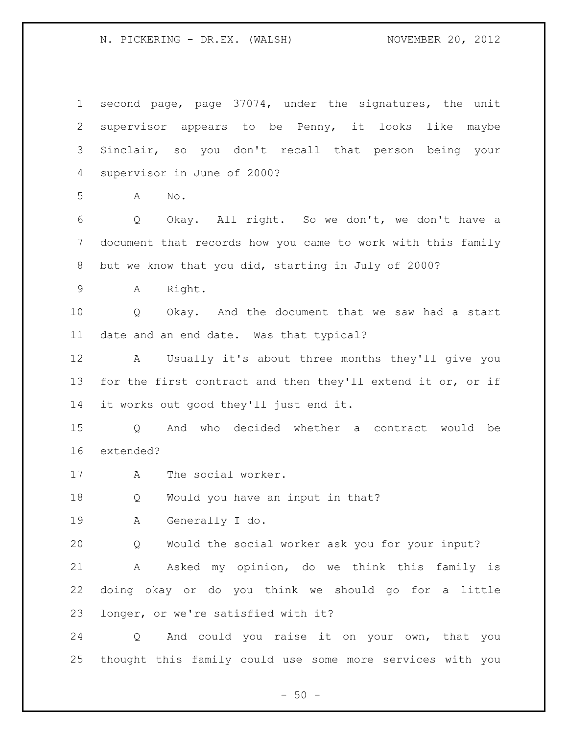second page, page 37074, under the signatures, the unit supervisor appears to be Penny, it looks like maybe Sinclair, so you don't recall that person being your supervisor in June of 2000?

A No.

Q Okay. All right. So we don't, we don't have a document that records how you came to work with this family but we know that you did, starting in July of 2000?

A Right.

Q Okay. And the document that we saw had a start date and an end date. Was that typical?

A Usually it's about three months they'll give you for the first contract and then they'll extend it or, or if it works out good they'll just end it.

Q And who decided whether a contract would be extended?

A The social worker.

Q Would you have an input in that?

A Generally I do.

Q Would the social worker ask you for your input?

A Asked my opinion, do we think this family is doing okay or do you think we should go for a little longer, or we're satisfied with it?

Q And could you raise it on your own, that you thought this family could use some more services with you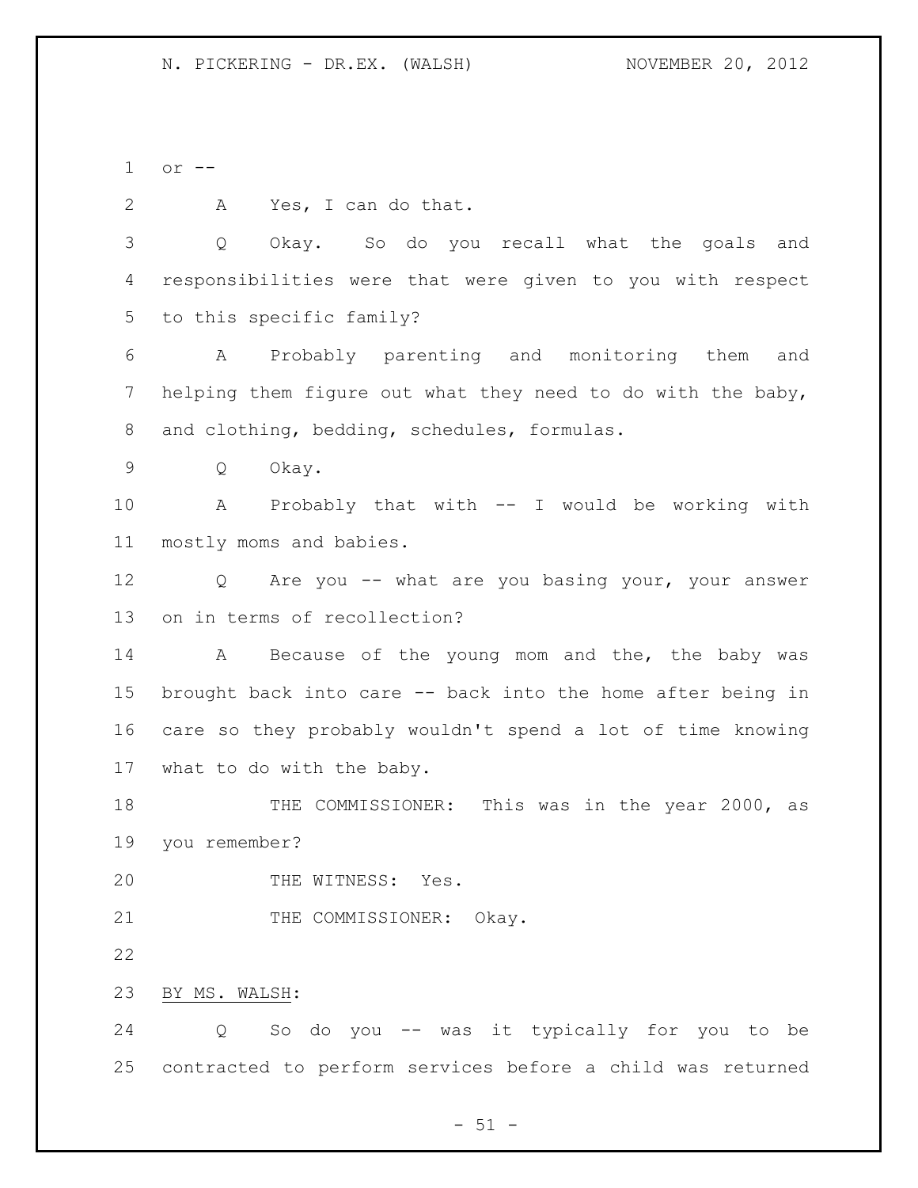or --

A Yes, I can do that.

Q Okay. So do you recall what the goals and responsibilities were that were given to you with respect to this specific family?

A Probably parenting and monitoring them and helping them figure out what they need to do with the baby, and clothing, bedding, schedules, formulas.

Q Okay.

A Probably that with -- I would be working with mostly moms and babies.

Q Are you -- what are you basing your, your answer on in terms of recollection?

A Because of the young mom and the, the baby was brought back into care -- back into the home after being in care so they probably wouldn't spend a lot of time knowing what to do with the baby.

THE COMMISSIONER: This was in the year 2000, as you remember?

THE WITNESS: Yes.

THE COMMISSIONER: Okay.

BY MS. WALSH:

Q So do you -- was it typically for you to be contracted to perform services before a child was returned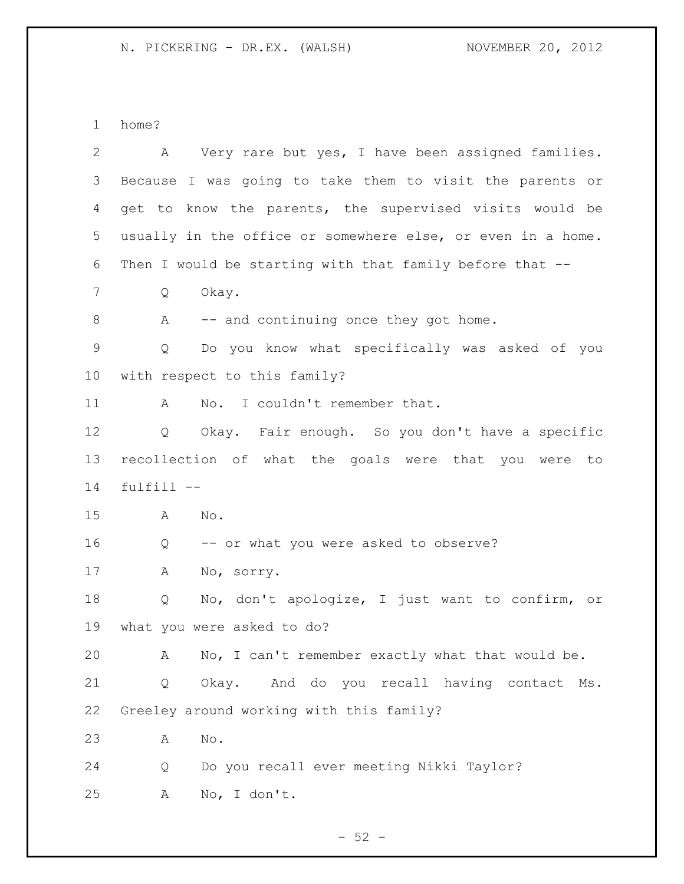home?

A Very rare but yes, I have been assigned families. Because I was going to take them to visit the parents or get to know the parents, the supervised visits would be usually in the office or somewhere else, or even in a home. Then I would be starting with that family before that --

Q Okay.

A -- and continuing once they got home.

Q Do you know what specifically was asked of you with respect to this family?

A No. I couldn't remember that.

Q Okay. Fair enough. So you don't have a specific recollection of what the goals were that you were to fulfill --

A No.

Q -- or what you were asked to observe?

A No, sorry.

Q No, don't apologize, I just want to confirm, or what you were asked to do?

A No, I can't remember exactly what that would be.

Q Okay. And do you recall having contact Ms. Greeley around working with this family?

A No.

Q Do you recall ever meeting Nikki Taylor?

A No, I don't.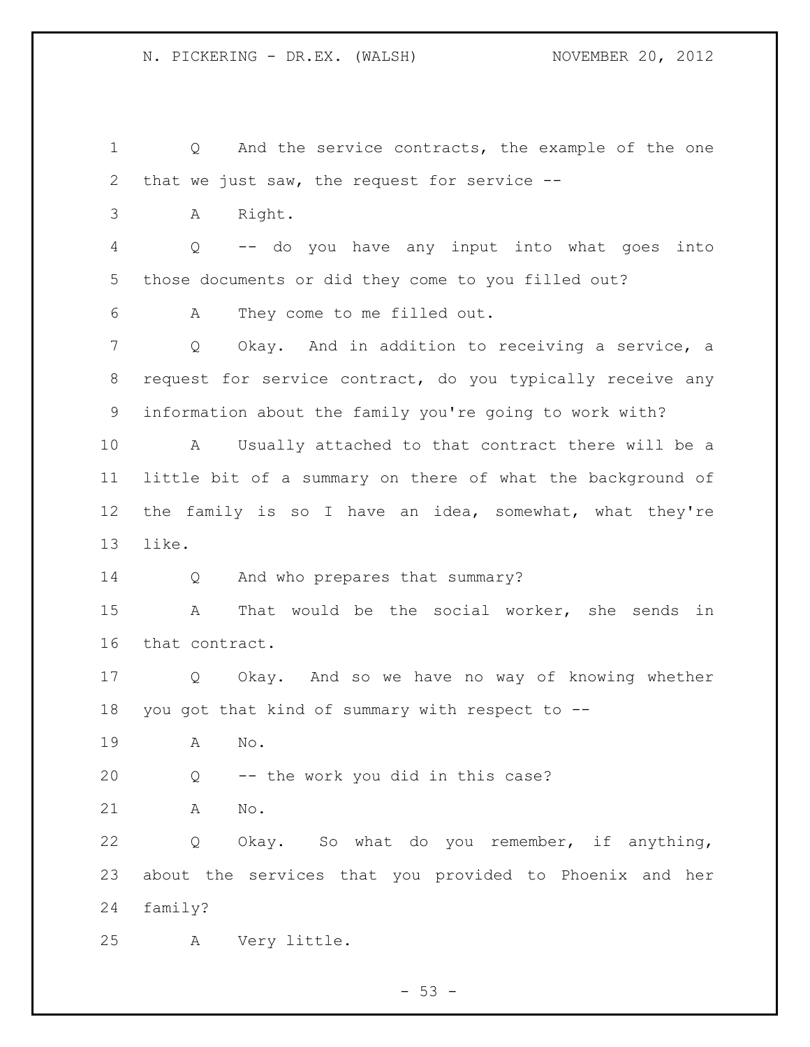Q And the service contracts, the example of the one that we just saw, the request for service --

A Right.

Q -- do you have any input into what goes into those documents or did they come to you filled out?

A They come to me filled out.

Q Okay. And in addition to receiving a service, a request for service contract, do you typically receive any information about the family you're going to work with?

A Usually attached to that contract there will be a little bit of a summary on there of what the background of the family is so I have an idea, somewhat, what they're like.

Q And who prepares that summary?

A That would be the social worker, she sends in that contract.

Q Okay. And so we have no way of knowing whether you got that kind of summary with respect to --

A No.

Q -- the work you did in this case?

A No.

Q Okay. So what do you remember, if anything, about the services that you provided to Phoenix and her family?

A Very little.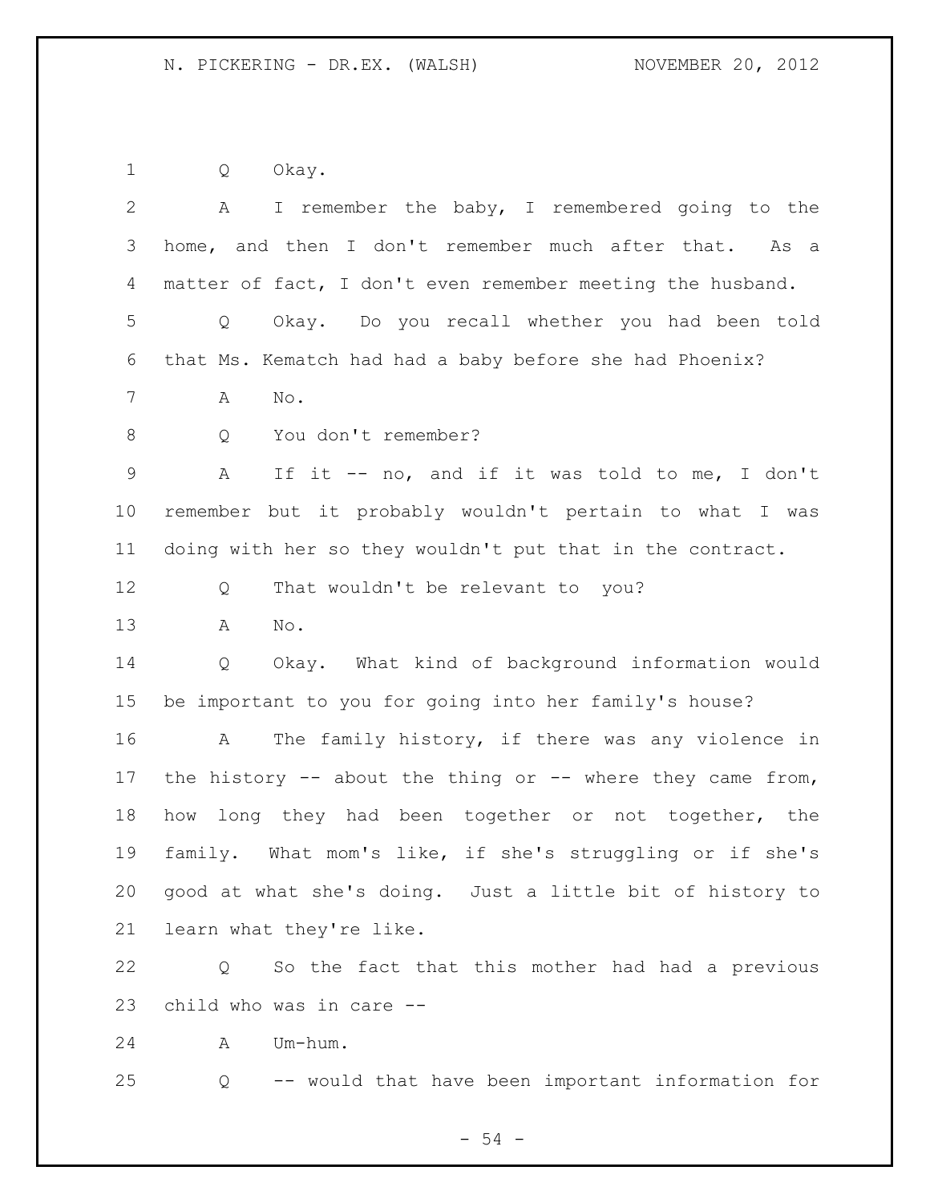1 Q Okay.

2 A I remember the baby, I remembered going to the
3 home, and then I don't remember much after that. As a
4 matter of fact, I don't even remember meeting the husband.

5 Q Okay. Do you recall whether you had been told
6 that Ms. Kematch had had a baby before she had Phoenix?

7 A No.

8 Q You don't remember?

9 A If it -- no, and if it was told to me, I don't
10 remember but it probably wouldn't pertain to what I was
11 doing with her so they wouldn't put that in the contract.

12 Q That wouldn't be relevant to you?

13 A No.

14 Q Okay. What kind of background information would
15 be important to you for going into her family's house?

16 A The family history, if there was any violence in
17 the history -- about the thing or -- where they came from,
18 how long they had been together or not together, the
19 family. What mom's like, if she's struggling or if she's
20 good at what she's doing. Just a little bit of history to
21 learn what they're like.

22 Q So the fact that this mother had had a previous
23 child who was in care --

24 A Um-hum.

25 Q -- would that have been important information for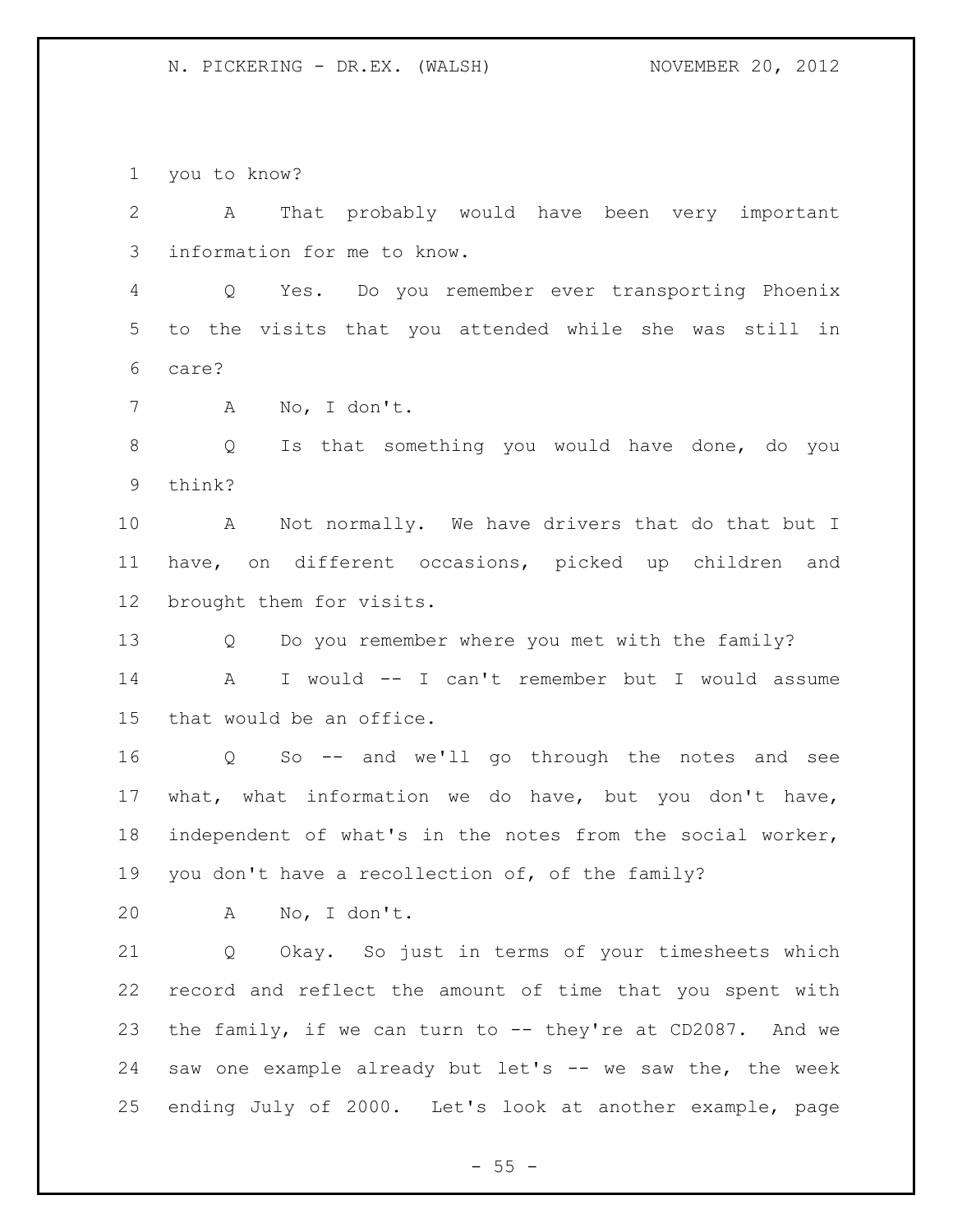you to know?

A That probably would have been very important information for me to know.

Q Yes. Do you remember ever transporting Phoenix to the visits that you attended while she was still in care?

A No, I don't.

Q Is that something you would have done, do you think?

A Not normally. We have drivers that do that but I have, on different occasions, picked up children and brought them for visits.

Q Do you remember where you met with the family?

A I would -- I can't remember but I would assume that would be an office.

Q So -- and we'll go through the notes and see what, what information we do have, but you don't have, independent of what's in the notes from the social worker, you don't have a recollection of, of the family?

A No, I don't.

Q Okay. So just in terms of your timesheets which record and reflect the amount of time that you spent with the family, if we can turn to -- they're at CD2087. And we saw one example already but let's -- we saw the, the week ending July of 2000. Let's look at another example, page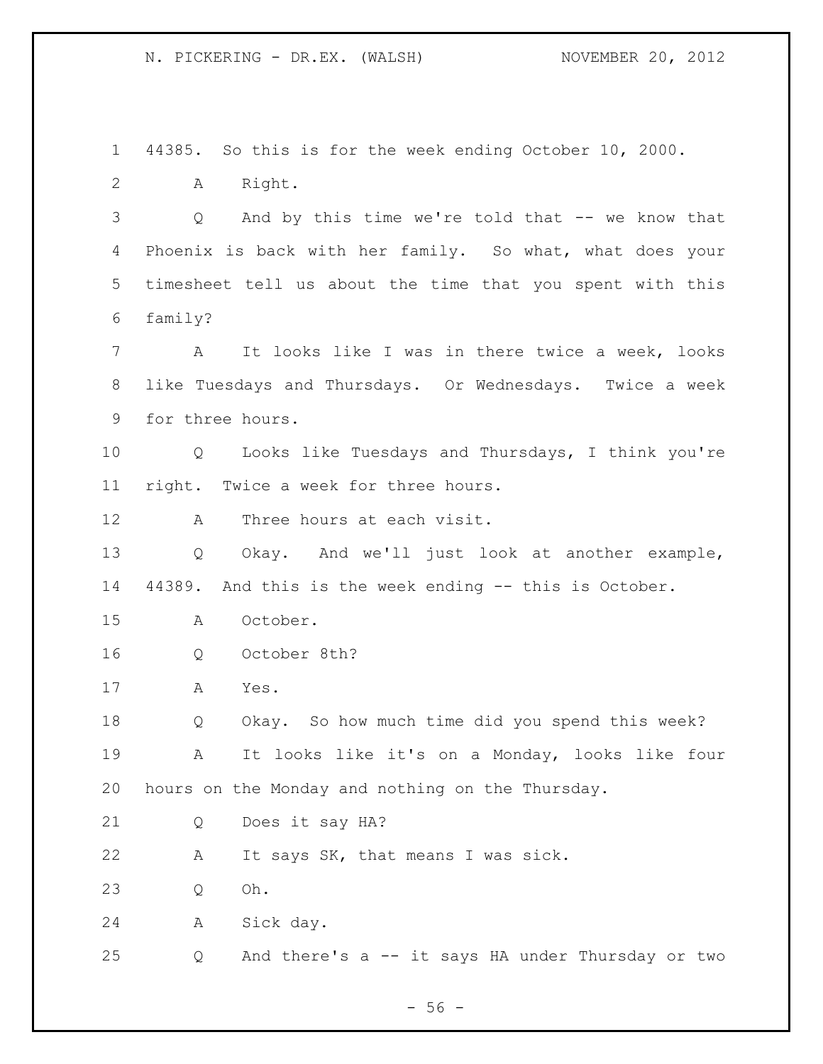44385. So this is for the week ending October 10, 2000.

A Right.

Q And by this time we're told that -- we know that Phoenix is back with her family. So what, what does your timesheet tell us about the time that you spent with this family?

A It looks like I was in there twice a week, looks like Tuesdays and Thursdays. Or Wednesdays. Twice a week for three hours.

Q Looks like Tuesdays and Thursdays, I think you're right. Twice a week for three hours.

A Three hours at each visit.

Q Okay. And we'll just look at another example, 44389. And this is the week ending -- this is October.

A October.

Q October 8th?

A Yes.

Q Okay. So how much time did you spend this week?

A It looks like it's on a Monday, looks like four hours on the Monday and nothing on the Thursday.

Q Does it say HA?

A It says SK, that means I was sick.

Q Oh.

A Sick day.

Q And there's a -- it says HA under Thursday or two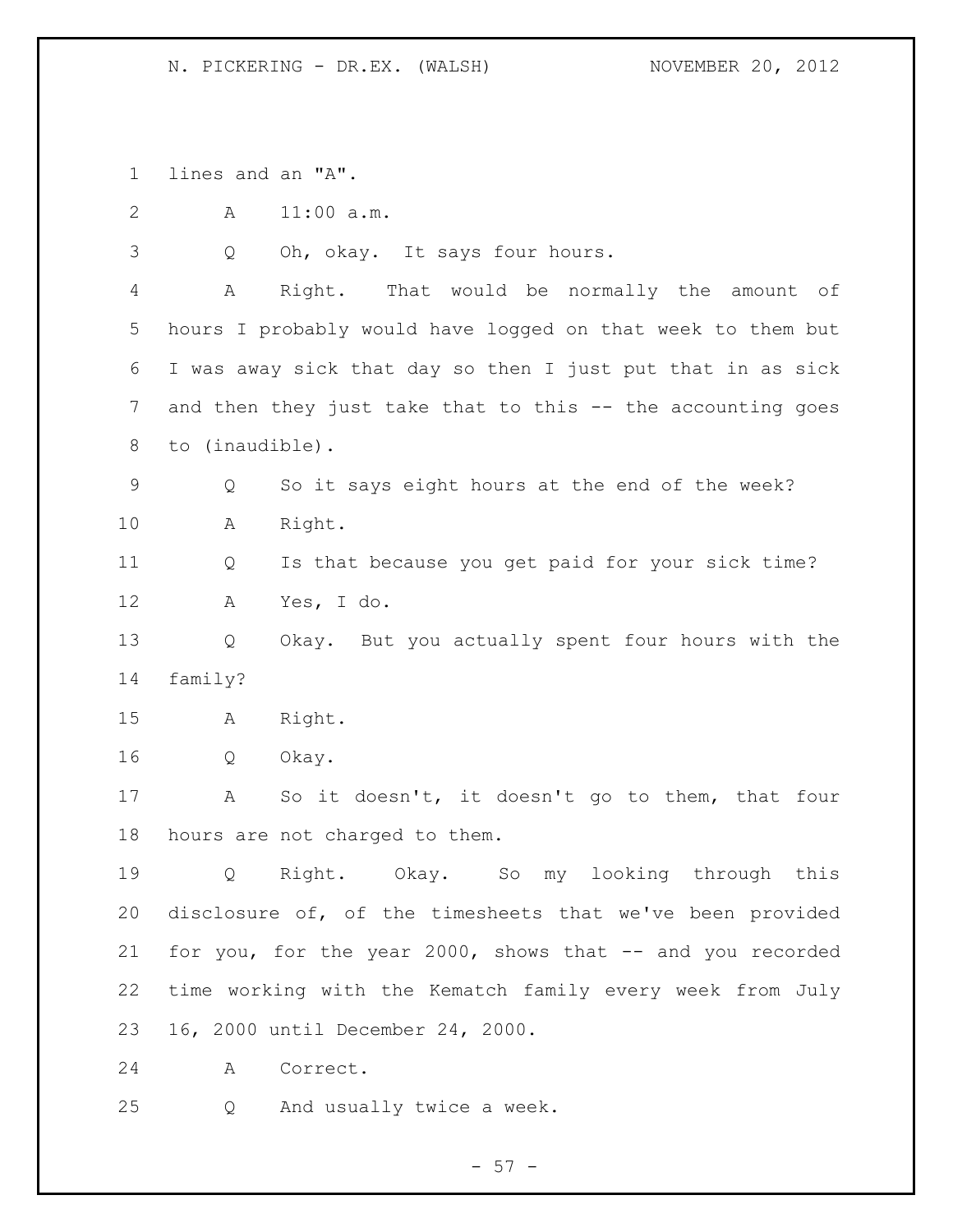lines and an "A".

A 11:00 a.m.

Q Oh, okay. It says four hours.

A Right. That would be normally the amount of hours I probably would have logged on that week to them but I was away sick that day so then I just put that in as sick and then they just take that to this -- the accounting goes to (inaudible).

Q So it says eight hours at the end of the week?

A Right.

Q Is that because you get paid for your sick time?

A Yes, I do.

Q Okay. But you actually spent four hours with the family?

A Right.

Q Okay.

A So it doesn't, it doesn't go to them, that four hours are not charged to them.

Q Right. Okay. So my looking through this disclosure of, of the timesheets that we've been provided for you, for the year 2000, shows that -- and you recorded time working with the Kematch family every week from July 16, 2000 until December 24, 2000.

A Correct.

Q And usually twice a week.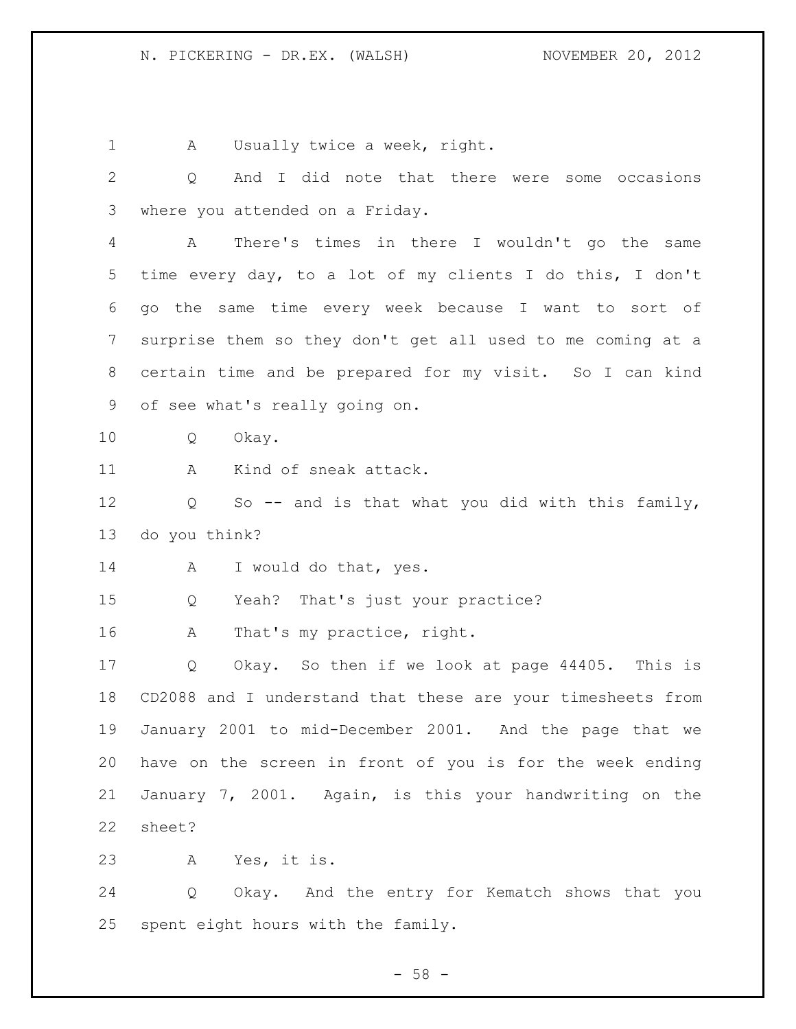A Usually twice a week, right.

Q And I did note that there were some occasions where you attended on a Friday.

A There's times in there I wouldn't go the same time every day, to a lot of my clients I do this, I don't go the same time every week because I want to sort of surprise them so they don't get all used to me coming at a certain time and be prepared for my visit. So I can kind of see what's really going on.

Q Okay.

A Kind of sneak attack.

Q So -- and is that what you did with this family, do you think?

A I would do that, yes.

Q Yeah? That's just your practice?

A That's my practice, right.

Q Okay. So then if we look at page 44405. This is CD2088 and I understand that these are your timesheets from January 2001 to mid-December 2001. And the page that we have on the screen in front of you is for the week ending January 7, 2001. Again, is this your handwriting on the sheet?

A Yes, it is.

Q Okay. And the entry for Kematch shows that you spent eight hours with the family.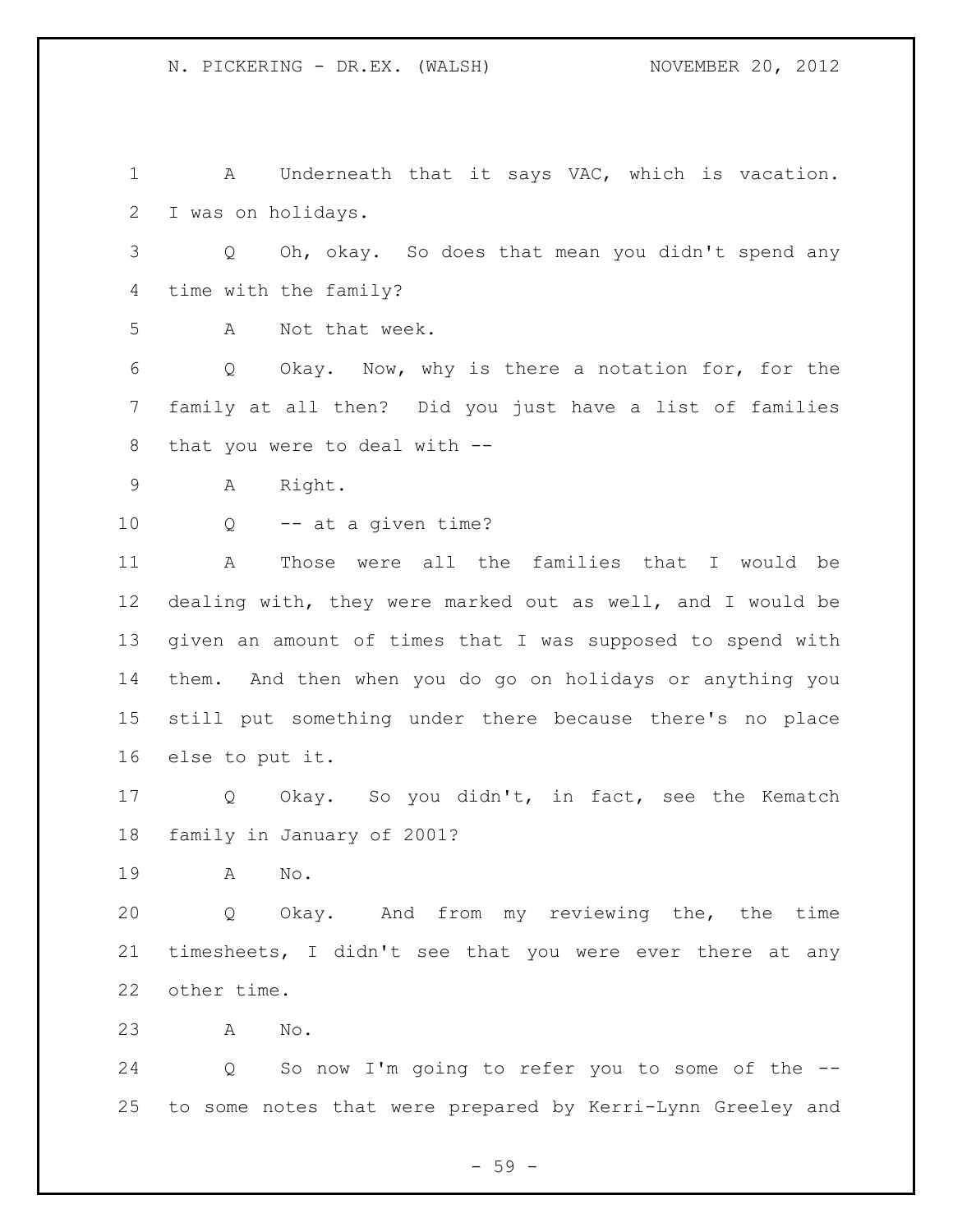A Underneath that it says VAC, which is vacation. I was on holidays.

Q Oh, okay. So does that mean you didn't spend any time with the family?

A Not that week.

Q Okay. Now, why is there a notation for, for the family at all then? Did you just have a list of families that you were to deal with --

A Right.

Q -- at a given time?

A Those were all the families that I would be dealing with, they were marked out as well, and I would be given an amount of times that I was supposed to spend with them. And then when you do go on holidays or anything you still put something under there because there's no place else to put it.

Q Okay. So you didn't, in fact, see the Kematch family in January of 2001?

A No.

Q Okay. And from my reviewing the, the time timesheets, I didn't see that you were ever there at any other time.

A No.

Q So now I'm going to refer you to some of the -- to some notes that were prepared by Kerri-Lynn Greeley and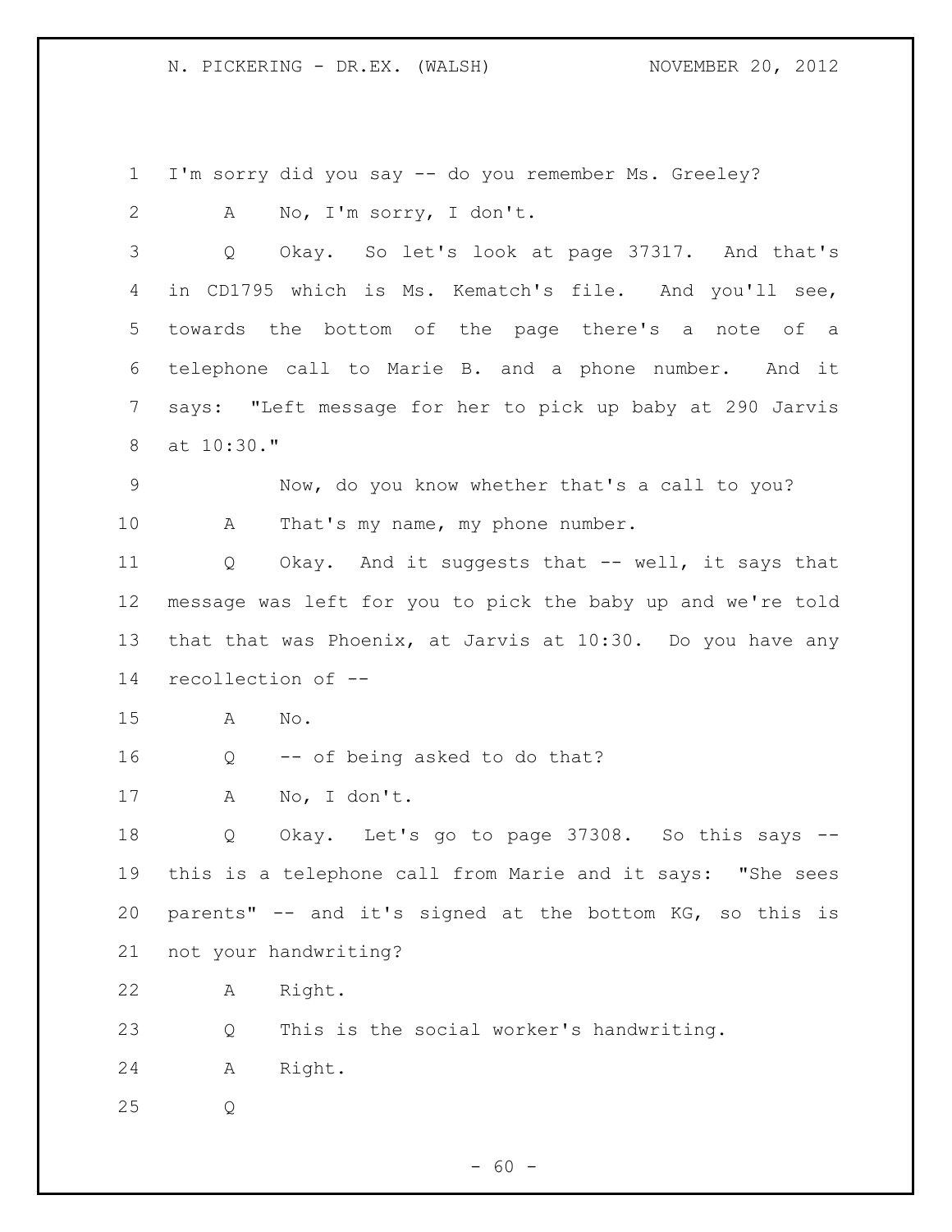I'm sorry did you say -- do you remember Ms. Greeley?

A No, I'm sorry, I don't.

Q Okay. So let's look at page 37317. And that's in CD1795 which is Ms. Kematch's file. And you'll see, towards the bottom of the page there's a note of a telephone call to Marie B. and a phone number. And it says: "Left message for her to pick up baby at 290 Jarvis at 10:30."

Now, do you know whether that's a call to you?

A That's my name, my phone number.

Q Okay. And it suggests that -- well, it says that message was left for you to pick the baby up and we're told that that was Phoenix, at Jarvis at 10:30. Do you have any recollection of --

A No.

Q -- of being asked to do that?

A No, I don't.

Q Okay. Let's go to page 37308. So this says -- this is a telephone call from Marie and it says: "She sees parents" -- and it's signed at the bottom KG, so this is not your handwriting?

A Right.

Q This is the social worker's handwriting.

A Right.

Q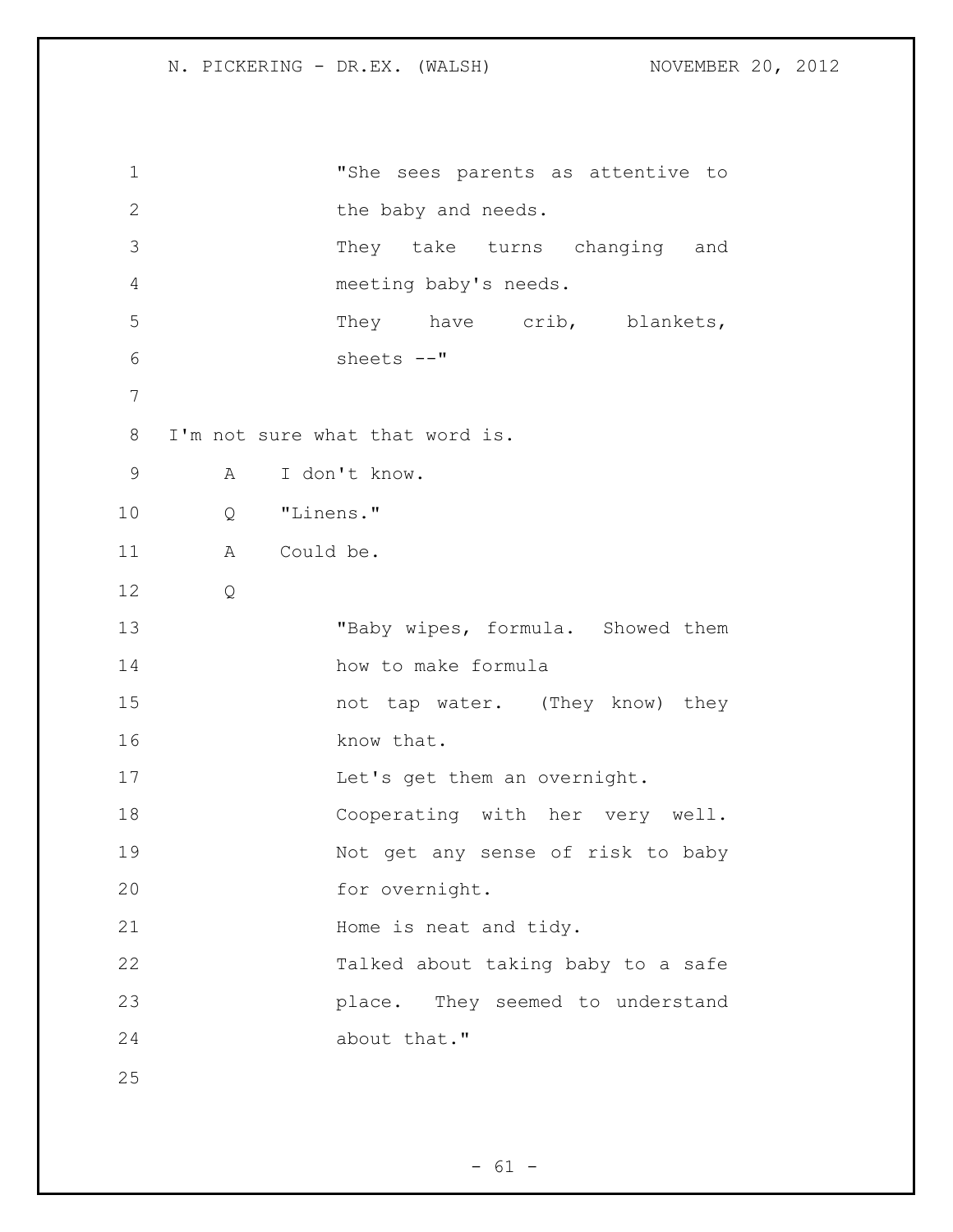"She sees parents as attentive to the baby and needs.
They take turns changing and meeting baby's needs.
They have crib, blankets, sheets --"

I'm not sure what that word is.

A I don't know.

Q "Linens."

A Could be.

Q

"Baby wipes, formula. Showed them how to make formula
not tap water. (They know) they know that.
Let's get them an overnight.
Cooperating with her very well.
Not get any sense of risk to baby for overnight.
Home is neat and tidy.
Talked about taking baby to a safe place. They seemed to understand about that."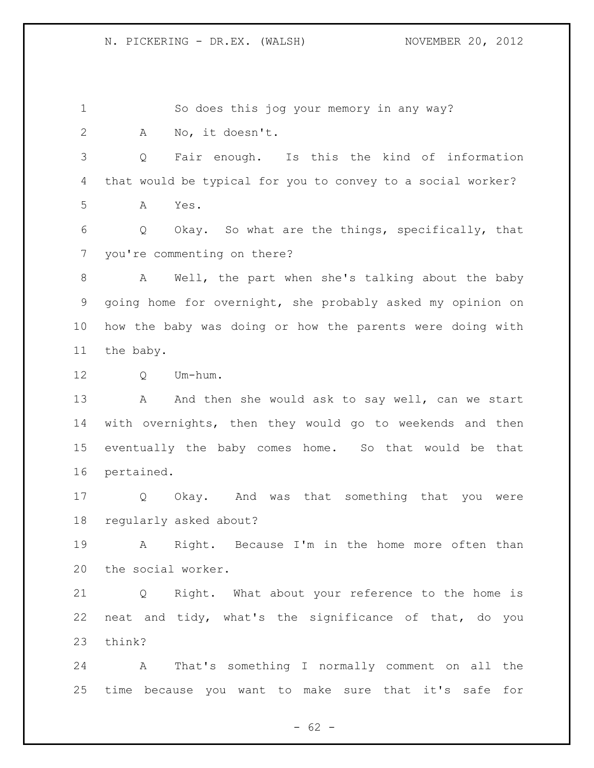So does this jog your memory in any way?

A No, it doesn't.

Q Fair enough. Is this the kind of information that would be typical for you to convey to a social worker?

A Yes.

Q Okay. So what are the things, specifically, that you're commenting on there?

A Well, the part when she's talking about the baby going home for overnight, she probably asked my opinion on how the baby was doing or how the parents were doing with the baby.

Q Um-hum.

A And then she would ask to say well, can we start with overnights, then they would go to weekends and then eventually the baby comes home. So that would be that pertained.

Q Okay. And was that something that you were regularly asked about?

A Right. Because I'm in the home more often than the social worker.

Q Right. What about your reference to the home is neat and tidy, what's the significance of that, do you think?

A That's something I normally comment on all the time because you want to make sure that it's safe for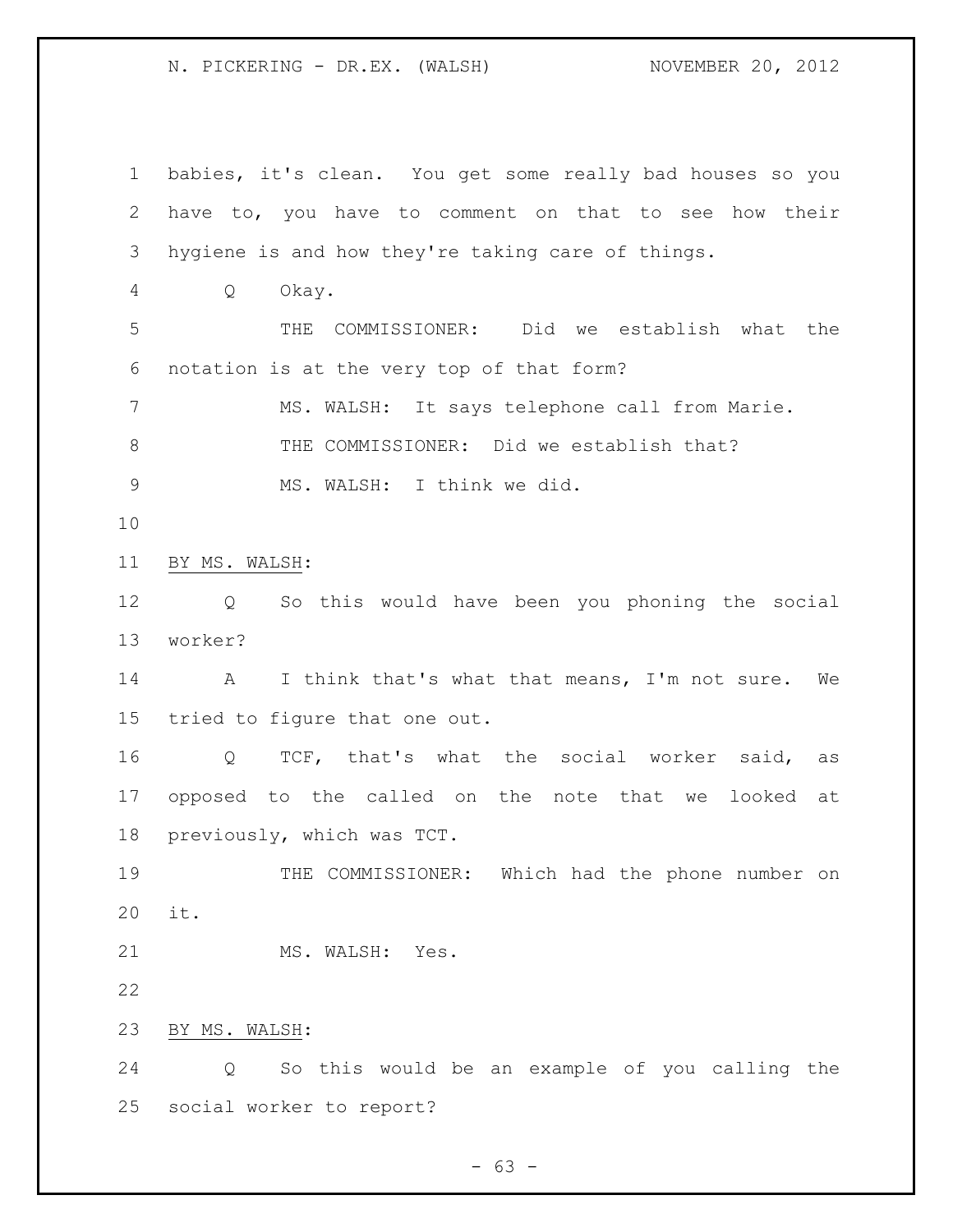babies, it's clean. You get some really bad houses so you have to, you have to comment on that to see how their hygiene is and how they're taking care of things.

Q Okay.

THE COMMISSIONER: Did we establish what the notation is at the very top of that form?

MS. WALSH: It says telephone call from Marie.

THE COMMISSIONER: Did we establish that?

MS. WALSH: I think we did.

BY MS. WALSH:

Q So this would have been you phoning the social worker?

A I think that's what that means, I'm not sure. We tried to figure that one out.

Q TCF, that's what the social worker said, as opposed to the called on the note that we looked at previously, which was TCT.

THE COMMISSIONER: Which had the phone number on it.

MS. WALSH: Yes.

BY MS. WALSH:

Q So this would be an example of you calling the social worker to report?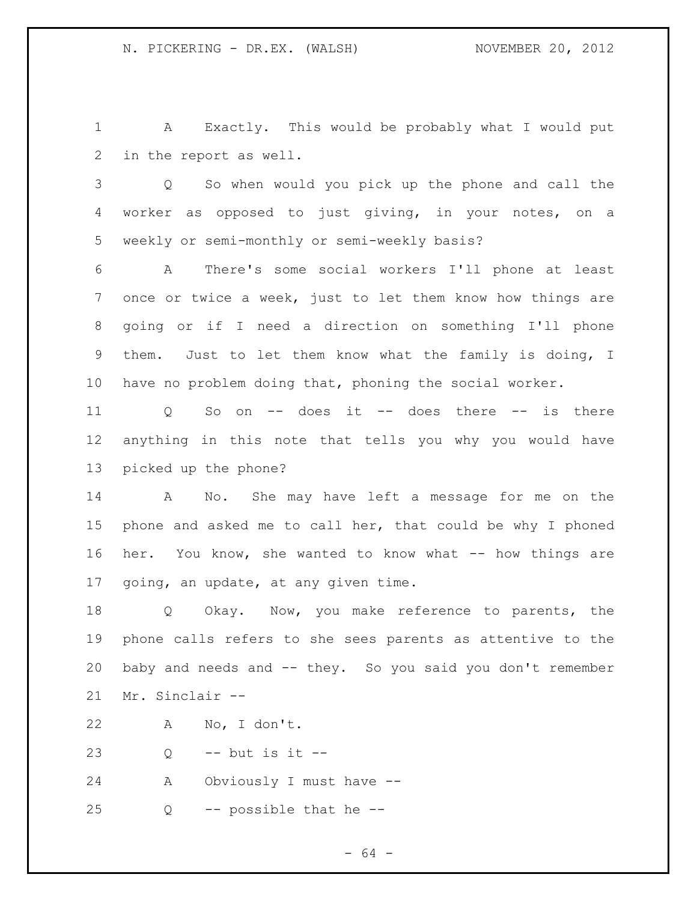A Exactly. This would be probably what I would put in the report as well.

Q So when would you pick up the phone and call the worker as opposed to just giving, in your notes, on a weekly or semi-monthly or semi-weekly basis?

A There's some social workers I'll phone at least once or twice a week, just to let them know how things are going or if I need a direction on something I'll phone them. Just to let them know what the family is doing, I have no problem doing that, phoning the social worker.

Q So on -- does it -- does there -- is there anything in this note that tells you why you would have picked up the phone?

A No. She may have left a message for me on the phone and asked me to call her, that could be why I phoned her. You know, she wanted to know what -- how things are going, an update, at any given time.

Q Okay. Now, you make reference to parents, the phone calls refers to she sees parents as attentive to the baby and needs and -- they. So you said you don't remember Mr. Sinclair --

A No, I don't.

Q -- but is it --

A Obviously I must have --

Q -- possible that he --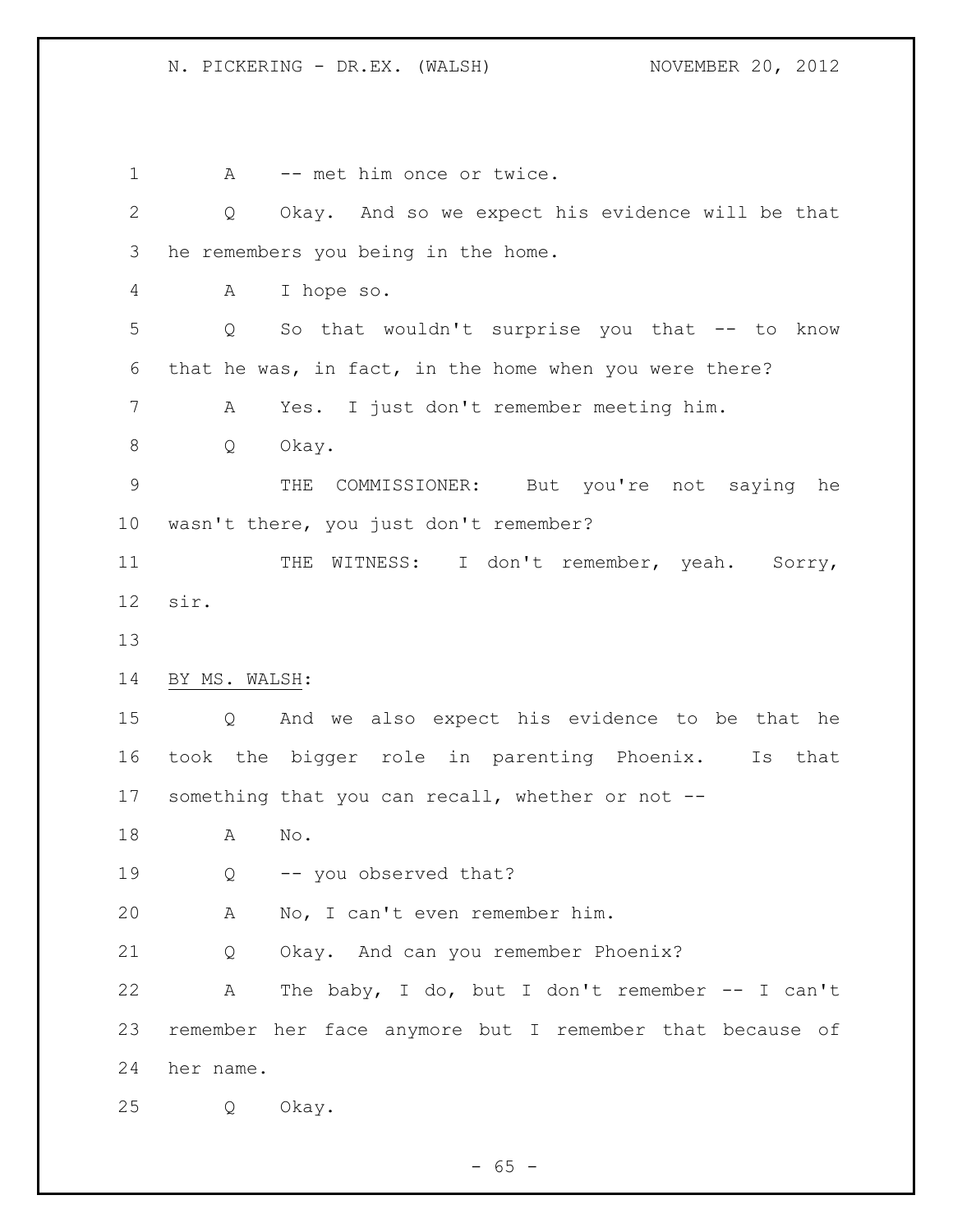A -- met him once or twice.

Q Okay. And so we expect his evidence will be that he remembers you being in the home.

A I hope so.

Q So that wouldn't surprise you that -- to know that he was, in fact, in the home when you were there?

A Yes. I just don't remember meeting him.

Q Okay.

THE COMMISSIONER: But you're not saying he wasn't there, you just don't remember?

THE WITNESS: I don't remember, yeah. Sorry, sir.

BY MS. WALSH:

Q And we also expect his evidence to be that he took the bigger role in parenting Phoenix. Is that something that you can recall, whether or not --

A No.

Q -- you observed that?

A No, I can't even remember him.

Q Okay. And can you remember Phoenix?

A The baby, I do, but I don't remember -- I can't remember her face anymore but I remember that because of her name.

Q Okay.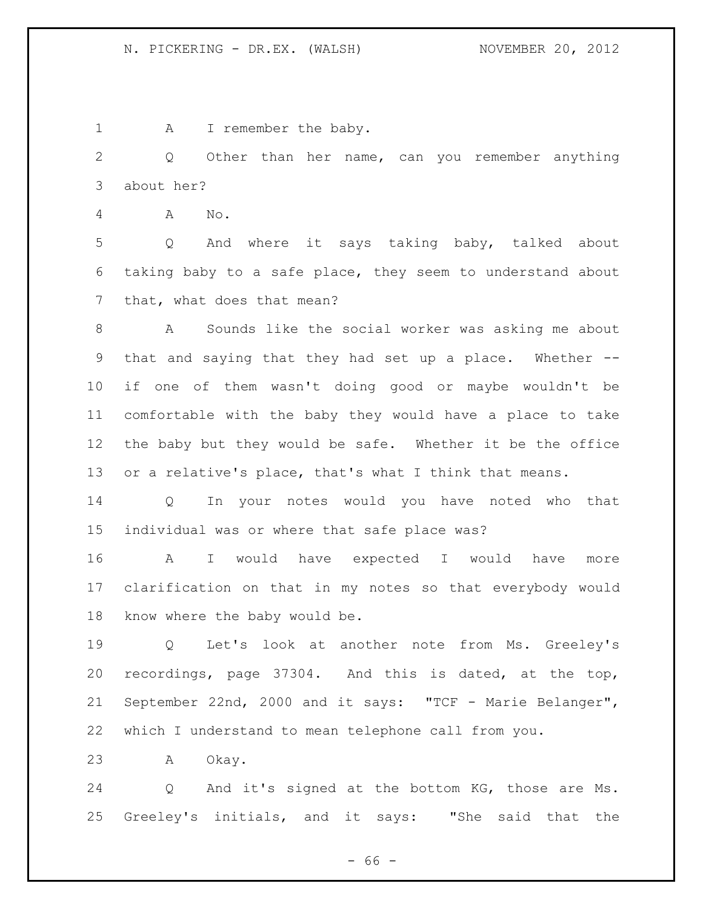A I remember the baby.

Q Other than her name, can you remember anything about her?

A No.

Q And where it says taking baby, talked about taking baby to a safe place, they seem to understand about that, what does that mean?

A Sounds like the social worker was asking me about that and saying that they had set up a place. Whether -- if one of them wasn't doing good or maybe wouldn't be comfortable with the baby they would have a place to take the baby but they would be safe. Whether it be the office or a relative's place, that's what I think that means.

Q In your notes would you have noted who that individual was or where that safe place was?

A I would have expected I would have more clarification on that in my notes so that everybody would know where the baby would be.

Q Let's look at another note from Ms. Greeley's recordings, page 37304. And this is dated, at the top, September 22nd, 2000 and it says: "TCF - Marie Belanger", which I understand to mean telephone call from you.

A Okay.

Q And it's signed at the bottom KG, those are Ms. Greeley's initials, and it says: "She said that the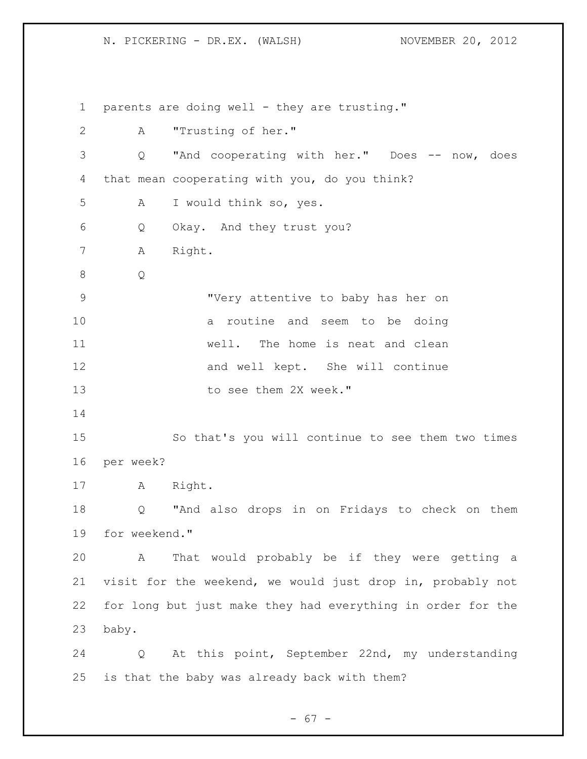parents are doing well - they are trusting."

A "Trusting of her."

Q "And cooperating with her." Does -- now, does that mean cooperating with you, do you think?

A I would think so, yes.

Q Okay. And they trust you?

A Right.

Q

> "Very attentive to baby has her on a routine and seem to be doing well. The home is neat and clean and well kept. She will continue to see them 2X week."

So that's you will continue to see them two times per week?

A Right.

Q "And also drops in on Fridays to check on them for weekend."

A That would probably be if they were getting a visit for the weekend, we would just drop in, probably not for long but just make they had everything in order for the baby.

Q At this point, September 22nd, my understanding is that the baby was already back with them?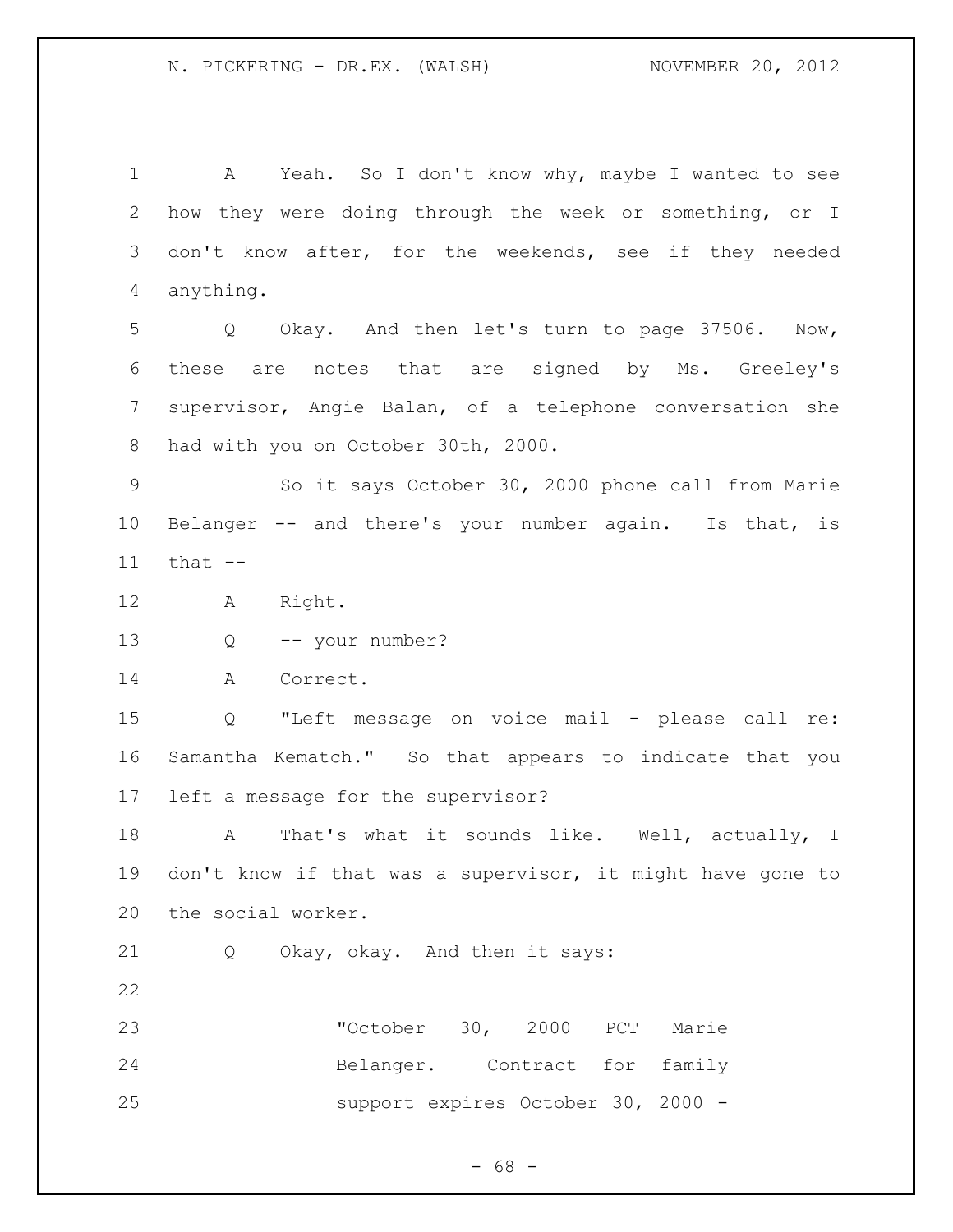A Yeah. So I don't know why, maybe I wanted to see how they were doing through the week or something, or I don't know after, for the weekends, see if they needed anything.

Q Okay. And then let's turn to page 37506. Now, these are notes that are signed by Ms. Greeley's supervisor, Angie Balan, of a telephone conversation she had with you on October 30th, 2000.

So it says October 30, 2000 phone call from Marie Belanger -- and there's your number again. Is that, is that --

A Right.

Q -- your number?

A Correct.

Q "Left message on voice mail - please call re: Samantha Kematch." So that appears to indicate that you left a message for the supervisor?

A That's what it sounds like. Well, actually, I don't know if that was a supervisor, it might have gone to the social worker.

Q Okay, okay. And then it says:

> "October 30, 2000 PCT Marie Belanger. Contract for family support expires October 30, 2000 -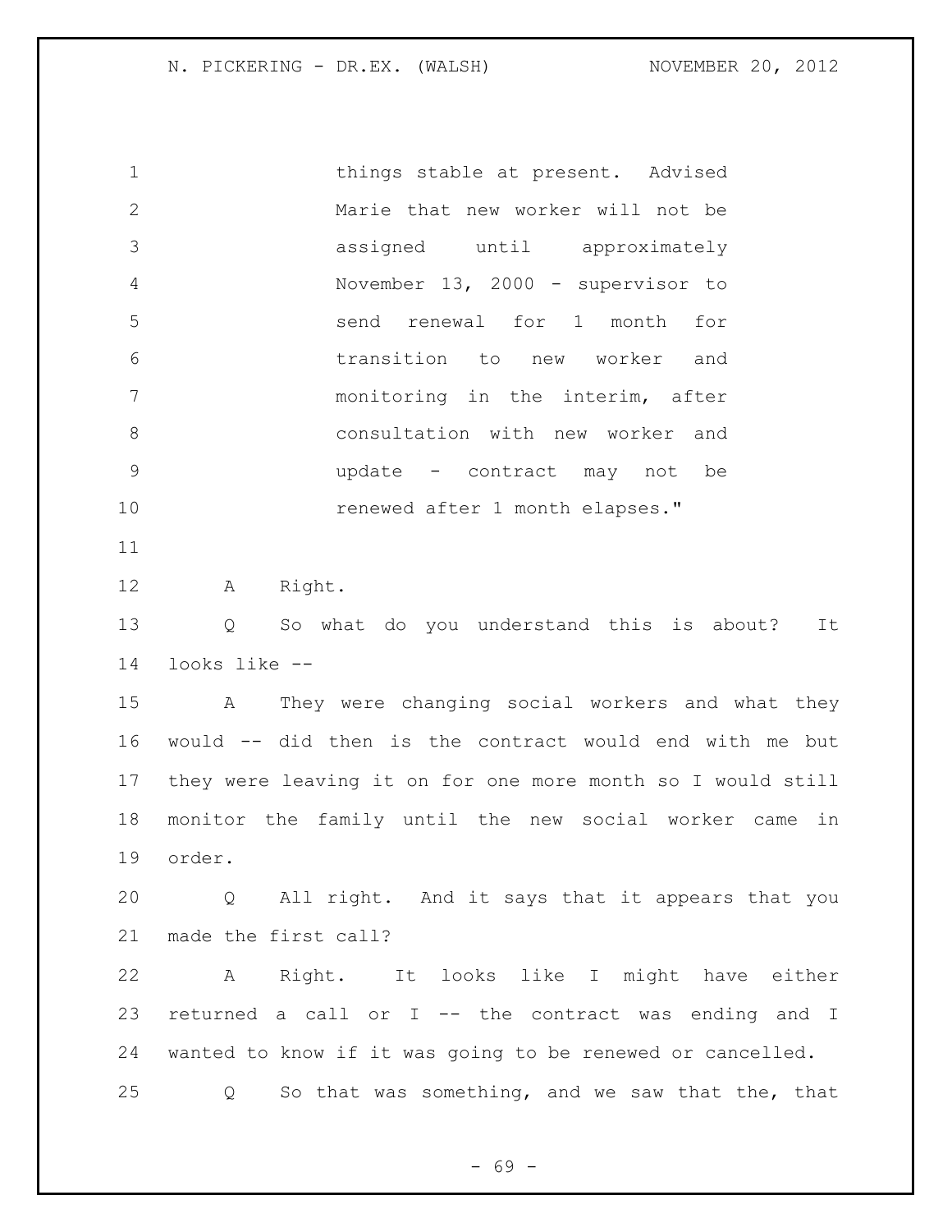things stable at present. Advised Marie that new worker will not be assigned until approximately November 13, 2000 - supervisor to send renewal for 1 month for transition to new worker and monitoring in the interim, after consultation with new worker and update - contract may not be renewed after 1 month elapses."

A Right.

Q So what do you understand this is about? It looks like --

A They were changing social workers and what they would -- did then is the contract would end with me but they were leaving it on for one more month so I would still monitor the family until the new social worker came in order.

Q All right. And it says that it appears that you made the first call?

A Right. It looks like I might have either returned a call or I -- the contract was ending and I wanted to know if it was going to be renewed or cancelled.

Q So that was something, and we saw that the, that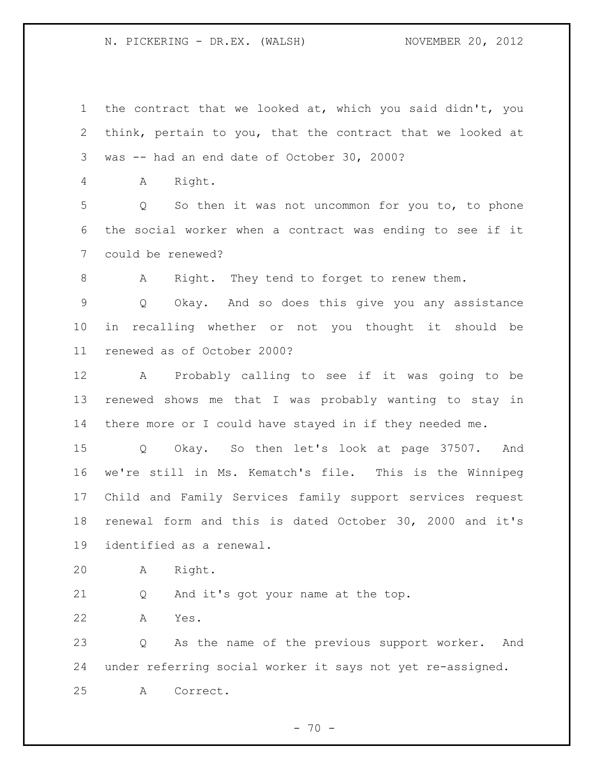the contract that we looked at, which you said didn't, you think, pertain to you, that the contract that we looked at was -- had an end date of October 30, 2000?

A Right.

Q So then it was not uncommon for you to, to phone the social worker when a contract was ending to see if it could be renewed?

A Right. They tend to forget to renew them.

Q Okay. And so does this give you any assistance in recalling whether or not you thought it should be renewed as of October 2000?

A Probably calling to see if it was going to be renewed shows me that I was probably wanting to stay in there more or I could have stayed in if they needed me.

Q Okay. So then let's look at page 37507. And we're still in Ms. Kematch's file. This is the Winnipeg Child and Family Services family support services request renewal form and this is dated October 30, 2000 and it's identified as a renewal.

A Right.

Q And it's got your name at the top.

A Yes.

Q As the name of the previous support worker. And under referring social worker it says not yet re-assigned.

A Correct.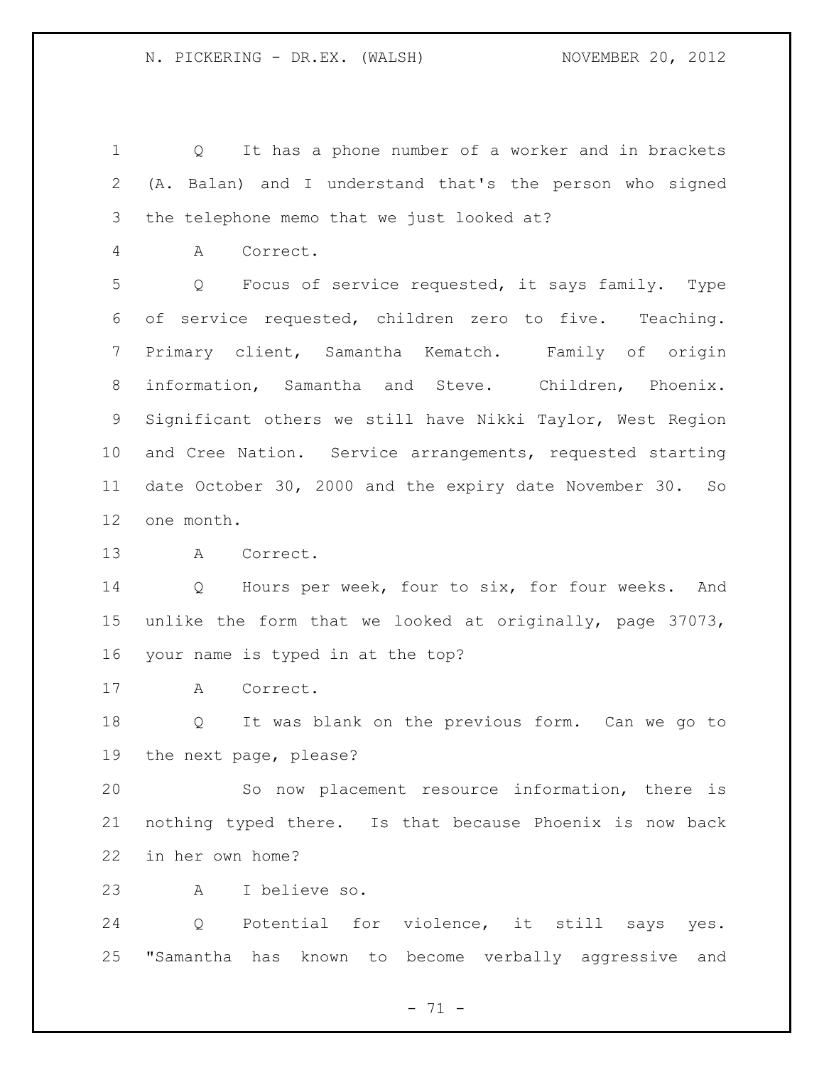Q It has a phone number of a worker and in brackets (A. Balan) and I understand that's the person who signed the telephone memo that we just looked at?

A Correct.

Q Focus of service requested, it says family. Type of service requested, children zero to five. Teaching. Primary client, Samantha Kematch. Family of origin information, Samantha and Steve. Children, Phoenix. Significant others we still have Nikki Taylor, West Region and Cree Nation. Service arrangements, requested starting date October 30, 2000 and the expiry date November 30. So one month.

A Correct.

Q Hours per week, four to six, for four weeks. And unlike the form that we looked at originally, page 37073, your name is typed in at the top?

A Correct.

Q It was blank on the previous form. Can we go to the next page, please?

So now placement resource information, there is nothing typed there. Is that because Phoenix is now back in her own home?

A I believe so.

Q Potential for violence, it still says yes. "Samantha has known to become verbally aggressive and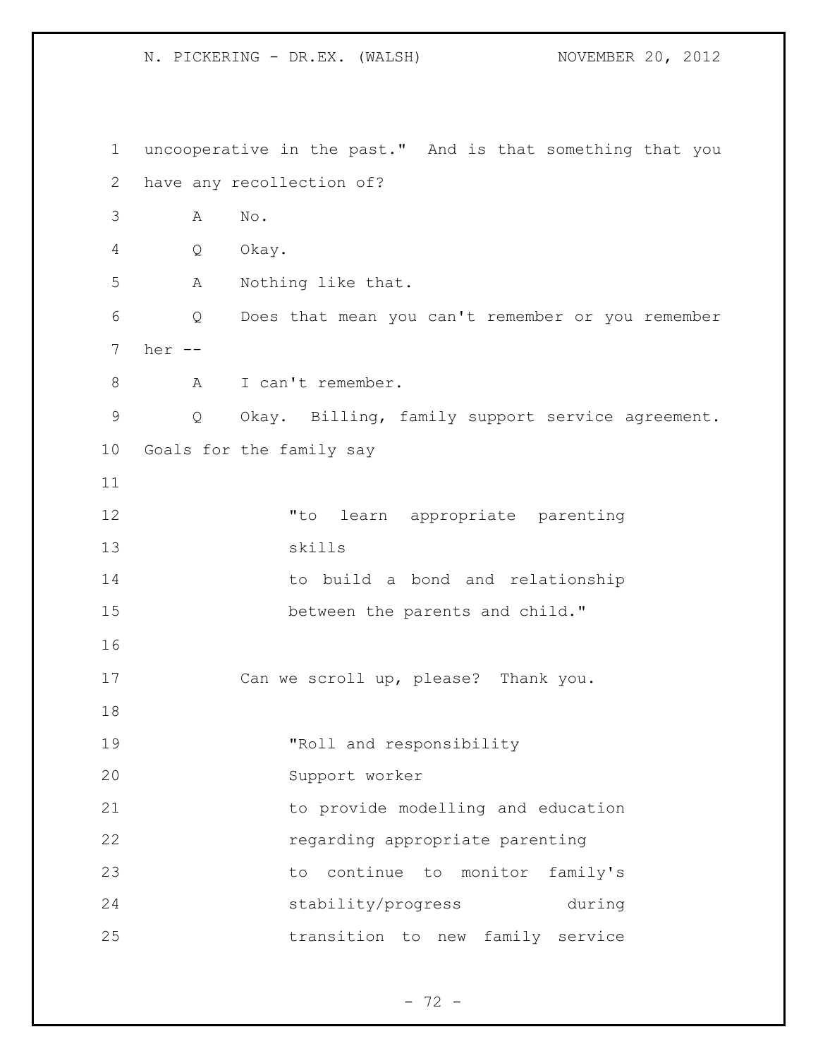uncooperative in the past." And is that something that you have any recollection of?

A No.

Q Okay.

A Nothing like that.

Q Does that mean you can't remember or you remember her --

A I can't remember.

Q Okay. Billing, family support service agreement. Goals for the family say

> "to learn appropriate parenting
> skills
> to build a bond and relationship
> between the parents and child."

Can we scroll up, please? Thank you.

> "Roll and responsibility
> Support worker
> to provide modelling and education
> regarding appropriate parenting
> to continue to monitor family's
> stability/progress during
> transition to new family service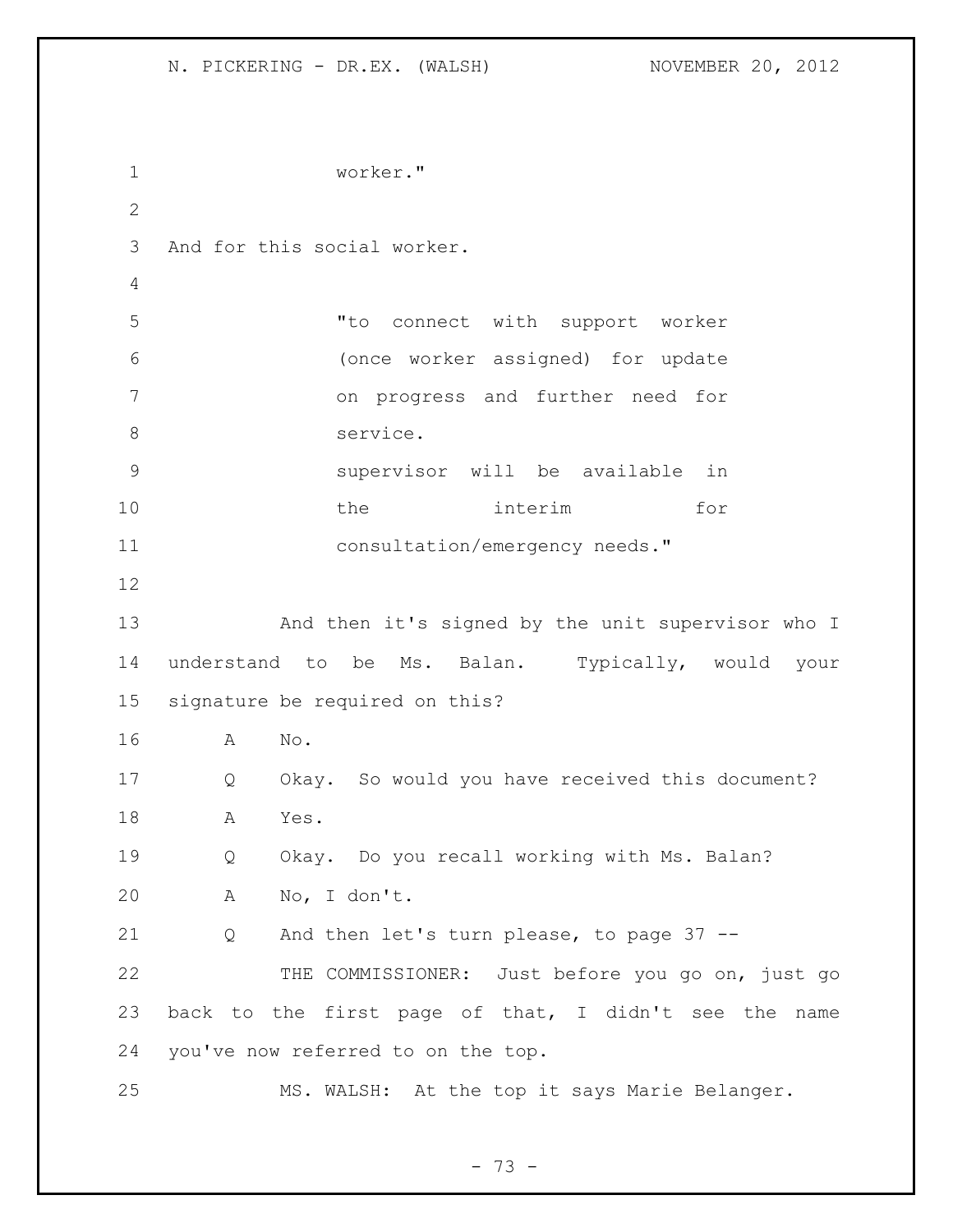worker."

And for this social worker.

> "to connect with support worker (once worker assigned) for update on progress and further need for service.
> supervisor will be available in the interim for consultation/emergency needs."

And then it's signed by the unit supervisor who I understand to be Ms. Balan. Typically, would your signature be required on this?

A No.

Q Okay. So would you have received this document?

A Yes.

Q Okay. Do you recall working with Ms. Balan?

A No, I don't.

Q And then let's turn please, to page 37 --

THE COMMISSIONER: Just before you go on, just go back to the first page of that, I didn't see the name you've now referred to on the top.

MS. WALSH: At the top it says Marie Belanger.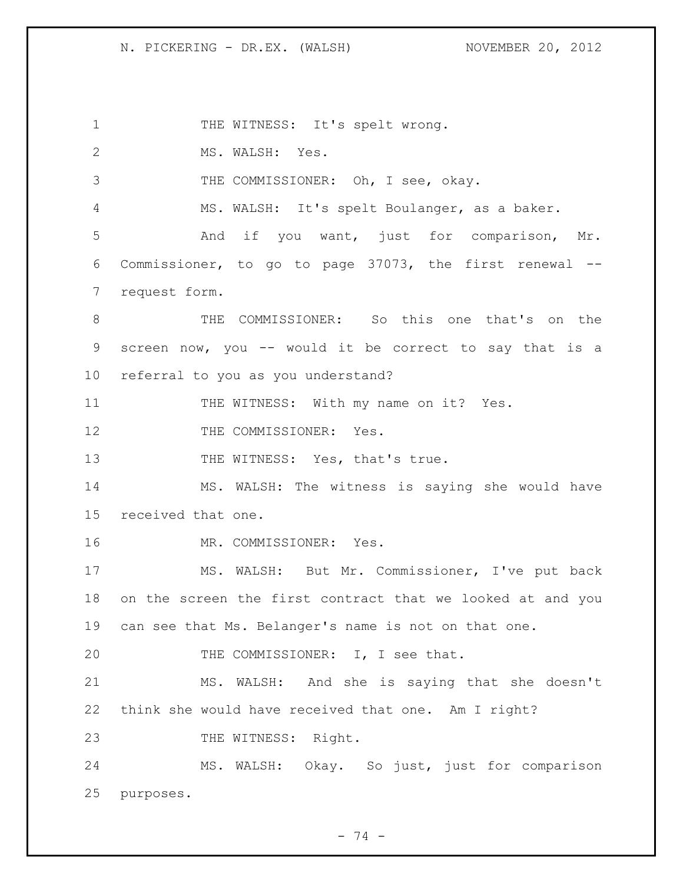THE WITNESS: It's spelt wrong.

MS. WALSH: Yes.

THE COMMISSIONER: Oh, I see, okay.

MS. WALSH: It's spelt Boulanger, as a baker.

And if you want, just for comparison, Mr. Commissioner, to go to page 37073, the first renewal -- request form.

THE COMMISSIONER: So this one that's on the screen now, you -- would it be correct to say that is a referral to you as you understand?

THE WITNESS: With my name on it? Yes.

THE COMMISSIONER: Yes.

THE WITNESS: Yes, that's true.

MS. WALSH: The witness is saying she would have received that one.

MR. COMMISSIONER: Yes.

MS. WALSH: But Mr. Commissioner, I've put back on the screen the first contract that we looked at and you can see that Ms. Belanger's name is not on that one.

THE COMMISSIONER: I, I see that.

MS. WALSH: And she is saying that she doesn't think she would have received that one. Am I right?

THE WITNESS: Right.

MS. WALSH: Okay. So just, just for comparison purposes.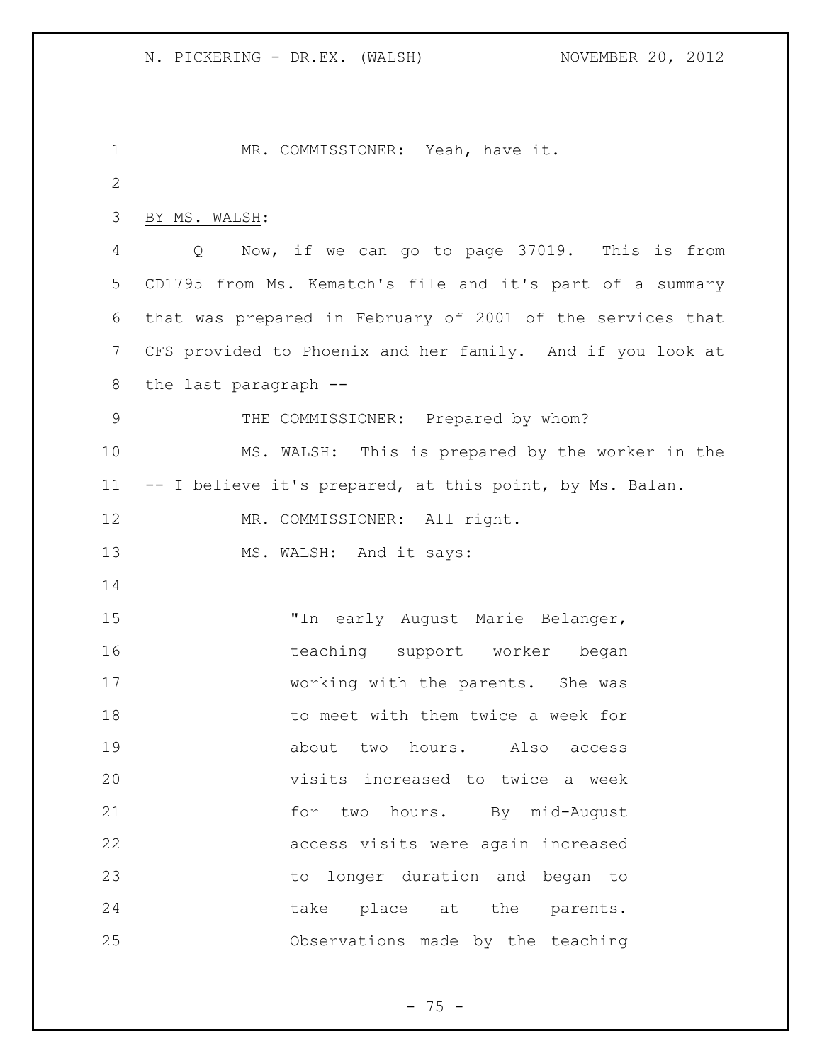MR. COMMISSIONER: Yeah, have it.

BY MS. WALSH:

Q Now, if we can go to page 37019. This is from CD1795 from Ms. Kematch's file and it's part of a summary that was prepared in February of 2001 of the services that CFS provided to Phoenix and her family. And if you look at the last paragraph --

THE COMMISSIONER: Prepared by whom?

MS. WALSH: This is prepared by the worker in the -- I believe it's prepared, at this point, by Ms. Balan.

MR. COMMISSIONER: All right.

MS. WALSH: And it says:

> "In early August Marie Belanger, teaching support worker began working with the parents. She was to meet with them twice a week for about two hours. Also access visits increased to twice a week for two hours. By mid-August access visits were again increased to longer duration and began to take place at the parents. Observations made by the teaching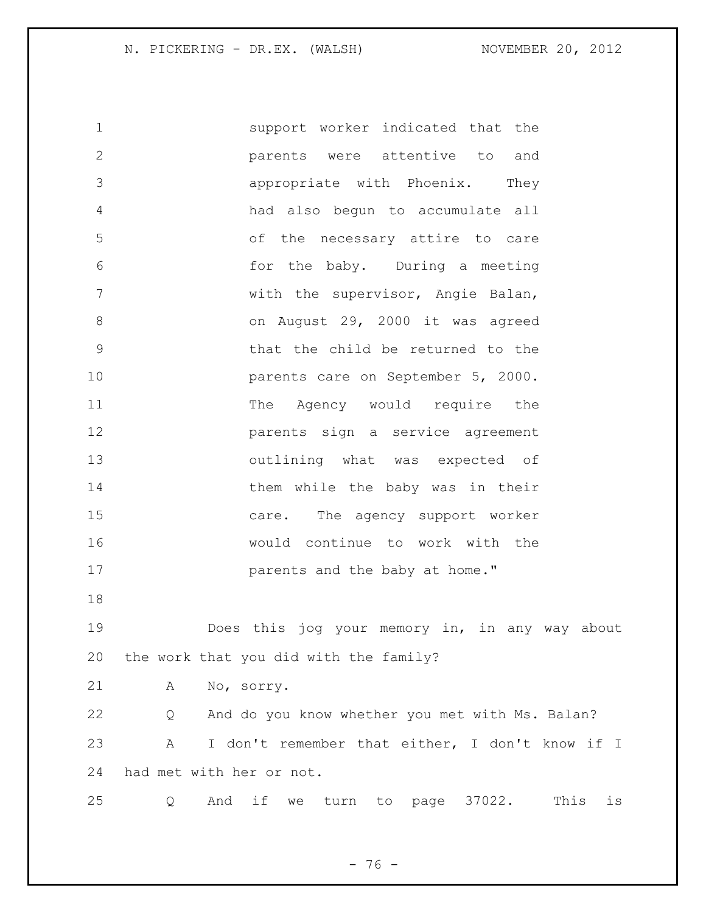support worker indicated that the parents were attentive to and appropriate with Phoenix. They had also begun to accumulate all of the necessary attire to care for the baby. During a meeting with the supervisor, Angie Balan, on August 29, 2000 it was agreed that the child be returned to the parents care on September 5, 2000. The Agency would require the parents sign a service agreement outlining what was expected of them while the baby was in their care. The agency support worker would continue to work with the parents and the baby at home."

Does this jog your memory in, in any way about the work that you did with the family?

A No, sorry.

Q And do you know whether you met with Ms. Balan?

A I don't remember that either, I don't know if I had met with her or not.

Q And if we turn to page 37022. This is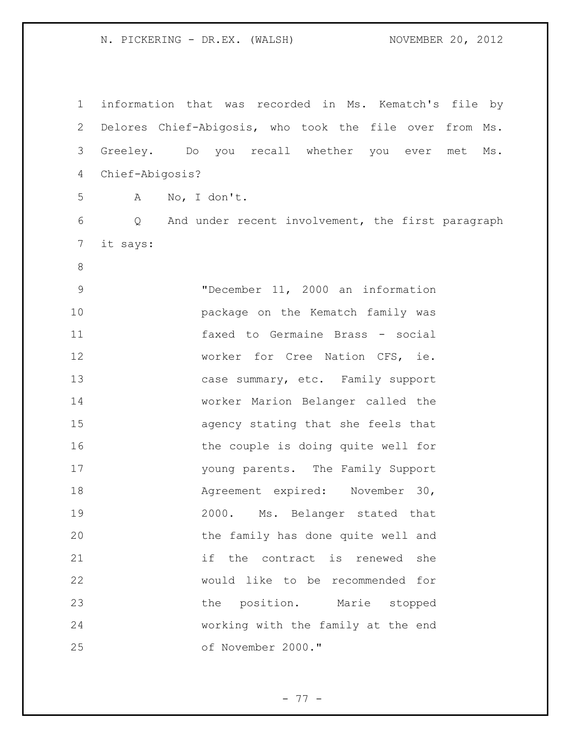information that was recorded in Ms. Kematch's file by Delores Chief-Abigosis, who took the file over from Ms. Greeley. Do you recall whether you ever met Ms. Chief-Abigosis?

A No, I don't.

Q And under recent involvement, the first paragraph it says:

> "December 11, 2000 an information package on the Kematch family was faxed to Germaine Brass - social worker for Cree Nation CFS, ie. case summary, etc. Family support worker Marion Belanger called the agency stating that she feels that the couple is doing quite well for young parents. The Family Support Agreement expired: November 30, 2000. Ms. Belanger stated that the family has done quite well and if the contract is renewed she would like to be recommended for the position. Marie stopped working with the family at the end of November 2000."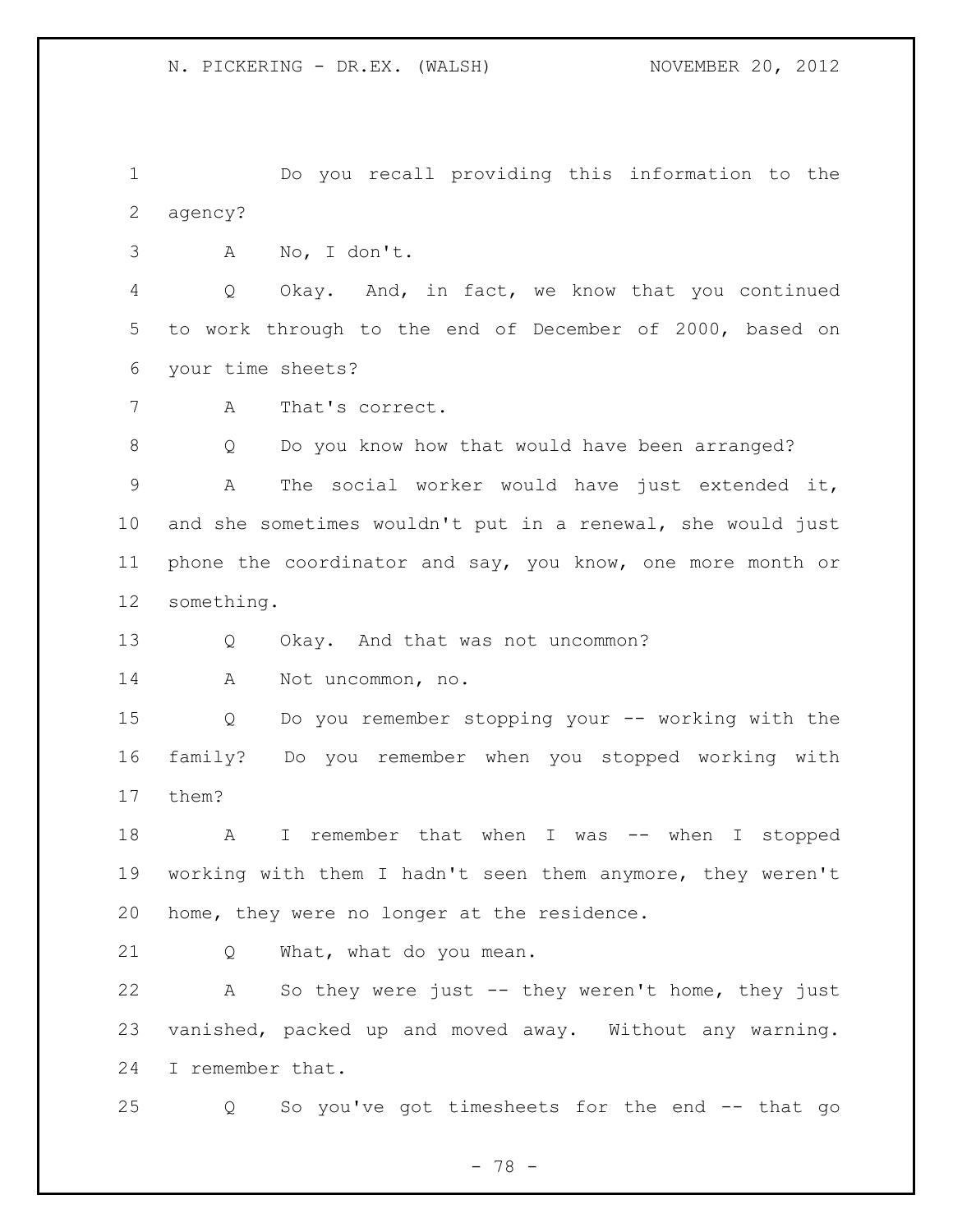Do you recall providing this information to the agency?

A No, I don't.

Q Okay. And, in fact, we know that you continued to work through to the end of December of 2000, based on your time sheets?

A That's correct.

Q Do you know how that would have been arranged?

A The social worker would have just extended it, and she sometimes wouldn't put in a renewal, she would just phone the coordinator and say, you know, one more month or something.

Q Okay. And that was not uncommon?

A Not uncommon, no.

Q Do you remember stopping your -- working with the family? Do you remember when you stopped working with them?

A I remember that when I was -- when I stopped working with them I hadn't seen them anymore, they weren't home, they were no longer at the residence.

Q What, what do you mean.

A So they were just -- they weren't home, they just vanished, packed up and moved away. Without any warning. I remember that.

Q So you've got timesheets for the end -- that go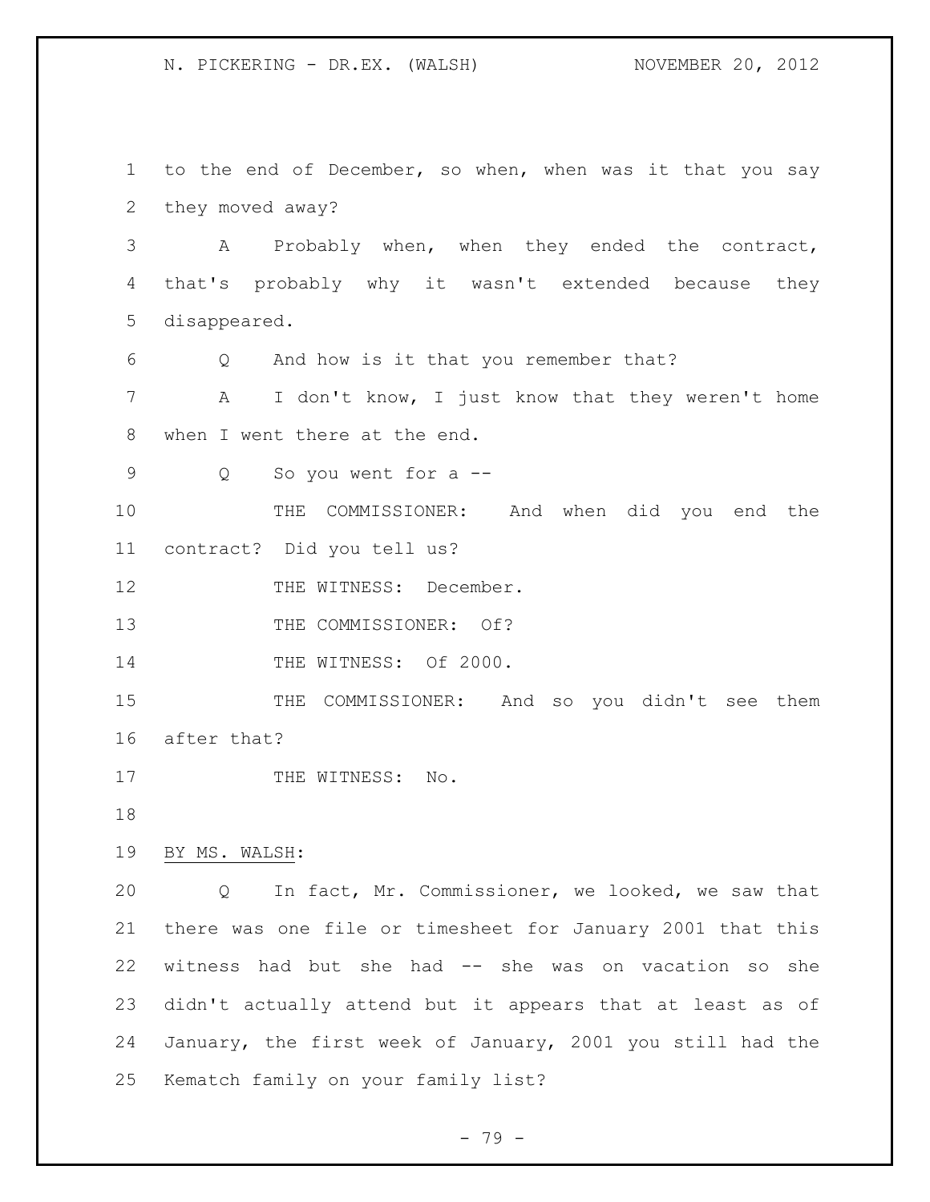to the end of December, so when, when was it that you say they moved away?

A Probably when, when they ended the contract, that's probably why it wasn't extended because they disappeared.

Q And how is it that you remember that?

A I don't know, I just know that they weren't home when I went there at the end.

Q So you went for a --

THE COMMISSIONER: And when did you end the contract? Did you tell us?

THE WITNESS: December.

THE COMMISSIONER: Of?

THE WITNESS: Of 2000.

THE COMMISSIONER: And so you didn't see them after that?

THE WITNESS: No.

BY MS. WALSH:

Q In fact, Mr. Commissioner, we looked, we saw that there was one file or timesheet for January 2001 that this witness had but she had -- she was on vacation so she didn't actually attend but it appears that at least as of January, the first week of January, 2001 you still had the Kematch family on your family list?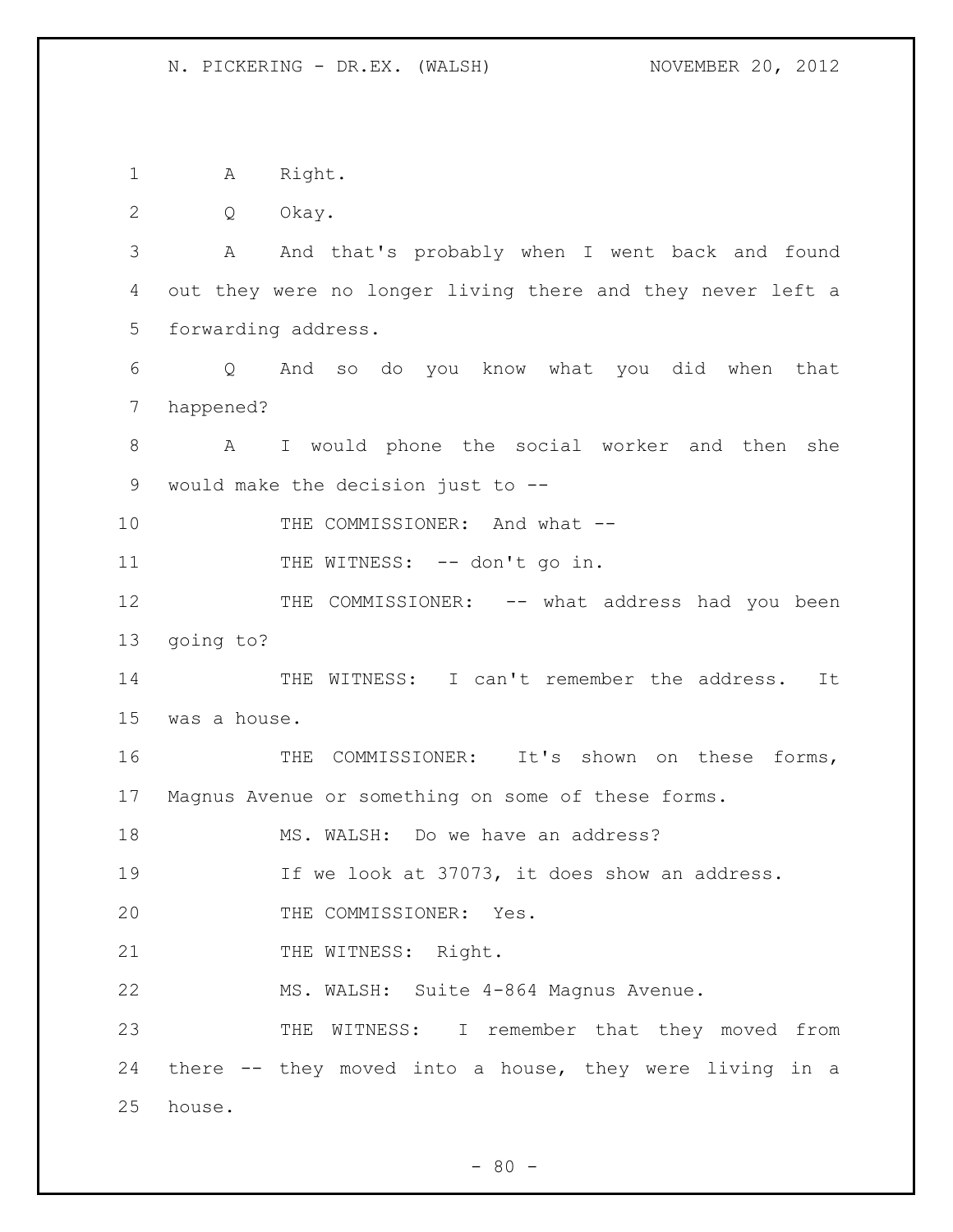A Right.

Q Okay.

A And that's probably when I went back and found out they were no longer living there and they never left a forwarding address.

Q And so do you know what you did when that happened?

A I would phone the social worker and then she would make the decision just to --

THE COMMISSIONER: And what --

THE WITNESS: -- don't go in.

THE COMMISSIONER: -- what address had you been going to?

THE WITNESS: I can't remember the address. It was a house.

THE COMMISSIONER: It's shown on these forms, Magnus Avenue or something on some of these forms.

MS. WALSH: Do we have an address?

If we look at 37073, it does show an address.

THE COMMISSIONER: Yes.

THE WITNESS: Right.

MS. WALSH: Suite 4-864 Magnus Avenue.

THE WITNESS: I remember that they moved from there -- they moved into a house, they were living in a house.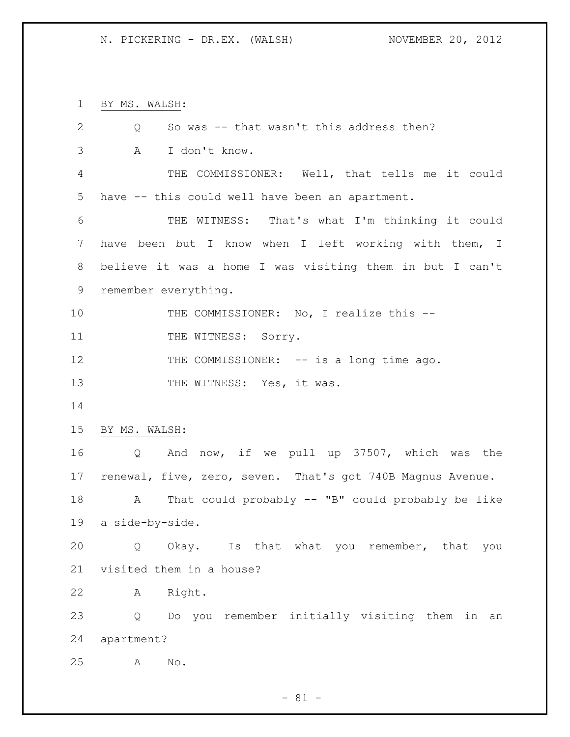BY MS. WALSH:

Q So was -- that wasn't this address then?

A I don't know.

THE COMMISSIONER: Well, that tells me it could have -- this could well have been an apartment.

THE WITNESS: That's what I'm thinking it could have been but I know when I left working with them, I believe it was a home I was visiting them in but I can't remember everything.

THE COMMISSIONER: No, I realize this --

THE WITNESS: Sorry.

THE COMMISSIONER: -- is a long time ago.

THE WITNESS: Yes, it was.

BY MS. WALSH:

Q And now, if we pull up 37507, which was the renewal, five, zero, seven. That's got 740B Magnus Avenue.

A That could probably -- "B" could probably be like a side-by-side.

Q Okay. Is that what you remember, that you visited them in a house?

A Right.

Q Do you remember initially visiting them in an apartment?

A No.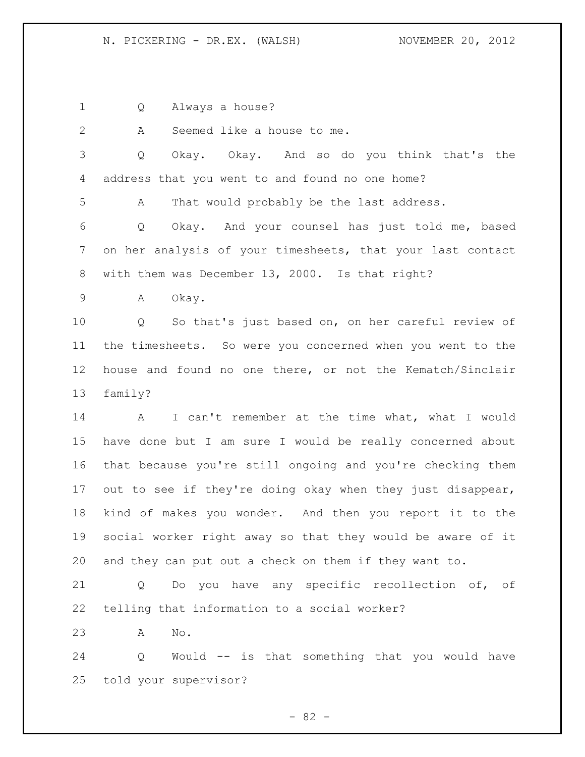Q Always a house?

A Seemed like a house to me.

Q Okay. Okay. And so do you think that's the address that you went to and found no one home?

A That would probably be the last address.

Q Okay. And your counsel has just told me, based on her analysis of your timesheets, that your last contact with them was December 13, 2000. Is that right?

A Okay.

Q So that's just based on, on her careful review of the timesheets. So were you concerned when you went to the house and found no one there, or not the Kematch/Sinclair family?

A I can't remember at the time what, what I would have done but I am sure I would be really concerned about that because you're still ongoing and you're checking them out to see if they're doing okay when they just disappear, kind of makes you wonder. And then you report it to the social worker right away so that they would be aware of it and they can put out a check on them if they want to.

Q Do you have any specific recollection of, of telling that information to a social worker?

A No.

Q Would -- is that something that you would have told your supervisor?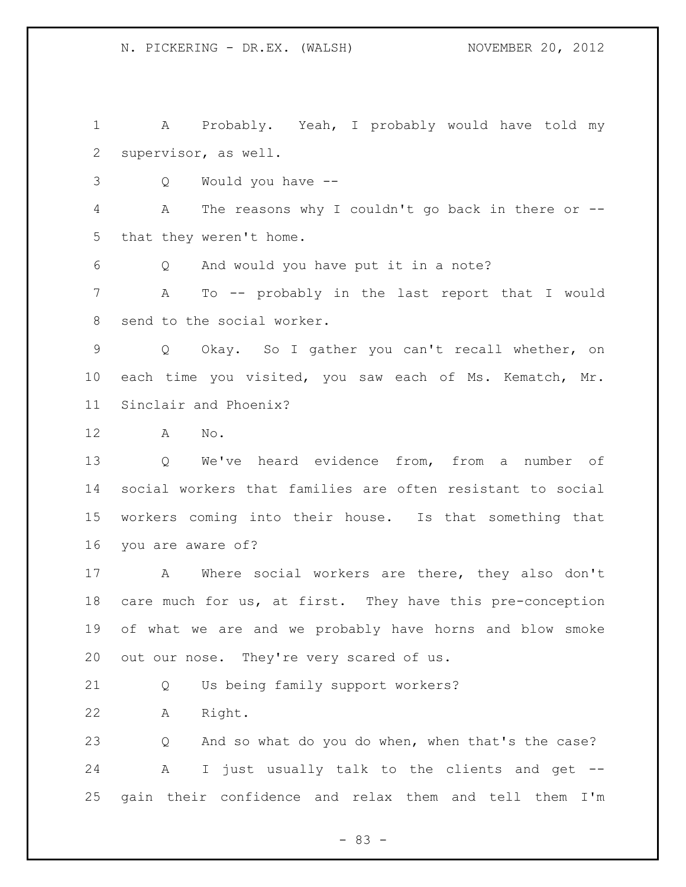A Probably. Yeah, I probably would have told my supervisor, as well.

Q Would you have --

A The reasons why I couldn't go back in there or -- that they weren't home.

Q And would you have put it in a note?

A To -- probably in the last report that I would send to the social worker.

Q Okay. So I gather you can't recall whether, on each time you visited, you saw each of Ms. Kematch, Mr. Sinclair and Phoenix?

A No.

Q We've heard evidence from, from a number of social workers that families are often resistant to social workers coming into their house. Is that something that you are aware of?

A Where social workers are there, they also don't care much for us, at first. They have this pre-conception of what we are and we probably have horns and blow smoke out our nose. They're very scared of us.

Q Us being family support workers?

A Right.

Q And so what do you do when, when that's the case?

A I just usually talk to the clients and get -- gain their confidence and relax them and tell them I'm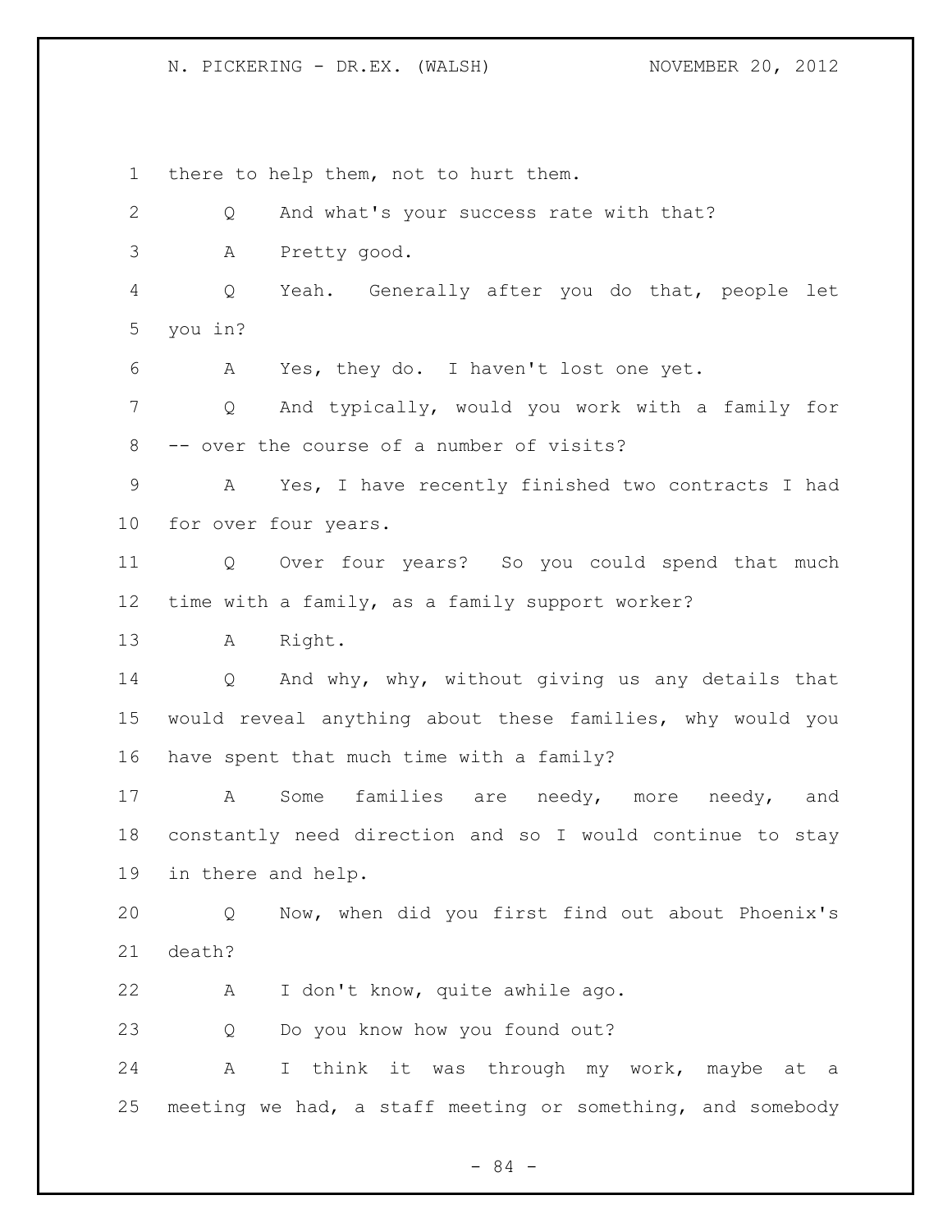there to help them, not to hurt them.

Q And what's your success rate with that?

A Pretty good.

Q Yeah. Generally after you do that, people let you in?

A Yes, they do. I haven't lost one yet.

Q And typically, would you work with a family for -- over the course of a number of visits?

A Yes, I have recently finished two contracts I had for over four years.

Q Over four years? So you could spend that much time with a family, as a family support worker?

A Right.

Q And why, why, without giving us any details that would reveal anything about these families, why would you have spent that much time with a family?

A Some families are needy, more needy, and constantly need direction and so I would continue to stay in there and help.

Q Now, when did you first find out about Phoenix's death?

A I don't know, quite awhile ago.

Q Do you know how you found out?

A I think it was through my work, maybe at a meeting we had, a staff meeting or something, and somebody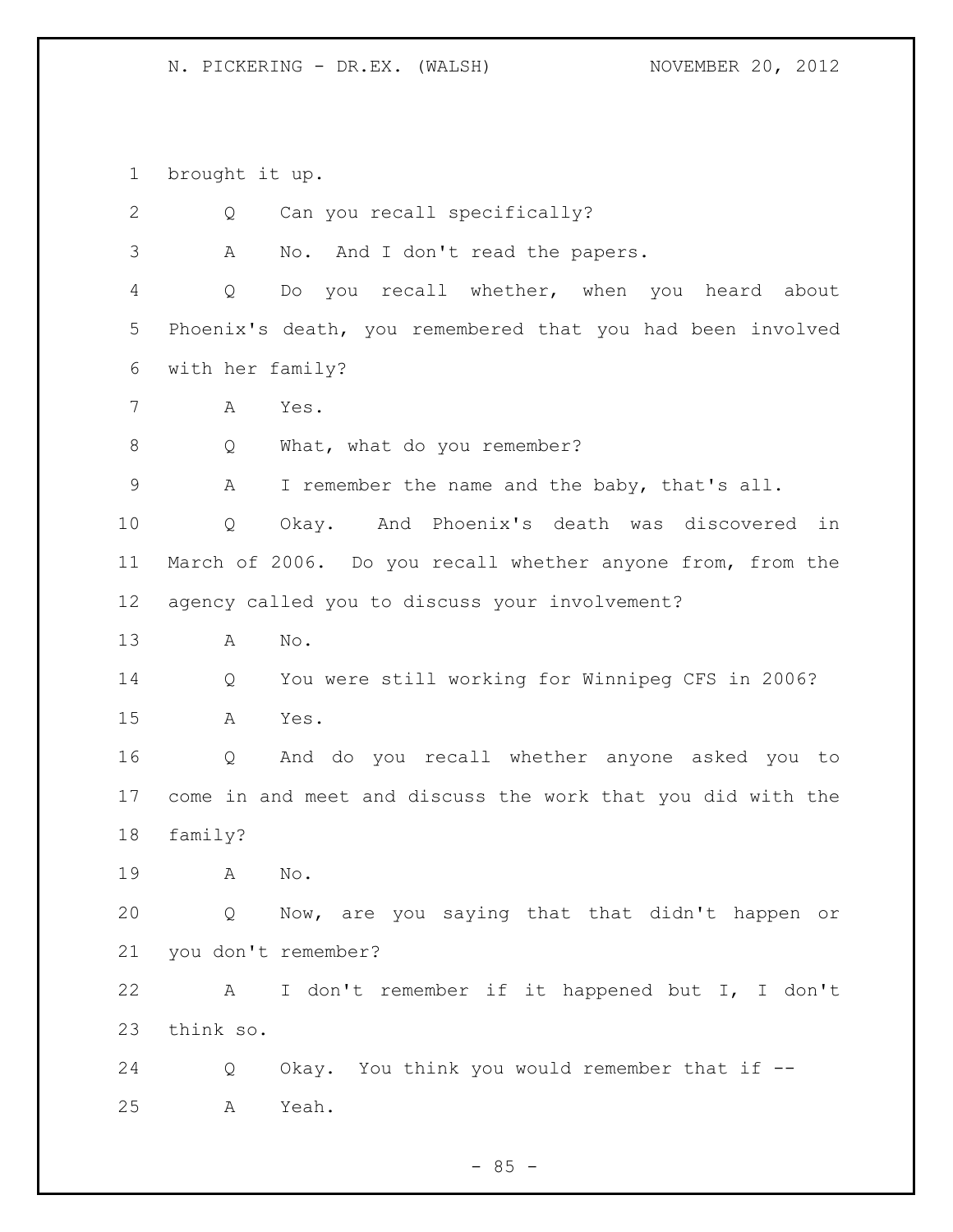brought it up.

Q Can you recall specifically?

A No. And I don't read the papers.

Q Do you recall whether, when you heard about Phoenix's death, you remembered that you had been involved with her family?

A Yes.

Q What, what do you remember?

A I remember the name and the baby, that's all.

Q Okay. And Phoenix's death was discovered in March of 2006. Do you recall whether anyone from, from the agency called you to discuss your involvement?

A No.

Q You were still working for Winnipeg CFS in 2006?

A Yes.

Q And do you recall whether anyone asked you to come in and meet and discuss the work that you did with the family?

A No.

Q Now, are you saying that that didn't happen or you don't remember?

A I don't remember if it happened but I, I don't think so.

Q Okay. You think you would remember that if --

A Yeah.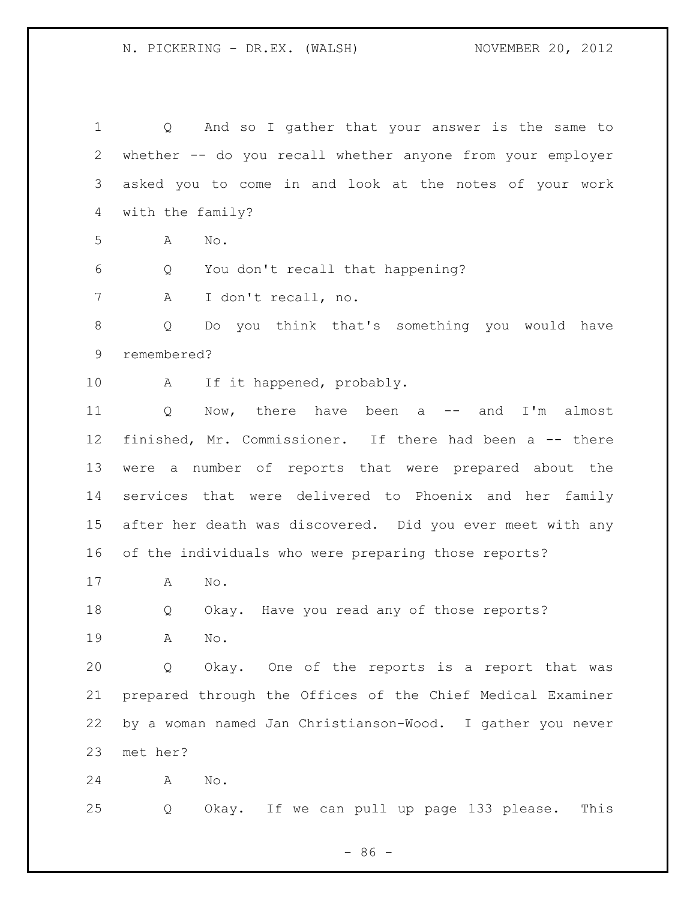Q And so I gather that your answer is the same to whether -- do you recall whether anyone from your employer asked you to come in and look at the notes of your work with the family?

A No.

Q You don't recall that happening?

A I don't recall, no.

Q Do you think that's something you would have remembered?

A If it happened, probably.

Q Now, there have been a -- and I'm almost finished, Mr. Commissioner. If there had been a -- there were a number of reports that were prepared about the services that were delivered to Phoenix and her family after her death was discovered. Did you ever meet with any of the individuals who were preparing those reports?

A No.

Q Okay. Have you read any of those reports?

A No.

Q Okay. One of the reports is a report that was prepared through the Offices of the Chief Medical Examiner by a woman named Jan Christianson-Wood. I gather you never met her?

A No.

Q Okay. If we can pull up page 133 please. This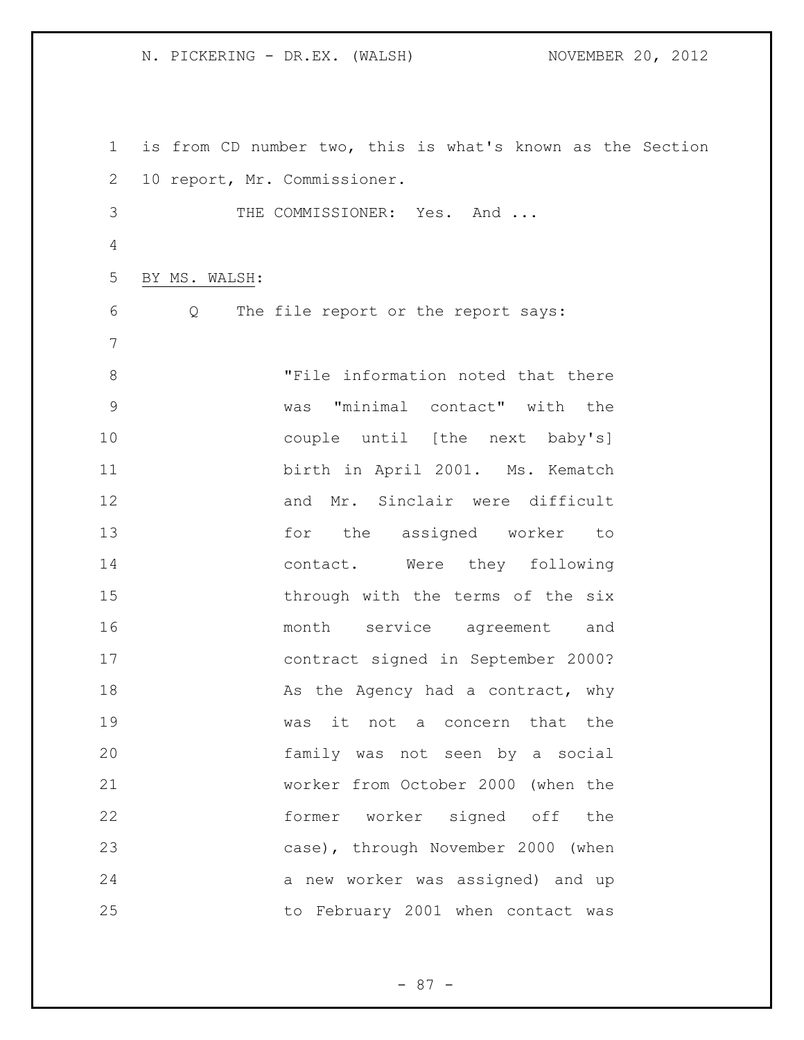is from CD number two, this is what's known as the Section 10 report, Mr. Commissioner.

THE COMMISSIONER: Yes. And ...

BY MS. WALSH:

Q The file report or the report says:

> "File information noted that there was "minimal contact" with the couple until [the next baby's] birth in April 2001. Ms. Kematch and Mr. Sinclair were difficult for the assigned worker to contact. Were they following through with the terms of the six month service agreement and contract signed in September 2000? As the Agency had a contract, why was it not a concern that the family was not seen by a social worker from October 2000 (when the former worker signed off the case), through November 2000 (when a new worker was assigned) and up to February 2001 when contact was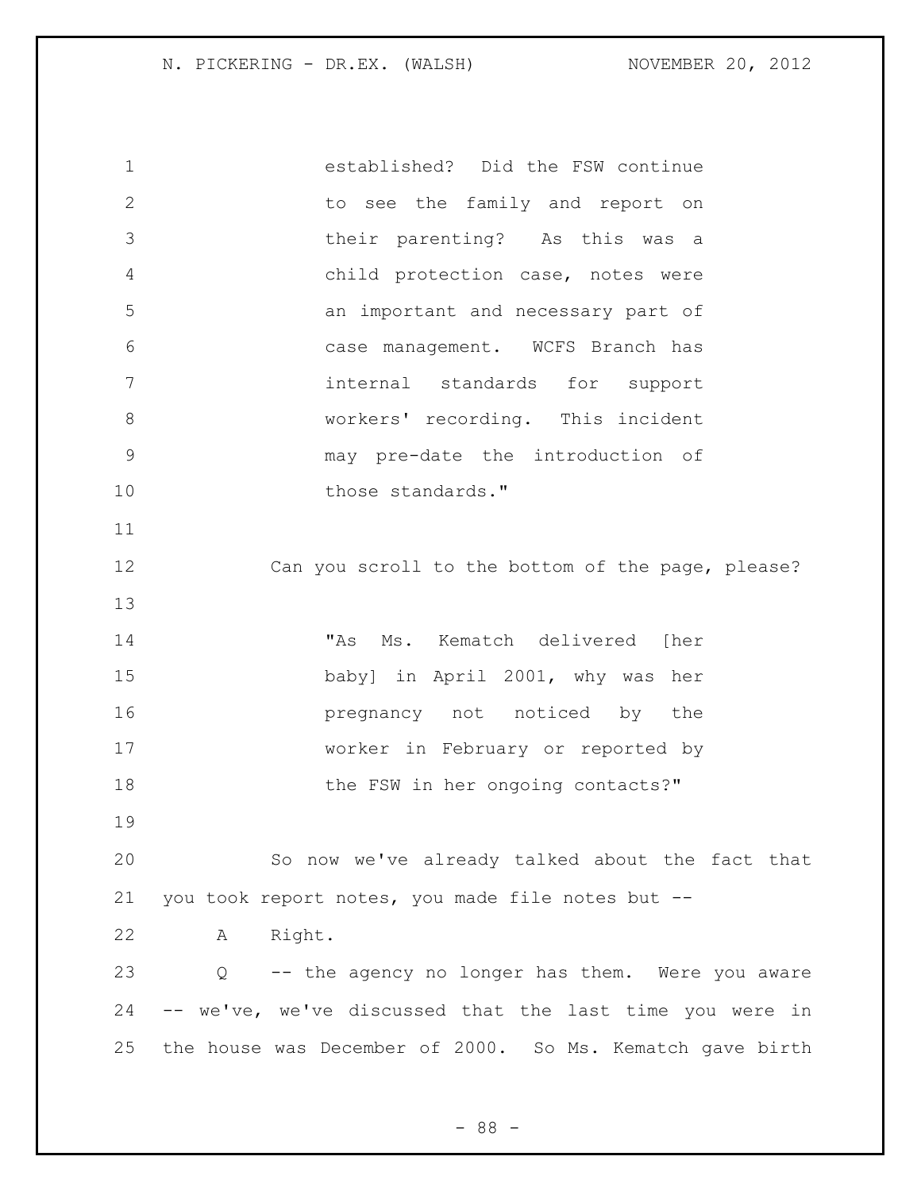established? Did the FSW continue to see the family and report on their parenting? As this was a child protection case, notes were an important and necessary part of case management. WCFS Branch has internal standards for support workers' recording. This incident may pre-date the introduction of those standards."

Can you scroll to the bottom of the page, please?

> "As Ms. Kematch delivered [her baby] in April 2001, why was her pregnancy not noticed by the worker in February or reported by the FSW in her ongoing contacts?"

So now we've already talked about the fact that you took report notes, you made file notes but --

A Right.

Q -- the agency no longer has them. Were you aware -- we've, we've discussed that the last time you were in the house was December of 2000. So Ms. Kematch gave birth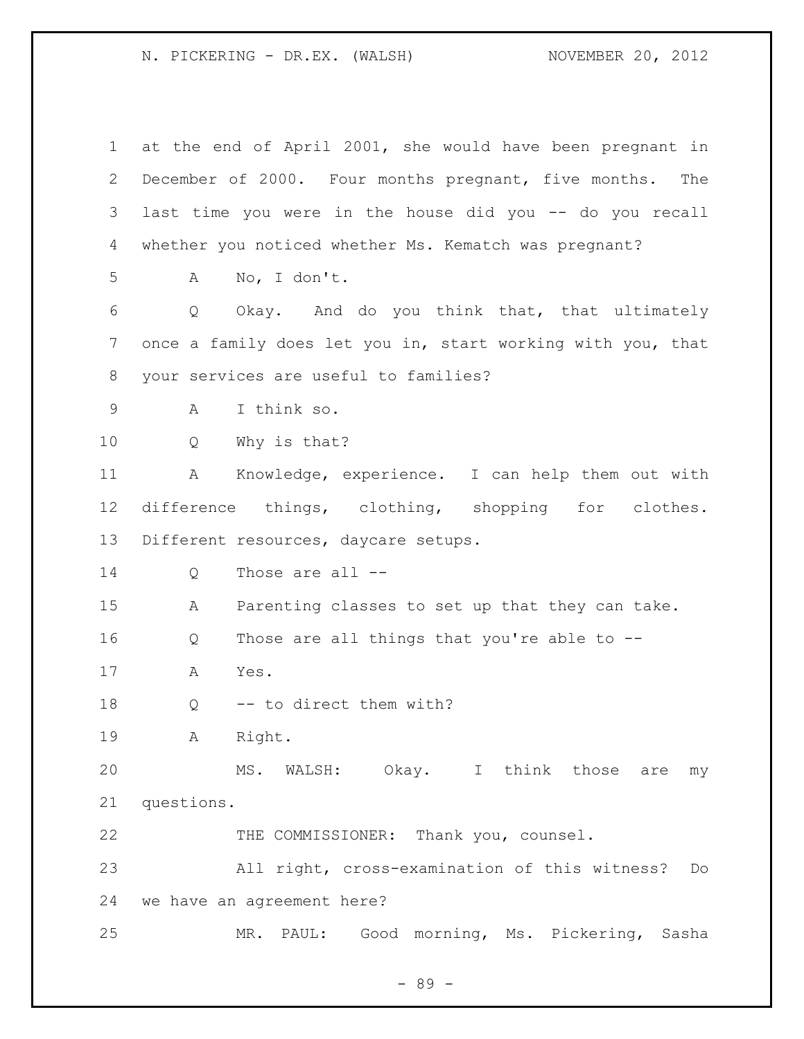at the end of April 2001, she would have been pregnant in December of 2000. Four months pregnant, five months. The last time you were in the house did you -- do you recall whether you noticed whether Ms. Kematch was pregnant?

A No, I don't.

Q Okay. And do you think that, that ultimately once a family does let you in, start working with you, that your services are useful to families?

A I think so.

Q Why is that?

A Knowledge, experience. I can help them out with difference things, clothing, shopping for clothes. Different resources, daycare setups.

Q Those are all --

A Parenting classes to set up that they can take.

Q Those are all things that you're able to --

A Yes.

Q -- to direct them with?

A Right.

MS. WALSH: Okay. I think those are my questions.

THE COMMISSIONER: Thank you, counsel.

All right, cross-examination of this witness? Do we have an agreement here?

MR. PAUL: Good morning, Ms. Pickering, Sasha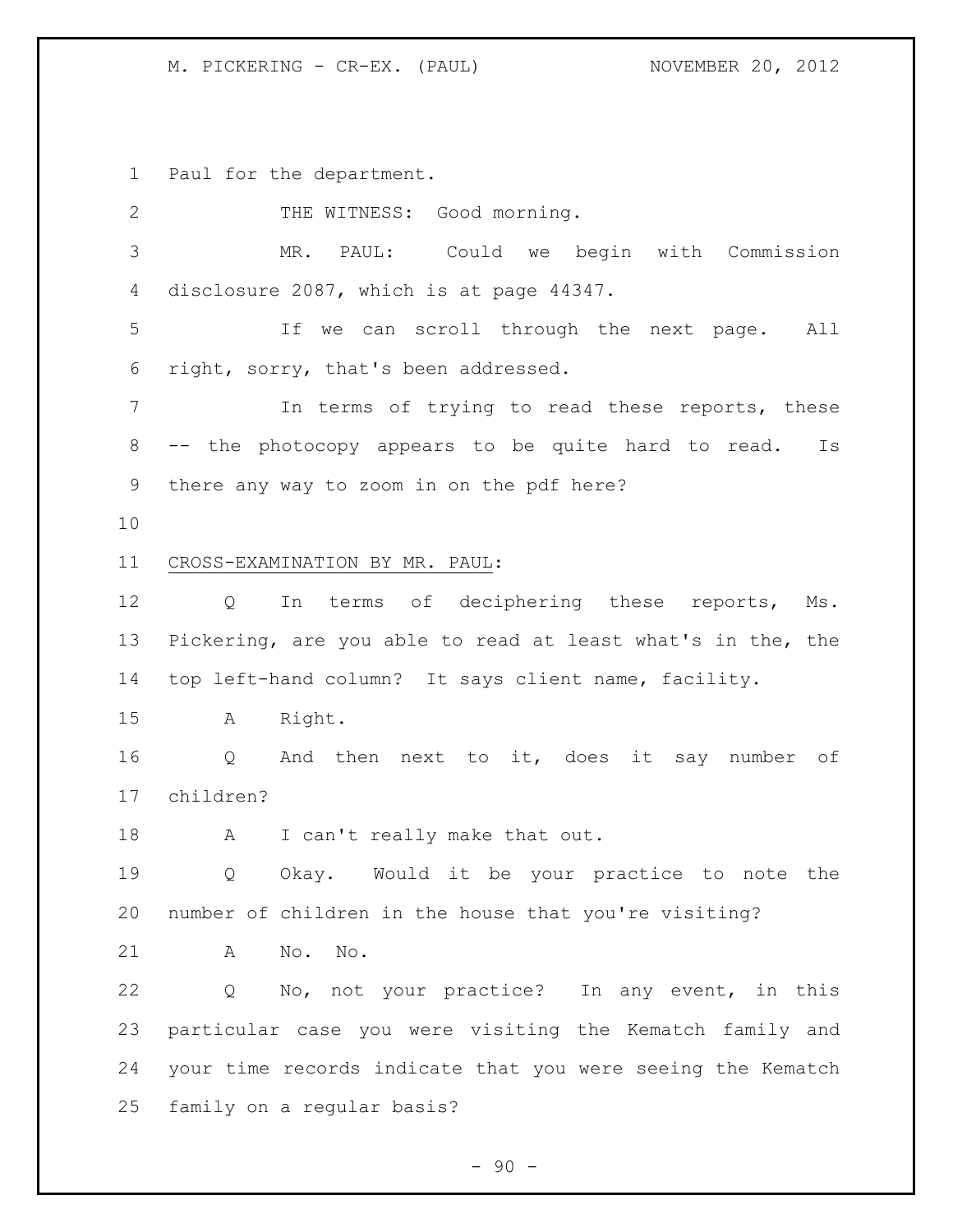Paul for the department.

THE WITNESS: Good morning.

MR. PAUL: Could we begin with Commission disclosure 2087, which is at page 44347.

If we can scroll through the next page. All right, sorry, that's been addressed.

In terms of trying to read these reports, these -- the photocopy appears to be quite hard to read. Is there any way to zoom in on the pdf here?

CROSS-EXAMINATION BY MR. PAUL:

Q In terms of deciphering these reports, Ms. Pickering, are you able to read at least what's in the, the top left-hand column? It says client name, facility.

A Right.

Q And then next to it, does it say number of children?

A I can't really make that out.

Q Okay. Would it be your practice to note the number of children in the house that you're visiting?

A No. No.

Q No, not your practice? In any event, in this particular case you were visiting the Kematch family and your time records indicate that you were seeing the Kematch family on a regular basis?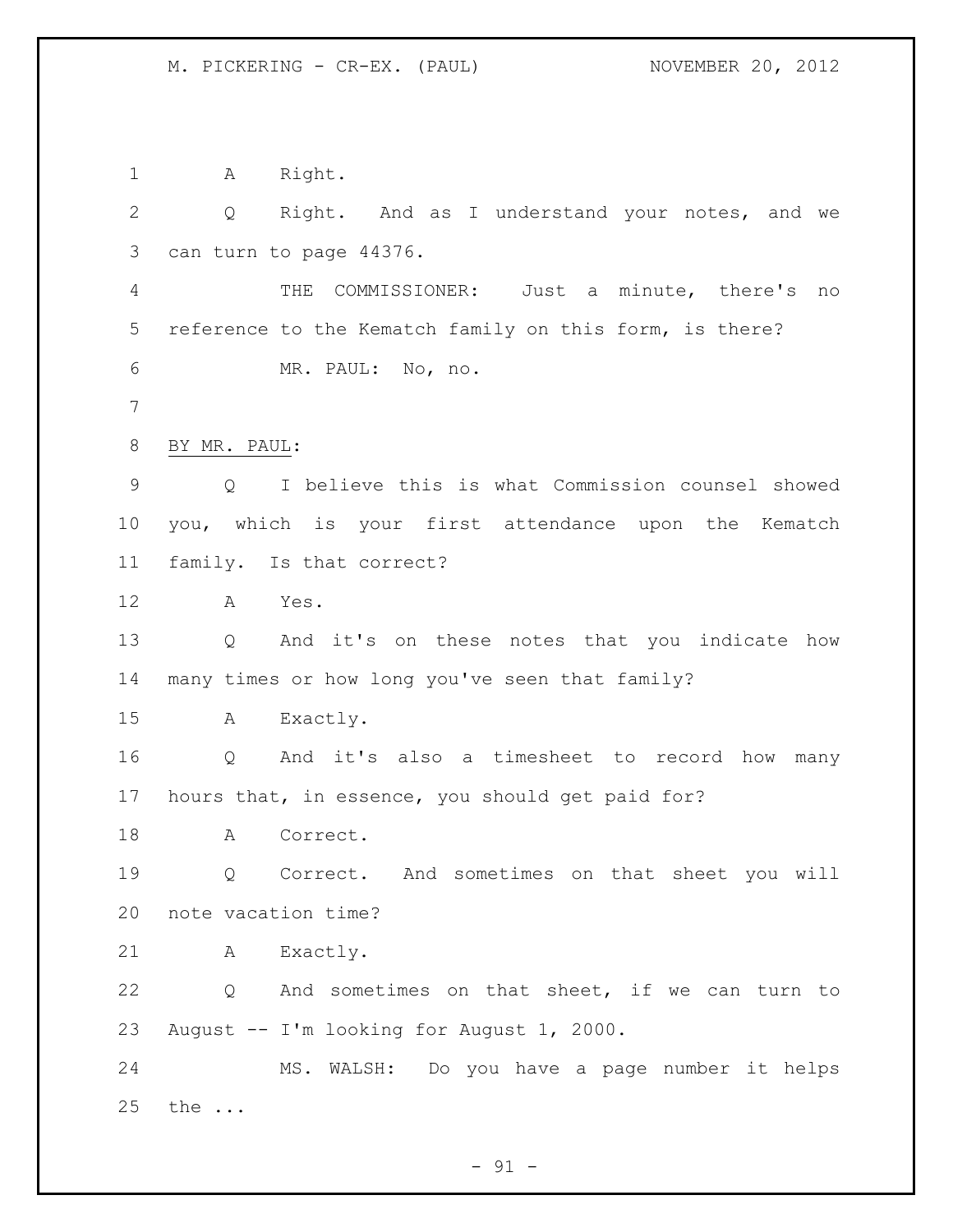A Right.

Q Right. And as I understand your notes, and we can turn to page 44376.

THE COMMISSIONER: Just a minute, there's no reference to the Kematch family on this form, is there?

MR. PAUL: No, no.

BY MR. PAUL:

Q I believe this is what Commission counsel showed you, which is your first attendance upon the Kematch family. Is that correct?

A Yes.

Q And it's on these notes that you indicate how many times or how long you've seen that family?

A Exactly.

Q And it's also a timesheet to record how many hours that, in essence, you should get paid for?

A Correct.

Q Correct. And sometimes on that sheet you will note vacation time?

A Exactly.

Q And sometimes on that sheet, if we can turn to August -- I'm looking for August 1, 2000.

MS. WALSH: Do you have a page number it helps the ...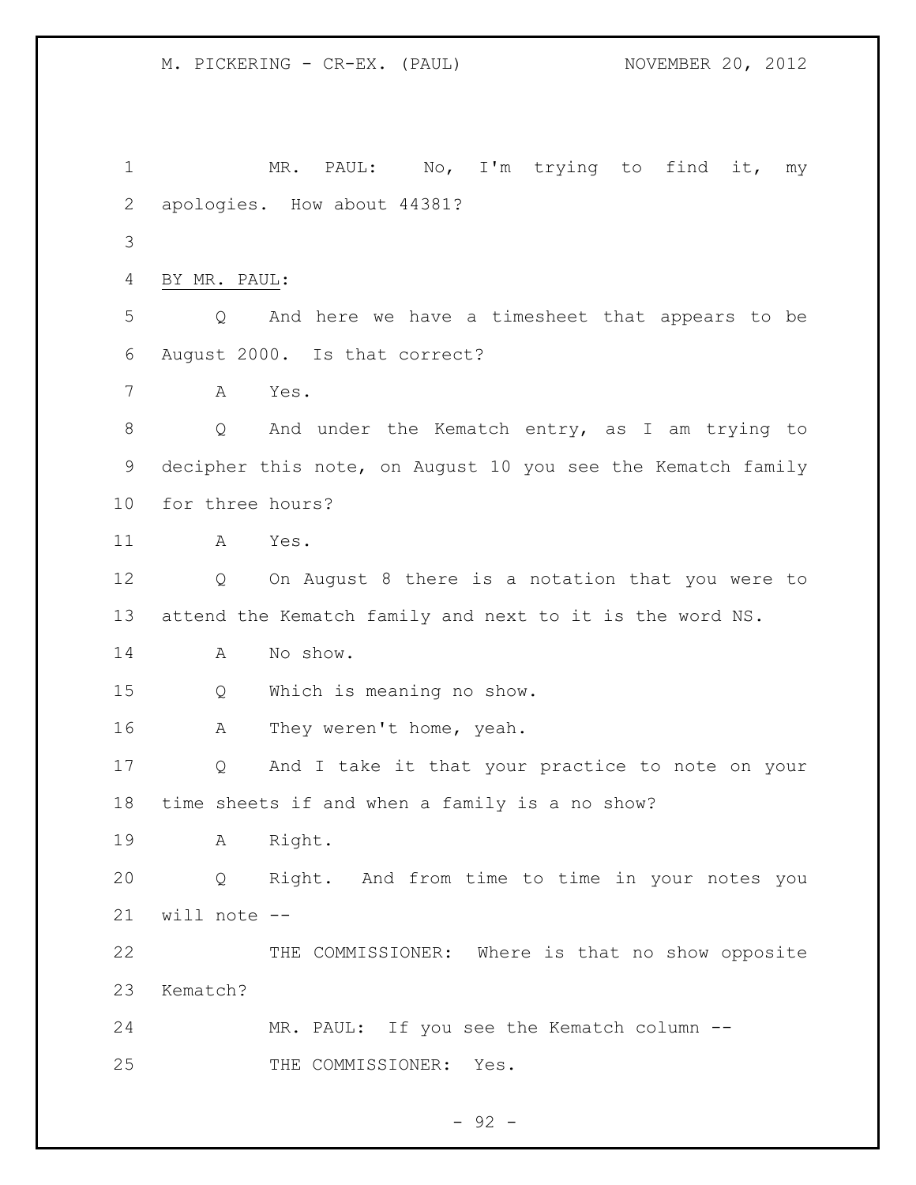MR. PAUL: No, I'm trying to find it, my apologies. How about 44381?

BY MR. PAUL:

Q And here we have a timesheet that appears to be August 2000. Is that correct?

A Yes.

Q And under the Kematch entry, as I am trying to decipher this note, on August 10 you see the Kematch family for three hours?

A Yes.

Q On August 8 there is a notation that you were to attend the Kematch family and next to it is the word NS.

A No show.

Q Which is meaning no show.

A They weren't home, yeah.

Q And I take it that your practice to note on your time sheets if and when a family is a no show?

A Right.

Q Right. And from time to time in your notes you will note --

THE COMMISSIONER: Where is that no show opposite Kematch?

MR. PAUL: If you see the Kematch column --

THE COMMISSIONER: Yes.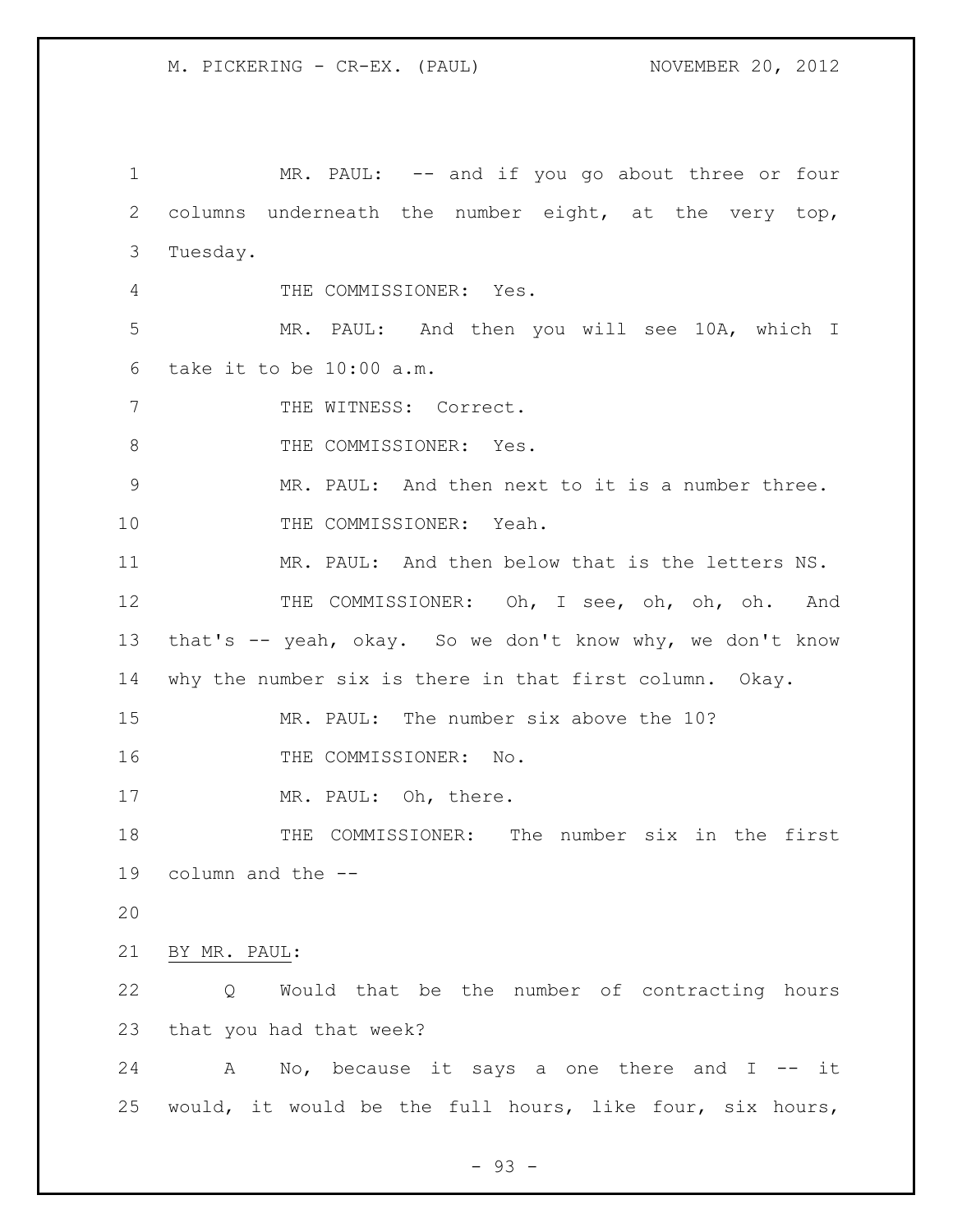MR. PAUL: -- and if you go about three or four columns underneath the number eight, at the very top, Tuesday.

THE COMMISSIONER: Yes.

MR. PAUL: And then you will see 10A, which I take it to be 10:00 a.m.

THE WITNESS: Correct.

THE COMMISSIONER: Yes.

MR. PAUL: And then next to it is a number three.

THE COMMISSIONER: Yeah.

MR. PAUL: And then below that is the letters NS.

THE COMMISSIONER: Oh, I see, oh, oh, oh. And that's -- yeah, okay. So we don't know why, we don't know why the number six is there in that first column. Okay.

MR. PAUL: The number six above the 10?

THE COMMISSIONER: No.

MR. PAUL: Oh, there.

THE COMMISSIONER: The number six in the first column and the --

BY MR. PAUL:

Q Would that be the number of contracting hours that you had that week?

A No, because it says a one there and I -- it would, it would be the full hours, like four, six hours,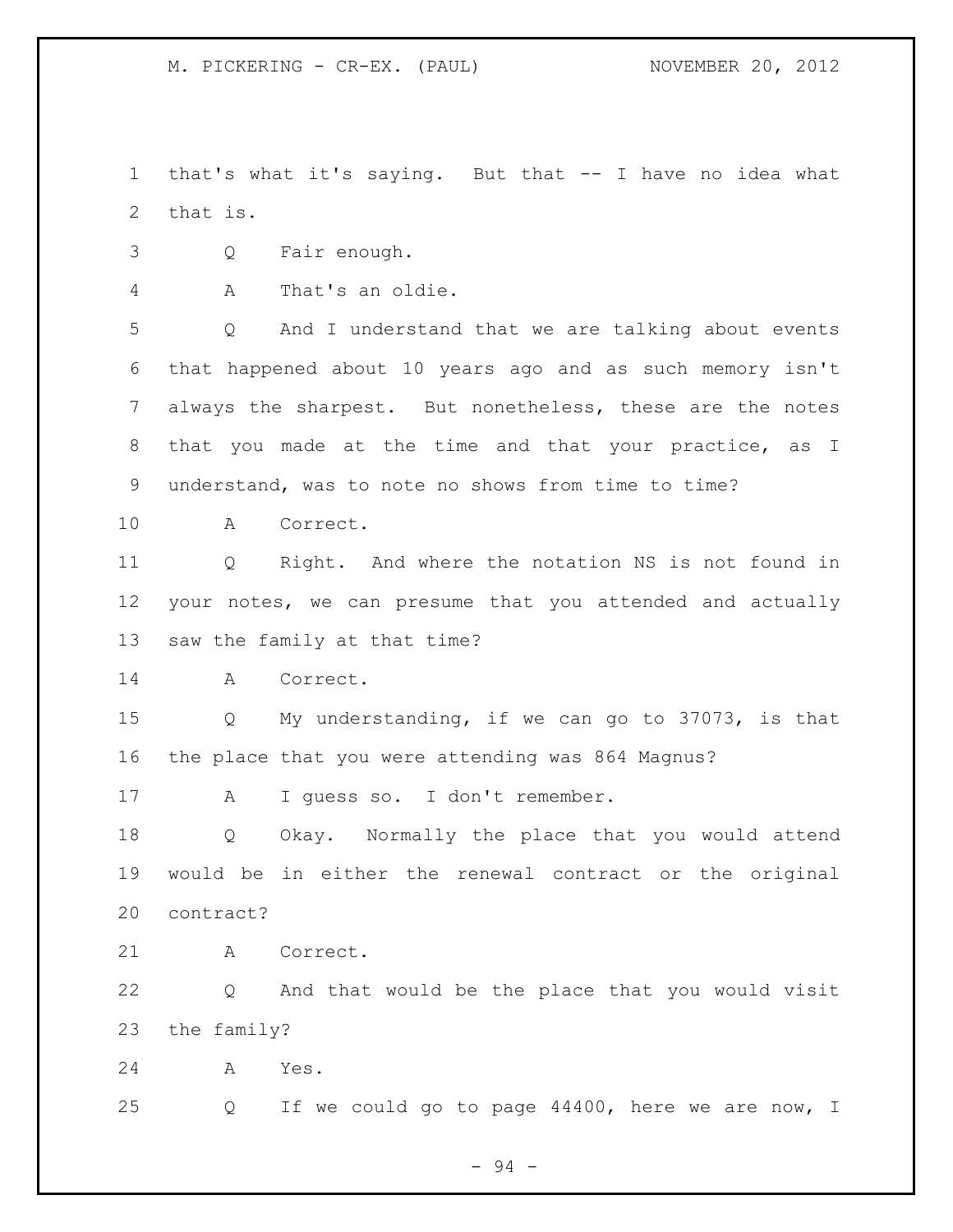that's what it's saying. But that -- I have no idea what that is.

Q Fair enough.

A That's an oldie.

Q And I understand that we are talking about events that happened about 10 years ago and as such memory isn't always the sharpest. But nonetheless, these are the notes that you made at the time and that your practice, as I understand, was to note no shows from time to time?

A Correct.

Q Right. And where the notation NS is not found in your notes, we can presume that you attended and actually saw the family at that time?

A Correct.

Q My understanding, if we can go to 37073, is that the place that you were attending was 864 Magnus?

A I guess so. I don't remember.

Q Okay. Normally the place that you would attend would be in either the renewal contract or the original contract?

A Correct.

Q And that would be the place that you would visit the family?

A Yes.

Q If we could go to page 44400, here we are now, I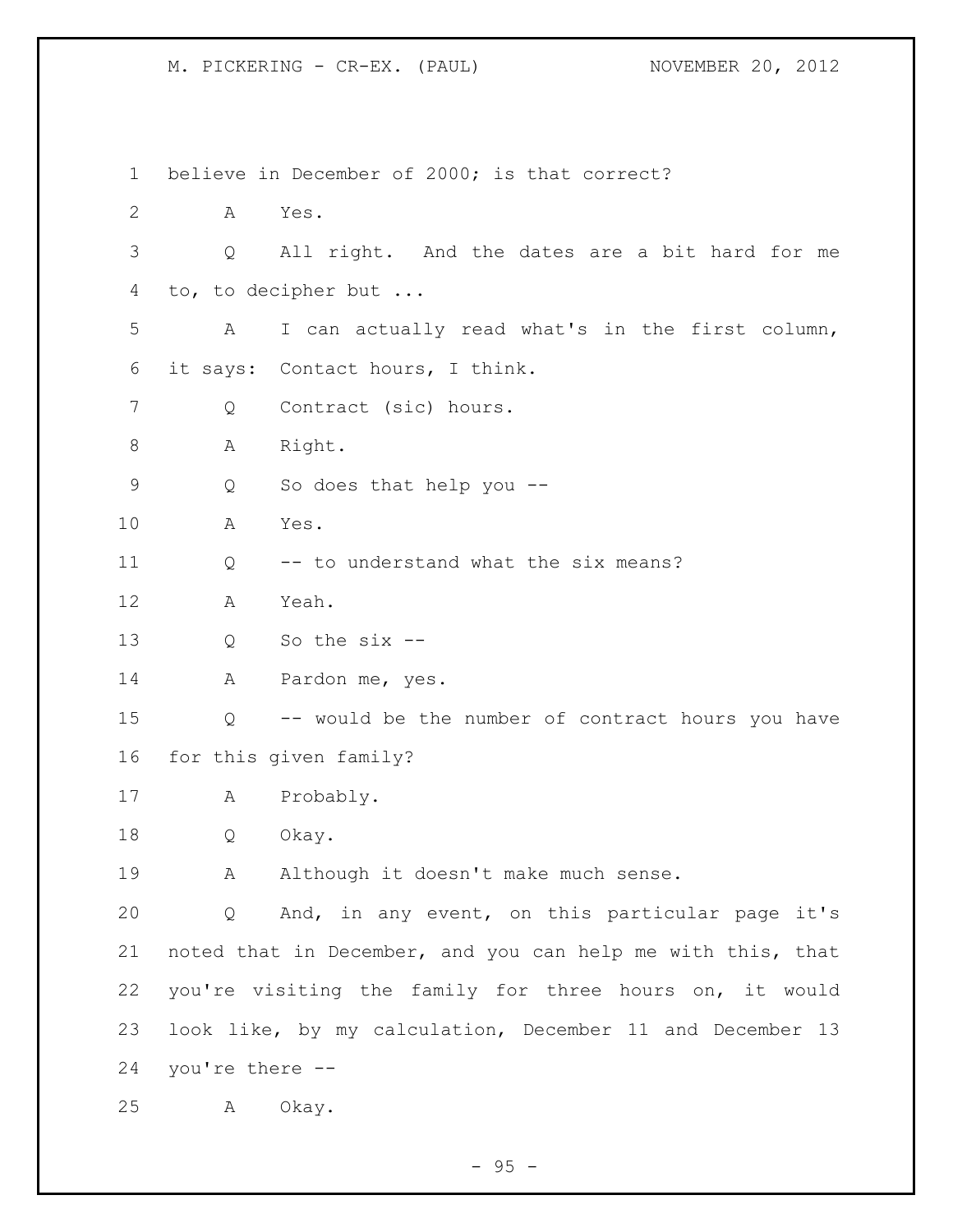believe in December of 2000; is that correct?

A Yes.

Q All right. And the dates are a bit hard for me to, to decipher but ...

A I can actually read what's in the first column, it says: Contact hours, I think.

Q Contract (sic) hours.

A Right.

Q So does that help you --

A Yes.

Q -- to understand what the six means?

A Yeah.

Q So the six --

A Pardon me, yes.

Q -- would be the number of contract hours you have for this given family?

A Probably.

Q Okay.

A Although it doesn't make much sense.

Q And, in any event, on this particular page it's noted that in December, and you can help me with this, that you're visiting the family for three hours on, it would look like, by my calculation, December 11 and December 13 you're there --

A Okay.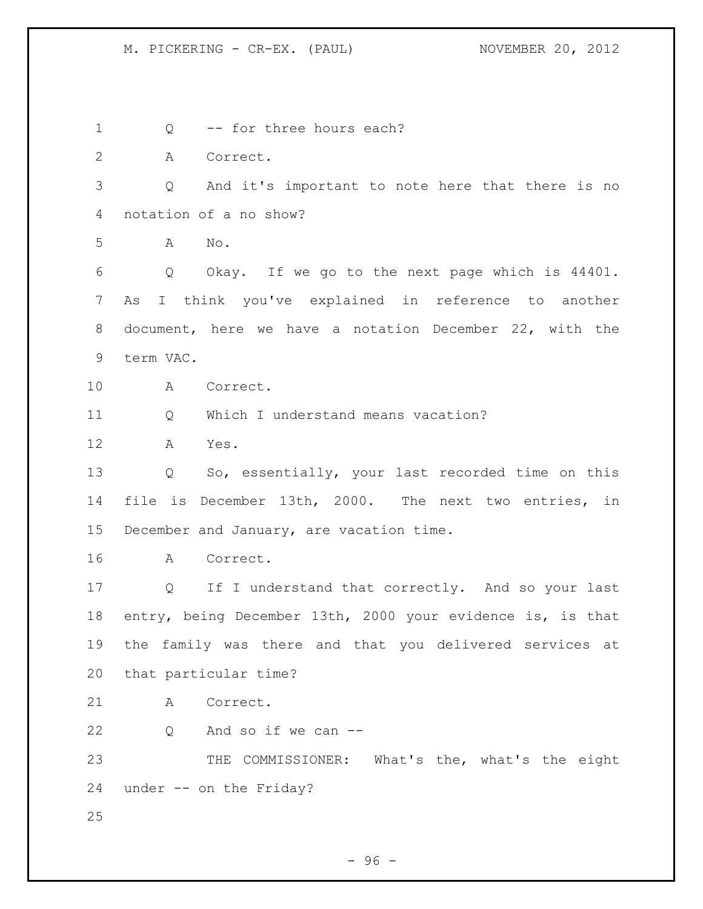Q -- for three hours each?

A Correct.

Q And it's important to note here that there is no notation of a no show?

A No.

Q Okay. If we go to the next page which is 44401. As I think you've explained in reference to another document, here we have a notation December 22, with the term VAC.

A Correct.

Q Which I understand means vacation?

A Yes.

Q So, essentially, your last recorded time on this file is December 13th, 2000. The next two entries, in December and January, are vacation time.

A Correct.

Q If I understand that correctly. And so your last entry, being December 13th, 2000 your evidence is, is that the family was there and that you delivered services at that particular time?

A Correct.

Q And so if we can --

THE COMMISSIONER: What's the, what's the eight under -- on the Friday?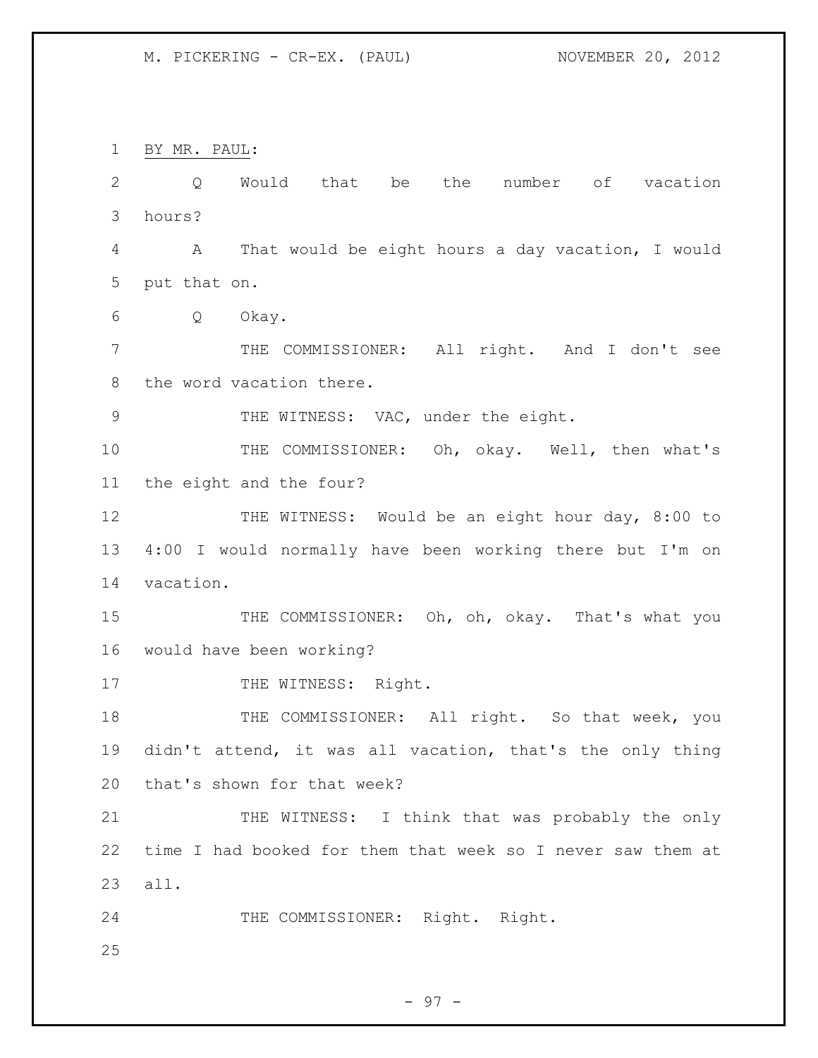BY MR. PAUL:

Q Would that be the number of vacation hours?

A That would be eight hours a day vacation, I would put that on.

Q Okay.

THE COMMISSIONER: All right. And I don't see the word vacation there.

THE WITNESS: VAC, under the eight.

THE COMMISSIONER: Oh, okay. Well, then what's the eight and the four?

THE WITNESS: Would be an eight hour day, 8:00 to 4:00 I would normally have been working there but I'm on vacation.

THE COMMISSIONER: Oh, oh, okay. That's what you would have been working?

THE WITNESS: Right.

THE COMMISSIONER: All right. So that week, you didn't attend, it was all vacation, that's the only thing that's shown for that week?

THE WITNESS: I think that was probably the only time I had booked for them that week so I never saw them at all.

THE COMMISSIONER: Right. Right.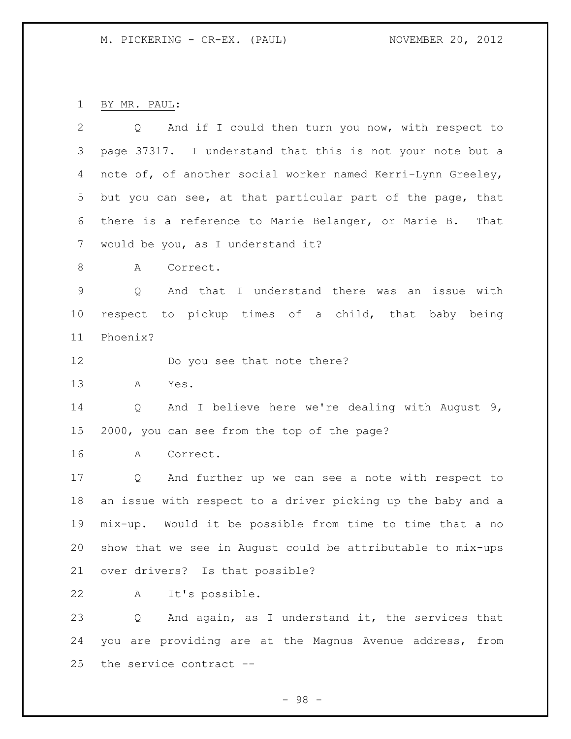BY MR. PAUL:

Q And if I could then turn you now, with respect to page 37317. I understand that this is not your note but a note of, of another social worker named Kerri-Lynn Greeley, but you can see, at that particular part of the page, that there is a reference to Marie Belanger, or Marie B. That would be you, as I understand it?

A Correct.

Q And that I understand there was an issue with respect to pickup times of a child, that baby being Phoenix?

Do you see that note there?

A Yes.

Q And I believe here we're dealing with August 9, 2000, you can see from the top of the page?

A Correct.

Q And further up we can see a note with respect to an issue with respect to a driver picking up the baby and a mix-up. Would it be possible from time to time that a no show that we see in August could be attributable to mix-ups over drivers? Is that possible?

A It's possible.

Q And again, as I understand it, the services that you are providing are at the Magnus Avenue address, from the service contract --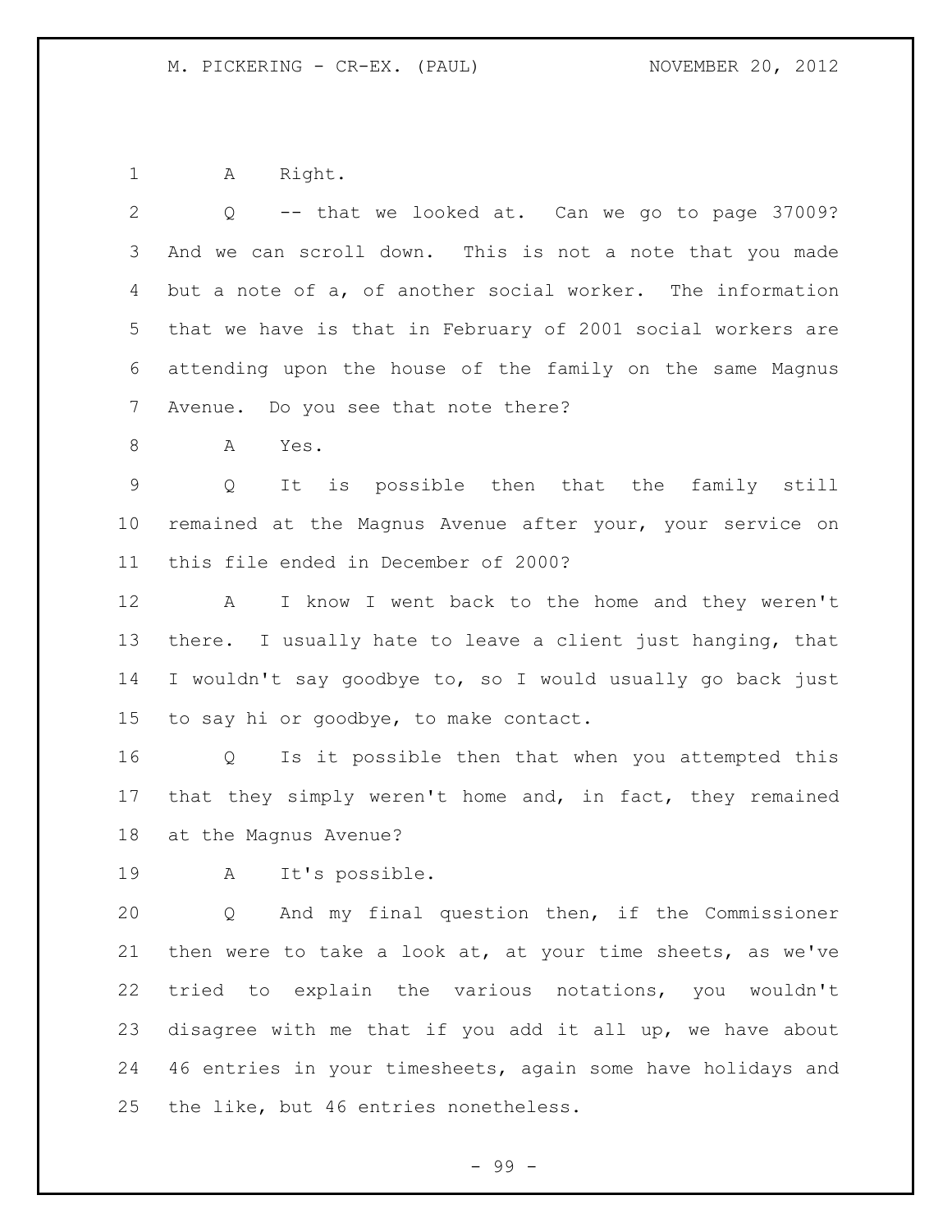A Right.

Q -- that we looked at. Can we go to page 37009? And we can scroll down. This is not a note that you made but a note of a, of another social worker. The information that we have is that in February of 2001 social workers are attending upon the house of the family on the same Magnus Avenue. Do you see that note there?

A Yes.

Q It is possible then that the family still remained at the Magnus Avenue after your, your service on this file ended in December of 2000?

A I know I went back to the home and they weren't there. I usually hate to leave a client just hanging, that I wouldn't say goodbye to, so I would usually go back just to say hi or goodbye, to make contact.

Q Is it possible then that when you attempted this that they simply weren't home and, in fact, they remained at the Magnus Avenue?

A It's possible.

Q And my final question then, if the Commissioner then were to take a look at, at your time sheets, as we've tried to explain the various notations, you wouldn't disagree with me that if you add it all up, we have about 46 entries in your timesheets, again some have holidays and the like, but 46 entries nonetheless.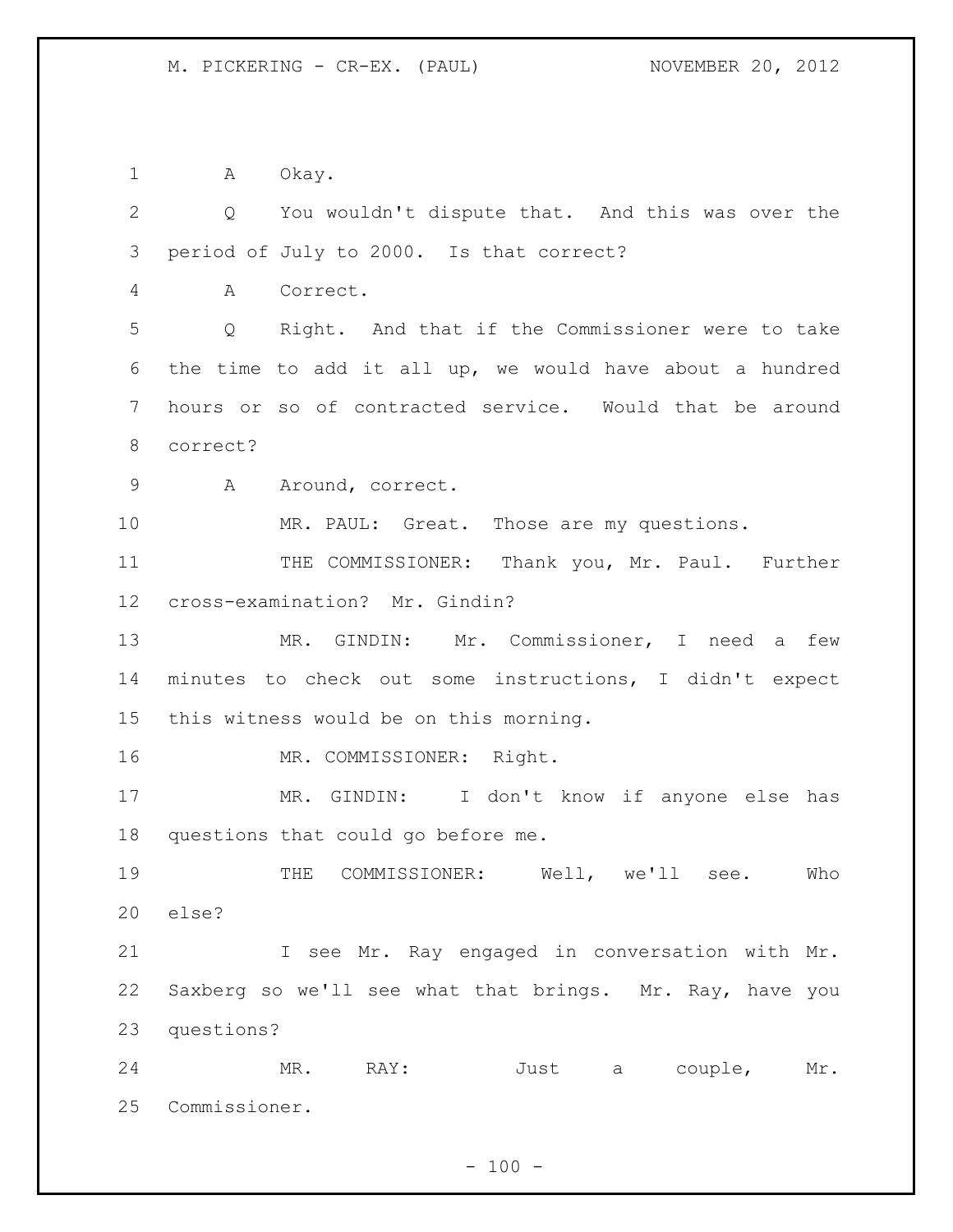A Okay.

Q You wouldn't dispute that. And this was over the period of July to 2000. Is that correct?

A Correct.

Q Right. And that if the Commissioner were to take the time to add it all up, we would have about a hundred hours or so of contracted service. Would that be around correct?

A Around, correct.

MR. PAUL: Great. Those are my questions.

THE COMMISSIONER: Thank you, Mr. Paul. Further cross-examination? Mr. Gindin?

MR. GINDIN: Mr. Commissioner, I need a few minutes to check out some instructions, I didn't expect this witness would be on this morning.

MR. COMMISSIONER: Right.

MR. GINDIN: I don't know if anyone else has questions that could go before me.

THE COMMISSIONER: Well, we'll see. Who else?

I see Mr. Ray engaged in conversation with Mr. Saxberg so we'll see what that brings. Mr. Ray, have you questions?

MR. RAY: Just a couple, Mr. Commissioner.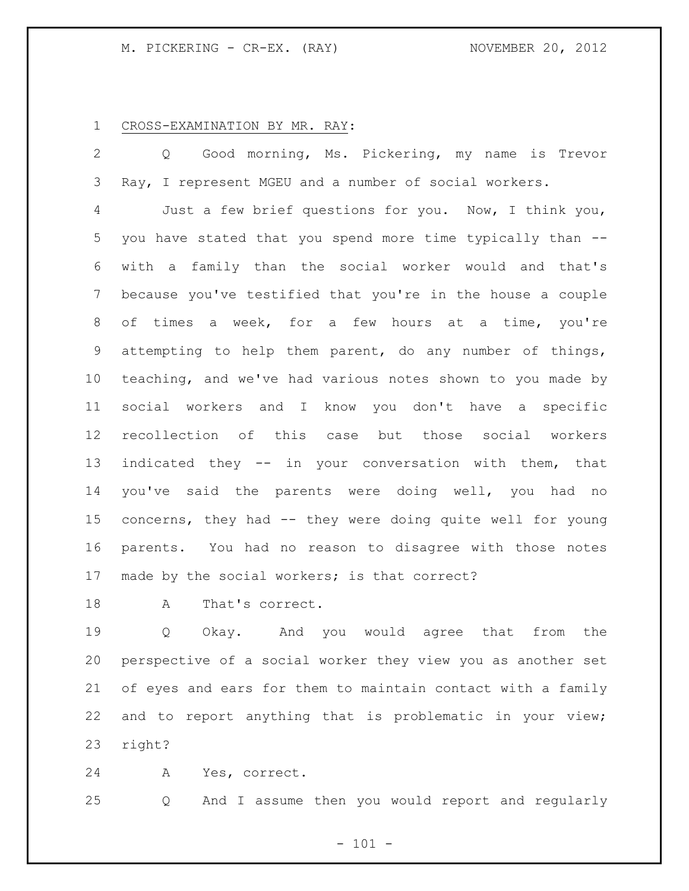CROSS-EXAMINATION BY MR. RAY:

Q Good morning, Ms. Pickering, my name is Trevor Ray, I represent MGEU and a number of social workers.

Just a few brief questions for you. Now, I think you, you have stated that you spend more time typically than -- with a family than the social worker would and that's because you've testified that you're in the house a couple of times a week, for a few hours at a time, you're attempting to help them parent, do any number of things, teaching, and we've had various notes shown to you made by social workers and I know you don't have a specific recollection of this case but those social workers indicated they -- in your conversation with them, that you've said the parents were doing well, you had no concerns, they had -- they were doing quite well for young parents. You had no reason to disagree with those notes made by the social workers; is that correct?

A That's correct.

Q Okay. And you would agree that from the perspective of a social worker they view you as another set of eyes and ears for them to maintain contact with a family and to report anything that is problematic in your view; right?

A Yes, correct.

Q And I assume then you would report and regularly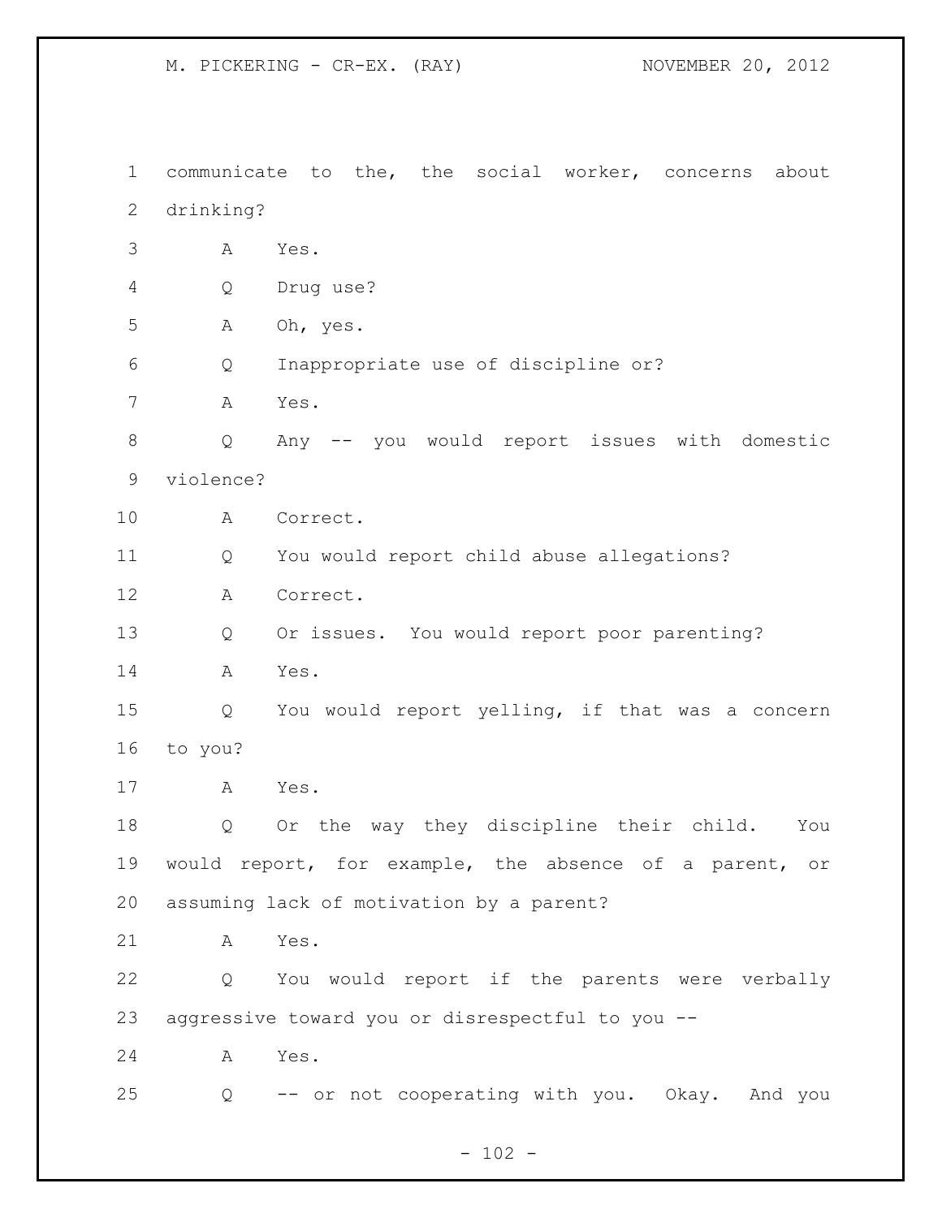communicate to the, the social worker, concerns about drinking?

A Yes.

Q Drug use?

A Oh, yes.

Q Inappropriate use of discipline or?

A Yes.

Q Any -- you would report issues with domestic violence?

A Correct.

Q You would report child abuse allegations?

A Correct.

Q Or issues. You would report poor parenting?

A Yes.

Q You would report yelling, if that was a concern to you?

A Yes.

Q Or the way they discipline their child. You would report, for example, the absence of a parent, or assuming lack of motivation by a parent?

A Yes.

Q You would report if the parents were verbally aggressive toward you or disrespectful to you --

A Yes.

Q -- or not cooperating with you. Okay. And you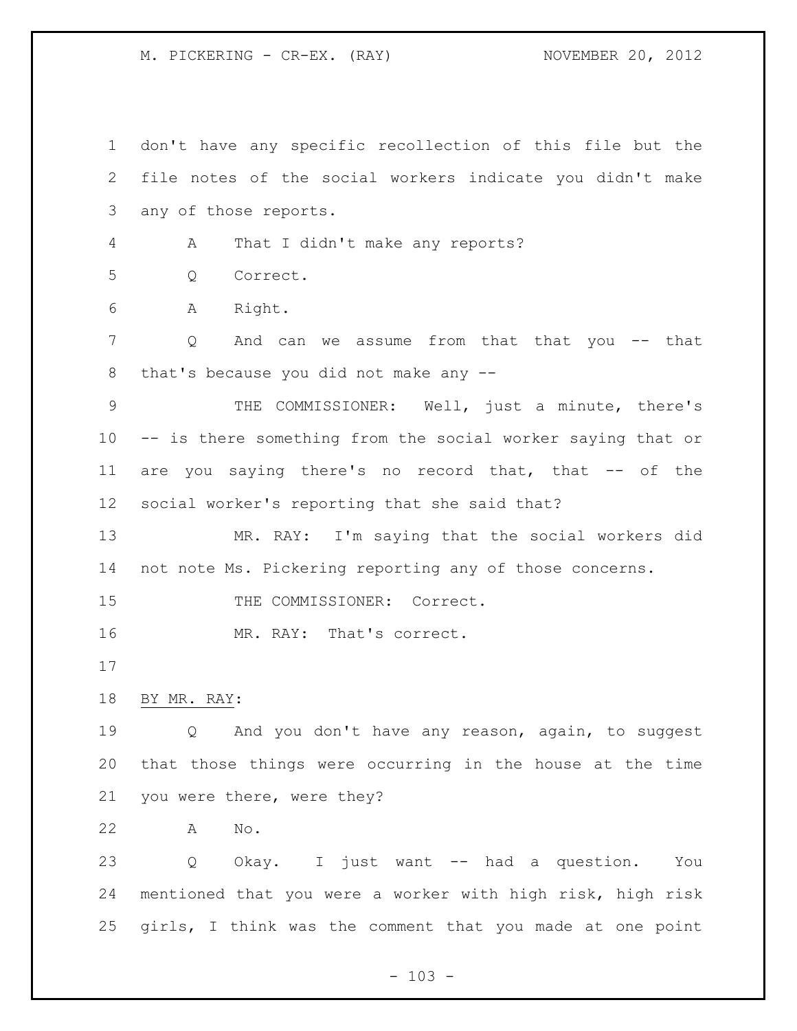don't have any specific recollection of this file but the file notes of the social workers indicate you didn't make any of those reports.

A That I didn't make any reports?

Q Correct.

A Right.

Q And can we assume from that that you -- that that's because you did not make any --

THE COMMISSIONER: Well, just a minute, there's -- is there something from the social worker saying that or are you saying there's no record that, that -- of the social worker's reporting that she said that?

MR. RAY: I'm saying that the social workers did not note Ms. Pickering reporting any of those concerns.

THE COMMISSIONER: Correct.

MR. RAY: That's correct.

BY MR. RAY:

Q And you don't have any reason, again, to suggest that those things were occurring in the house at the time you were there, were they?

A No.

Q Okay. I just want -- had a question. You mentioned that you were a worker with high risk, high risk girls, I think was the comment that you made at one point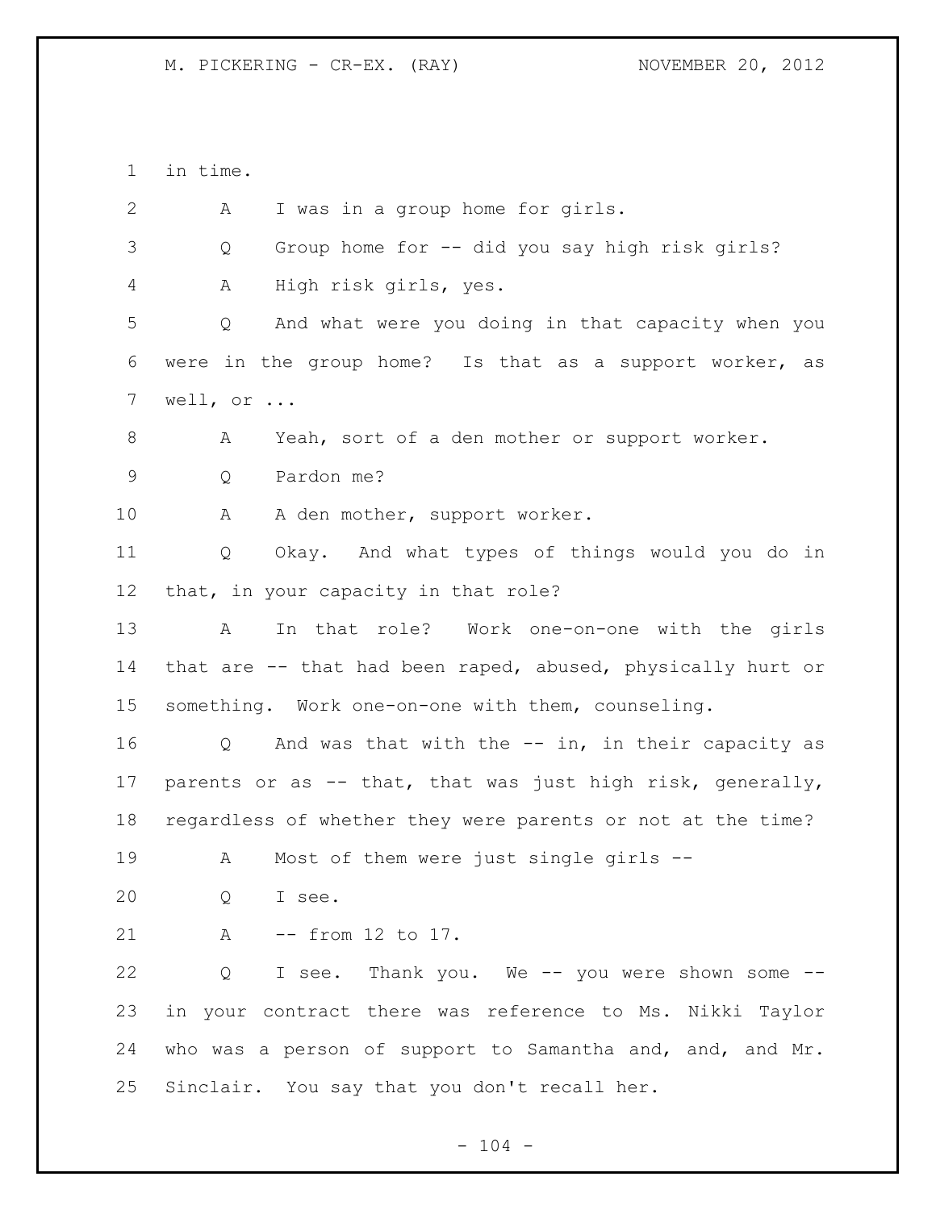in time.

A I was in a group home for girls.

Q Group home for -- did you say high risk girls?

A High risk girls, yes.

Q And what were you doing in that capacity when you were in the group home? Is that as a support worker, as well, or ...

A Yeah, sort of a den mother or support worker.

Q Pardon me?

A A den mother, support worker.

Q Okay. And what types of things would you do in that, in your capacity in that role?

A In that role? Work one-on-one with the girls that are -- that had been raped, abused, physically hurt or something. Work one-on-one with them, counseling.

Q And was that with the -- in, in their capacity as parents or as -- that, that was just high risk, generally, regardless of whether they were parents or not at the time?

A Most of them were just single girls --

Q I see.

A -- from 12 to 17.

Q I see. Thank you. We -- you were shown some -- in your contract there was reference to Ms. Nikki Taylor who was a person of support to Samantha and, and, and Mr. Sinclair. You say that you don't recall her.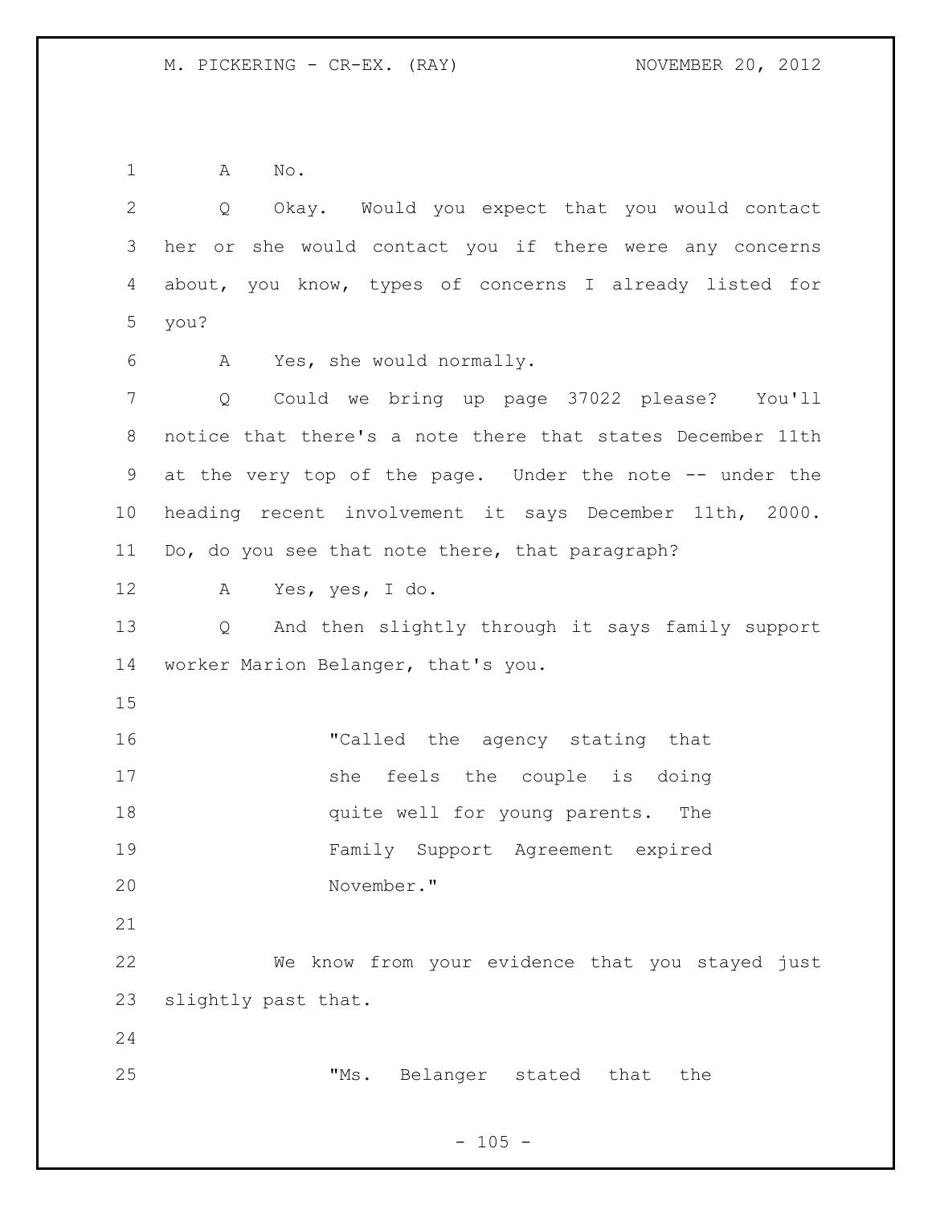A No.

Q Okay. Would you expect that you would contact her or she would contact you if there were any concerns about, you know, types of concerns I already listed for you?

A Yes, she would normally.

Q Could we bring up page 37022 please? You'll notice that there's a note there that states December 11th at the very top of the page. Under the note -- under the heading recent involvement it says December 11th, 2000. Do, do you see that note there, that paragraph?

A Yes, yes, I do.

Q And then slightly through it says family support worker Marion Belanger, that's you.

> "Called the agency stating that she feels the couple is doing quite well for young parents. The Family Support Agreement expired November."

We know from your evidence that you stayed just slightly past that.

> "Ms. Belanger stated that the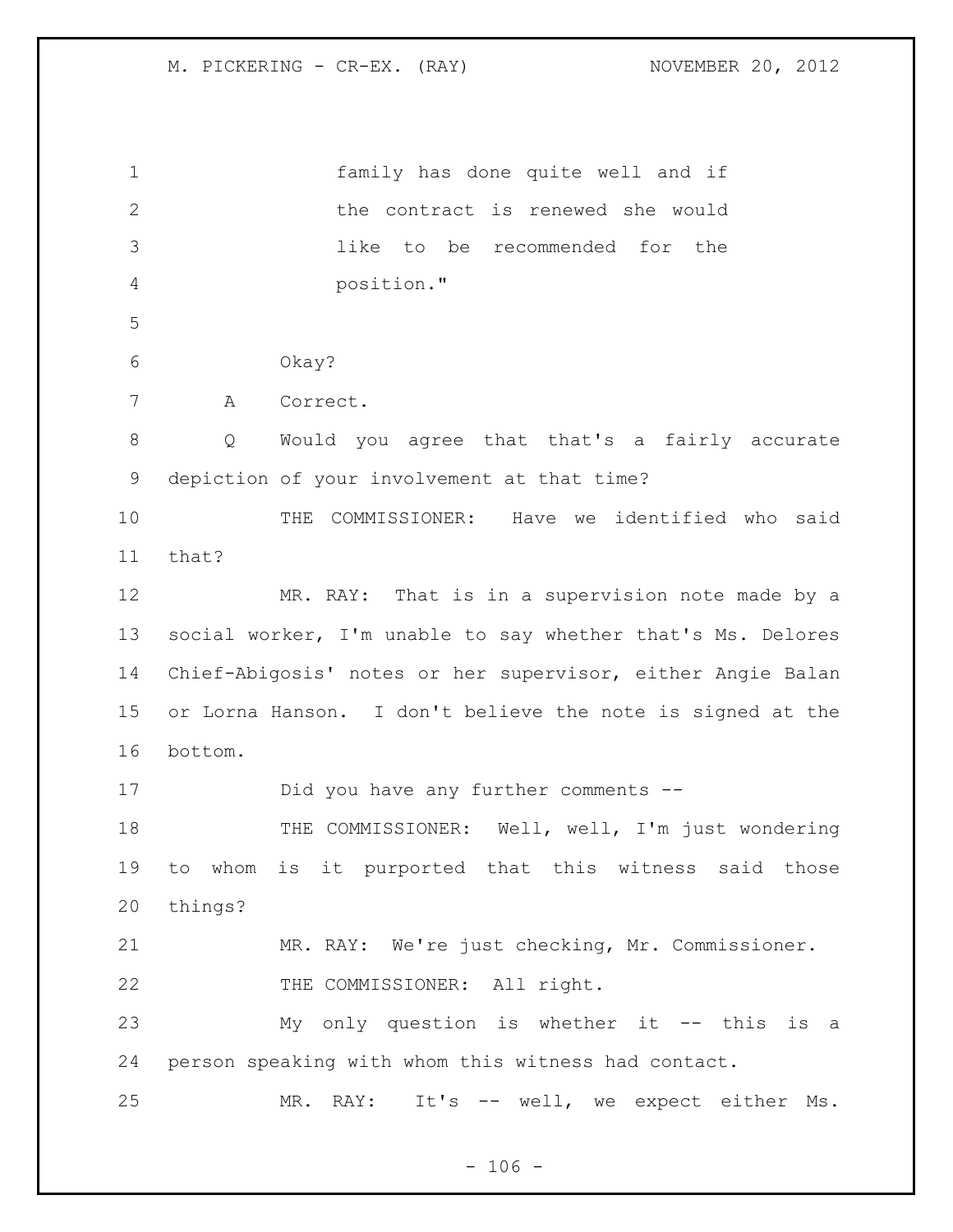family has done quite well and if the contract is renewed she would like to be recommended for the position."

Okay?

A Correct.

Q Would you agree that that's a fairly accurate depiction of your involvement at that time?

THE COMMISSIONER: Have we identified who said that?

MR. RAY: That is in a supervision note made by a social worker, I'm unable to say whether that's Ms. Delores Chief-Abigosis' notes or her supervisor, either Angie Balan or Lorna Hanson. I don't believe the note is signed at the bottom.

Did you have any further comments --

THE COMMISSIONER: Well, well, I'm just wondering to whom is it purported that this witness said those things?

MR. RAY: We're just checking, Mr. Commissioner.

THE COMMISSIONER: All right.

My only question is whether it -- this is a person speaking with whom this witness had contact.

MR. RAY: It's -- well, we expect either Ms.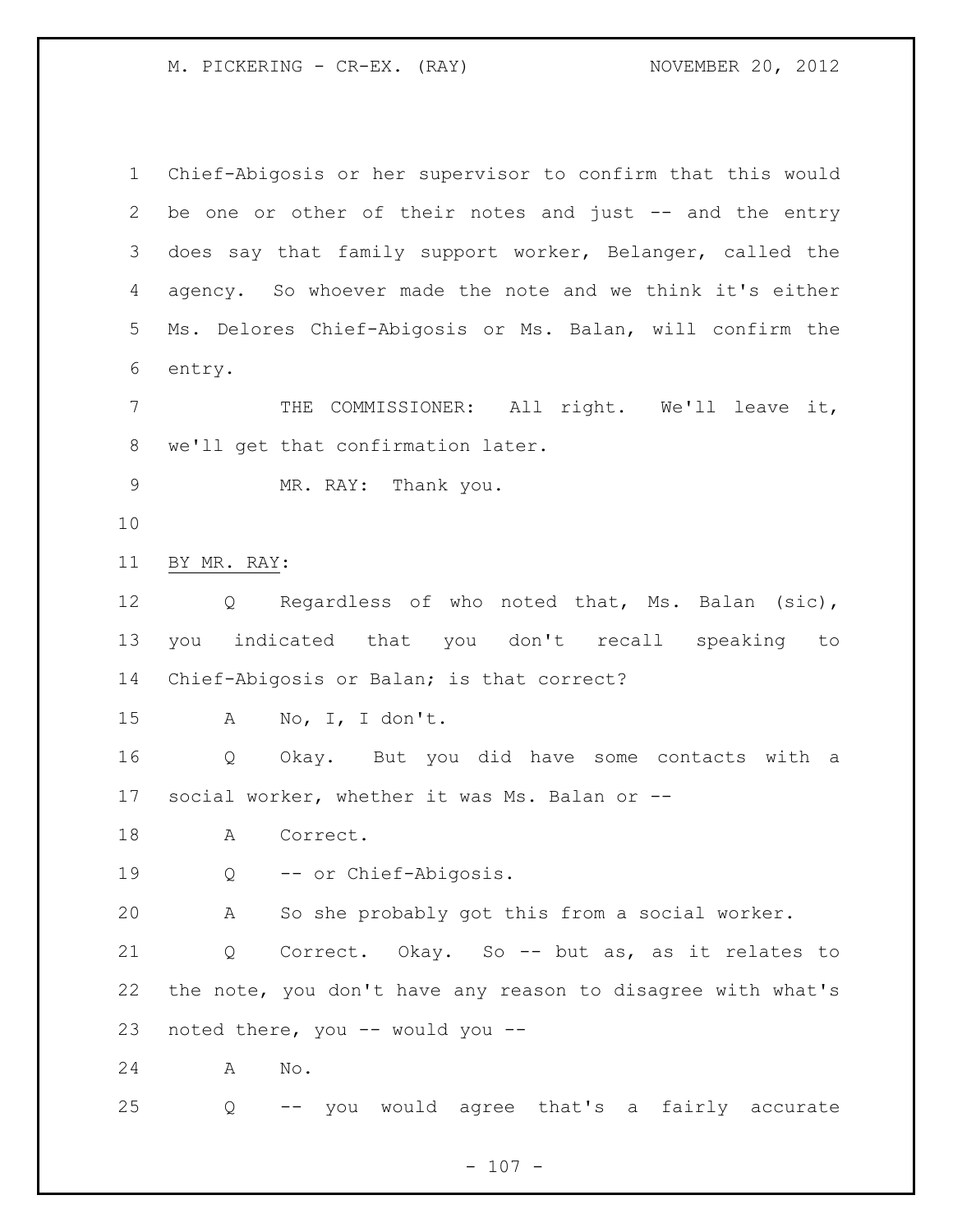Chief-Abigosis or her supervisor to confirm that this would be one or other of their notes and just -- and the entry does say that family support worker, Belanger, called the agency. So whoever made the note and we think it's either Ms. Delores Chief-Abigosis or Ms. Balan, will confirm the entry.

THE COMMISSIONER: All right. We'll leave it, we'll get that confirmation later.

MR. RAY: Thank you.

BY MR. RAY:

Q Regardless of who noted that, Ms. Balan (sic), you indicated that you don't recall speaking to Chief-Abigosis or Balan; is that correct?

A No, I, I don't.

Q Okay. But you did have some contacts with a social worker, whether it was Ms. Balan or --

A Correct.

Q -- or Chief-Abigosis.

A So she probably got this from a social worker.

Q Correct. Okay. So -- but as, as it relates to the note, you don't have any reason to disagree with what's noted there, you -- would you --

A No.

Q -- you would agree that's a fairly accurate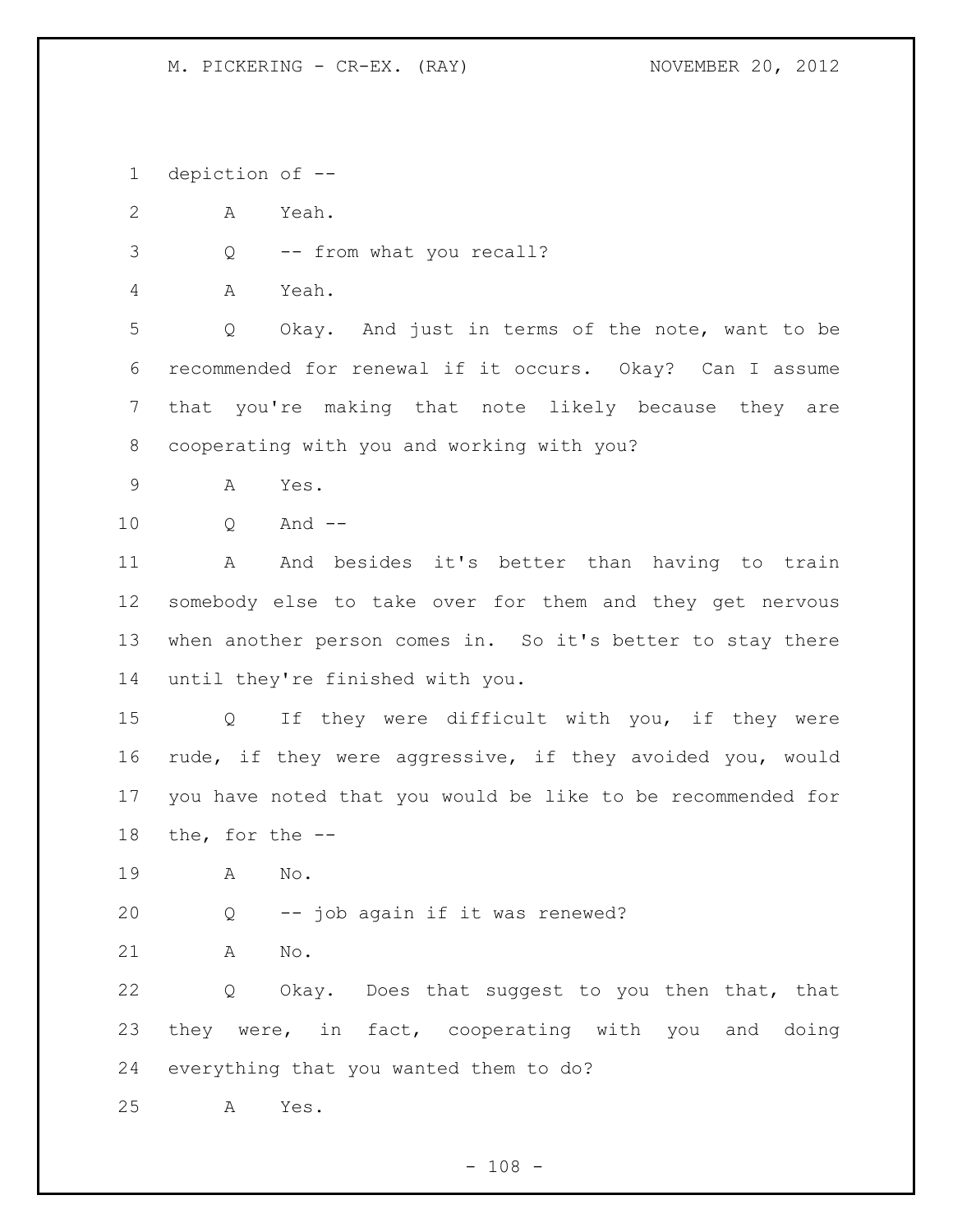depiction of --

A Yeah.

Q -- from what you recall?

A Yeah.

Q Okay. And just in terms of the note, want to be recommended for renewal if it occurs. Okay? Can I assume that you're making that note likely because they are cooperating with you and working with you?

A Yes.

Q And --

A And besides it's better than having to train somebody else to take over for them and they get nervous when another person comes in. So it's better to stay there until they're finished with you.

Q If they were difficult with you, if they were rude, if they were aggressive, if they avoided you, would you have noted that you would be like to be recommended for the, for the --

A No.

Q -- job again if it was renewed?

A No.

Q Okay. Does that suggest to you then that, that they were, in fact, cooperating with you and doing everything that you wanted them to do?

A Yes.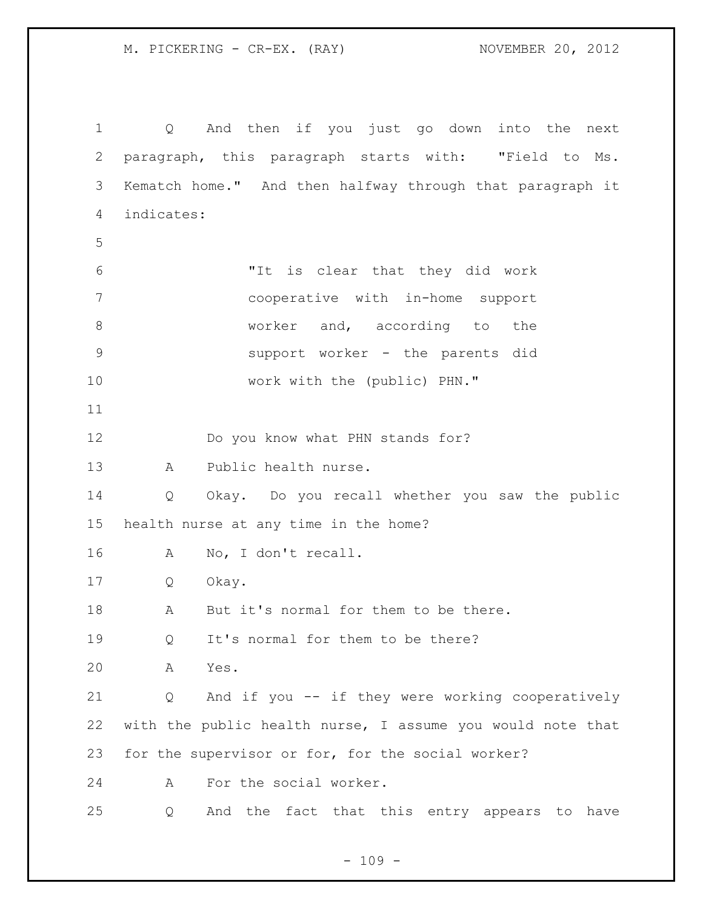Q And then if you just go down into the next paragraph, this paragraph starts with: "Field to Ms. Kematch home." And then halfway through that paragraph it indicates:

> "It is clear that they did work cooperative with in-home support worker and, according to the support worker - the parents did work with the (public) PHN."

Do you know what PHN stands for?

A Public health nurse.

Q Okay. Do you recall whether you saw the public health nurse at any time in the home?

A No, I don't recall.

Q Okay.

A But it's normal for them to be there.

Q It's normal for them to be there?

A Yes.

Q And if you -- if they were working cooperatively with the public health nurse, I assume you would note that for the supervisor or for, for the social worker?

A For the social worker.

Q And the fact that this entry appears to have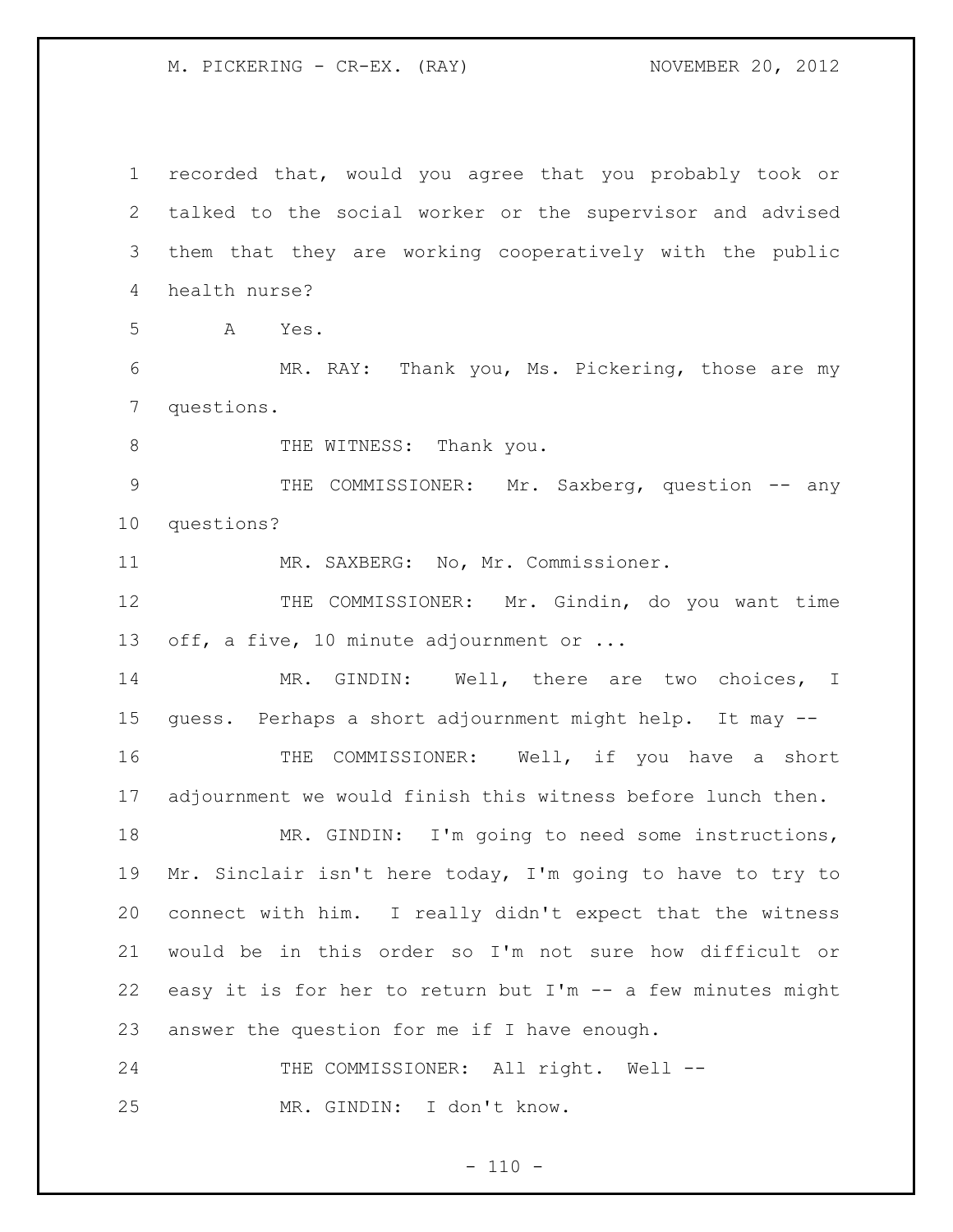recorded that, would you agree that you probably took or talked to the social worker or the supervisor and advised them that they are working cooperatively with the public health nurse?

A Yes.

MR. RAY: Thank you, Ms. Pickering, those are my questions.

THE WITNESS: Thank you.

THE COMMISSIONER: Mr. Saxberg, question -- any questions?

MR. SAXBERG: No, Mr. Commissioner.

THE COMMISSIONER: Mr. Gindin, do you want time off, a five, 10 minute adjournment or ...

MR. GINDIN: Well, there are two choices, I guess. Perhaps a short adjournment might help. It may --

THE COMMISSIONER: Well, if you have a short adjournment we would finish this witness before lunch then.

MR. GINDIN: I'm going to need some instructions, Mr. Sinclair isn't here today, I'm going to have to try to connect with him. I really didn't expect that the witness would be in this order so I'm not sure how difficult or easy it is for her to return but I'm -- a few minutes might answer the question for me if I have enough.

THE COMMISSIONER: All right. Well --

MR. GINDIN: I don't know.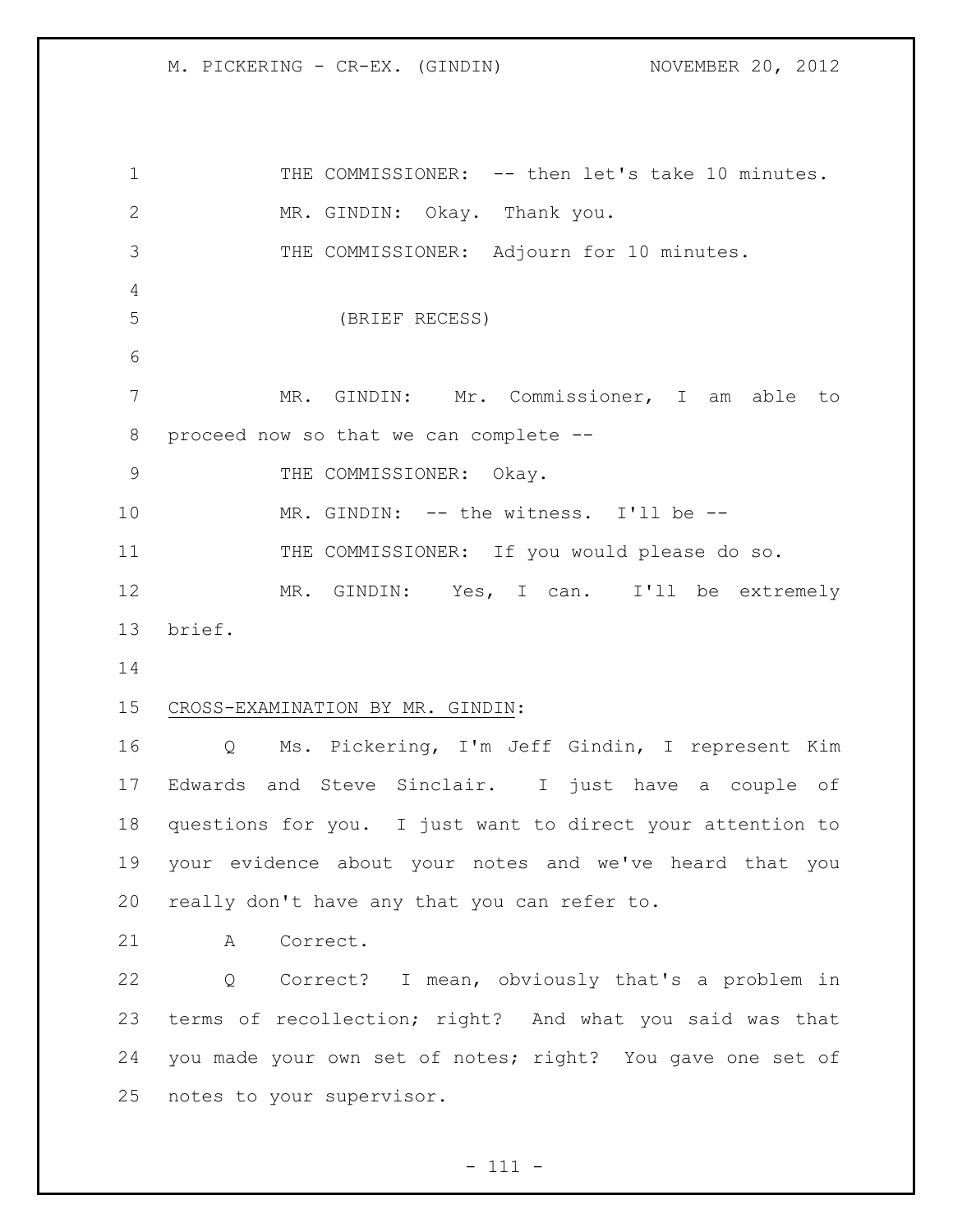THE COMMISSIONER: -- then let's take 10 minutes.

MR. GINDIN: Okay. Thank you.

THE COMMISSIONER: Adjourn for 10 minutes.

(BRIEF RECESS)

MR. GINDIN: Mr. Commissioner, I am able to proceed now so that we can complete --

THE COMMISSIONER: Okay.

MR. GINDIN: -- the witness. I'll be --

THE COMMISSIONER: If you would please do so.

MR. GINDIN: Yes, I can. I'll be extremely brief.

CROSS-EXAMINATION BY MR. GINDIN:

Q Ms. Pickering, I'm Jeff Gindin, I represent Kim Edwards and Steve Sinclair. I just have a couple of questions for you. I just want to direct your attention to your evidence about your notes and we've heard that you really don't have any that you can refer to.

A Correct.

Q Correct? I mean, obviously that's a problem in terms of recollection; right? And what you said was that you made your own set of notes; right? You gave one set of notes to your supervisor.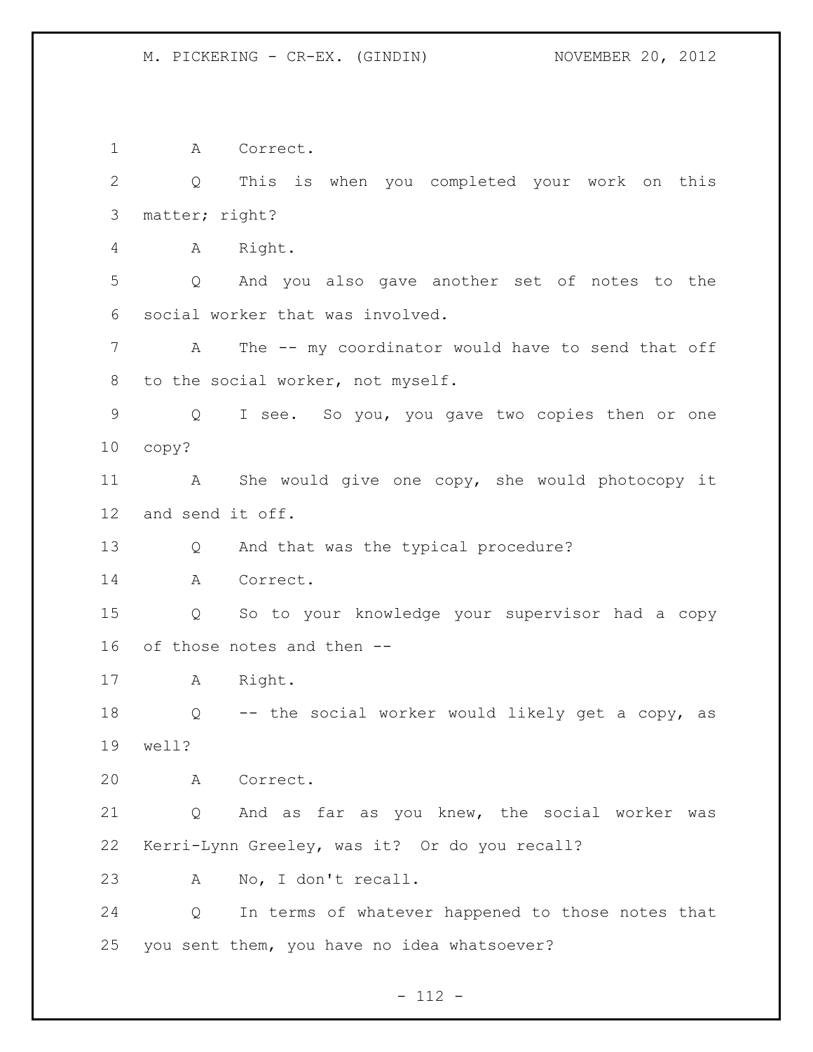A Correct.

Q This is when you completed your work on this matter; right?

A Right.

Q And you also gave another set of notes to the social worker that was involved.

A The -- my coordinator would have to send that off to the social worker, not myself.

Q I see. So you, you gave two copies then or one copy?

A She would give one copy, she would photocopy it and send it off.

Q And that was the typical procedure?

A Correct.

Q So to your knowledge your supervisor had a copy of those notes and then --

A Right.

Q -- the social worker would likely get a copy, as well?

A Correct.

Q And as far as you knew, the social worker was Kerri-Lynn Greeley, was it? Or do you recall?

A No, I don't recall.

Q In terms of whatever happened to those notes that you sent them, you have no idea whatsoever?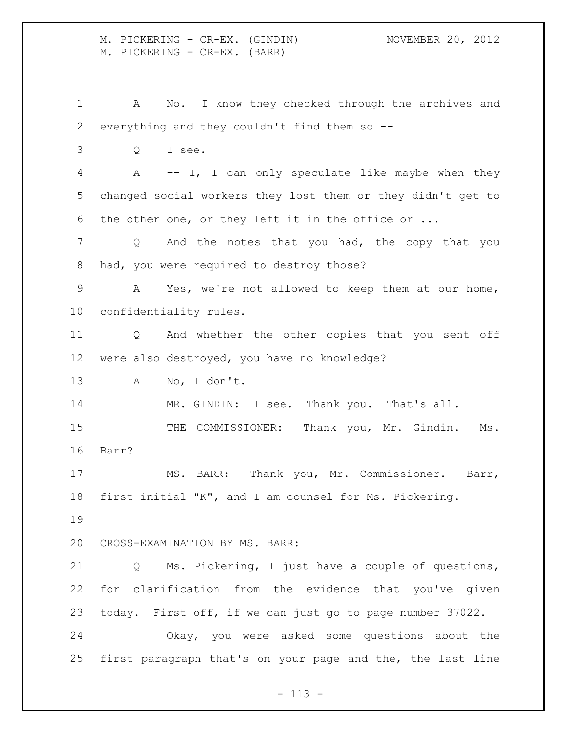A No. I know they checked through the archives and everything and they couldn't find them so --

Q I see.

A -- I, I can only speculate like maybe when they changed social workers they lost them or they didn't get to the other one, or they left it in the office or ...

Q And the notes that you had, the copy that you had, you were required to destroy those?

A Yes, we're not allowed to keep them at our home, confidentiality rules.

Q And whether the other copies that you sent off were also destroyed, you have no knowledge?

A No, I don't.

MR. GINDIN: I see. Thank you. That's all.

THE COMMISSIONER: Thank you, Mr. Gindin. Ms. Barr?

MS. BARR: Thank you, Mr. Commissioner. Barr, first initial "K", and I am counsel for Ms. Pickering.

CROSS-EXAMINATION BY MS. BARR:

Q Ms. Pickering, I just have a couple of questions, for clarification from the evidence that you've given today. First off, if we can just go to page number 37022.

Okay, you were asked some questions about the first paragraph that's on your page and the, the last line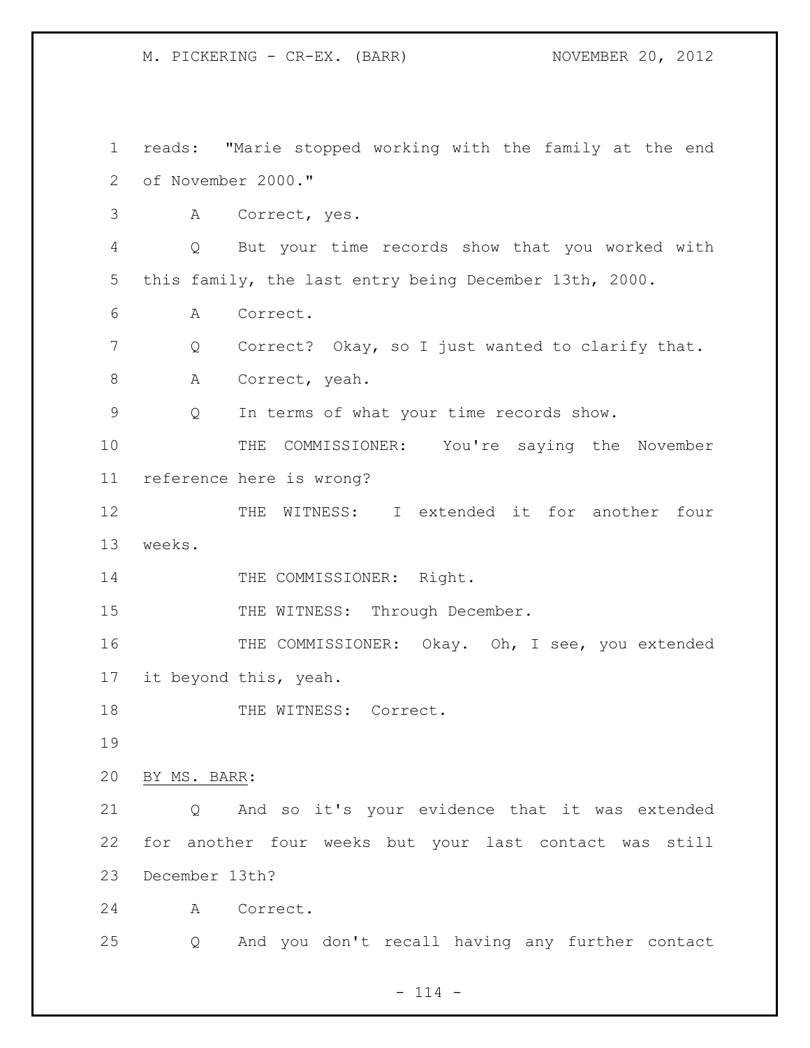reads: "Marie stopped working with the family at the end of November 2000."

A Correct, yes.

Q But your time records show that you worked with this family, the last entry being December 13th, 2000.

A Correct.

Q Correct? Okay, so I just wanted to clarify that.

A Correct, yeah.

Q In terms of what your time records show.

THE COMMISSIONER: You're saying the November reference here is wrong?

THE WITNESS: I extended it for another four weeks.

THE COMMISSIONER: Right.

THE WITNESS: Through December.

THE COMMISSIONER: Okay. Oh, I see, you extended it beyond this, yeah.

THE WITNESS: Correct.

BY MS. BARR:

Q And so it's your evidence that it was extended for another four weeks but your last contact was still December 13th?

A Correct.

Q And you don't recall having any further contact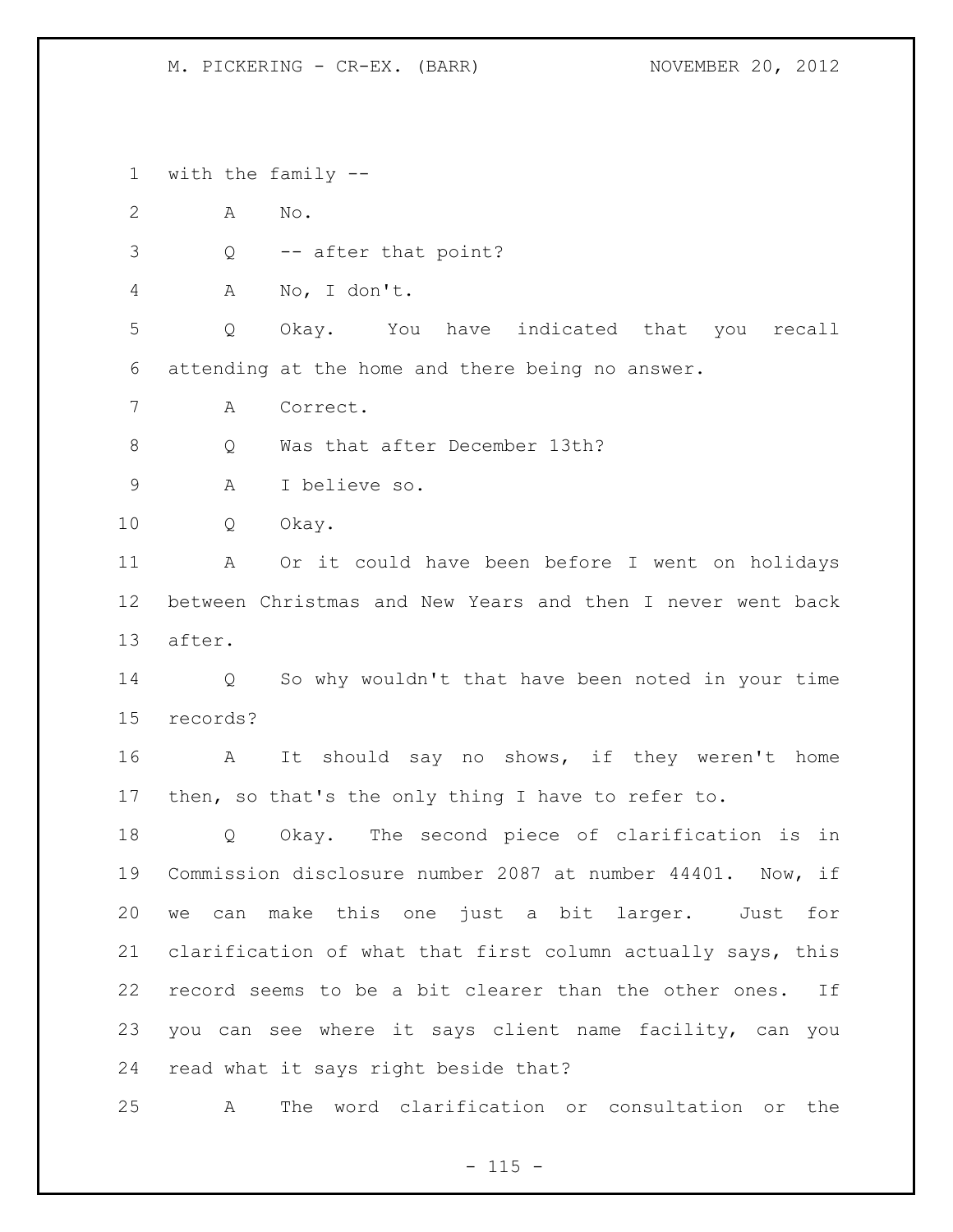with the family --

A No.

Q -- after that point?

A No, I don't.

Q Okay. You have indicated that you recall attending at the home and there being no answer.

A Correct.

Q Was that after December 13th?

A I believe so.

Q Okay.

A Or it could have been before I went on holidays between Christmas and New Years and then I never went back after.

Q So why wouldn't that have been noted in your time records?

A It should say no shows, if they weren't home then, so that's the only thing I have to refer to.

Q Okay. The second piece of clarification is in Commission disclosure number 2087 at number 44401. Now, if we can make this one just a bit larger. Just for clarification of what that first column actually says, this record seems to be a bit clearer than the other ones. If you can see where it says client name facility, can you read what it says right beside that?

A The word clarification or consultation or the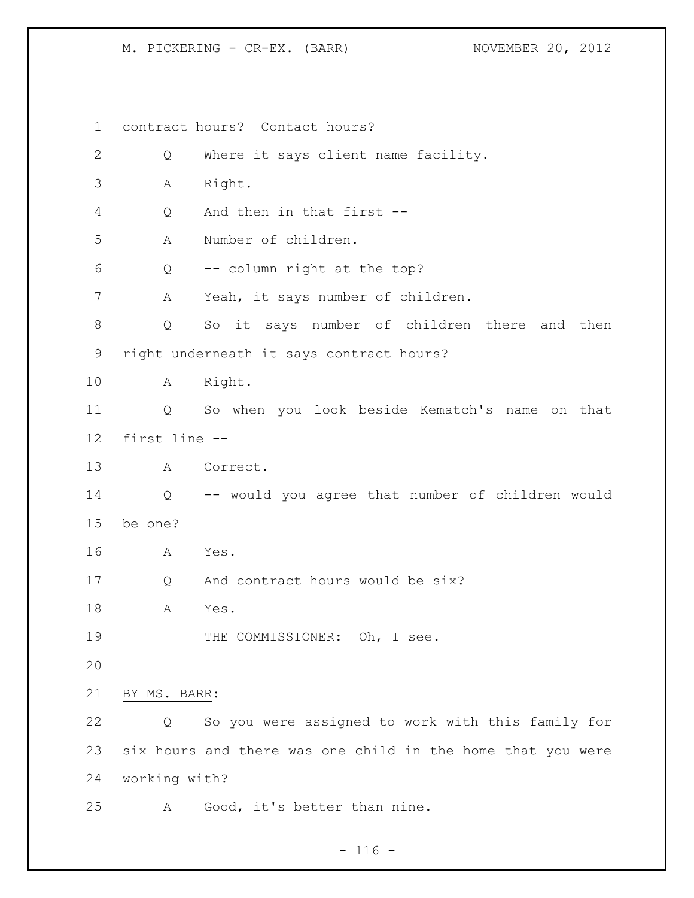contract hours? Contact hours?

Q Where it says client name facility.

A Right.

Q And then in that first --

A Number of children.

Q -- column right at the top?

A Yeah, it says number of children.

Q So it says number of children there and then right underneath it says contract hours?

A Right.

Q So when you look beside Kematch's name on that first line --

A Correct.

Q -- would you agree that number of children would be one?

A Yes.

Q And contract hours would be six?

A Yes.

THE COMMISSIONER: Oh, I see.

BY MS. BARR:

Q So you were assigned to work with this family for six hours and there was one child in the home that you were working with?

A Good, it's better than nine.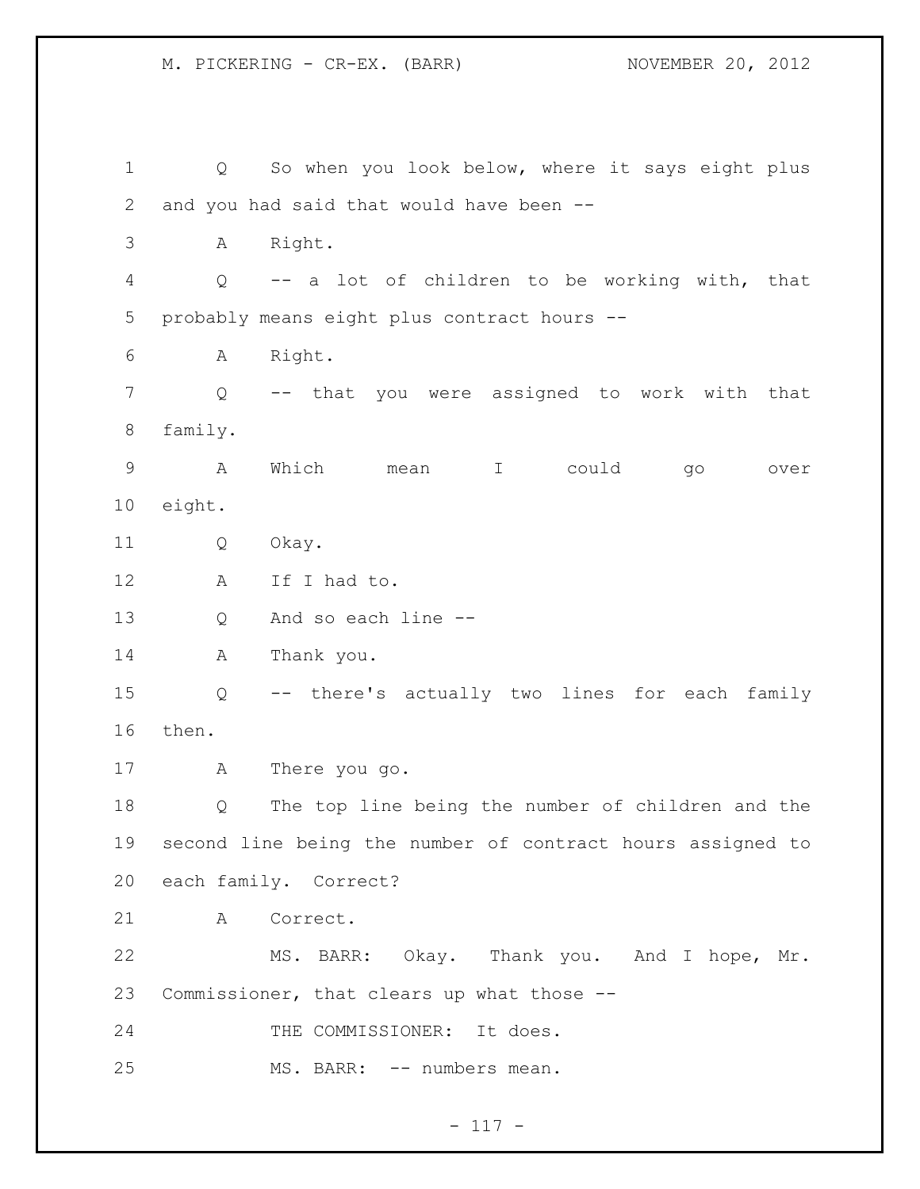Q So when you look below, where it says eight plus and you had said that would have been --

A Right.

Q -- a lot of children to be working with, that probably means eight plus contract hours --

A Right.

Q -- that you were assigned to work with that family.

A Which mean I could go over eight.

Q Okay.

A If I had to.

Q And so each line --

A Thank you.

Q -- there's actually two lines for each family then.

A There you go.

Q The top line being the number of children and the second line being the number of contract hours assigned to each family. Correct?

A Correct.

MS. BARR: Okay. Thank you. And I hope, Mr. Commissioner, that clears up what those --

THE COMMISSIONER: It does.

MS. BARR: -- numbers mean.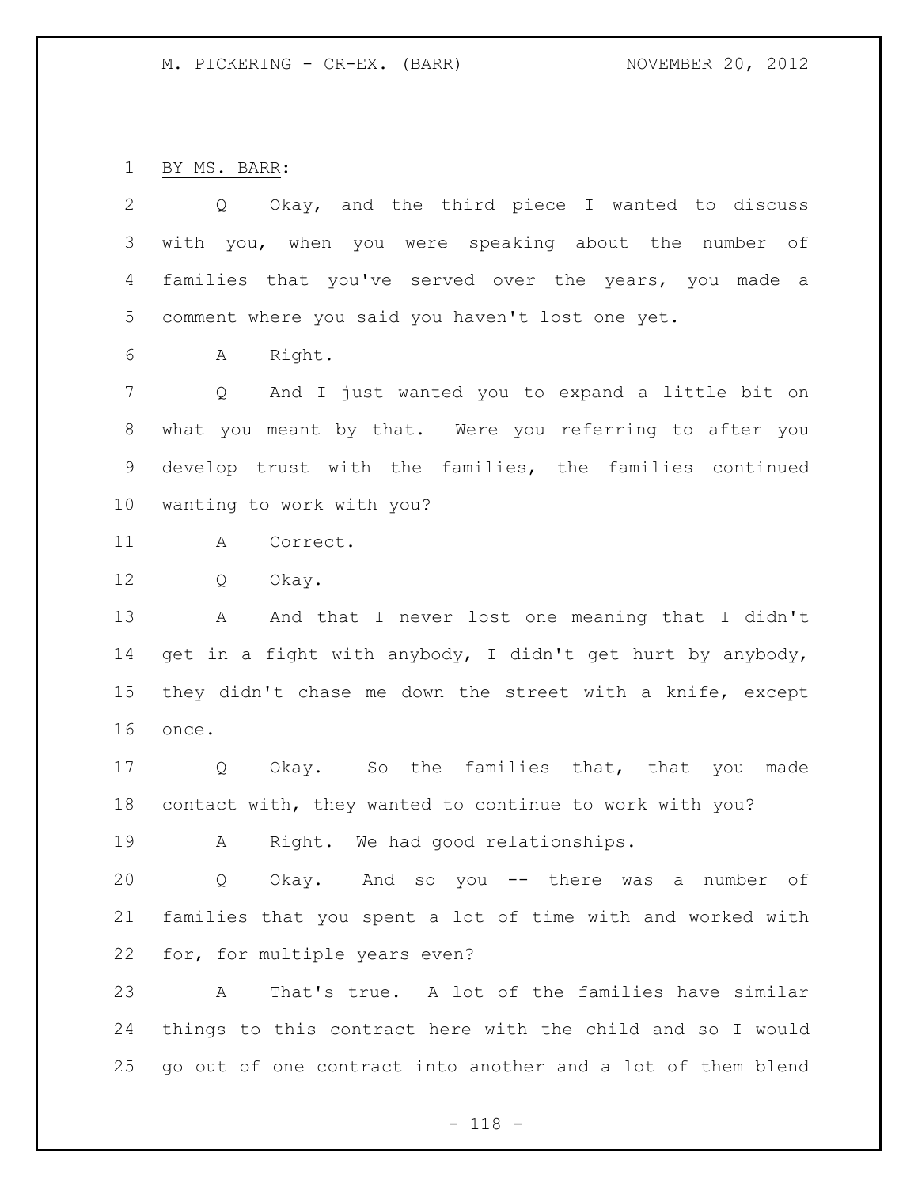BY MS. BARR:

Q Okay, and the third piece I wanted to discuss with you, when you were speaking about the number of families that you've served over the years, you made a comment where you said you haven't lost one yet.

A Right.

Q And I just wanted you to expand a little bit on what you meant by that. Were you referring to after you develop trust with the families, the families continued wanting to work with you?

A Correct.

Q Okay.

A And that I never lost one meaning that I didn't get in a fight with anybody, I didn't get hurt by anybody, they didn't chase me down the street with a knife, except once.

Q Okay. So the families that, that you made contact with, they wanted to continue to work with you?

A Right. We had good relationships.

Q Okay. And so you -- there was a number of families that you spent a lot of time with and worked with for, for multiple years even?

A That's true. A lot of the families have similar things to this contract here with the child and so I would go out of one contract into another and a lot of them blend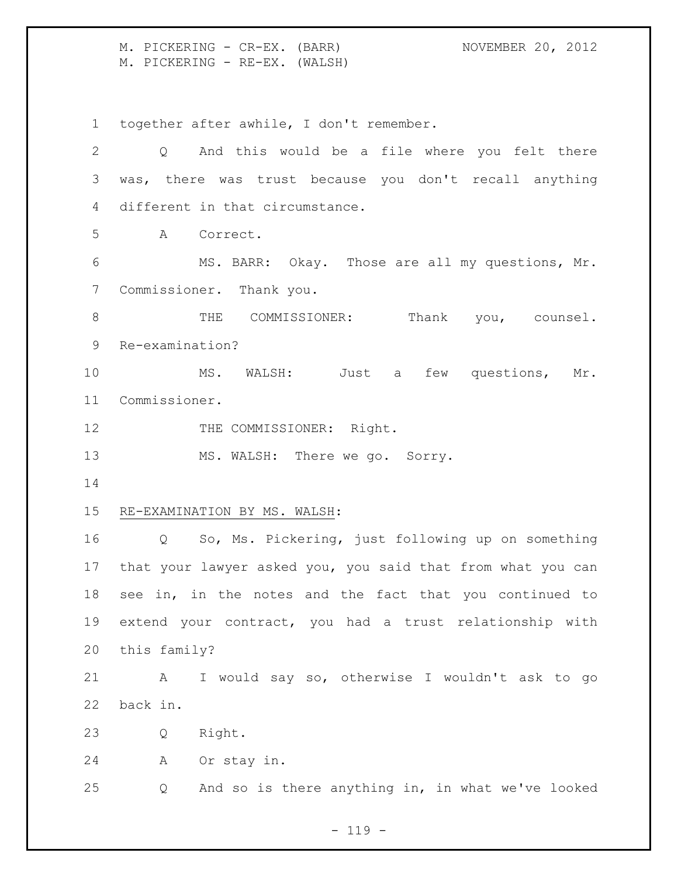together after awhile, I don't remember.

Q And this would be a file where you felt there was, there was trust because you don't recall anything different in that circumstance.

A Correct.

MS. BARR: Okay. Those are all my questions, Mr. Commissioner. Thank you.

THE COMMISSIONER: Thank you, counsel. Re-examination?

MS. WALSH: Just a few questions, Mr. Commissioner.

THE COMMISSIONER: Right.

MS. WALSH: There we go. Sorry.

RE-EXAMINATION BY MS. WALSH:

Q So, Ms. Pickering, just following up on something that your lawyer asked you, you said that from what you can see in, in the notes and the fact that you continued to extend your contract, you had a trust relationship with this family?

A I would say so, otherwise I wouldn't ask to go back in.

Q Right.

A Or stay in.

Q And so is there anything in, in what we've looked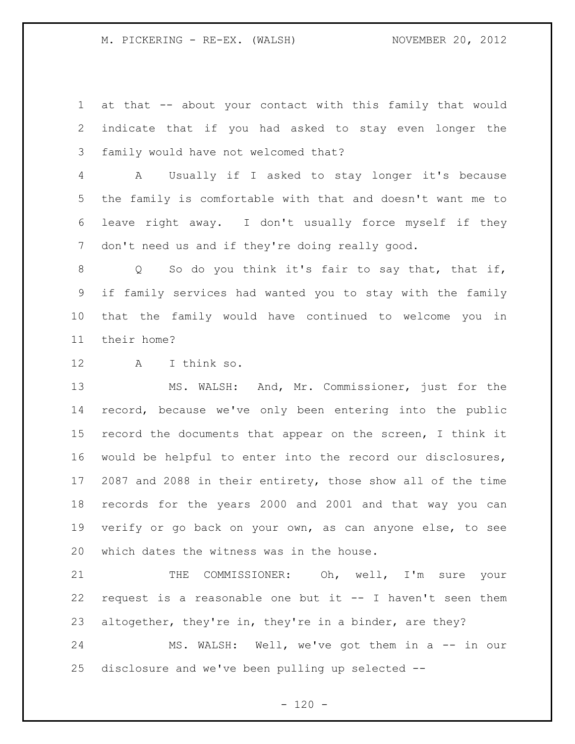at that -- about your contact with this family that would indicate that if you had asked to stay even longer the family would have not welcomed that?

A Usually if I asked to stay longer it's because the family is comfortable with that and doesn't want me to leave right away. I don't usually force myself if they don't need us and if they're doing really good.

Q So do you think it's fair to say that, that if, if family services had wanted you to stay with the family that the family would have continued to welcome you in their home?

A I think so.

MS. WALSH: And, Mr. Commissioner, just for the record, because we've only been entering into the public record the documents that appear on the screen, I think it would be helpful to enter into the record our disclosures, 2087 and 2088 in their entirety, those show all of the time records for the years 2000 and 2001 and that way you can verify or go back on your own, as can anyone else, to see which dates the witness was in the house.

THE COMMISSIONER: Oh, well, I'm sure your request is a reasonable one but it -- I haven't seen them altogether, they're in, they're in a binder, are they?

MS. WALSH: Well, we've got them in a -- in our disclosure and we've been pulling up selected --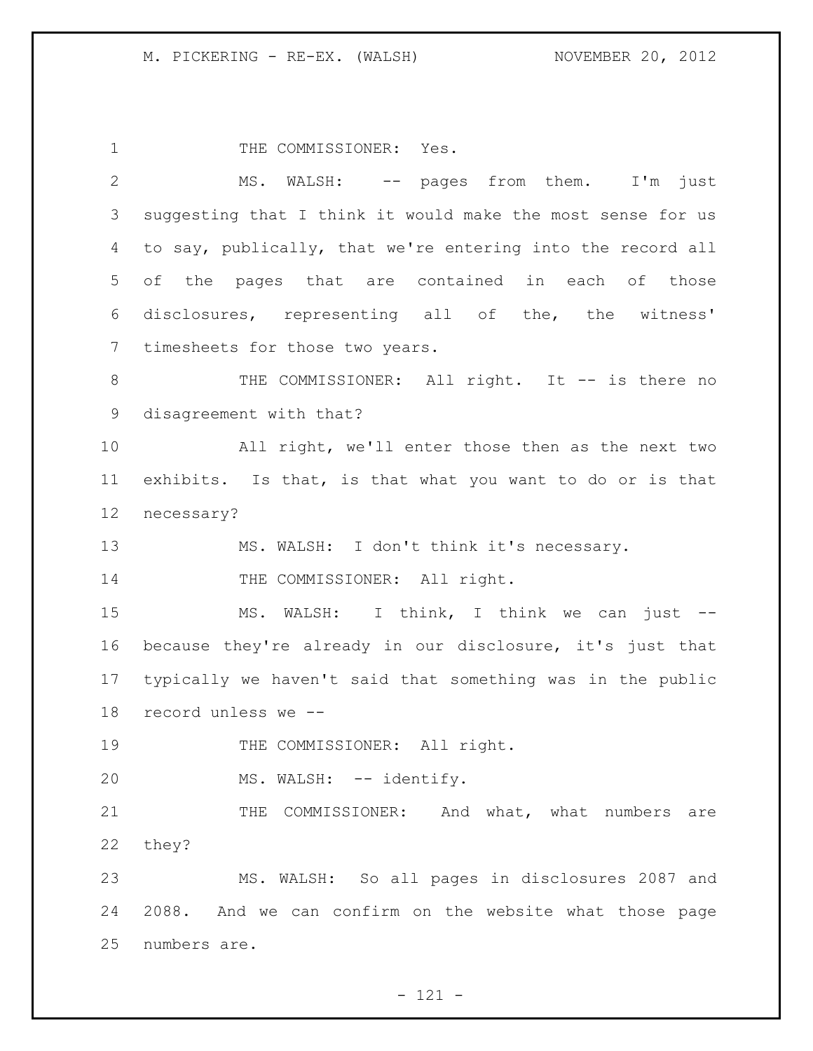THE COMMISSIONER: Yes.

MS. WALSH: -- pages from them. I'm just suggesting that I think it would make the most sense for us to say, publically, that we're entering into the record all of the pages that are contained in each of those disclosures, representing all of the, the witness' timesheets for those two years.

THE COMMISSIONER: All right. It -- is there no disagreement with that?

All right, we'll enter those then as the next two exhibits. Is that, is that what you want to do or is that necessary?

MS. WALSH: I don't think it's necessary.

THE COMMISSIONER: All right.

MS. WALSH: I think, I think we can just -- because they're already in our disclosure, it's just that typically we haven't said that something was in the public record unless we --

THE COMMISSIONER: All right.

MS. WALSH: -- identify.

THE COMMISSIONER: And what, what numbers are they?

MS. WALSH: So all pages in disclosures 2087 and 2088. And we can confirm on the website what those page numbers are.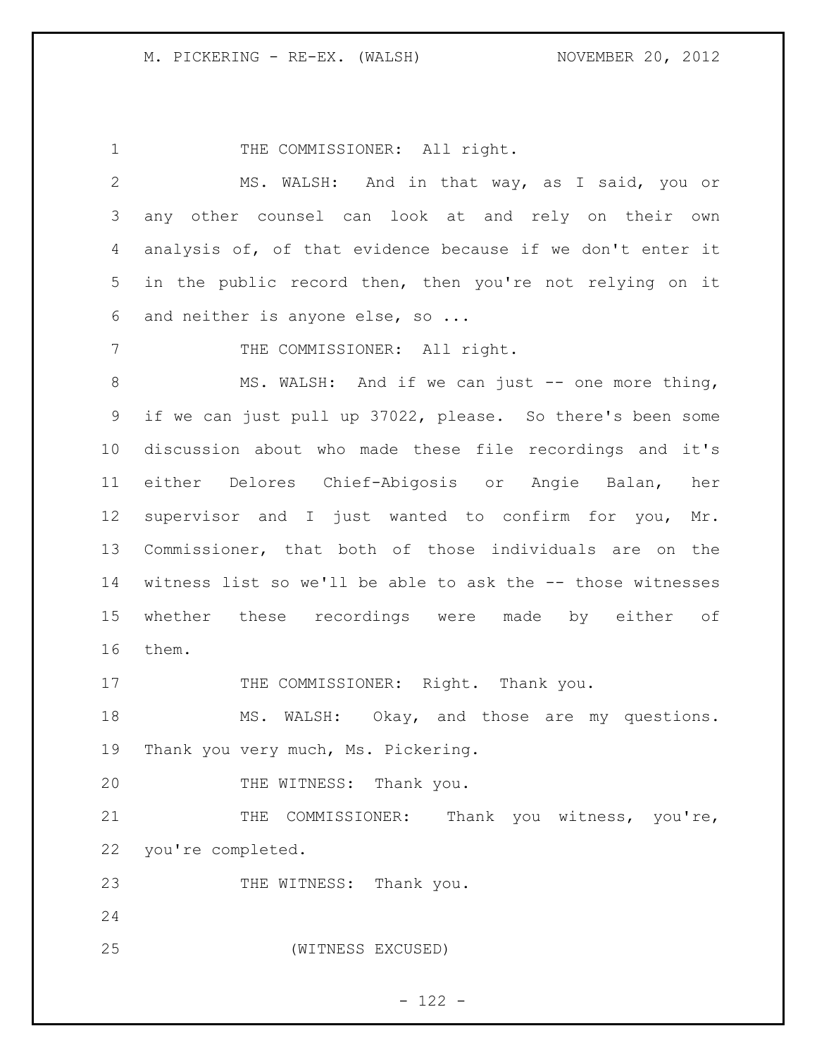THE COMMISSIONER: All right.

MS. WALSH: And in that way, as I said, you or any other counsel can look at and rely on their own analysis of, of that evidence because if we don't enter it in the public record then, then you're not relying on it and neither is anyone else, so ...

THE COMMISSIONER: All right.

MS. WALSH: And if we can just -- one more thing, if we can just pull up 37022, please. So there's been some discussion about who made these file recordings and it's either Delores Chief-Abigosis or Angie Balan, her supervisor and I just wanted to confirm for you, Mr. Commissioner, that both of those individuals are on the witness list so we'll be able to ask the -- those witnesses whether these recordings were made by either of them.

THE COMMISSIONER: Right. Thank you.

MS. WALSH: Okay, and those are my questions. Thank you very much, Ms. Pickering.

THE WITNESS: Thank you.

THE COMMISSIONER: Thank you witness, you're, you're completed.

THE WITNESS: Thank you.

(WITNESS EXCUSED)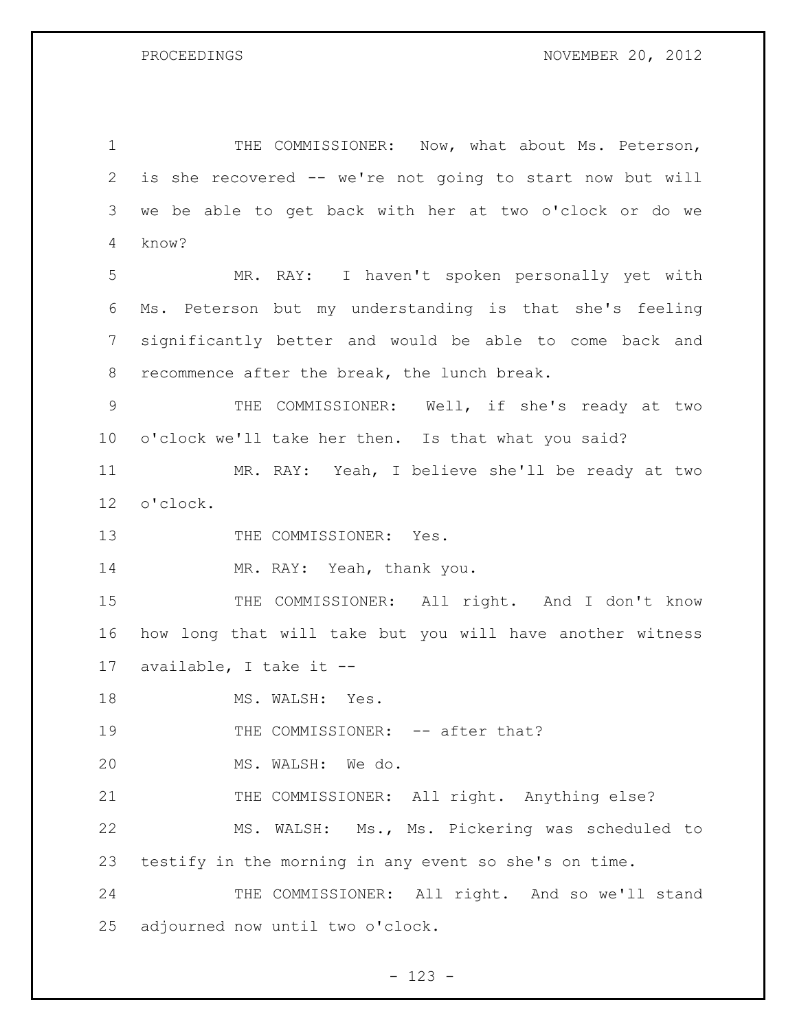THE COMMISSIONER: Now, what about Ms. Peterson, is she recovered -- we're not going to start now but will we be able to get back with her at two o'clock or do we know?

MR. RAY: I haven't spoken personally yet with Ms. Peterson but my understanding is that she's feeling significantly better and would be able to come back and recommence after the break, the lunch break.

THE COMMISSIONER: Well, if she's ready at two o'clock we'll take her then. Is that what you said?

MR. RAY: Yeah, I believe she'll be ready at two o'clock.

THE COMMISSIONER: Yes.

MR. RAY: Yeah, thank you.

THE COMMISSIONER: All right. And I don't know how long that will take but you will have another witness available, I take it --

MS. WALSH: Yes.

THE COMMISSIONER: -- after that?

MS. WALSH: We do.

THE COMMISSIONER: All right. Anything else?

MS. WALSH: Ms., Ms. Pickering was scheduled to testify in the morning in any event so she's on time.

THE COMMISSIONER: All right. And so we'll stand adjourned now until two o'clock.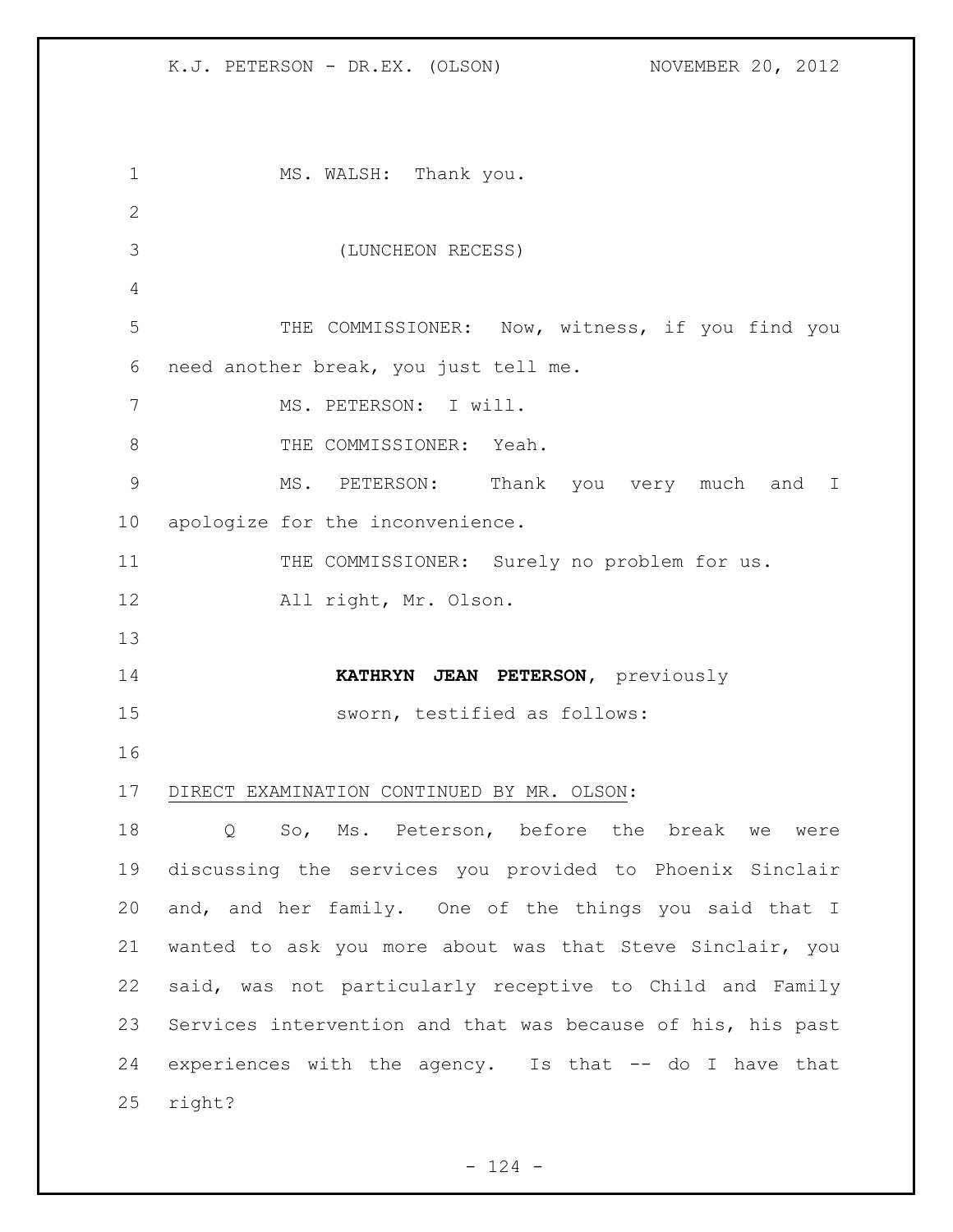MS. WALSH: Thank you.

(LUNCHEON RECESS)

THE COMMISSIONER: Now, witness, if you find you need another break, you just tell me.

MS. PETERSON: I will.

THE COMMISSIONER: Yeah.

MS. PETERSON: Thank you very much and I apologize for the inconvenience.

THE COMMISSIONER: Surely no problem for us.

All right, Mr. Olson.

**KATHRYN JEAN PETERSON**, previously sworn, testified as follows:

DIRECT EXAMINATION CONTINUED BY MR. OLSON:

Q So, Ms. Peterson, before the break we were discussing the services you provided to Phoenix Sinclair and, and her family. One of the things you said that I wanted to ask you more about was that Steve Sinclair, you said, was not particularly receptive to Child and Family Services intervention and that was because of his, his past experiences with the agency. Is that -- do I have that right?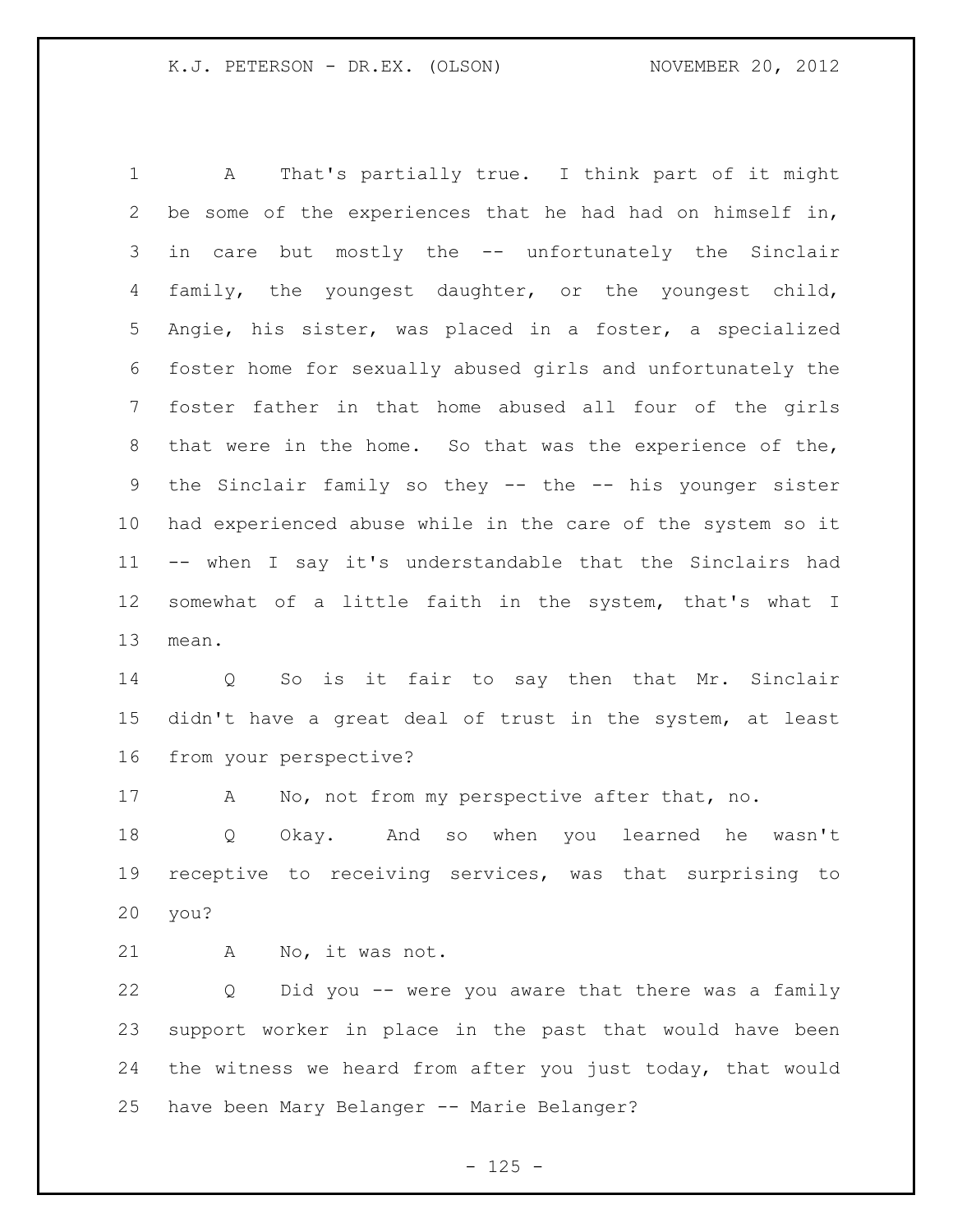A That's partially true. I think part of it might be some of the experiences that he had had on himself in, in care but mostly the -- unfortunately the Sinclair family, the youngest daughter, or the youngest child, Angie, his sister, was placed in a foster, a specialized foster home for sexually abused girls and unfortunately the foster father in that home abused all four of the girls that were in the home. So that was the experience of the, the Sinclair family so they -- the -- his younger sister had experienced abuse while in the care of the system so it -- when I say it's understandable that the Sinclairs had somewhat of a little faith in the system, that's what I mean.

Q So is it fair to say then that Mr. Sinclair didn't have a great deal of trust in the system, at least from your perspective?

A No, not from my perspective after that, no.

Q Okay. And so when you learned he wasn't receptive to receiving services, was that surprising to you?

A No, it was not.

Q Did you -- were you aware that there was a family support worker in place in the past that would have been the witness we heard from after you just today, that would have been Mary Belanger -- Marie Belanger?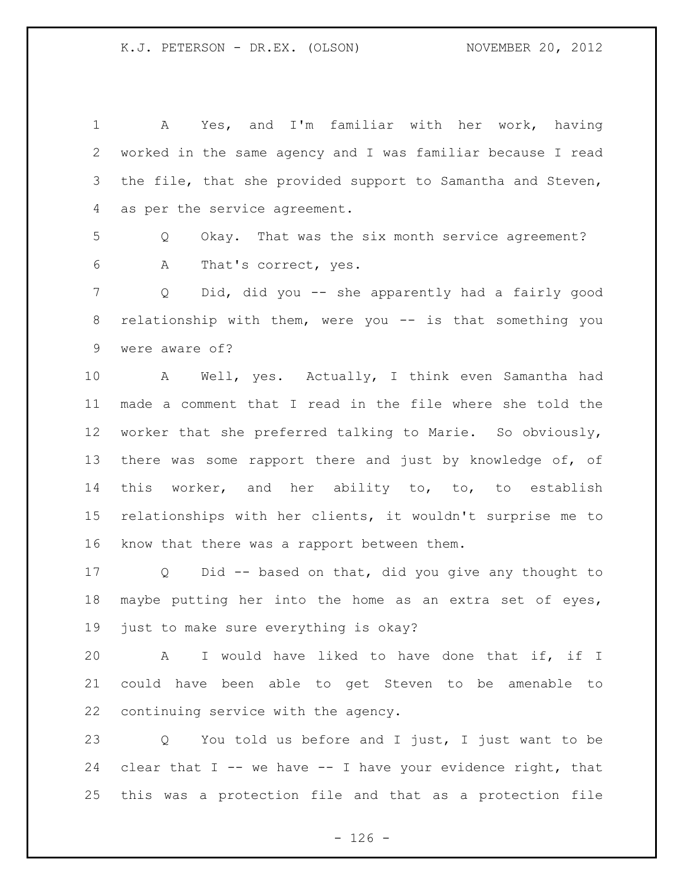A Yes, and I'm familiar with her work, having worked in the same agency and I was familiar because I read the file, that she provided support to Samantha and Steven, as per the service agreement.

Q Okay. That was the six month service agreement?

A That's correct, yes.

Q Did, did you -- she apparently had a fairly good relationship with them, were you -- is that something you were aware of?

A Well, yes. Actually, I think even Samantha had made a comment that I read in the file where she told the worker that she preferred talking to Marie. So obviously, there was some rapport there and just by knowledge of, of this worker, and her ability to, to, to establish relationships with her clients, it wouldn't surprise me to know that there was a rapport between them.

Q Did -- based on that, did you give any thought to maybe putting her into the home as an extra set of eyes, just to make sure everything is okay?

A I would have liked to have done that if, if I could have been able to get Steven to be amenable to continuing service with the agency.

Q You told us before and I just, I just want to be clear that I -- we have -- I have your evidence right, that this was a protection file and that as a protection file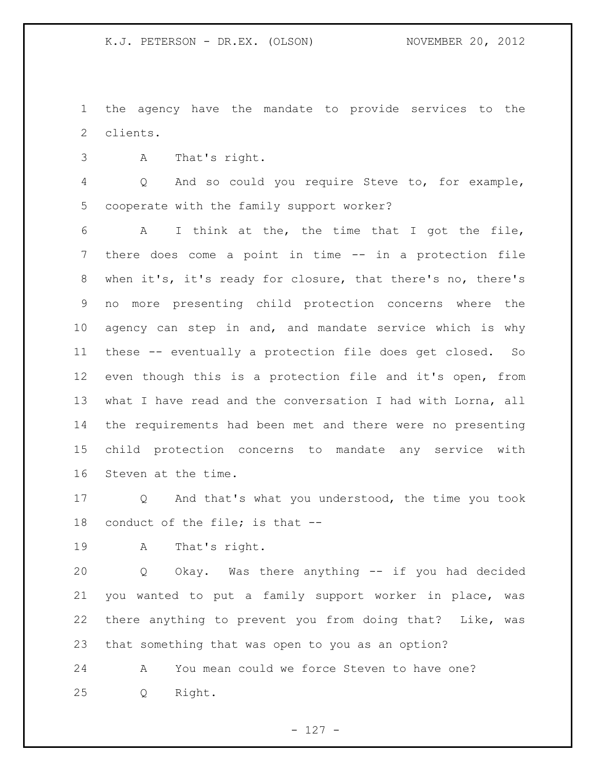the agency have the mandate to provide services to the clients.

A That's right.

Q And so could you require Steve to, for example, cooperate with the family support worker?

A I think at the, the time that I got the file, there does come a point in time -- in a protection file when it's, it's ready for closure, that there's no, there's no more presenting child protection concerns where the agency can step in and, and mandate service which is why these -- eventually a protection file does get closed. So even though this is a protection file and it's open, from what I have read and the conversation I had with Lorna, all the requirements had been met and there were no presenting child protection concerns to mandate any service with Steven at the time.

Q And that's what you understood, the time you took conduct of the file; is that --

A That's right.

Q Okay. Was there anything -- if you had decided you wanted to put a family support worker in place, was there anything to prevent you from doing that? Like, was that something that was open to you as an option?

A You mean could we force Steven to have one?

Q Right.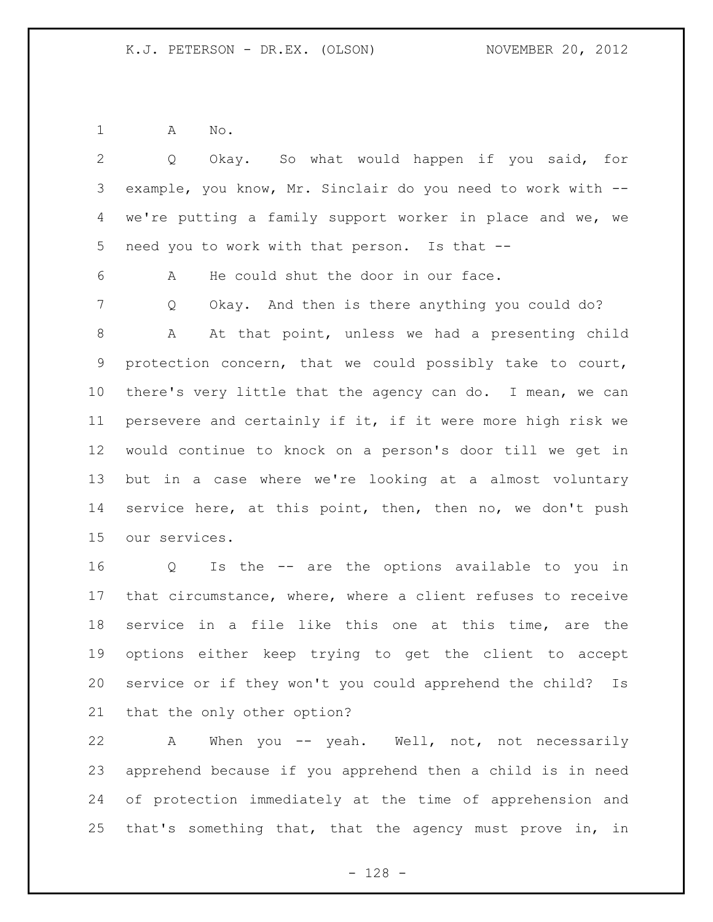A No.

Q Okay. So what would happen if you said, for example, you know, Mr. Sinclair do you need to work with -- we're putting a family support worker in place and we, we need you to work with that person. Is that --

A He could shut the door in our face.

Q Okay. And then is there anything you could do?

A At that point, unless we had a presenting child protection concern, that we could possibly take to court, there's very little that the agency can do. I mean, we can persevere and certainly if it, if it were more high risk we would continue to knock on a person's door till we get in but in a case where we're looking at a almost voluntary service here, at this point, then, then no, we don't push our services.

Q Is the -- are the options available to you in that circumstance, where, where a client refuses to receive service in a file like this one at this time, are the options either keep trying to get the client to accept service or if they won't you could apprehend the child? Is that the only other option?

A When you -- yeah. Well, not, not necessarily apprehend because if you apprehend then a child is in need of protection immediately at the time of apprehension and that's something that, that the agency must prove in, in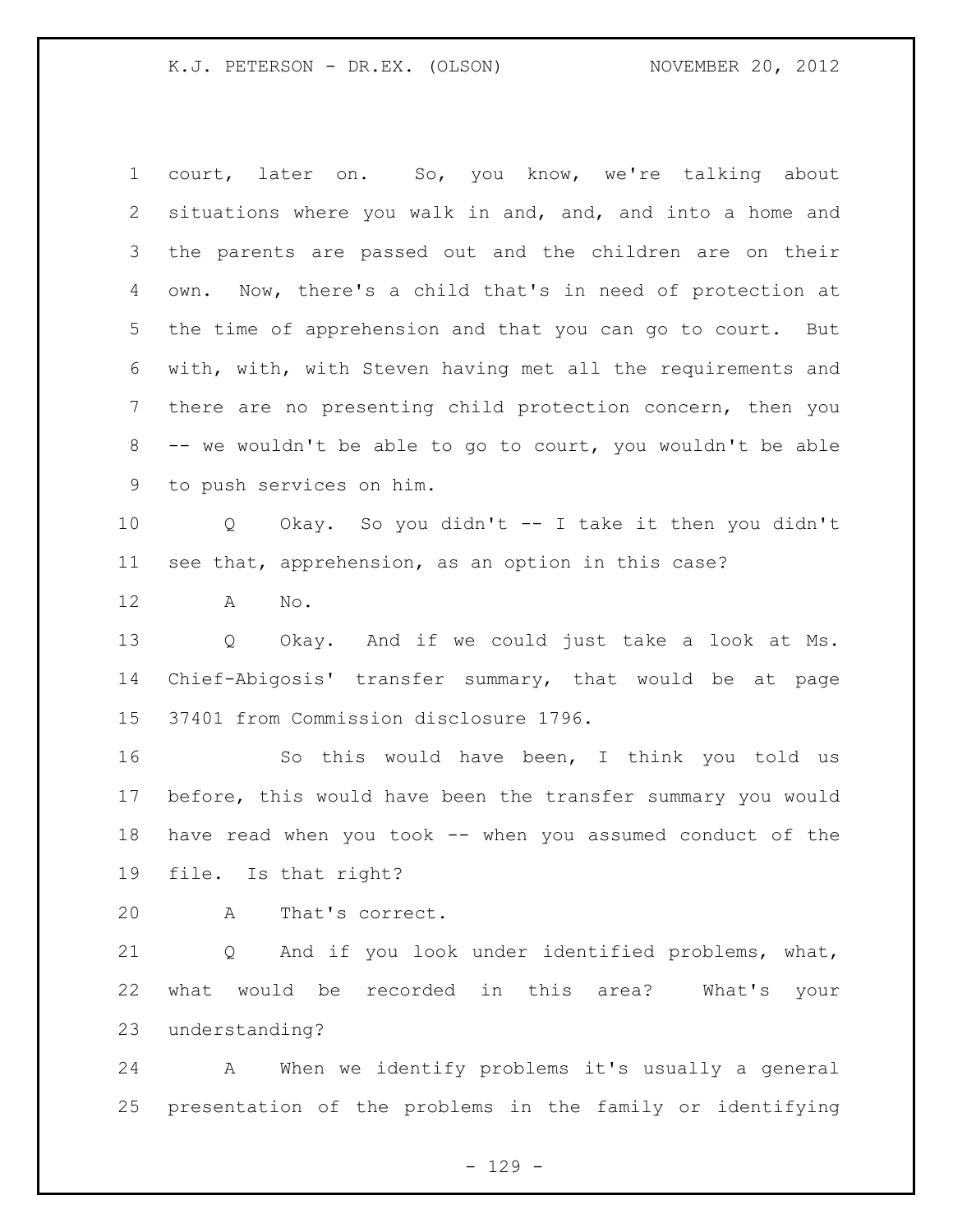court, later on. So, you know, we're talking about situations where you walk in and, and, and into a home and the parents are passed out and the children are on their own. Now, there's a child that's in need of protection at the time of apprehension and that you can go to court. But with, with, with Steven having met all the requirements and there are no presenting child protection concern, then you -- we wouldn't be able to go to court, you wouldn't be able to push services on him.

Q Okay. So you didn't -- I take it then you didn't see that, apprehension, as an option in this case?

A No.

Q Okay. And if we could just take a look at Ms. Chief-Abigosis' transfer summary, that would be at page 37401 from Commission disclosure 1796.

So this would have been, I think you told us before, this would have been the transfer summary you would have read when you took -- when you assumed conduct of the file. Is that right?

A That's correct.

Q And if you look under identified problems, what, what would be recorded in this area? What's your understanding?

A When we identify problems it's usually a general presentation of the problems in the family or identifying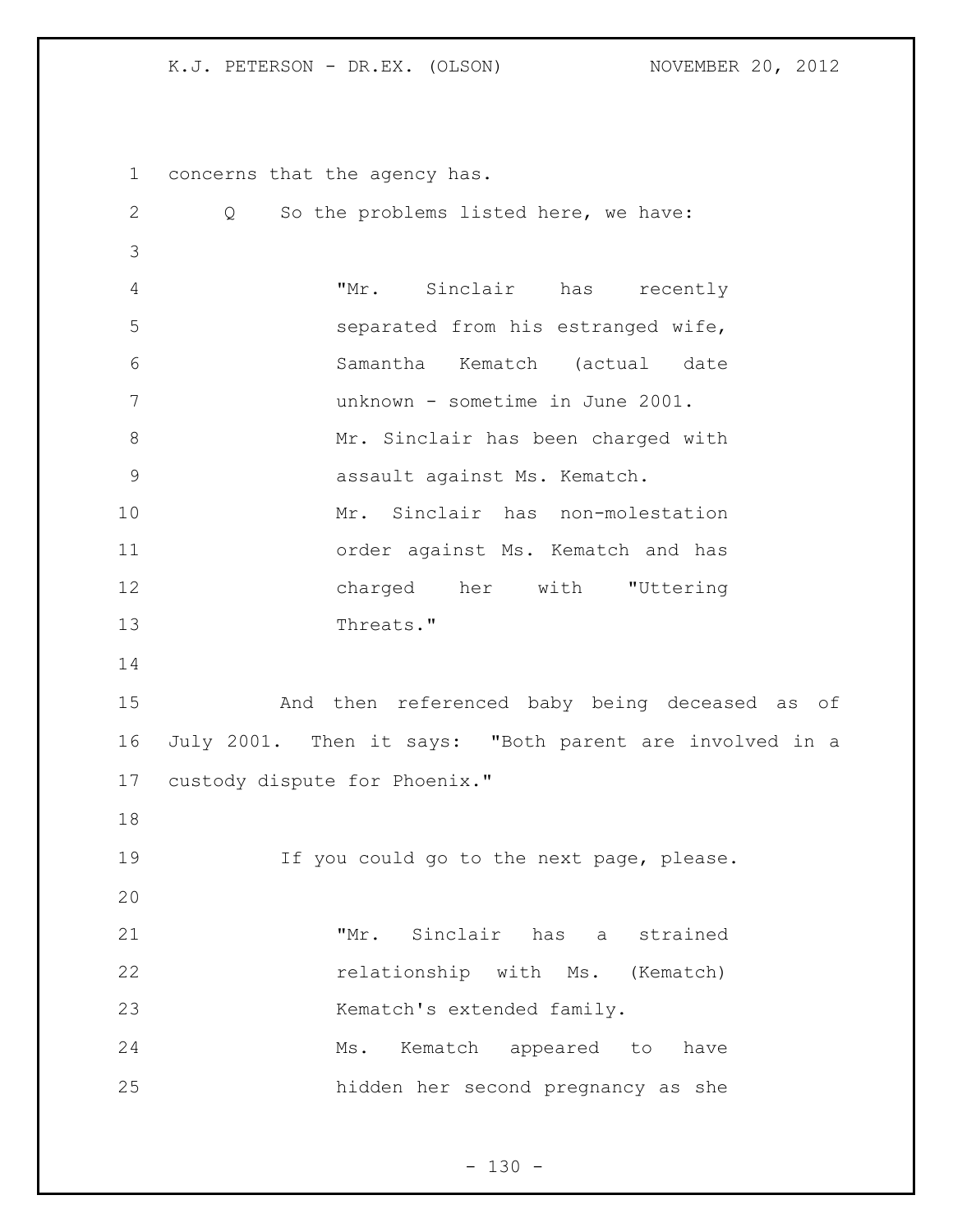concerns that the agency has.

Q So the problems listed here, we have:

> "Mr. Sinclair has recently separated from his estranged wife, Samantha Kematch (actual date unknown - sometime in June 2001.
> Mr. Sinclair has been charged with assault against Ms. Kematch.
> Mr. Sinclair has non-molestation order against Ms. Kematch and has charged her with "Uttering Threats."

And then referenced baby being deceased as of July 2001. Then it says: "Both parent are involved in a custody dispute for Phoenix."

If you could go to the next page, please.

> "Mr. Sinclair has a strained relationship with Ms. (Kematch) Kematch's extended family.
> Ms. Kematch appeared to have hidden her second pregnancy as she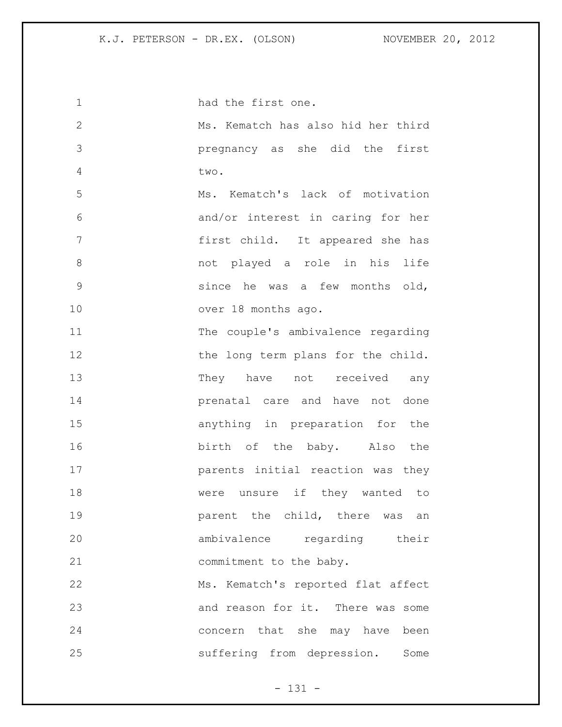had the first one.

Ms. Kematch has also hid her third pregnancy as she did the first two.

Ms. Kematch's lack of motivation and/or interest in caring for her first child. It appeared she has not played a role in his life since he was a few months old, over 18 months ago.

The couple's ambivalence regarding the long term plans for the child. They have not received any prenatal care and have not done anything in preparation for the birth of the baby. Also the parents initial reaction was they were unsure if they wanted to parent the child, there was an ambivalence regarding their commitment to the baby.

Ms. Kematch's reported flat affect and reason for it. There was some concern that she may have been suffering from depression. Some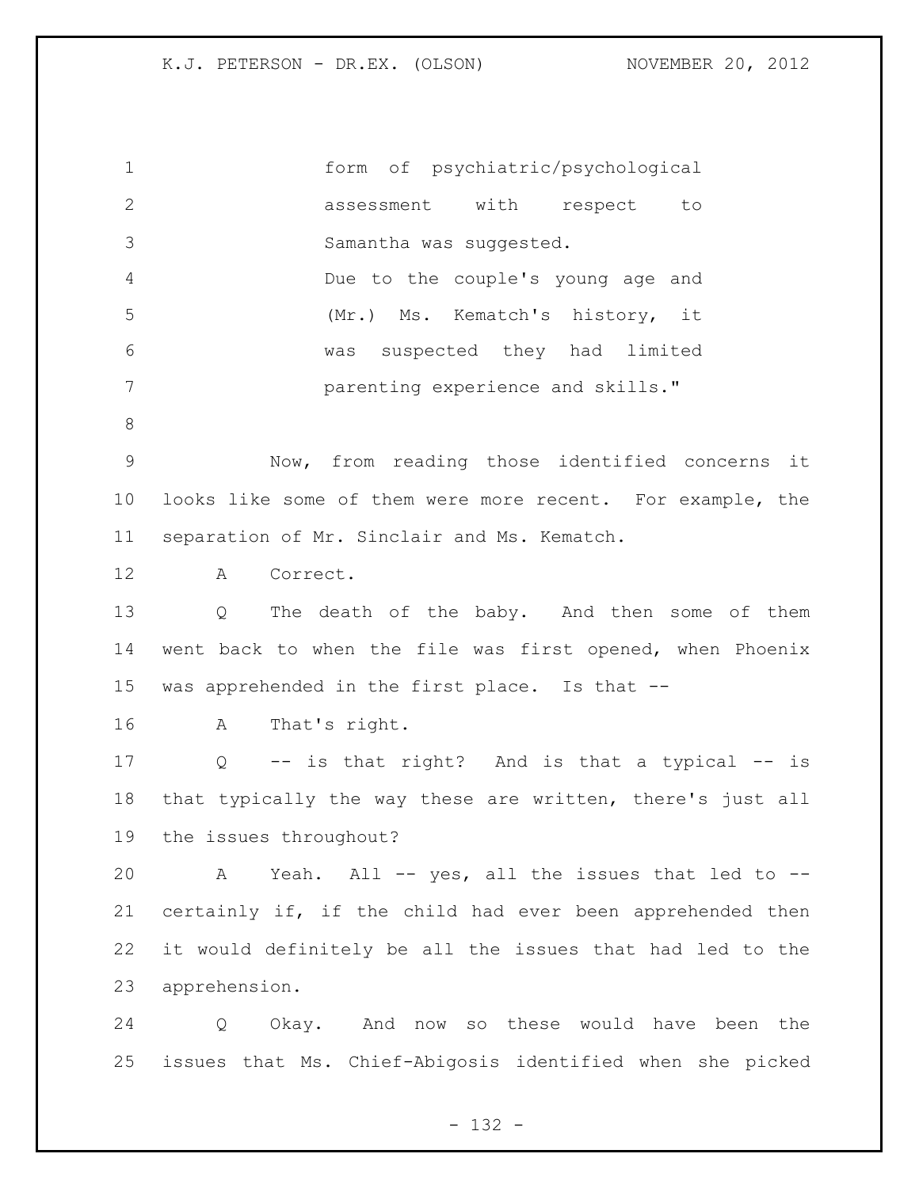form of psychiatric/psychological assessment with respect to Samantha was suggested.

Due to the couple's young age and (Mr.) Ms. Kematch's history, it was suspected they had limited parenting experience and skills."

Now, from reading those identified concerns it looks like some of them were more recent. For example, the separation of Mr. Sinclair and Ms. Kematch.

A Correct.

Q The death of the baby. And then some of them went back to when the file was first opened, when Phoenix was apprehended in the first place. Is that --

A That's right.

Q -- is that right? And is that a typical -- is that typically the way these are written, there's just all the issues throughout?

A Yeah. All -- yes, all the issues that led to -- certainly if, if the child had ever been apprehended then it would definitely be all the issues that had led to the apprehension.

Q Okay. And now so these would have been the issues that Ms. Chief-Abigosis identified when she picked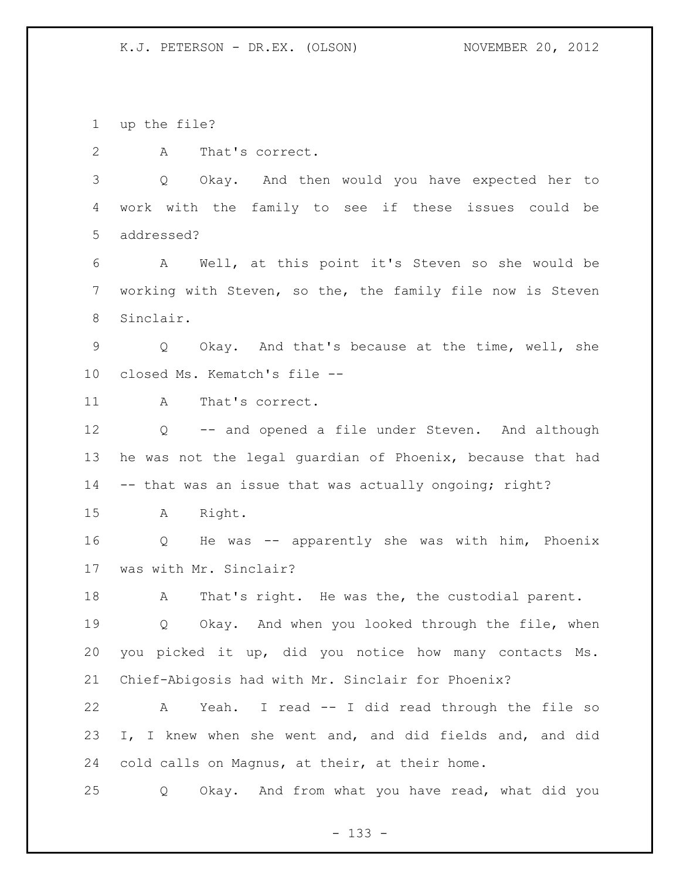up the file?

A That's correct.

Q Okay. And then would you have expected her to work with the family to see if these issues could be addressed?

A Well, at this point it's Steven so she would be working with Steven, so the, the family file now is Steven Sinclair.

Q Okay. And that's because at the time, well, she closed Ms. Kematch's file --

A That's correct.

Q -- and opened a file under Steven. And although he was not the legal guardian of Phoenix, because that had -- that was an issue that was actually ongoing; right?

A Right.

Q He was -- apparently she was with him, Phoenix was with Mr. Sinclair?

A That's right. He was the, the custodial parent.

Q Okay. And when you looked through the file, when you picked it up, did you notice how many contacts Ms. Chief-Abigosis had with Mr. Sinclair for Phoenix?

A Yeah. I read -- I did read through the file so I, I knew when she went and, and did fields and, and did cold calls on Magnus, at their, at their home.

Q Okay. And from what you have read, what did you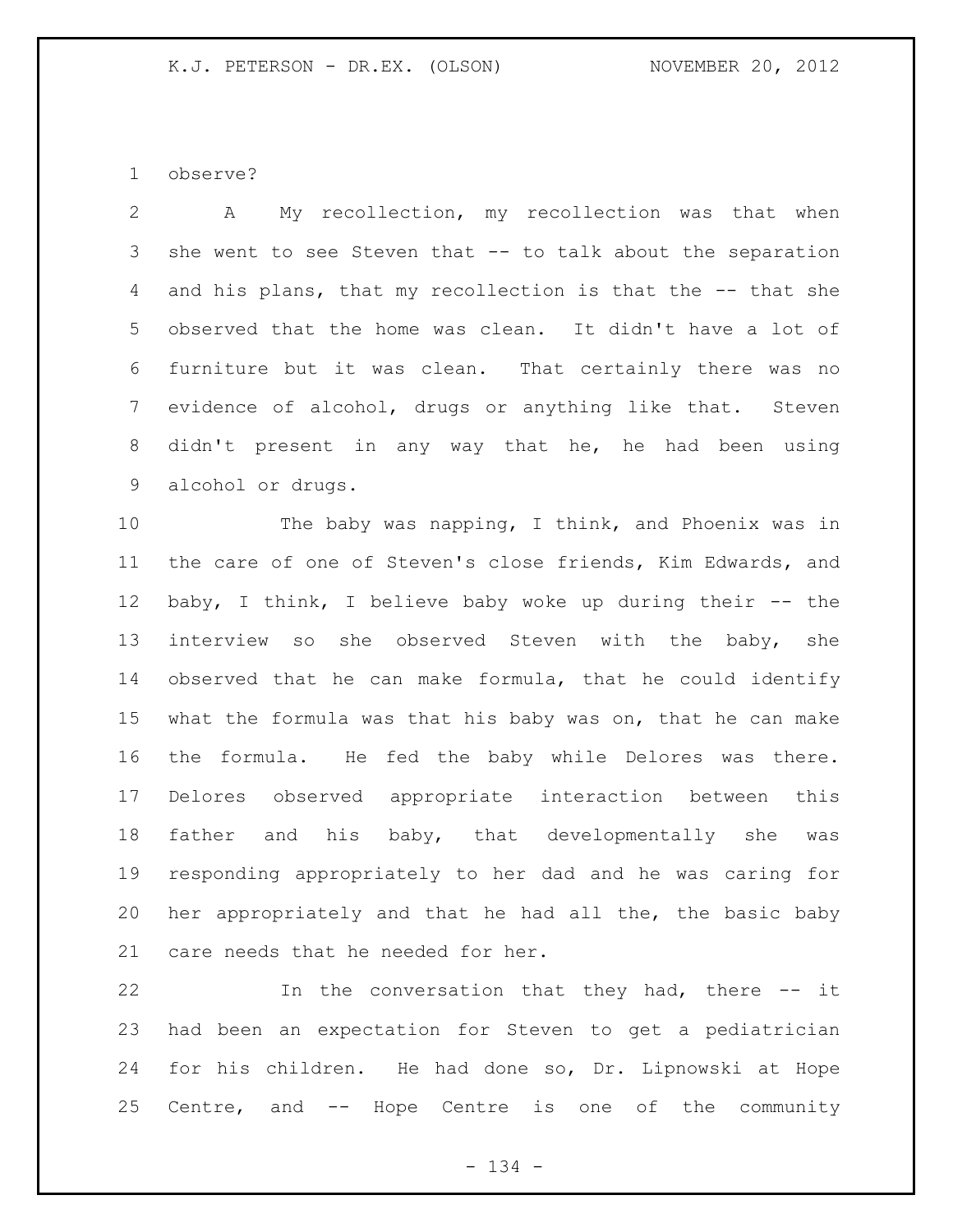observe?

A My recollection, my recollection was that when she went to see Steven that -- to talk about the separation and his plans, that my recollection is that the -- that she observed that the home was clean. It didn't have a lot of furniture but it was clean. That certainly there was no evidence of alcohol, drugs or anything like that. Steven didn't present in any way that he, he had been using alcohol or drugs.

The baby was napping, I think, and Phoenix was in the care of one of Steven's close friends, Kim Edwards, and baby, I think, I believe baby woke up during their -- the interview so she observed Steven with the baby, she observed that he can make formula, that he could identify what the formula was that his baby was on, that he can make the formula. He fed the baby while Delores was there. Delores observed appropriate interaction between this father and his baby, that developmentally she was responding appropriately to her dad and he was caring for her appropriately and that he had all the, the basic baby care needs that he needed for her.

In the conversation that they had, there -- it had been an expectation for Steven to get a pediatrician for his children. He had done so, Dr. Lipnowski at Hope Centre, and -- Hope Centre is one of the community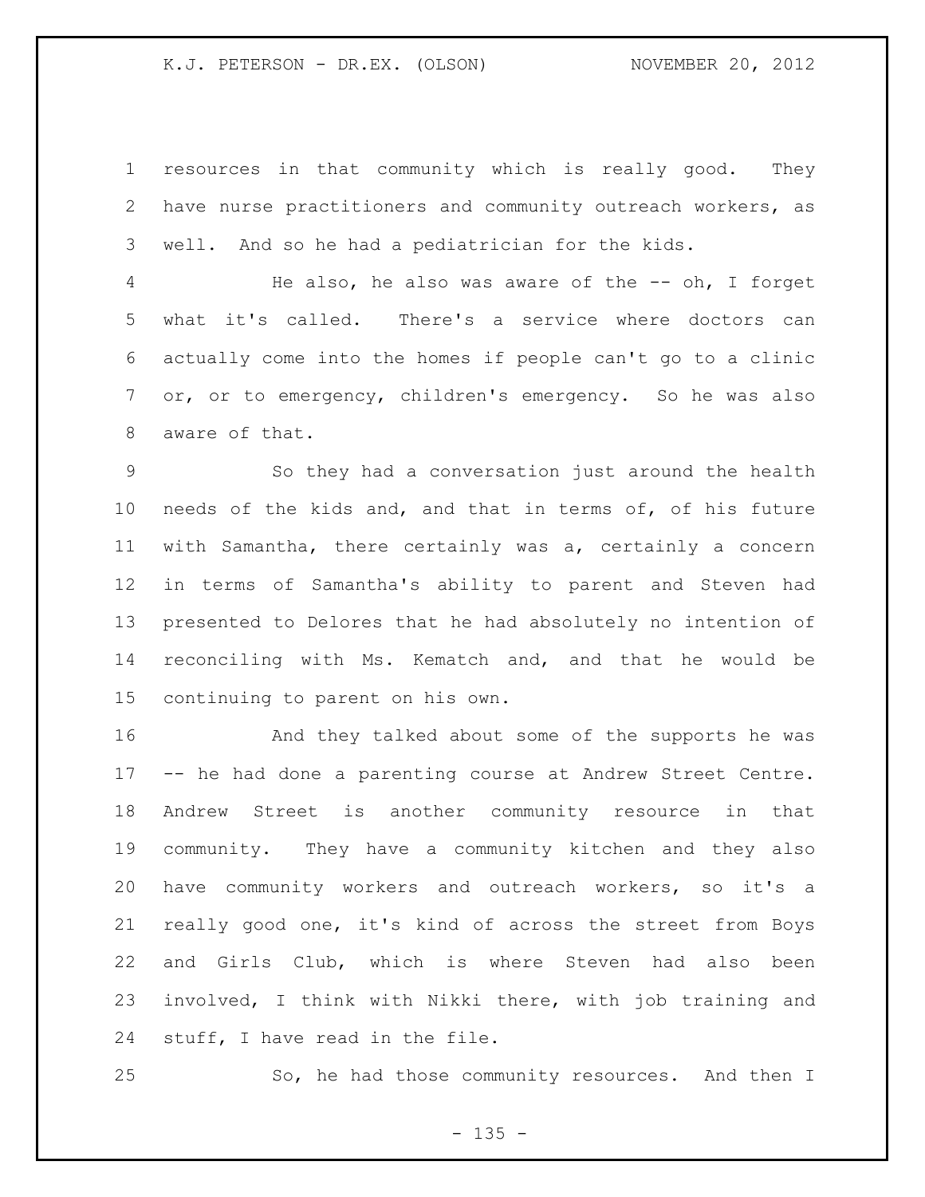resources in that community which is really good. They have nurse practitioners and community outreach workers, as well. And so he had a pediatrician for the kids.

He also, he also was aware of the -- oh, I forget what it's called. There's a service where doctors can actually come into the homes if people can't go to a clinic or, or to emergency, children's emergency. So he was also aware of that.

So they had a conversation just around the health needs of the kids and, and that in terms of, of his future with Samantha, there certainly was a, certainly a concern in terms of Samantha's ability to parent and Steven had presented to Delores that he had absolutely no intention of reconciling with Ms. Kematch and, and that he would be continuing to parent on his own.

And they talked about some of the supports he was -- he had done a parenting course at Andrew Street Centre. Andrew Street is another community resource in that community. They have a community kitchen and they also have community workers and outreach workers, so it's a really good one, it's kind of across the street from Boys and Girls Club, which is where Steven had also been involved, I think with Nikki there, with job training and stuff, I have read in the file.

So, he had those community resources. And then I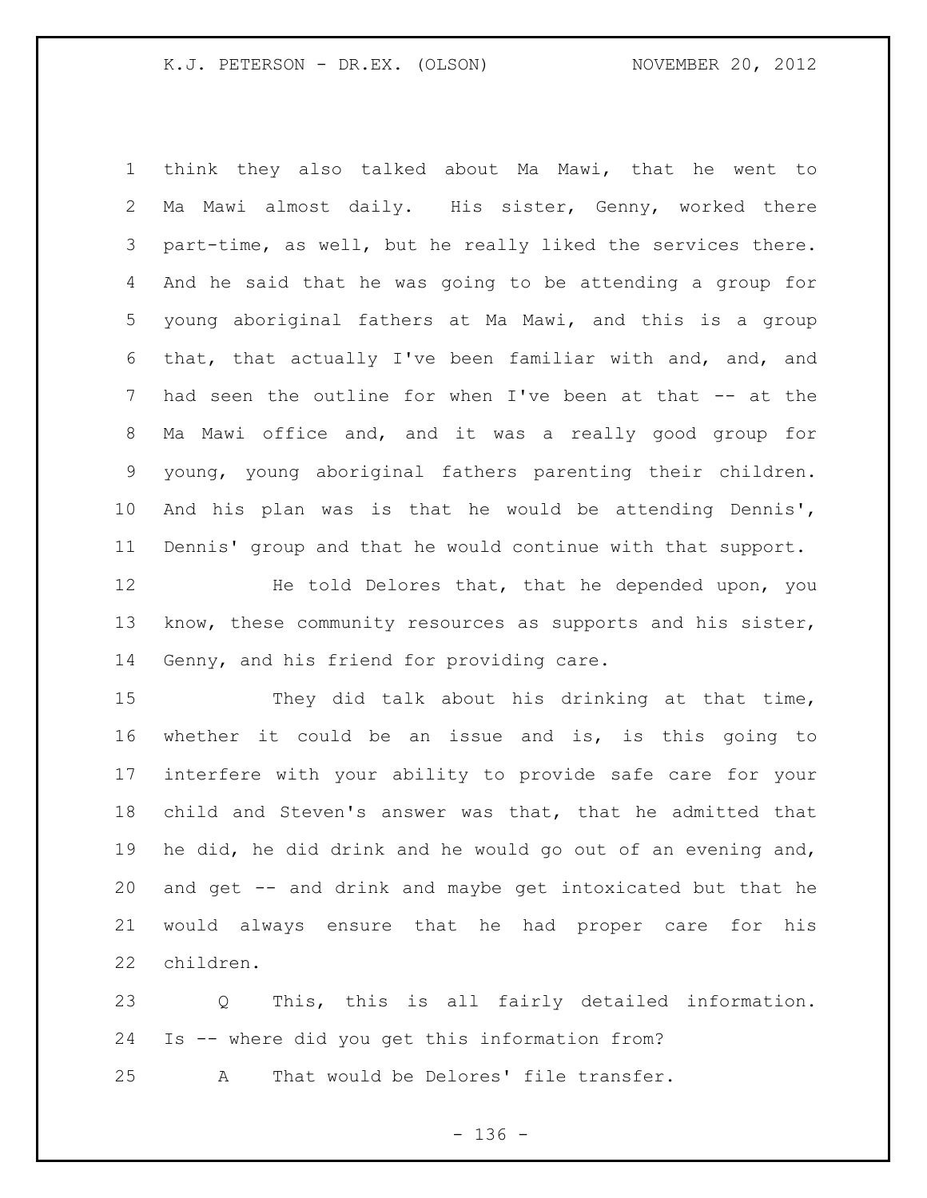think they also talked about Ma Mawi, that he went to Ma Mawi almost daily. His sister, Genny, worked there part-time, as well, but he really liked the services there. And he said that he was going to be attending a group for young aboriginal fathers at Ma Mawi, and this is a group that, that actually I've been familiar with and, and, and had seen the outline for when I've been at that -- at the Ma Mawi office and, and it was a really good group for young, young aboriginal fathers parenting their children. And his plan was is that he would be attending Dennis', Dennis' group and that he would continue with that support.

He told Delores that, that he depended upon, you know, these community resources as supports and his sister, Genny, and his friend for providing care.

They did talk about his drinking at that time, whether it could be an issue and is, is this going to interfere with your ability to provide safe care for your child and Steven's answer was that, that he admitted that he did, he did drink and he would go out of an evening and, and get -- and drink and maybe get intoxicated but that he would always ensure that he had proper care for his children.

Q This, this is all fairly detailed information. Is -- where did you get this information from?

A That would be Delores' file transfer.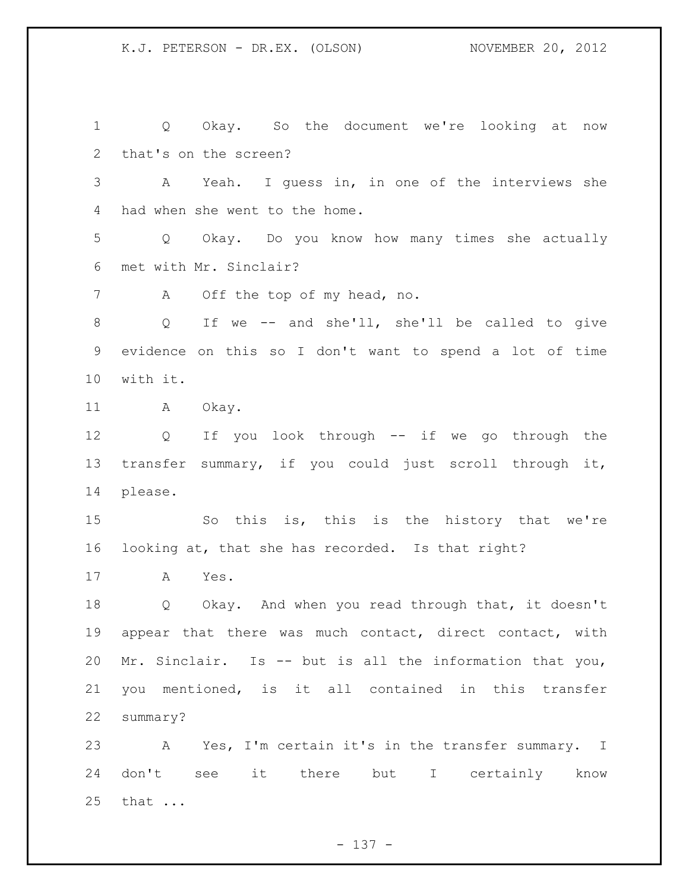Q Okay. So the document we're looking at now that's on the screen?

A Yeah. I guess in, in one of the interviews she had when she went to the home.

Q Okay. Do you know how many times she actually met with Mr. Sinclair?

A Off the top of my head, no.

Q If we -- and she'll, she'll be called to give evidence on this so I don't want to spend a lot of time with it.

A Okay.

Q If you look through -- if we go through the transfer summary, if you could just scroll through it, please.

So this is, this is the history that we're looking at, that she has recorded. Is that right?

A Yes.

Q Okay. And when you read through that, it doesn't appear that there was much contact, direct contact, with Mr. Sinclair. Is -- but is all the information that you, you mentioned, is it all contained in this transfer summary?

A Yes, I'm certain it's in the transfer summary. I don't see it there but I certainly know that ...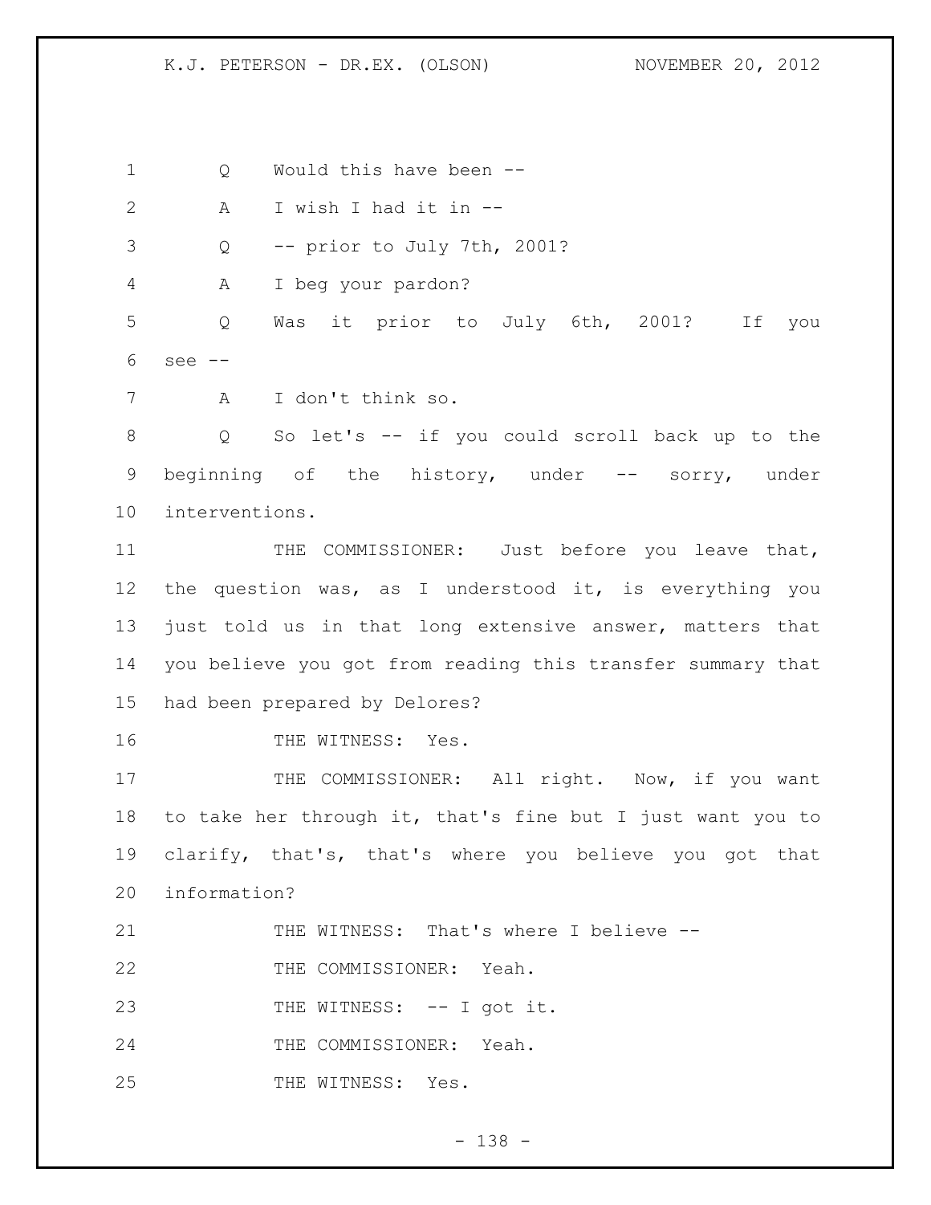Q Would this have been --

A I wish I had it in --

Q -- prior to July 7th, 2001?

A I beg your pardon?

Q Was it prior to July 6th, 2001? If you see --

A I don't think so.

Q So let's -- if you could scroll back up to the beginning of the history, under -- sorry, under interventions.

THE COMMISSIONER: Just before you leave that, the question was, as I understood it, is everything you just told us in that long extensive answer, matters that you believe you got from reading this transfer summary that had been prepared by Delores?

THE WITNESS: Yes.

THE COMMISSIONER: All right. Now, if you want to take her through it, that's fine but I just want you to clarify, that's, that's where you believe you got that information?

THE WITNESS: That's where I believe --

THE COMMISSIONER: Yeah.

THE WITNESS: -- I got it.

THE COMMISSIONER: Yeah.

THE WITNESS: Yes.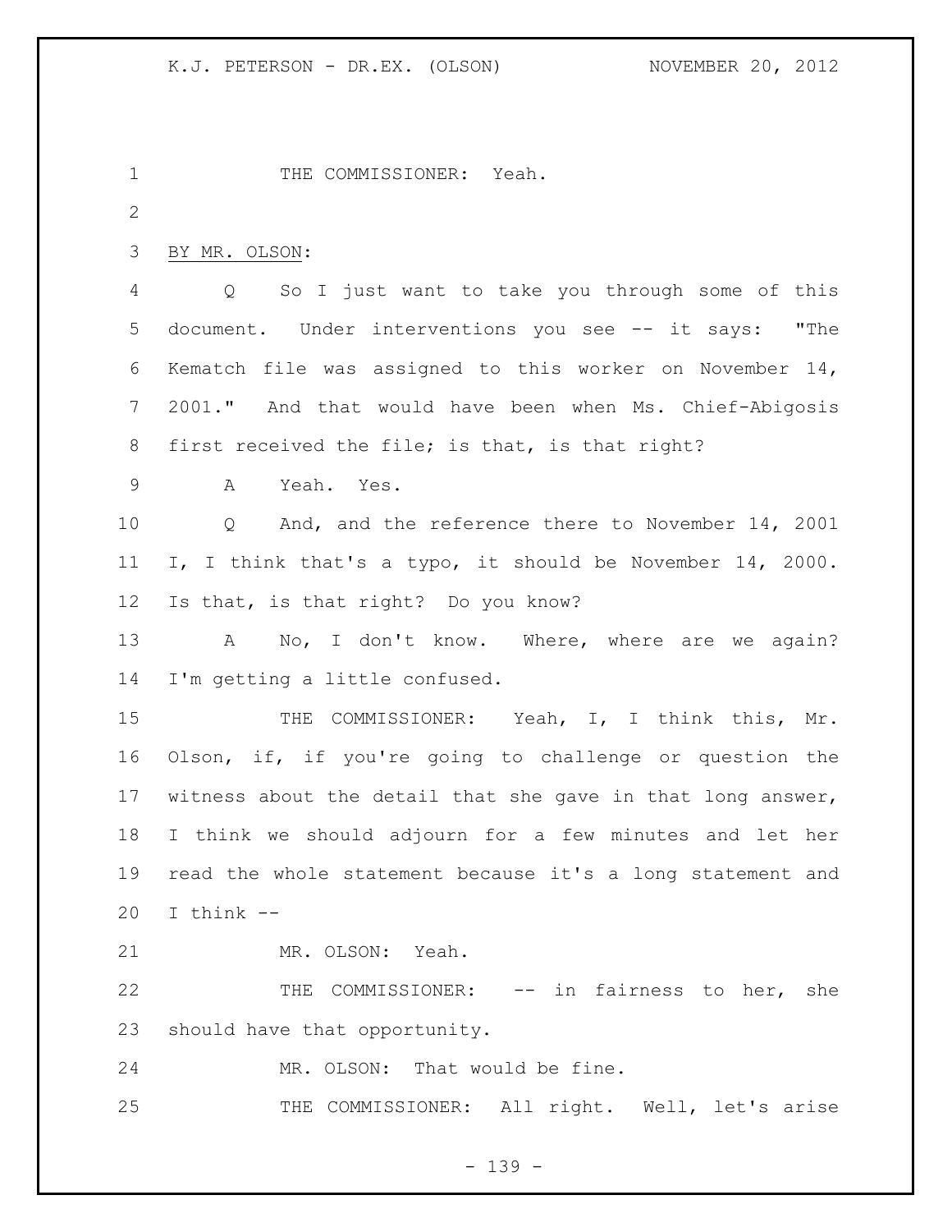THE COMMISSIONER: Yeah.

BY MR. OLSON:

Q So I just want to take you through some of this document. Under interventions you see -- it says: "The Kematch file was assigned to this worker on November 14, 2001." And that would have been when Ms. Chief-Abigosis first received the file; is that, is that right?

A Yeah. Yes.

Q And, and the reference there to November 14, 2001 I, I think that's a typo, it should be November 14, 2000. Is that, is that right? Do you know?

A No, I don't know. Where, where are we again? I'm getting a little confused.

THE COMMISSIONER: Yeah, I, I think this, Mr. Olson, if, if you're going to challenge or question the witness about the detail that she gave in that long answer, I think we should adjourn for a few minutes and let her read the whole statement because it's a long statement and I think --

MR. OLSON: Yeah.

THE COMMISSIONER: -- in fairness to her, she should have that opportunity.

MR. OLSON: That would be fine.

THE COMMISSIONER: All right. Well, let's arise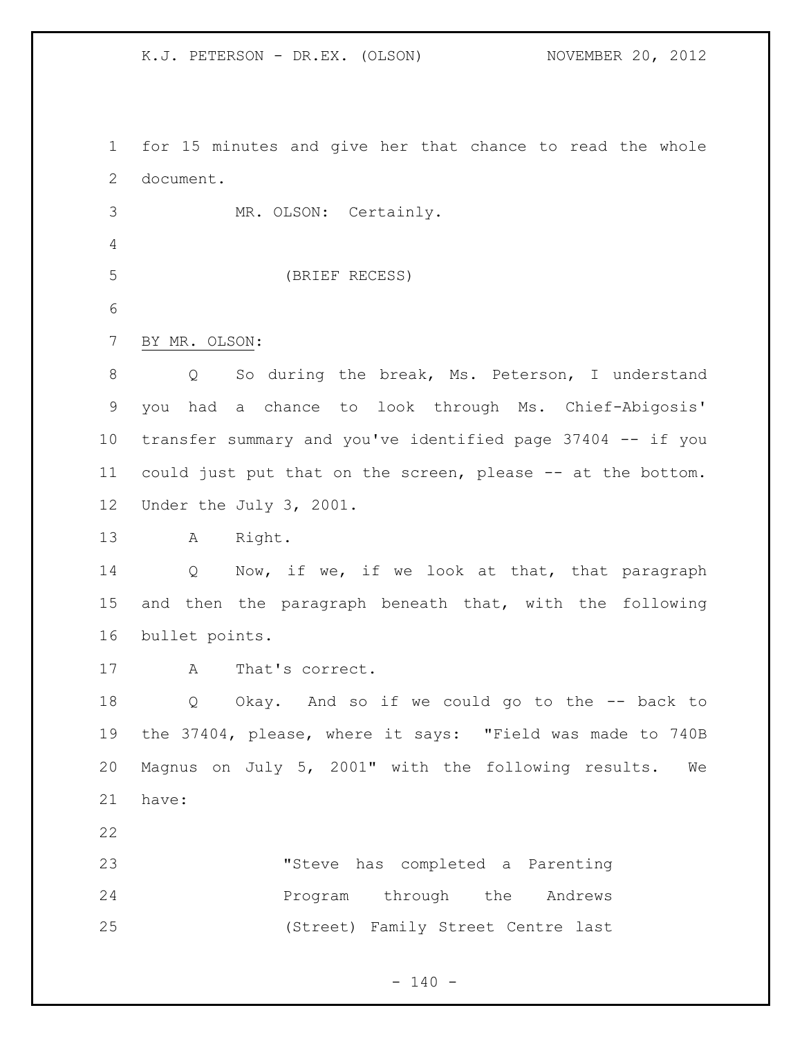for 15 minutes and give her that chance to read the whole document.

MR. OLSON: Certainly.

(BRIEF RECESS)

BY MR. OLSON:

Q So during the break, Ms. Peterson, I understand you had a chance to look through Ms. Chief-Abigosis' transfer summary and you've identified page 37404 -- if you could just put that on the screen, please -- at the bottom. Under the July 3, 2001.

A Right.

Q Now, if we, if we look at that, that paragraph and then the paragraph beneath that, with the following bullet points.

A That's correct.

Q Okay. And so if we could go to the -- back to the 37404, please, where it says: "Field was made to 740B Magnus on July 5, 2001" with the following results. We have:

> "Steve has completed a Parenting Program through the Andrews (Street) Family Street Centre last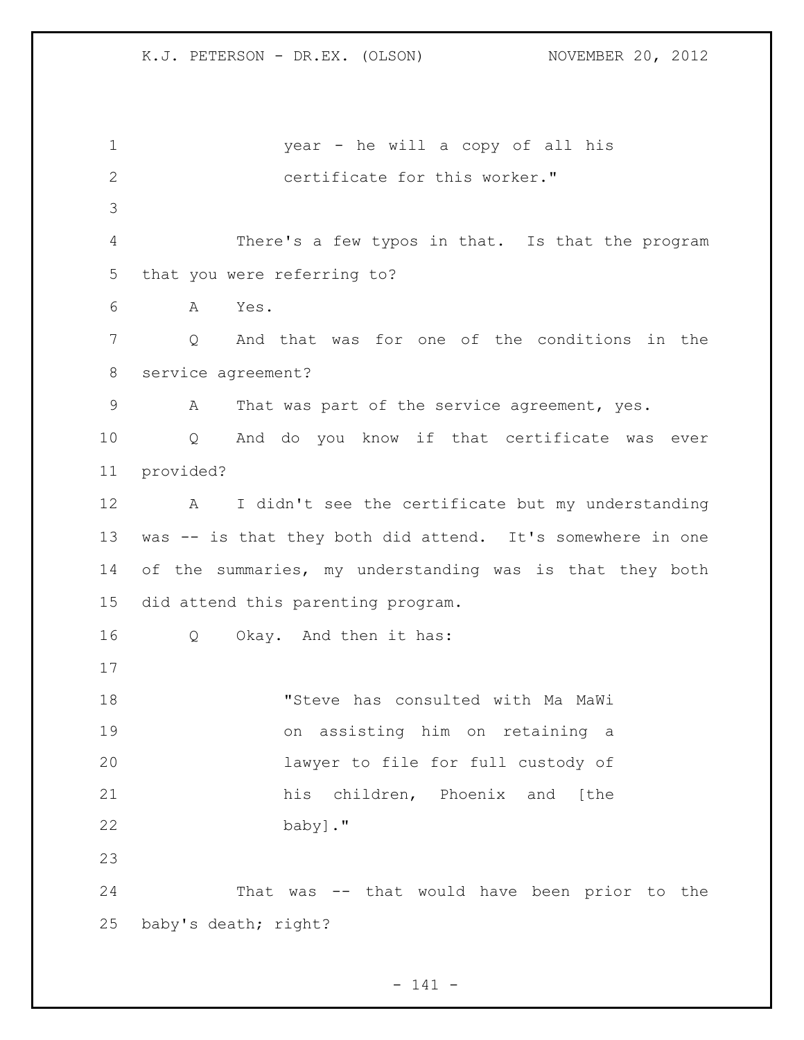year - he will a copy of all his certificate for this worker."

There's a few typos in that. Is that the program that you were referring to?

A Yes.

Q And that was for one of the conditions in the service agreement?

A That was part of the service agreement, yes.

Q And do you know if that certificate was ever provided?

A I didn't see the certificate but my understanding was -- is that they both did attend. It's somewhere in one of the summaries, my understanding was is that they both did attend this parenting program.

Q Okay. And then it has:

> "Steve has consulted with Ma MaWi on assisting him on retaining a lawyer to file for full custody of his children, Phoenix and [the baby]."

That was -- that would have been prior to the baby's death; right?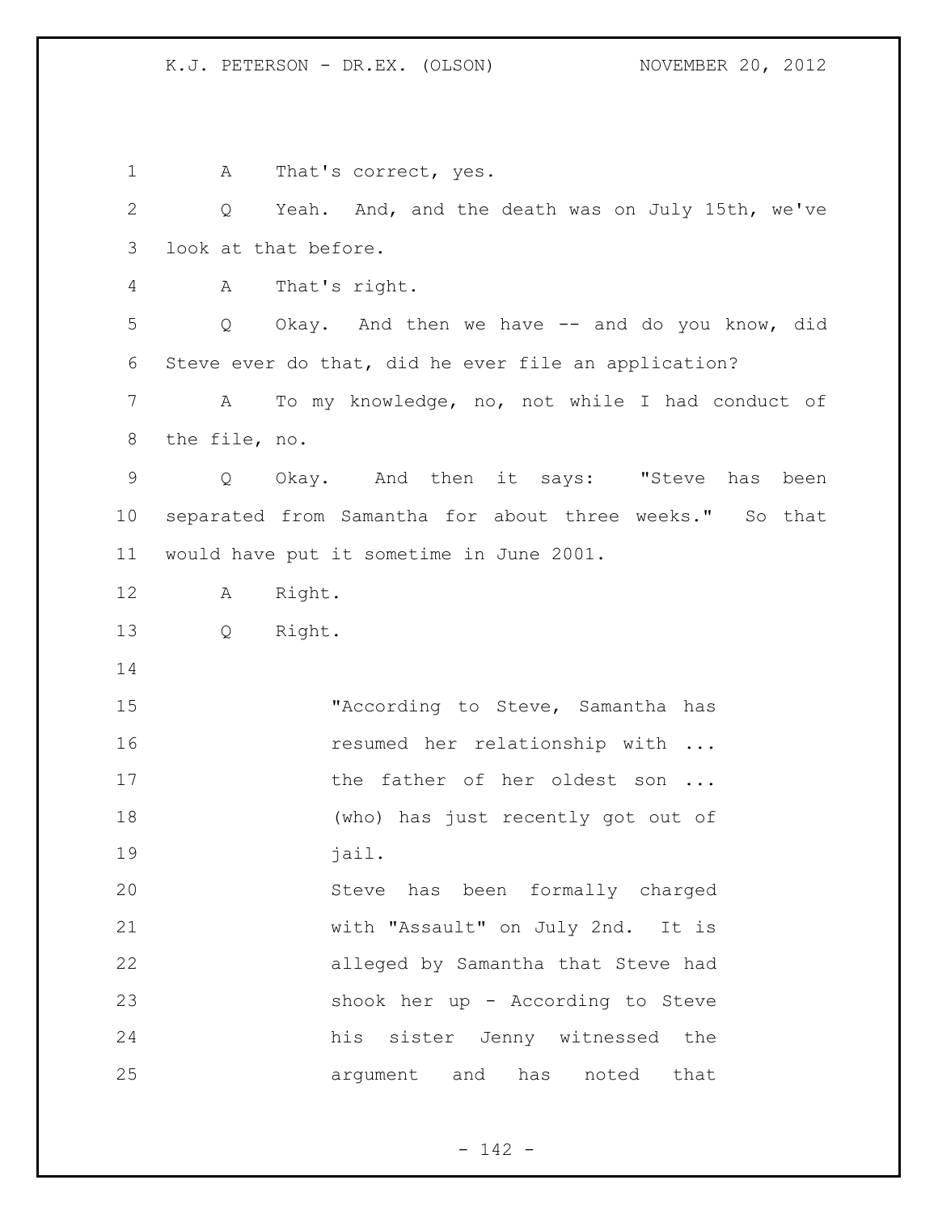A That's correct, yes.

Q Yeah. And, and the death was on July 15th, we've look at that before.

A That's right.

Q Okay. And then we have -- and do you know, did Steve ever do that, did he ever file an application?

A To my knowledge, no, not while I had conduct of the file, no.

Q Okay. And then it says: "Steve has been separated from Samantha for about three weeks." So that would have put it sometime in June 2001.

A Right.

Q Right.

> "According to Steve, Samantha has resumed her relationship with ... the father of her oldest son ... (who) has just recently got out of jail.
>
> Steve has been formally charged with "Assault" on July 2nd. It is alleged by Samantha that Steve had shook her up - According to Steve his sister Jenny witnessed the argument and has noted that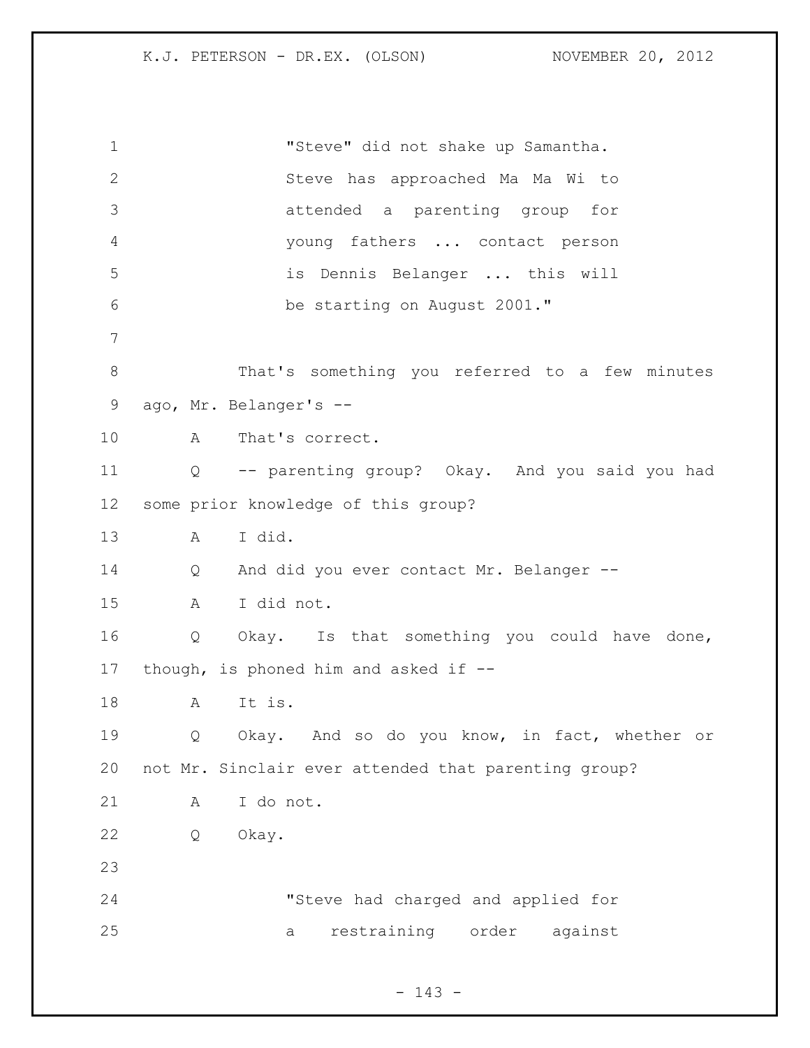"Steve" did not shake up Samantha. Steve has approached Ma Ma Wi to attended a parenting group for young fathers ... contact person is Dennis Belanger ... this will be starting on August 2001."

That's something you referred to a few minutes ago, Mr. Belanger's --

A That's correct.

Q -- parenting group? Okay. And you said you had some prior knowledge of this group?

A I did.

Q And did you ever contact Mr. Belanger --

A I did not.

Q Okay. Is that something you could have done, though, is phoned him and asked if --

A It is.

Q Okay. And so do you know, in fact, whether or not Mr. Sinclair ever attended that parenting group?

A I do not.

Q Okay.

"Steve had charged and applied for a restraining order against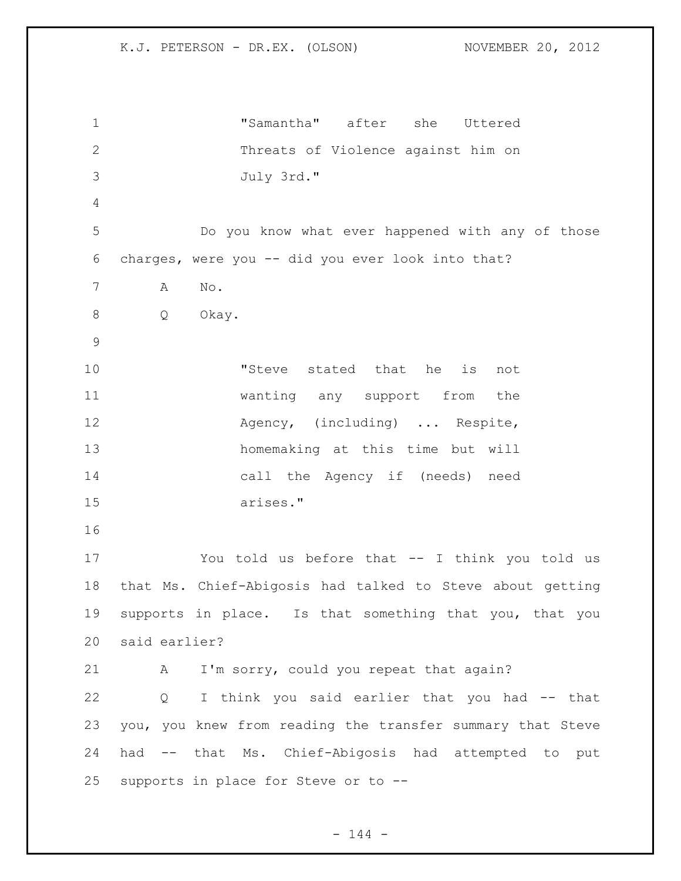"Samantha" after she Uttered Threats of Violence against him on July 3rd."

Do you know what ever happened with any of those charges, were you -- did you ever look into that?

A No.

Q Okay.

"Steve stated that he is not wanting any support from the Agency, (including) ... Respite, homemaking at this time but will call the Agency if (needs) need arises."

You told us before that -- I think you told us that Ms. Chief-Abigosis had talked to Steve about getting supports in place. Is that something that you, that you said earlier?

A I'm sorry, could you repeat that again?

Q I think you said earlier that you had -- that you, you knew from reading the transfer summary that Steve had -- that Ms. Chief-Abigosis had attempted to put supports in place for Steve or to --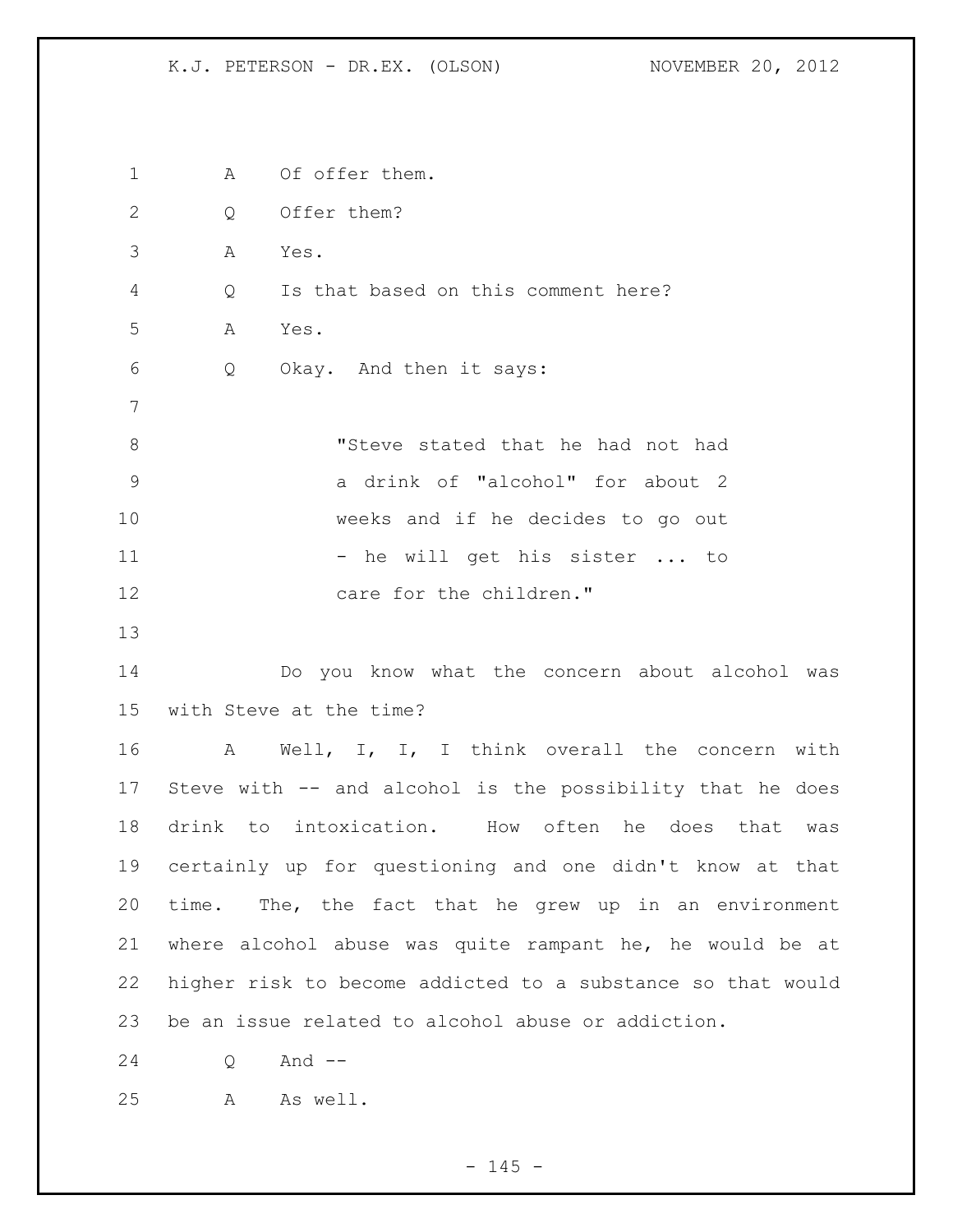A    Of offer them.

Q    Offer them?

A    Yes.

Q    Is that based on this comment here?

A    Yes.

Q    Okay.  And then it says:

> "Steve stated that he had not had a drink of "alcohol" for about 2 weeks and if he decides to go out - he will get his sister ... to care for the children."

Do you know what the concern about alcohol was with Steve at the time?

A    Well, I, I, I think overall the concern with Steve with -- and alcohol is the possibility that he does drink to intoxication.  How often he does that was certainly up for questioning and one didn't know at that time.  The, the fact that he grew up in an environment where alcohol abuse was quite rampant he, he would be at higher risk to become addicted to a substance so that would be an issue related to alcohol abuse or addiction.

Q    And --

A    As well.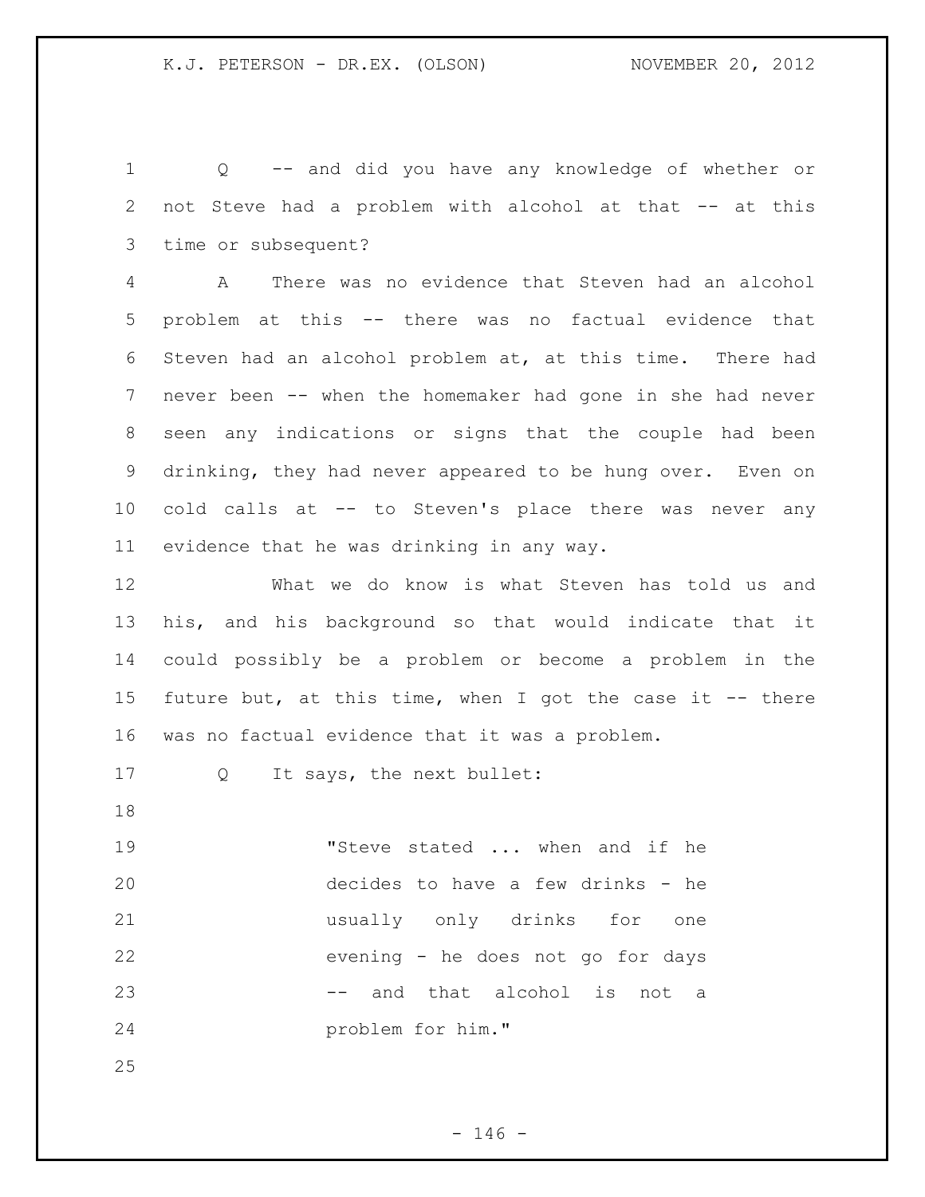Q -- and did you have any knowledge of whether or not Steve had a problem with alcohol at that -- at this time or subsequent?

A There was no evidence that Steven had an alcohol problem at this -- there was no factual evidence that Steven had an alcohol problem at, at this time. There had never been -- when the homemaker had gone in she had never seen any indications or signs that the couple had been drinking, they had never appeared to be hung over. Even on cold calls at -- to Steven's place there was never any evidence that he was drinking in any way.

What we do know is what Steven has told us and his, and his background so that would indicate that it could possibly be a problem or become a problem in the future but, at this time, when I got the case it -- there was no factual evidence that it was a problem.

Q It says, the next bullet:

> "Steve stated ... when and if he decides to have a few drinks - he usually only drinks for one evening - he does not go for days -- and that alcohol is not a problem for him."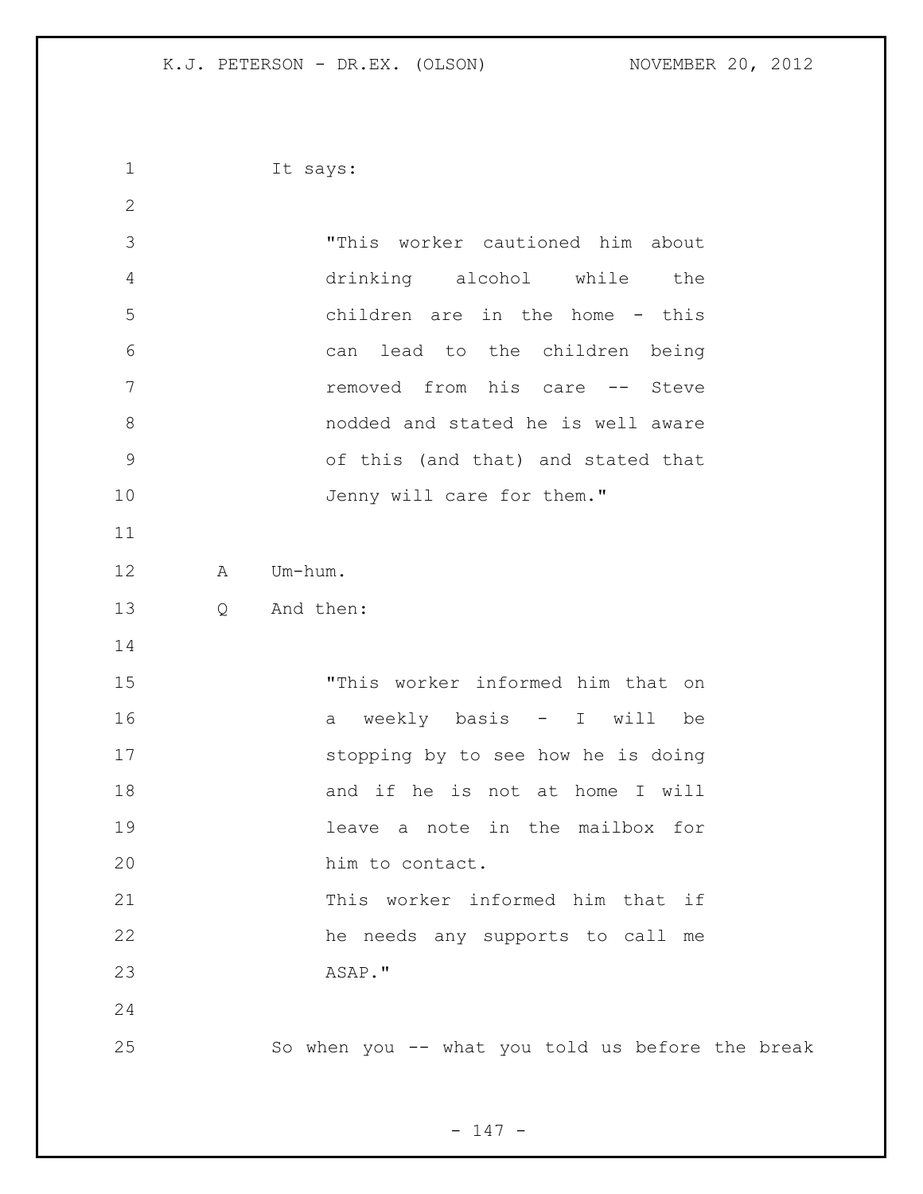It says:

> "This worker cautioned him about drinking alcohol while the children are in the home - this can lead to the children being removed from his care -- Steve nodded and stated he is well aware of this (and that) and stated that Jenny will care for them."

A Um-hum.

Q And then:

> "This worker informed him that on a weekly basis - I will be stopping by to see how he is doing and if he is not at home I will leave a note in the mailbox for him to contact.
>
> This worker informed him that if he needs any supports to call me ASAP."

So when you -- what you told us before the break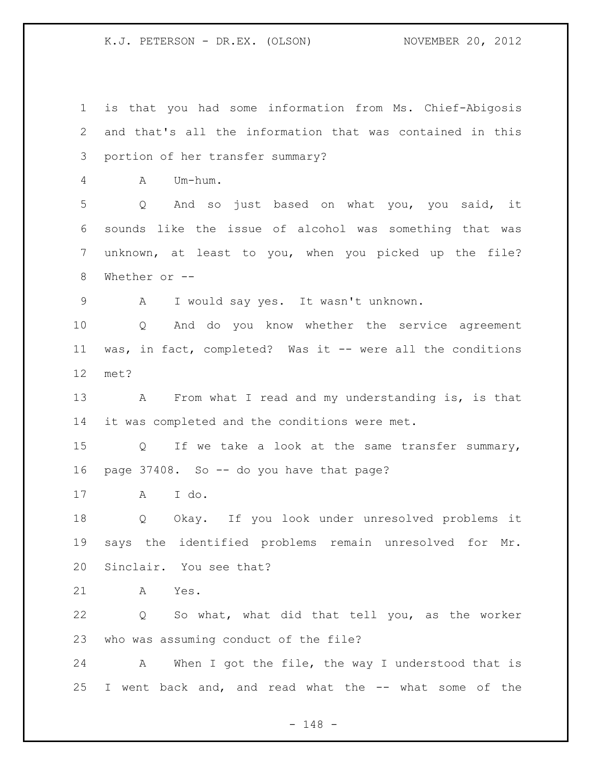is that you had some information from Ms. Chief-Abigosis and that's all the information that was contained in this portion of her transfer summary?

A Um-hum.

Q And so just based on what you, you said, it sounds like the issue of alcohol was something that was unknown, at least to you, when you picked up the file? Whether or --

A I would say yes. It wasn't unknown.

Q And do you know whether the service agreement was, in fact, completed? Was it -- were all the conditions met?

A From what I read and my understanding is, is that it was completed and the conditions were met.

Q If we take a look at the same transfer summary, page 37408. So -- do you have that page?

A I do.

Q Okay. If you look under unresolved problems it says the identified problems remain unresolved for Mr. Sinclair. You see that?

A Yes.

Q So what, what did that tell you, as the worker who was assuming conduct of the file?

A When I got the file, the way I understood that is I went back and, and read what the -- what some of the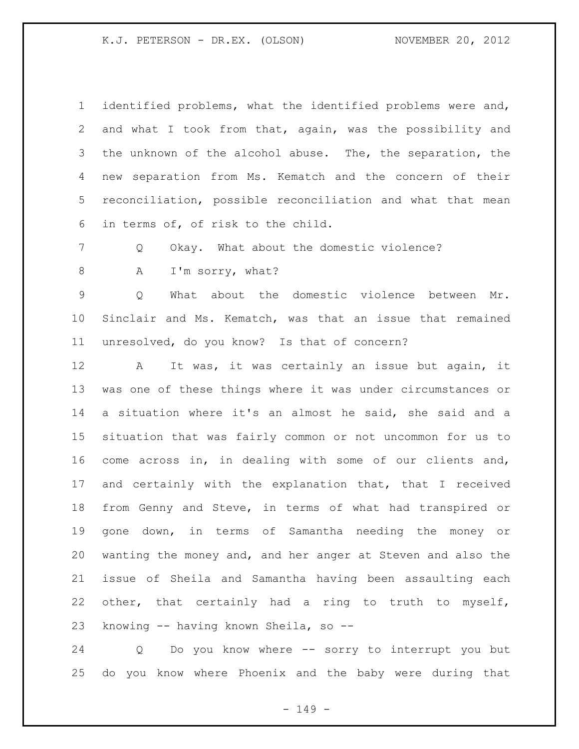identified problems, what the identified problems were and, and what I took from that, again, was the possibility and the unknown of the alcohol abuse. The, the separation, the new separation from Ms. Kematch and the concern of their reconciliation, possible reconciliation and what that mean in terms of, of risk to the child.

Q Okay. What about the domestic violence?

A I'm sorry, what?

Q What about the domestic violence between Mr. Sinclair and Ms. Kematch, was that an issue that remained unresolved, do you know? Is that of concern?

A It was, it was certainly an issue but again, it was one of these things where it was under circumstances or a situation where it's an almost he said, she said and a situation that was fairly common or not uncommon for us to come across in, in dealing with some of our clients and, and certainly with the explanation that, that I received from Genny and Steve, in terms of what had transpired or gone down, in terms of Samantha needing the money or wanting the money and, and her anger at Steven and also the issue of Sheila and Samantha having been assaulting each other, that certainly had a ring to truth to myself, knowing -- having known Sheila, so --

Q Do you know where -- sorry to interrupt you but do you know where Phoenix and the baby were during that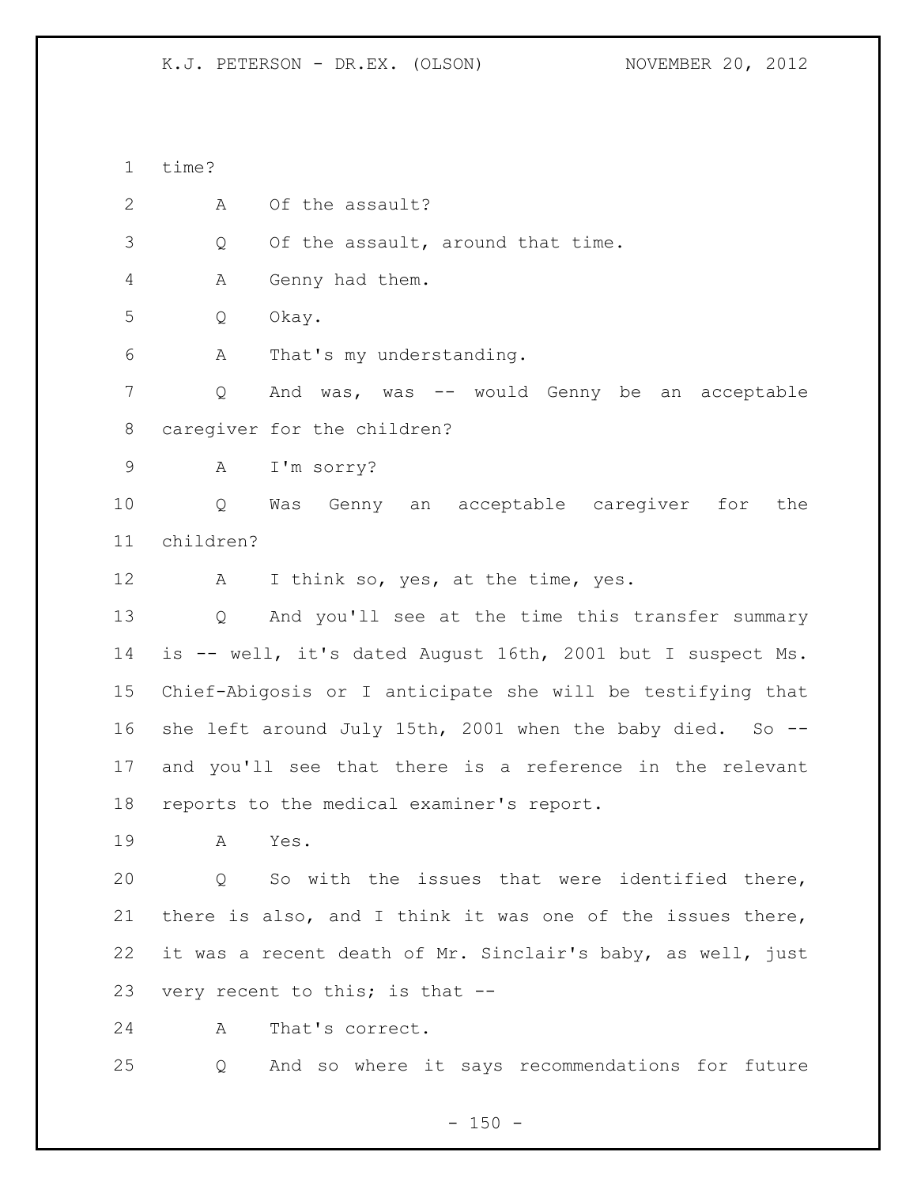time?

A Of the assault?

Q Of the assault, around that time.

A Genny had them.

Q Okay.

A That's my understanding.

Q And was, was -- would Genny be an acceptable caregiver for the children?

A I'm sorry?

Q Was Genny an acceptable caregiver for the children?

A I think so, yes, at the time, yes.

Q And you'll see at the time this transfer summary is -- well, it's dated August 16th, 2001 but I suspect Ms. Chief-Abigosis or I anticipate she will be testifying that she left around July 15th, 2001 when the baby died. So -- and you'll see that there is a reference in the relevant reports to the medical examiner's report.

A Yes.

Q So with the issues that were identified there, there is also, and I think it was one of the issues there, it was a recent death of Mr. Sinclair's baby, as well, just very recent to this; is that --

A That's correct.

Q And so where it says recommendations for future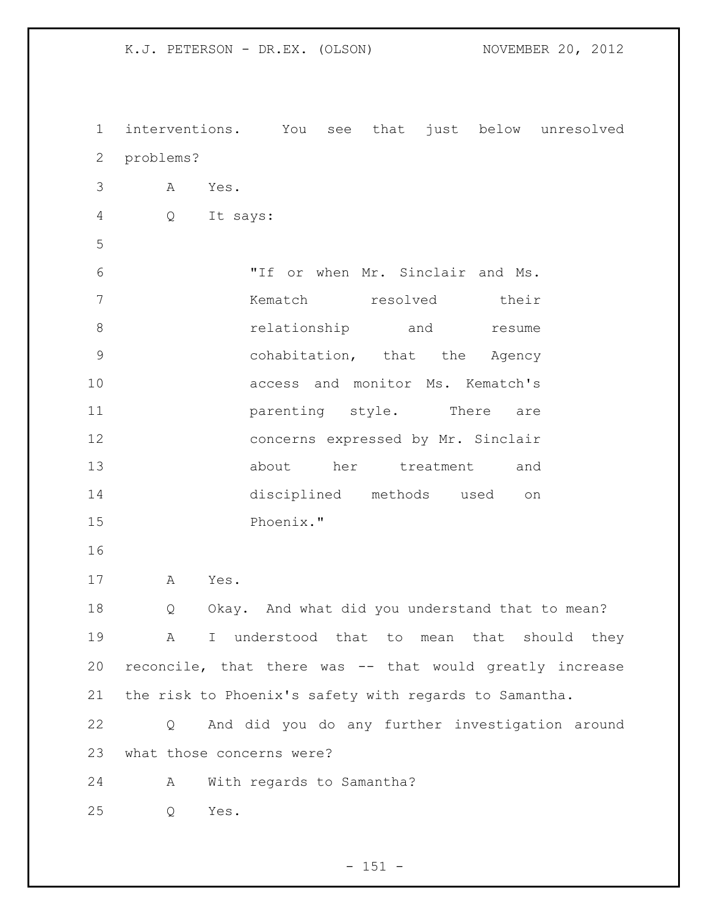interventions. You see that just below unresolved problems?

A Yes.

Q It says:

> "If or when Mr. Sinclair and Ms. Kematch resolved their relationship and resume cohabitation, that the Agency access and monitor Ms. Kematch's parenting style. There are concerns expressed by Mr. Sinclair about her treatment and disciplined methods used on Phoenix."

A Yes.

Q Okay. And what did you understand that to mean?

A I understood that to mean that should they reconcile, that there was -- that would greatly increase the risk to Phoenix's safety with regards to Samantha.

Q And did you do any further investigation around what those concerns were?

A With regards to Samantha?

Q Yes.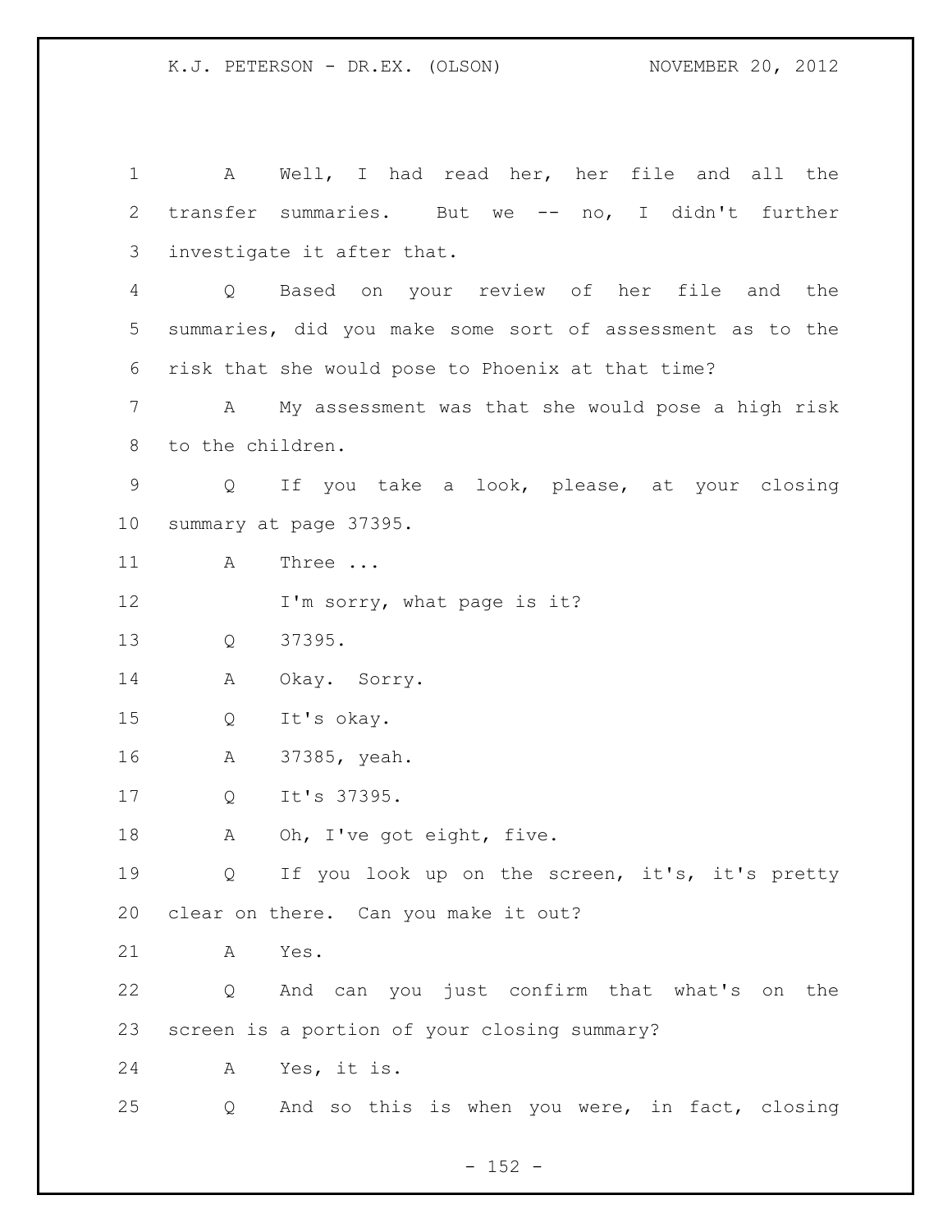A Well, I had read her, her file and all the transfer summaries. But we -- no, I didn't further investigate it after that.

Q Based on your review of her file and the summaries, did you make some sort of assessment as to the risk that she would pose to Phoenix at that time?

A My assessment was that she would pose a high risk to the children.

Q If you take a look, please, at your closing summary at page 37395.

A Three ...

I'm sorry, what page is it?

Q 37395.

A Okay. Sorry.

Q It's okay.

A 37385, yeah.

Q It's 37395.

A Oh, I've got eight, five.

Q If you look up on the screen, it's, it's pretty clear on there. Can you make it out?

A Yes.

Q And can you just confirm that what's on the screen is a portion of your closing summary?

A Yes, it is.

Q And so this is when you were, in fact, closing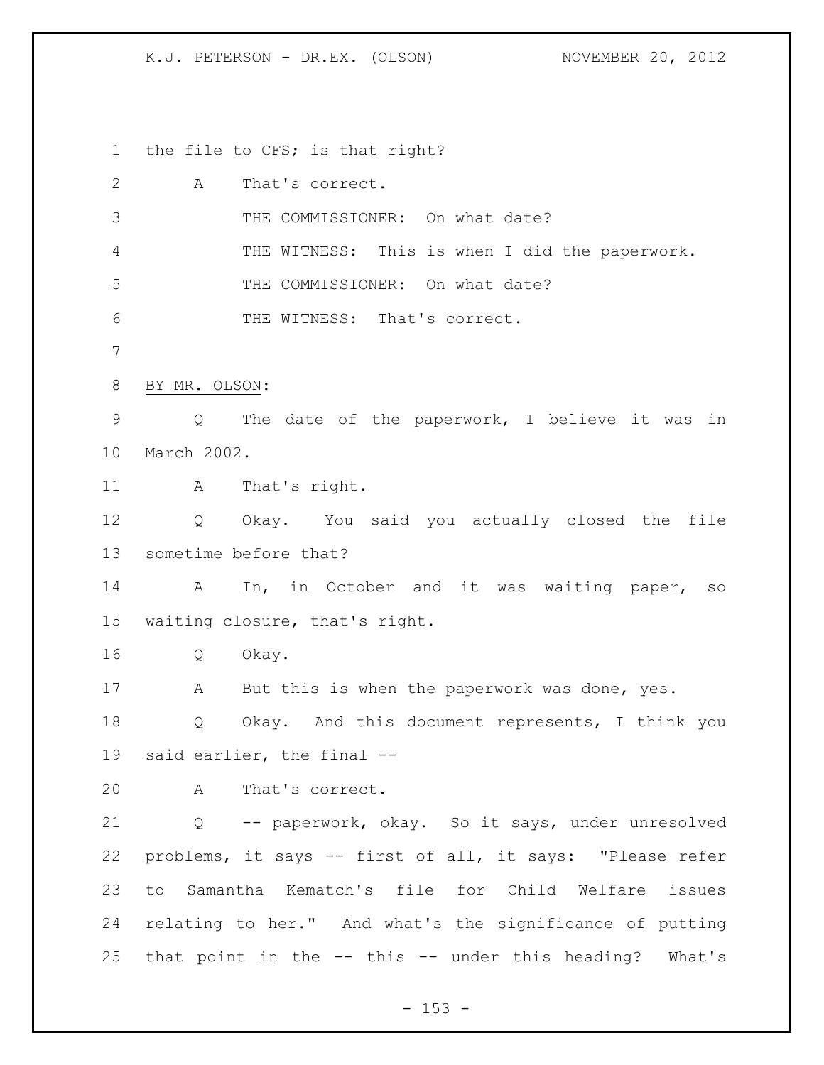the file to CFS; is that right?

A That's correct.

THE COMMISSIONER: On what date?

THE WITNESS: This is when I did the paperwork.

THE COMMISSIONER: On what date?

THE WITNESS: That's correct.

BY MR. OLSON:

Q The date of the paperwork, I believe it was in March 2002.

A That's right.

Q Okay. You said you actually closed the file sometime before that?

A In, in October and it was waiting paper, so waiting closure, that's right.

Q Okay.

A But this is when the paperwork was done, yes.

Q Okay. And this document represents, I think you said earlier, the final --

A That's correct.

Q -- paperwork, okay. So it says, under unresolved problems, it says -- first of all, it says: "Please refer to Samantha Kematch's file for Child Welfare issues relating to her." And what's the significance of putting that point in the -- this -- under this heading? What's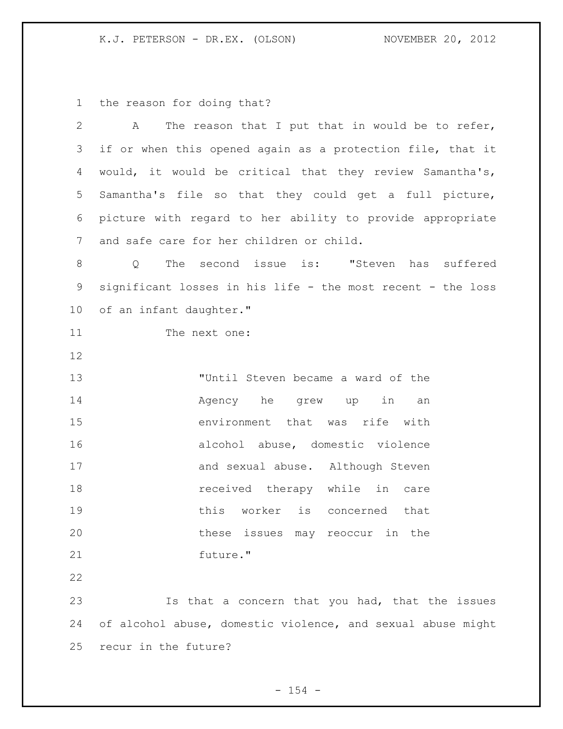the reason for doing that?

A The reason that I put that in would be to refer, if or when this opened again as a protection file, that it would, it would be critical that they review Samantha's, Samantha's file so that they could get a full picture, picture with regard to her ability to provide appropriate and safe care for her children or child.

Q The second issue is: "Steven has suffered significant losses in his life - the most recent - the loss of an infant daughter."

The next one:

> "Until Steven became a ward of the Agency he grew up in an environment that was rife with alcohol abuse, domestic violence and sexual abuse. Although Steven received therapy while in care this worker is concerned that these issues may reoccur in the future."

Is that a concern that you had, that the issues of alcohol abuse, domestic violence, and sexual abuse might recur in the future?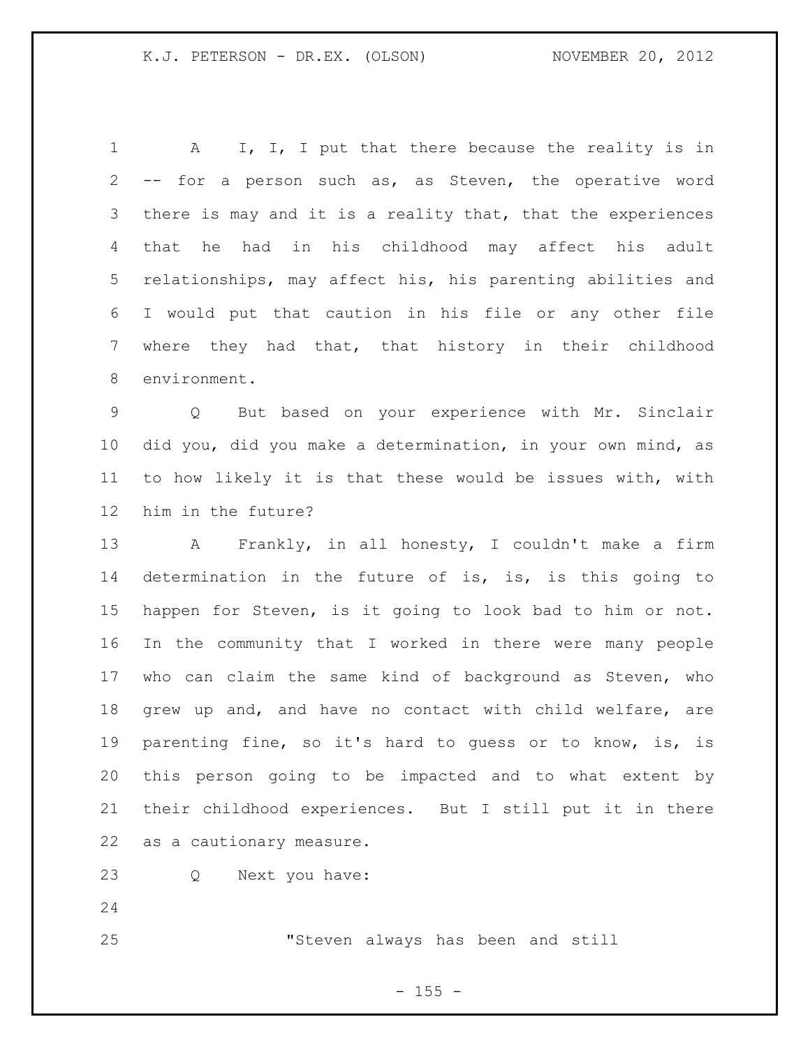A I, I, I put that there because the reality is in -- for a person such as, as Steven, the operative word there is may and it is a reality that, that the experiences that he had in his childhood may affect his adult relationships, may affect his, his parenting abilities and I would put that caution in his file or any other file where they had that, that history in their childhood environment.

Q But based on your experience with Mr. Sinclair did you, did you make a determination, in your own mind, as to how likely it is that these would be issues with, with him in the future?

A Frankly, in all honesty, I couldn't make a firm determination in the future of is, is, is this going to happen for Steven, is it going to look bad to him or not. In the community that I worked in there were many people who can claim the same kind of background as Steven, who grew up and, and have no contact with child welfare, are parenting fine, so it's hard to guess or to know, is, is this person going to be impacted and to what extent by their childhood experiences. But I still put it in there as a cautionary measure.

Q Next you have:

"Steven always has been and still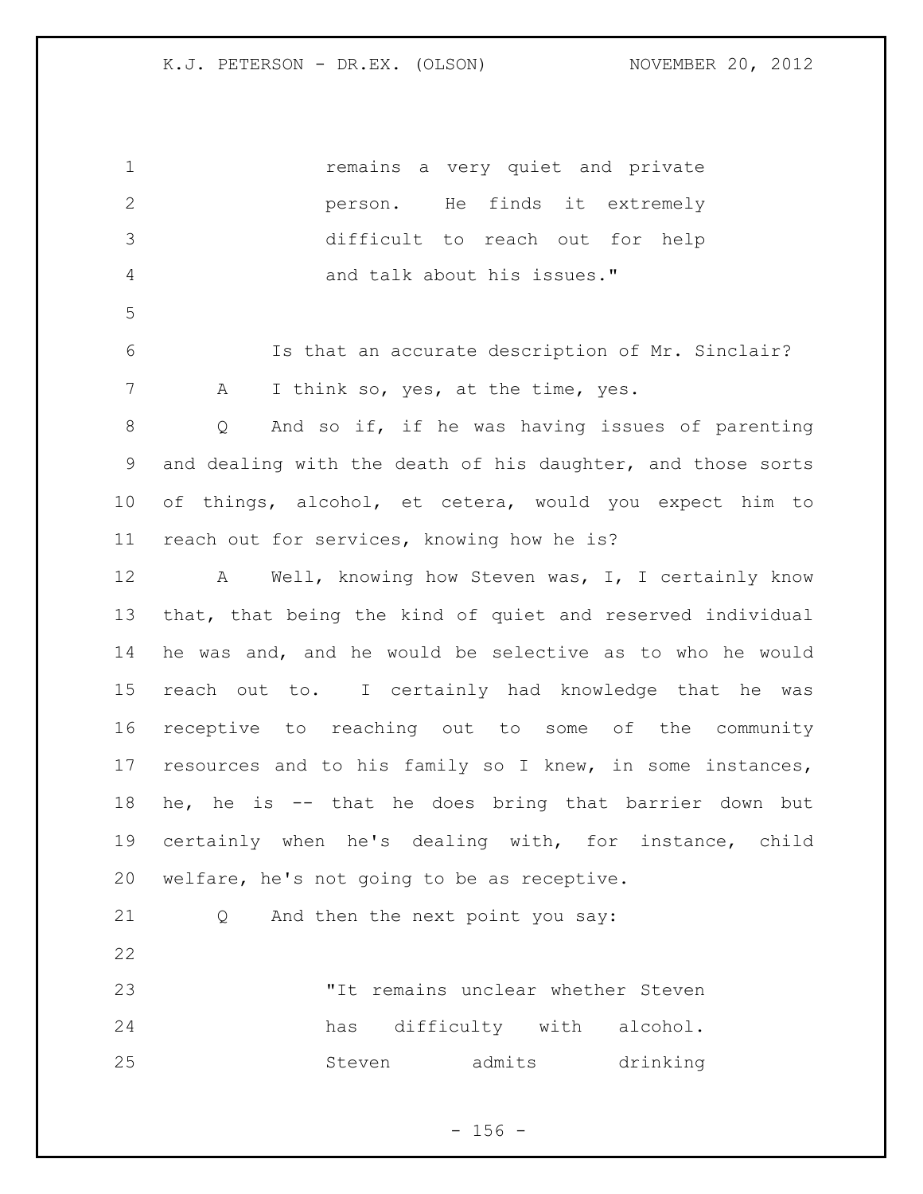remains a very quiet and private person. He finds it extremely difficult to reach out for help and talk about his issues."

Is that an accurate description of Mr. Sinclair?

A I think so, yes, at the time, yes.

Q And so if, if he was having issues of parenting and dealing with the death of his daughter, and those sorts of things, alcohol, et cetera, would you expect him to reach out for services, knowing how he is?

A Well, knowing how Steven was, I, I certainly know that, that being the kind of quiet and reserved individual he was and, and he would be selective as to who he would reach out to. I certainly had knowledge that he was receptive to reaching out to some of the community resources and to his family so I knew, in some instances, he, he is -- that he does bring that barrier down but certainly when he's dealing with, for instance, child welfare, he's not going to be as receptive.

Q And then the next point you say:

"It remains unclear whether Steven has difficulty with alcohol. Steven admits drinking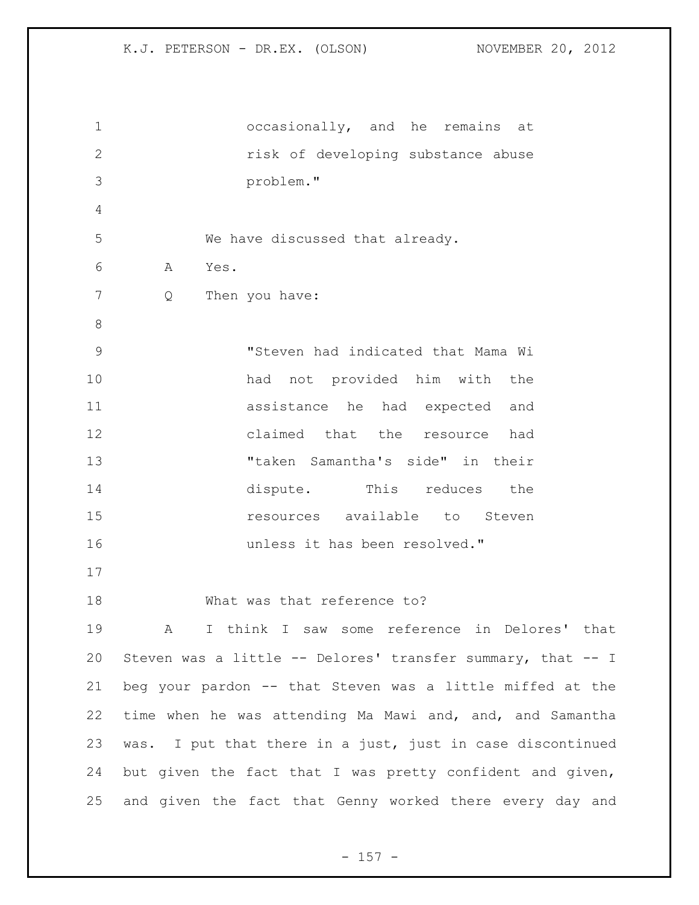occasionally, and he remains at risk of developing substance abuse problem."

We have discussed that already.

A Yes.

Q Then you have:

"Steven had indicated that Mama Wi had not provided him with the assistance he had expected and claimed that the resource had "taken Samantha's side" in their dispute. This reduces the resources available to Steven unless it has been resolved."

What was that reference to?

A I think I saw some reference in Delores' that Steven was a little -- Delores' transfer summary, that -- I beg your pardon -- that Steven was a little miffed at the time when he was attending Ma Mawi and, and, and Samantha was. I put that there in a just, just in case discontinued but given the fact that I was pretty confident and given, and given the fact that Genny worked there every day and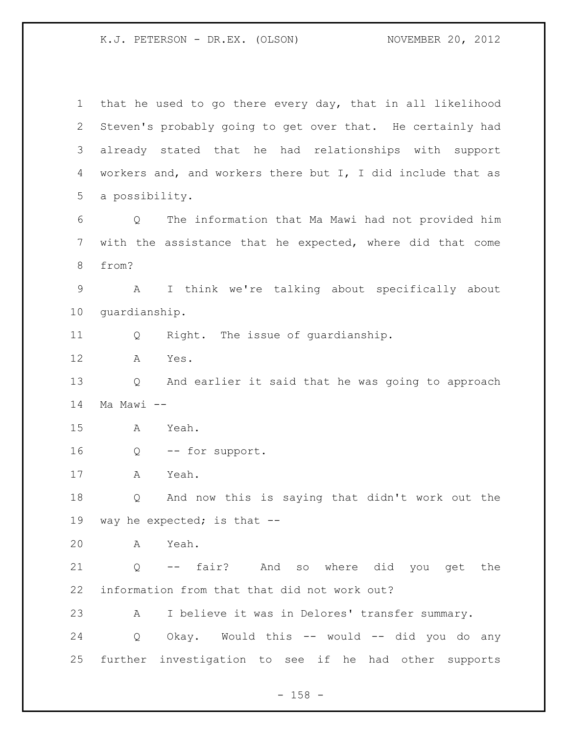that he used to go there every day, that in all likelihood Steven's probably going to get over that. He certainly had already stated that he had relationships with support workers and, and workers there but I, I did include that as a possibility.

Q The information that Ma Mawi had not provided him with the assistance that he expected, where did that come from?

A I think we're talking about specifically about guardianship.

Q Right. The issue of guardianship.

A Yes.

Q And earlier it said that he was going to approach Ma Mawi --

A Yeah.

Q -- for support.

A Yeah.

Q And now this is saying that didn't work out the way he expected; is that --

A Yeah.

Q -- fair? And so where did you get the information from that that did not work out?

A I believe it was in Delores' transfer summary.

Q Okay. Would this -- would -- did you do any further investigation to see if he had other supports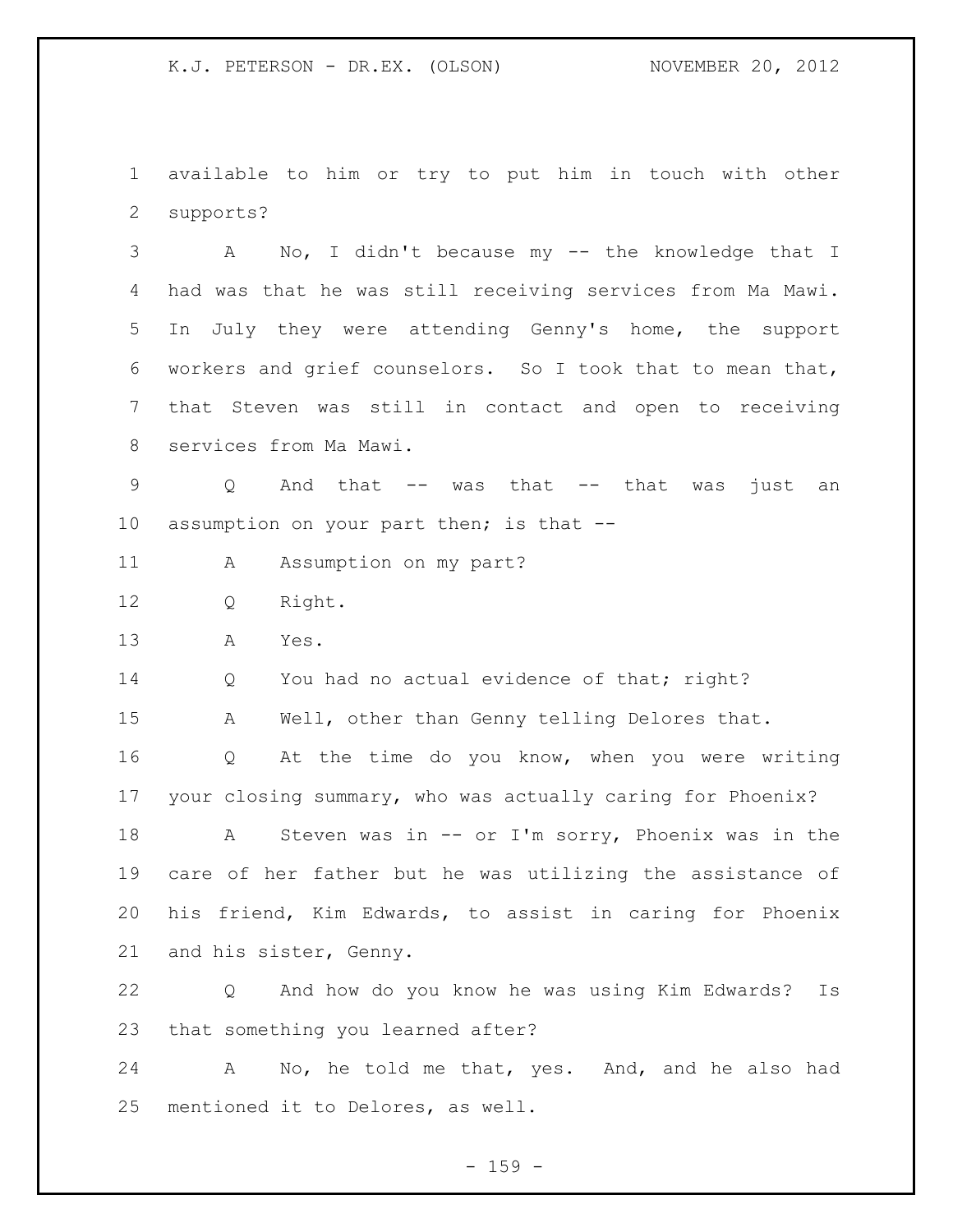available to him or try to put him in touch with other supports?

A No, I didn't because my -- the knowledge that I had was that he was still receiving services from Ma Mawi. In July they were attending Genny's home, the support workers and grief counselors. So I took that to mean that, that Steven was still in contact and open to receiving services from Ma Mawi.

Q And that -- was that -- that was just an assumption on your part then; is that --

A Assumption on my part?

Q Right.

A Yes.

Q You had no actual evidence of that; right?

A Well, other than Genny telling Delores that.

Q At the time do you know, when you were writing your closing summary, who was actually caring for Phoenix?

A Steven was in -- or I'm sorry, Phoenix was in the care of her father but he was utilizing the assistance of his friend, Kim Edwards, to assist in caring for Phoenix and his sister, Genny.

Q And how do you know he was using Kim Edwards? Is that something you learned after?

A No, he told me that, yes. And, and he also had mentioned it to Delores, as well.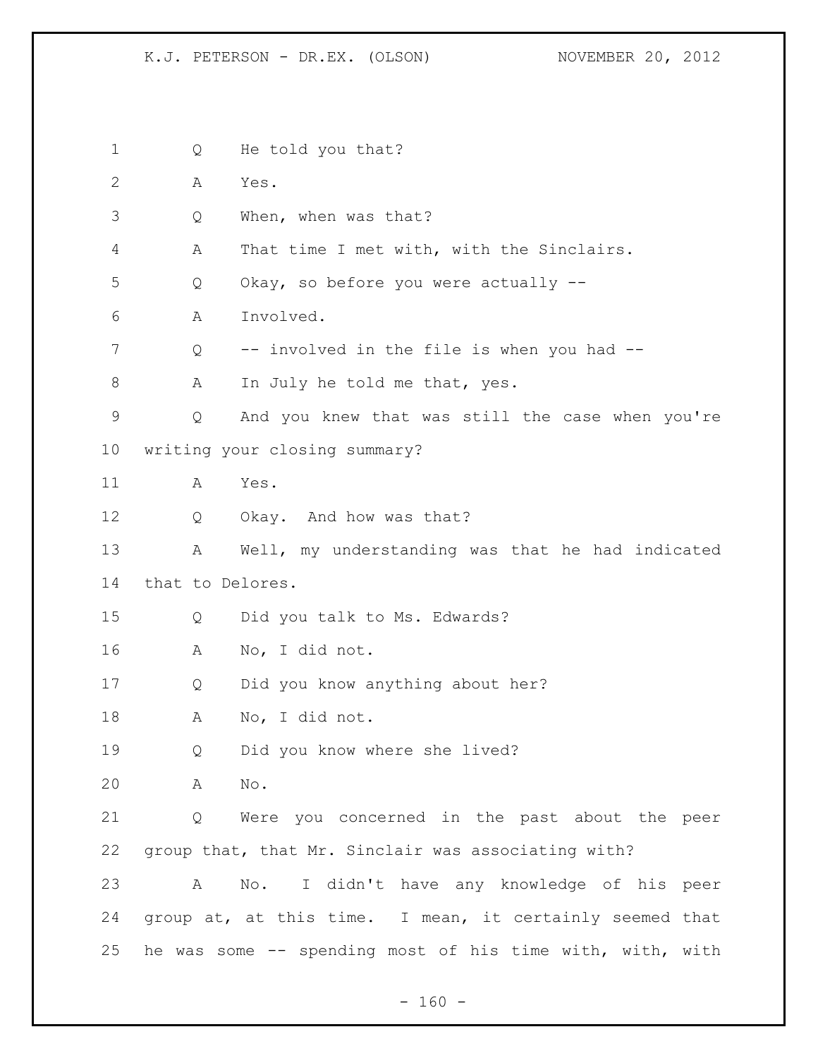1 Q He told you that?

2 A Yes.

3 Q When, when was that?

4 A That time I met with, with the Sinclairs.

5 Q Okay, so before you were actually --

6 A Involved.

7 Q -- involved in the file is when you had --

8 A In July he told me that, yes.

9 Q And you knew that was still the case when you're

10 writing your closing summary?

11 A Yes.

12 Q Okay. And how was that?

13 A Well, my understanding was that he had indicated

14 that to Delores.

15 Q Did you talk to Ms. Edwards?

16 A No, I did not.

17 Q Did you know anything about her?

18 A No, I did not.

19 Q Did you know where she lived?

20 A No.

21 Q Were you concerned in the past about the peer

22 group that, that Mr. Sinclair was associating with?

23 A No. I didn't have any knowledge of his peer

24 group at, at this time. I mean, it certainly seemed that

25 he was some -- spending most of his time with, with, with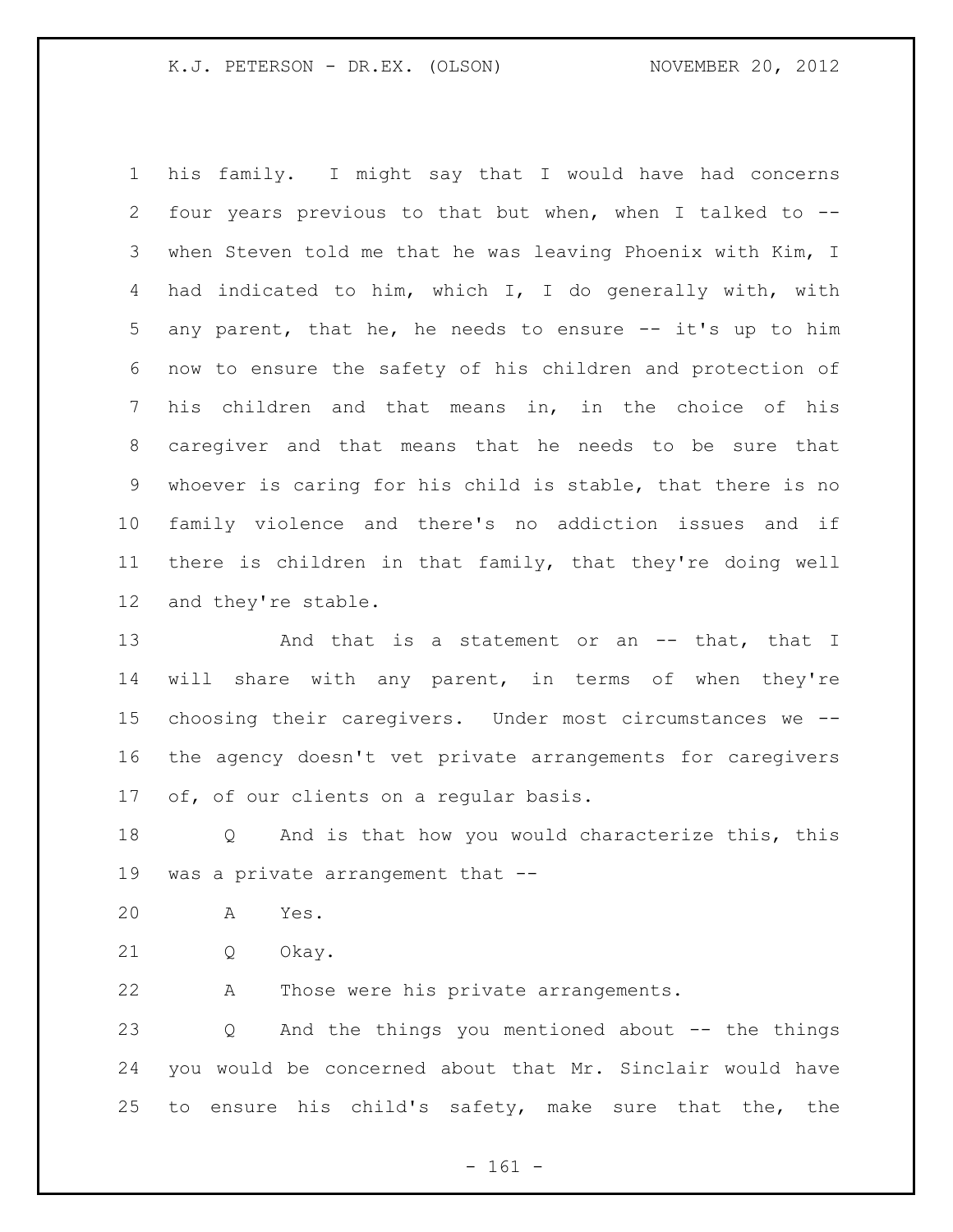his family. I might say that I would have had concerns four years previous to that but when, when I talked to -- when Steven told me that he was leaving Phoenix with Kim, I had indicated to him, which I, I do generally with, with any parent, that he, he needs to ensure -- it's up to him now to ensure the safety of his children and protection of his children and that means in, in the choice of his caregiver and that means that he needs to be sure that whoever is caring for his child is stable, that there is no family violence and there's no addiction issues and if there is children in that family, that they're doing well and they're stable.

And that is a statement or an -- that, that I will share with any parent, in terms of when they're choosing their caregivers. Under most circumstances we -- the agency doesn't vet private arrangements for caregivers of, of our clients on a regular basis.

Q And is that how you would characterize this, this was a private arrangement that --

A Yes.

Q Okay.

A Those were his private arrangements.

Q And the things you mentioned about -- the things you would be concerned about that Mr. Sinclair would have to ensure his child's safety, make sure that the, the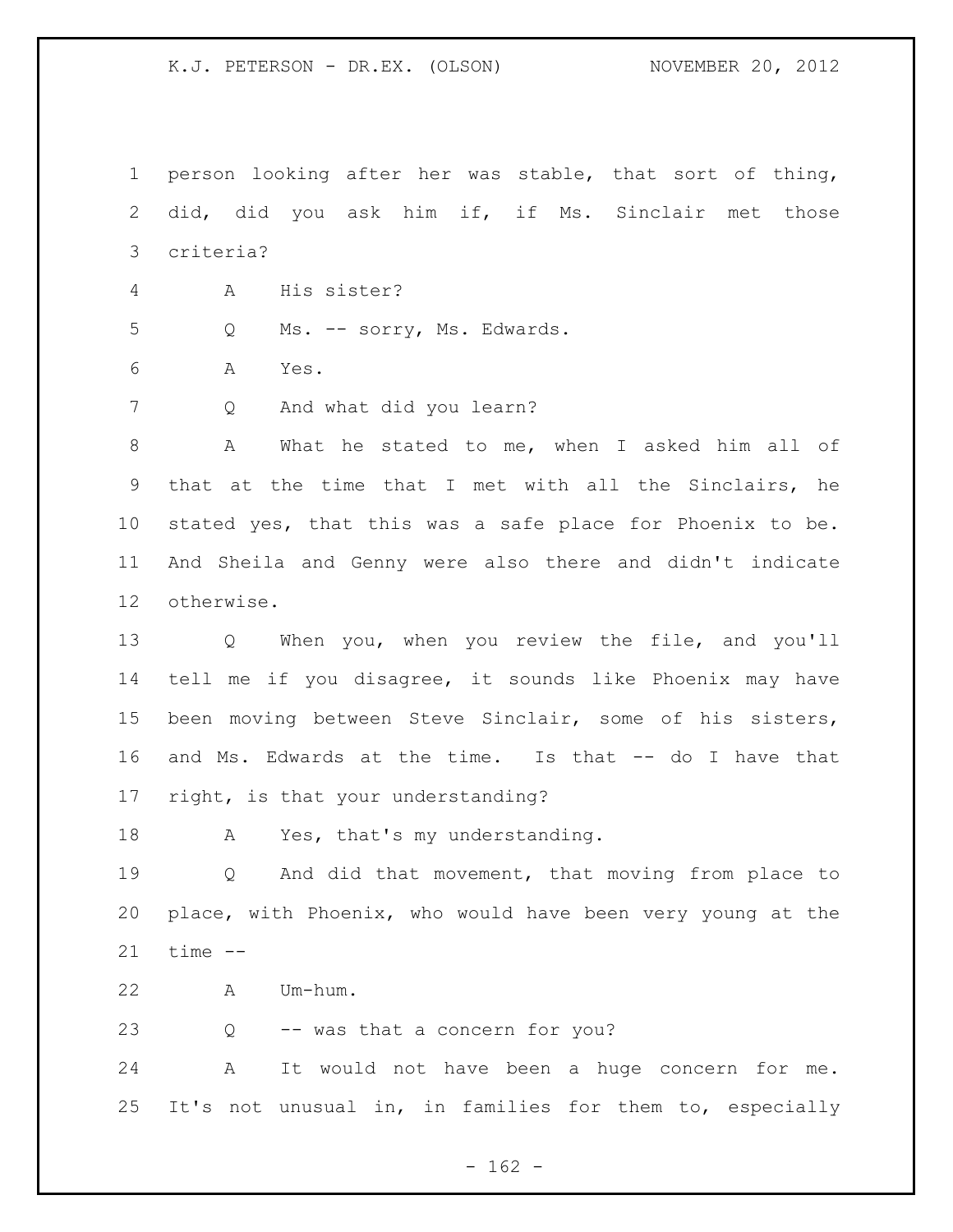person looking after her was stable, that sort of thing, did, did you ask him if, if Ms. Sinclair met those criteria?

A His sister?

Q Ms. -- sorry, Ms. Edwards.

A Yes.

Q And what did you learn?

A What he stated to me, when I asked him all of that at the time that I met with all the Sinclairs, he stated yes, that this was a safe place for Phoenix to be. And Sheila and Genny were also there and didn't indicate otherwise.

Q When you, when you review the file, and you'll tell me if you disagree, it sounds like Phoenix may have been moving between Steve Sinclair, some of his sisters, and Ms. Edwards at the time. Is that -- do I have that right, is that your understanding?

A Yes, that's my understanding.

Q And did that movement, that moving from place to place, with Phoenix, who would have been very young at the time --

A Um-hum.

Q -- was that a concern for you?

A It would not have been a huge concern for me. It's not unusual in, in families for them to, especially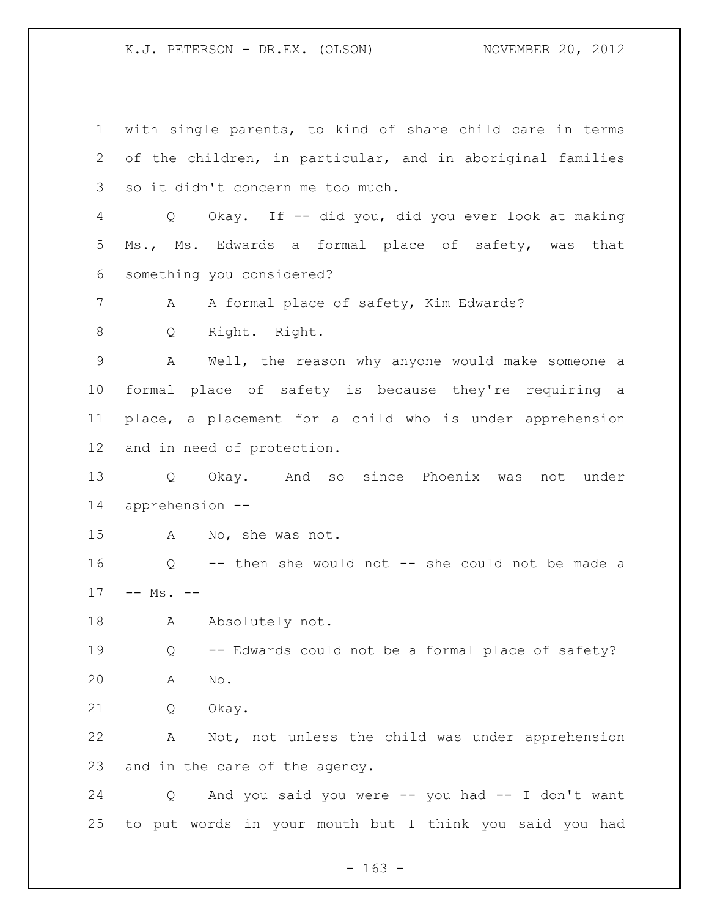with single parents, to kind of share child care in terms of the children, in particular, and in aboriginal families so it didn't concern me too much.

Q Okay. If -- did you, did you ever look at making Ms., Ms. Edwards a formal place of safety, was that something you considered?

A A formal place of safety, Kim Edwards?

Q Right. Right.

A Well, the reason why anyone would make someone a formal place of safety is because they're requiring a place, a placement for a child who is under apprehension and in need of protection.

Q Okay. And so since Phoenix was not under apprehension --

A No, she was not.

Q -- then she would not -- she could not be made a -- Ms. --

A Absolutely not.

Q -- Edwards could not be a formal place of safety?

A No.

Q Okay.

A Not, not unless the child was under apprehension and in the care of the agency.

Q And you said you were -- you had -- I don't want to put words in your mouth but I think you said you had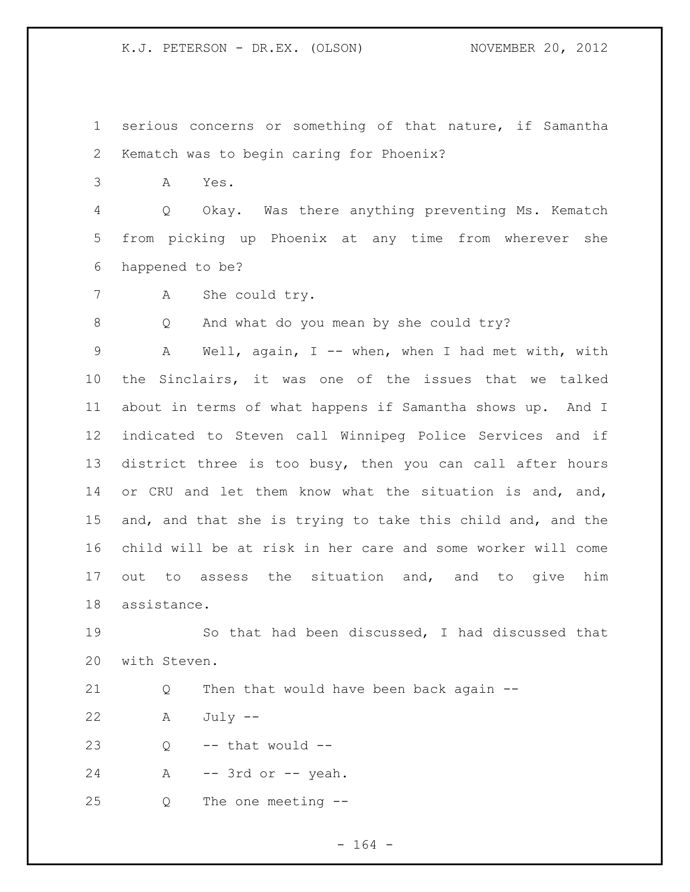serious concerns or something of that nature, if Samantha Kematch was to begin caring for Phoenix?

A Yes.

Q Okay. Was there anything preventing Ms. Kematch from picking up Phoenix at any time from wherever she happened to be?

A She could try.

Q And what do you mean by she could try?

A Well, again, I -- when, when I had met with, with the Sinclairs, it was one of the issues that we talked about in terms of what happens if Samantha shows up. And I indicated to Steven call Winnipeg Police Services and if district three is too busy, then you can call after hours or CRU and let them know what the situation is and, and, and, and that she is trying to take this child and, and the child will be at risk in her care and some worker will come out to assess the situation and, and to give him assistance.

So that had been discussed, I had discussed that with Steven.

Q Then that would have been back again --

A July --

Q -- that would --

A -- 3rd or -- yeah.

Q The one meeting --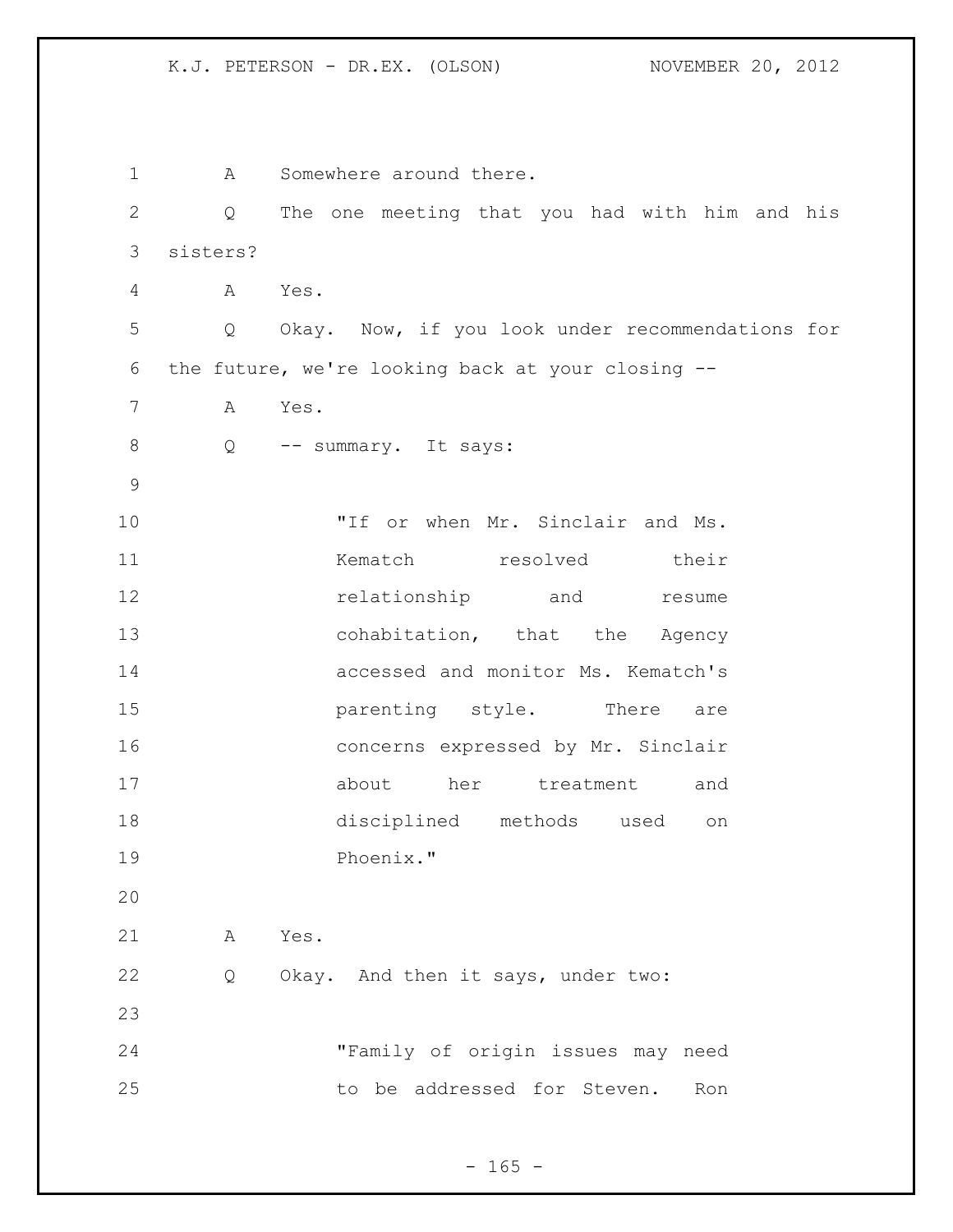A Somewhere around there.

Q The one meeting that you had with him and his sisters?

A Yes.

Q Okay. Now, if you look under recommendations for the future, we're looking back at your closing --

A Yes.

Q -- summary. It says:

> "If or when Mr. Sinclair and Ms. Kematch resolved their relationship and resume cohabitation, that the Agency accessed and monitor Ms. Kematch's parenting style. There are concerns expressed by Mr. Sinclair about her treatment and disciplined methods used on Phoenix."

A Yes.

Q Okay. And then it says, under two:

> "Family of origin issues may need to be addressed for Steven. Ron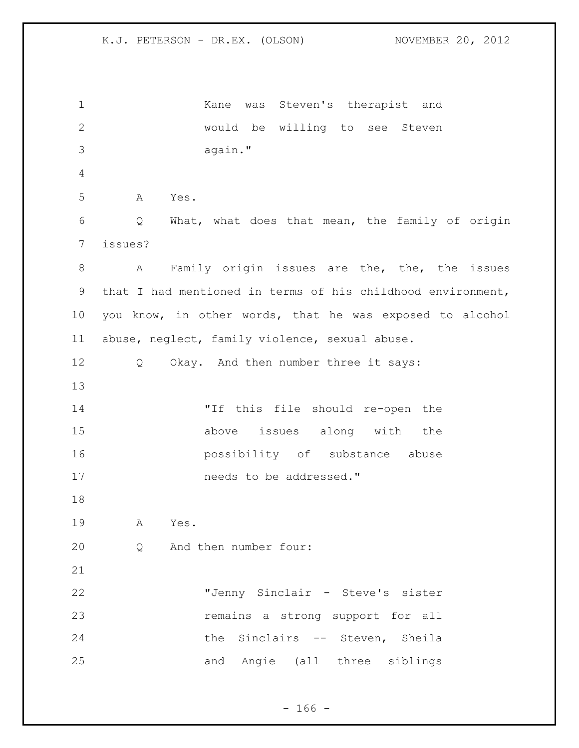"Kane was Steven's therapist and would be willing to see Steven again."

A Yes.

Q What, what does that mean, the family of origin issues?

A Family origin issues are the, the, the issues that I had mentioned in terms of his childhood environment, you know, in other words, that he was exposed to alcohol abuse, neglect, family violence, sexual abuse.

Q Okay. And then number three it says:

"If this file should re-open the above issues along with the possibility of substance abuse needs to be addressed."

A Yes.

Q And then number four:

"Jenny Sinclair - Steve's sister remains a strong support for all the Sinclairs -- Steven, Sheila and Angie (all three siblings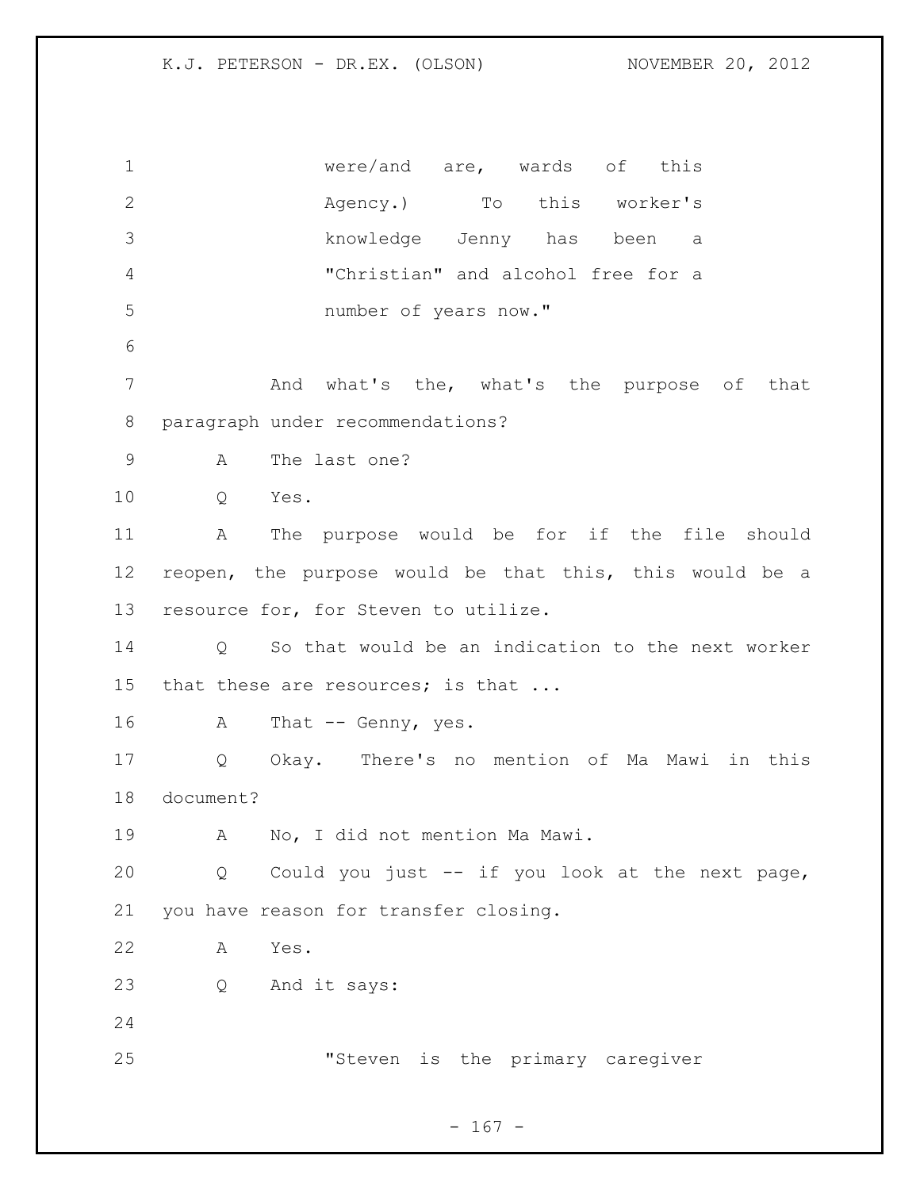were/and are, wards of this Agency.) To this worker's knowledge Jenny has been a "Christian" and alcohol free for a number of years now."

And what's the, what's the purpose of that paragraph under recommendations?

A The last one?

Q Yes.

A The purpose would be for if the file should reopen, the purpose would be that this, this would be a resource for, for Steven to utilize.

Q So that would be an indication to the next worker that these are resources; is that ...

A That -- Genny, yes.

Q Okay. There's no mention of Ma Mawi in this document?

A No, I did not mention Ma Mawi.

Q Could you just -- if you look at the next page, you have reason for transfer closing.

A Yes.

Q And it says:

"Steven is the primary caregiver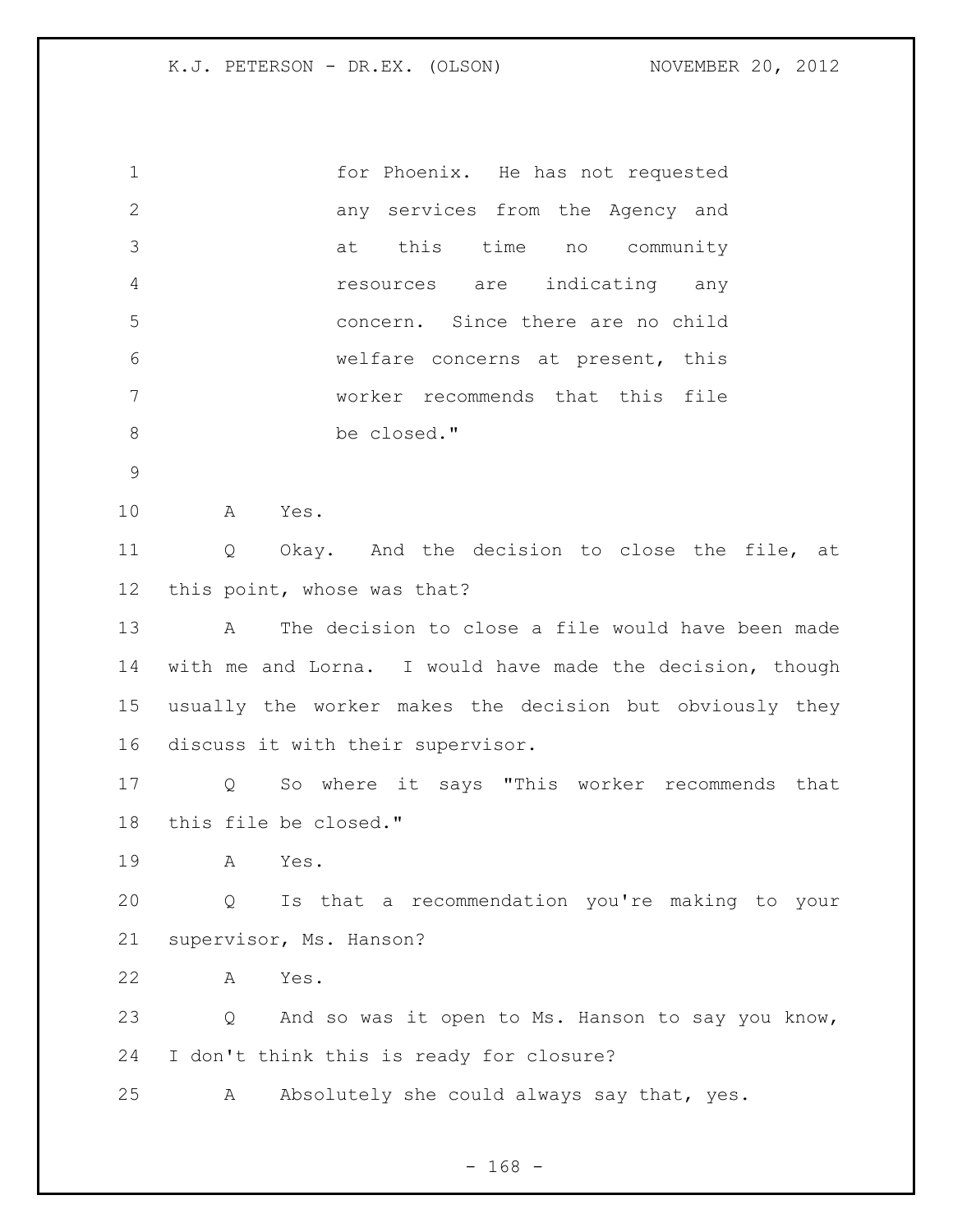for Phoenix. He has not requested any services from the Agency and at this time no community resources are indicating any concern. Since there are no child welfare concerns at present, this worker recommends that this file be closed."

A Yes.

Q Okay. And the decision to close the file, at this point, whose was that?

A The decision to close a file would have been made with me and Lorna. I would have made the decision, though usually the worker makes the decision but obviously they discuss it with their supervisor.

Q So where it says "This worker recommends that this file be closed."

A Yes.

Q Is that a recommendation you're making to your supervisor, Ms. Hanson?

A Yes.

Q And so was it open to Ms. Hanson to say you know, I don't think this is ready for closure?

A Absolutely she could always say that, yes.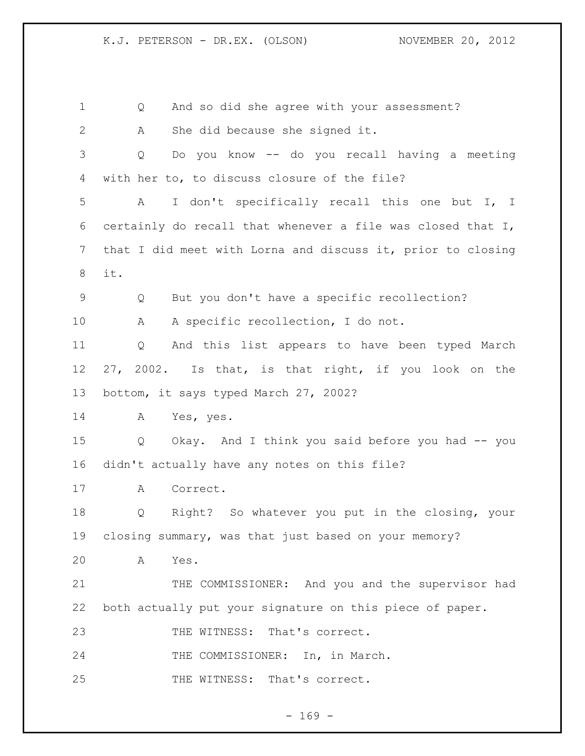Q And so did she agree with your assessment?

A She did because she signed it.

Q Do you know -- do you recall having a meeting with her to, to discuss closure of the file?

A I don't specifically recall this one but I, I certainly do recall that whenever a file was closed that I, that I did meet with Lorna and discuss it, prior to closing it.

Q But you don't have a specific recollection?

A A specific recollection, I do not.

Q And this list appears to have been typed March 27, 2002. Is that, is that right, if you look on the bottom, it says typed March 27, 2002?

A Yes, yes.

Q Okay. And I think you said before you had -- you didn't actually have any notes on this file?

A Correct.

Q Right? So whatever you put in the closing, your closing summary, was that just based on your memory?

A Yes.

THE COMMISSIONER: And you and the supervisor had both actually put your signature on this piece of paper.

THE WITNESS: That's correct.

THE COMMISSIONER: In, in March.

THE WITNESS: That's correct.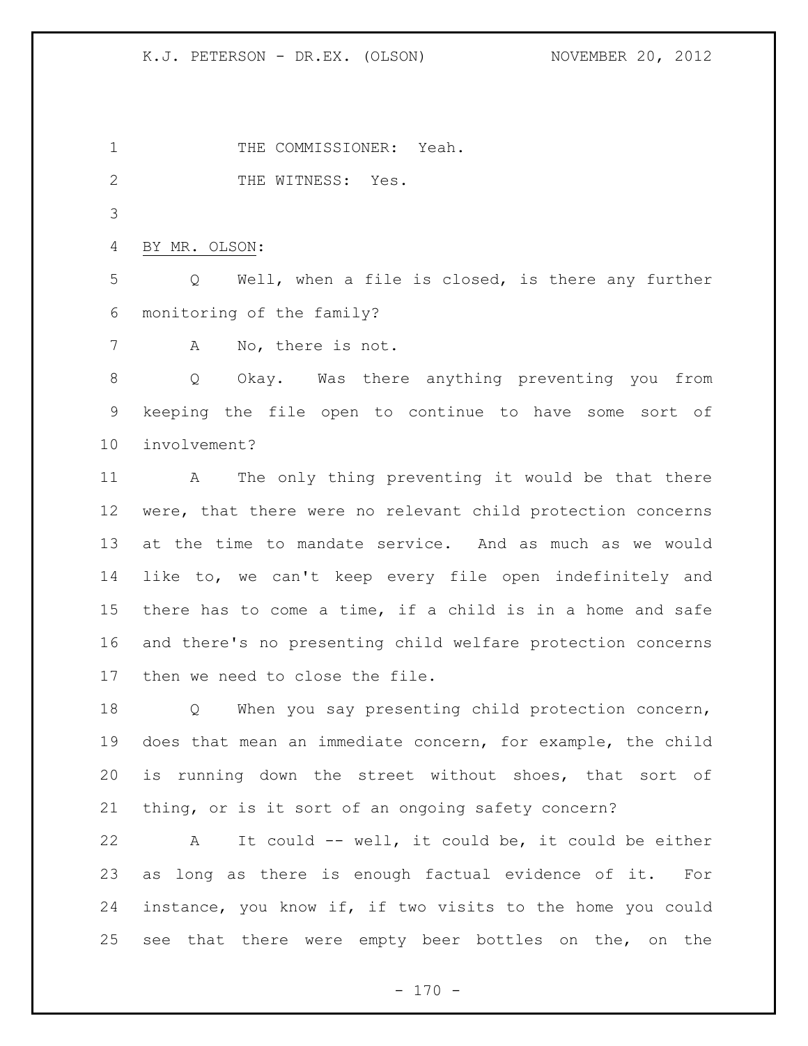THE COMMISSIONER: Yeah.

THE WITNESS: Yes.

BY MR. OLSON:

Q Well, when a file is closed, is there any further monitoring of the family?

A No, there is not.

Q Okay. Was there anything preventing you from keeping the file open to continue to have some sort of involvement?

A The only thing preventing it would be that there were, that there were no relevant child protection concerns at the time to mandate service. And as much as we would like to, we can't keep every file open indefinitely and there has to come a time, if a child is in a home and safe and there's no presenting child welfare protection concerns then we need to close the file.

Q When you say presenting child protection concern, does that mean an immediate concern, for example, the child is running down the street without shoes, that sort of thing, or is it sort of an ongoing safety concern?

A It could -- well, it could be, it could be either as long as there is enough factual evidence of it. For instance, you know if, if two visits to the home you could see that there were empty beer bottles on the, on the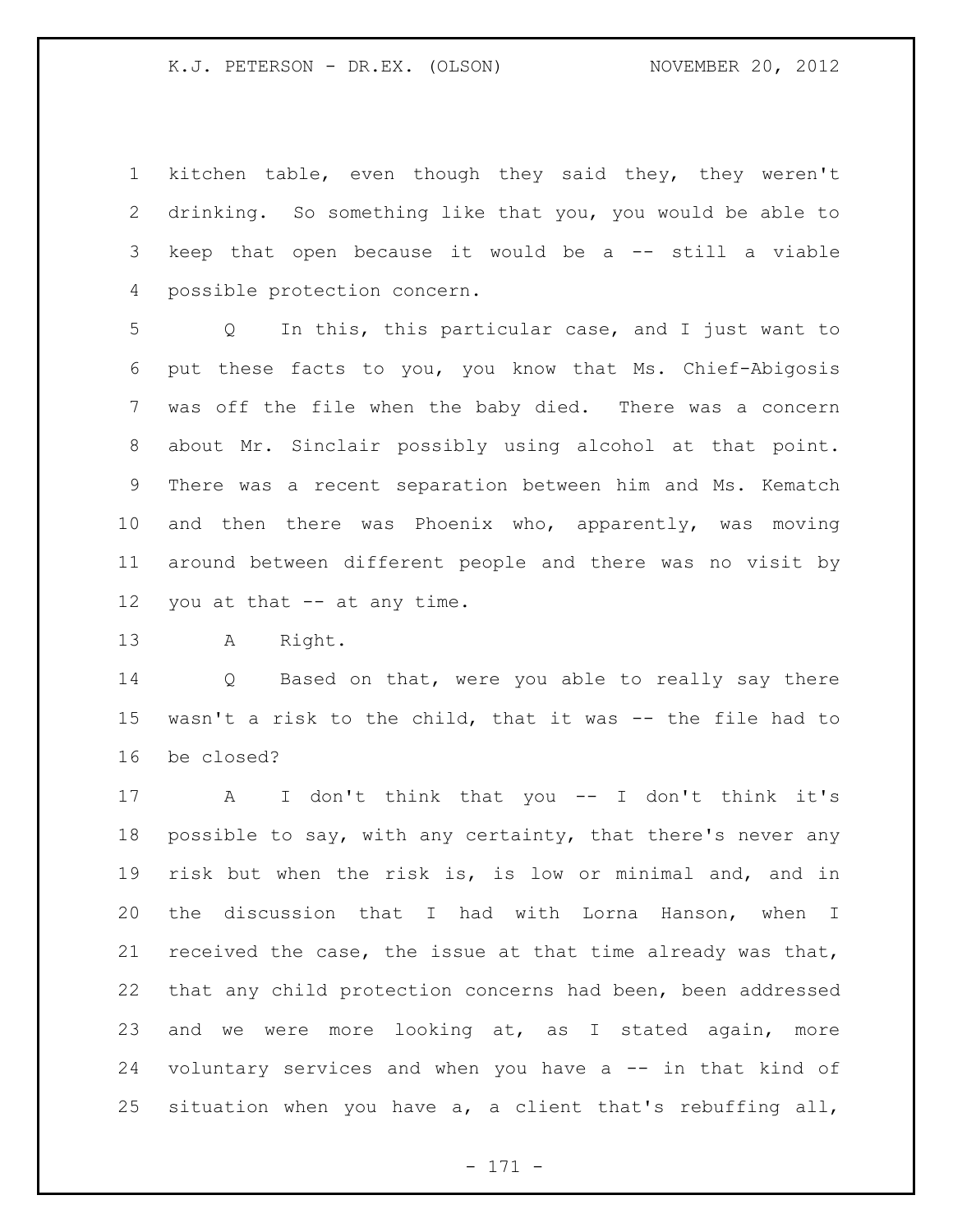kitchen table, even though they said they, they weren't drinking. So something like that you, you would be able to keep that open because it would be a -- still a viable possible protection concern.

Q In this, this particular case, and I just want to put these facts to you, you know that Ms. Chief-Abigosis was off the file when the baby died. There was a concern about Mr. Sinclair possibly using alcohol at that point. There was a recent separation between him and Ms. Kematch and then there was Phoenix who, apparently, was moving around between different people and there was no visit by you at that -- at any time.

A Right.

Q Based on that, were you able to really say there wasn't a risk to the child, that it was -- the file had to be closed?

A I don't think that you -- I don't think it's possible to say, with any certainty, that there's never any risk but when the risk is, is low or minimal and, and in the discussion that I had with Lorna Hanson, when I received the case, the issue at that time already was that, that any child protection concerns had been, been addressed and we were more looking at, as I stated again, more voluntary services and when you have a -- in that kind of situation when you have a, a client that's rebuffing all,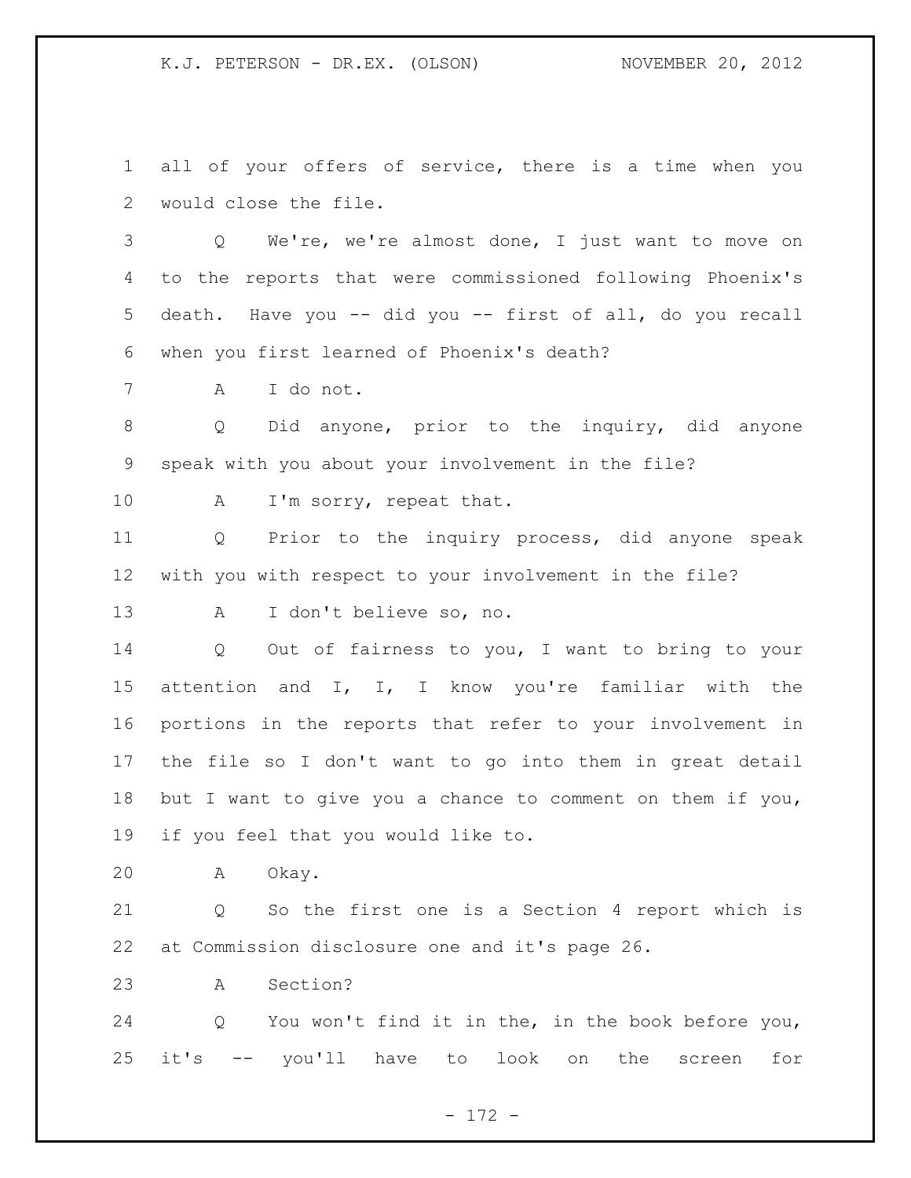all of your offers of service, there is a time when you would close the file.

Q We're, we're almost done, I just want to move on to the reports that were commissioned following Phoenix's death. Have you -- did you -- first of all, do you recall when you first learned of Phoenix's death?

A I do not.

Q Did anyone, prior to the inquiry, did anyone speak with you about your involvement in the file?

A I'm sorry, repeat that.

Q Prior to the inquiry process, did anyone speak with you with respect to your involvement in the file?

A I don't believe so, no.

Q Out of fairness to you, I want to bring to your attention and I, I, I know you're familiar with the portions in the reports that refer to your involvement in the file so I don't want to go into them in great detail but I want to give you a chance to comment on them if you, if you feel that you would like to.

A Okay.

Q So the first one is a Section 4 report which is at Commission disclosure one and it's page 26.

A Section?

Q You won't find it in the, in the book before you, it's -- you'll have to look on the screen for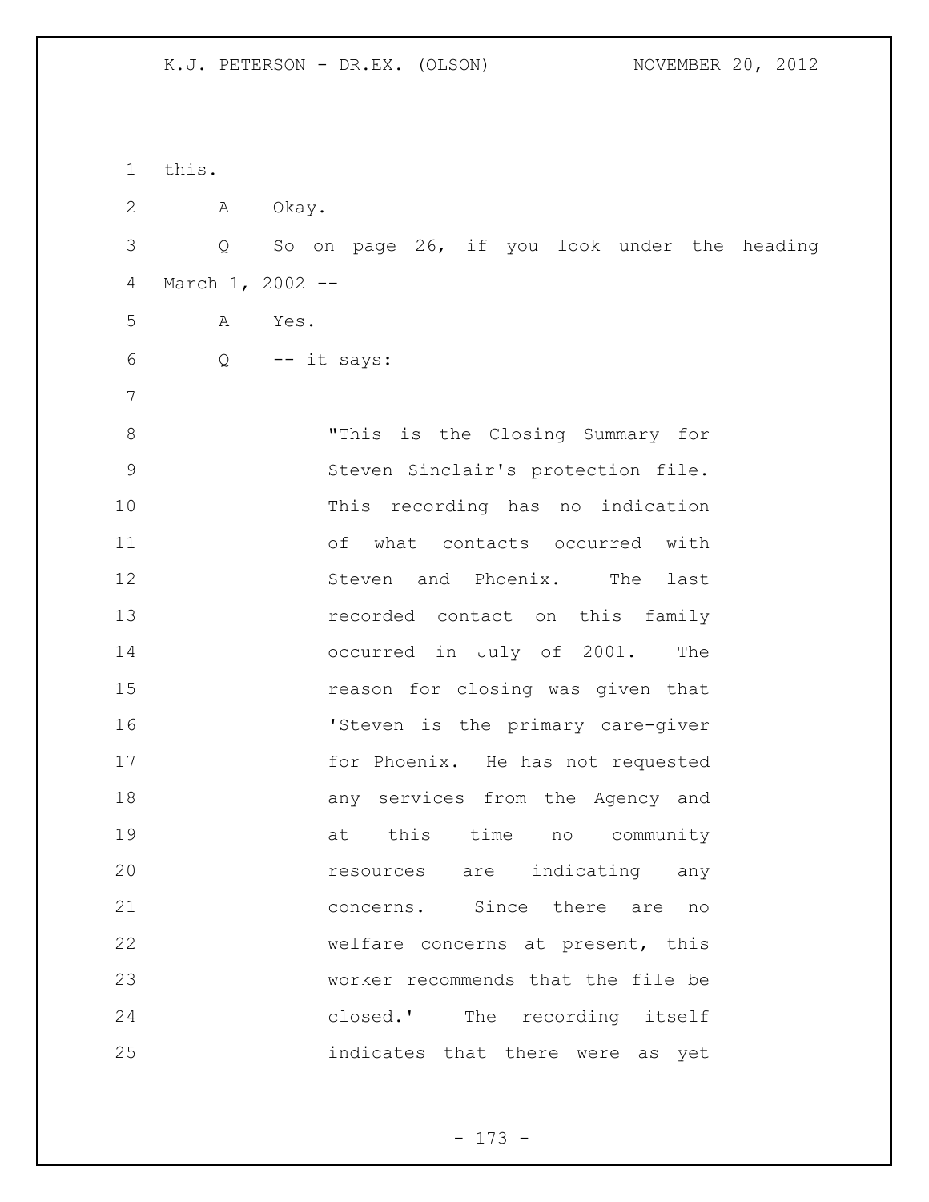this.

A Okay.

Q So on page 26, if you look under the heading March 1, 2002 --

A Yes.

Q -- it says:

> "This is the Closing Summary for Steven Sinclair's protection file. This recording has no indication of what contacts occurred with Steven and Phoenix. The last recorded contact on this family occurred in July of 2001. The reason for closing was given that 'Steven is the primary care-giver for Phoenix. He has not requested any services from the Agency and at this time no community resources are indicating any concerns. Since there are no welfare concerns at present, this worker recommends that the file be closed.' The recording itself indicates that there were as yet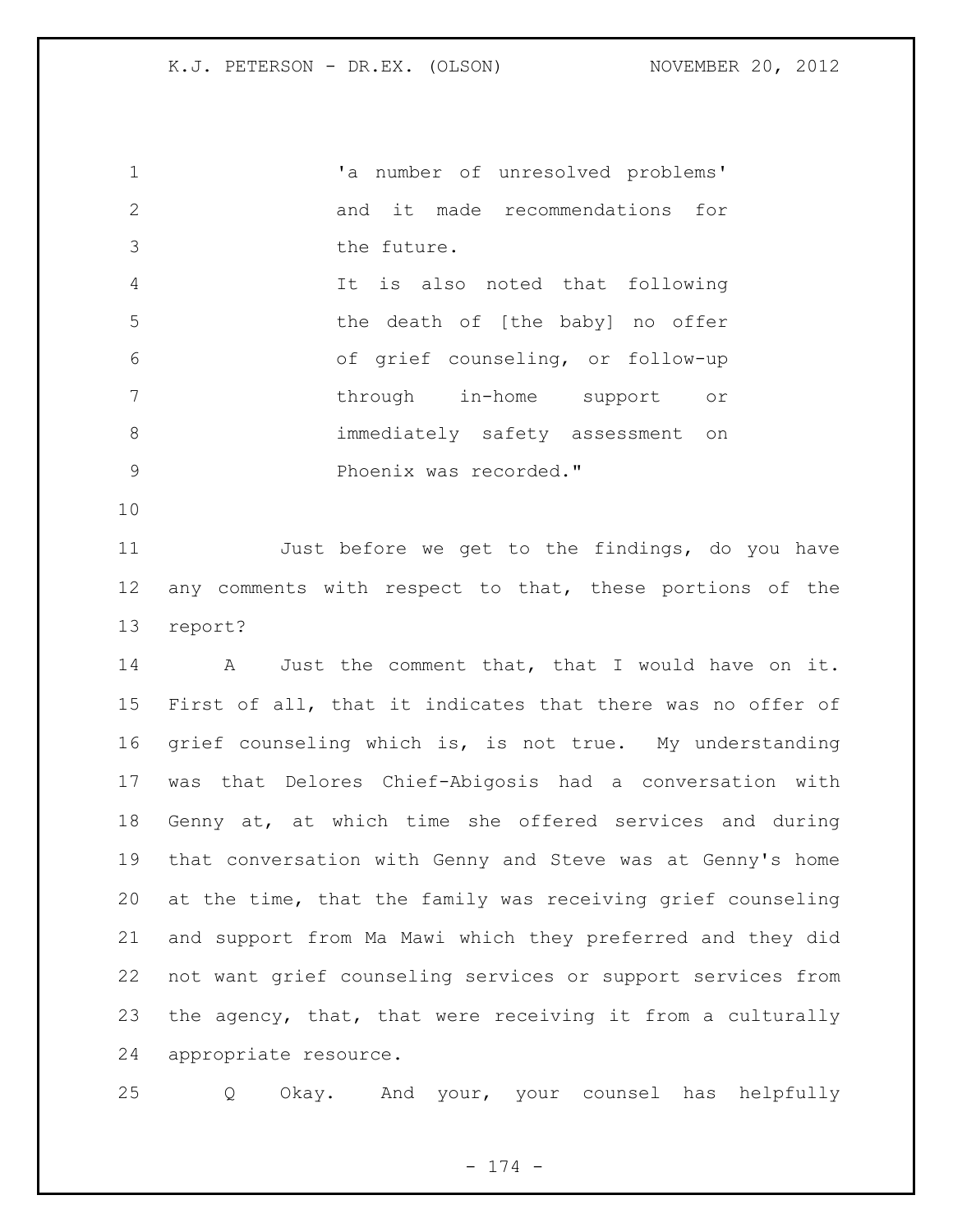'a number of unresolved problems' and it made recommendations for the future.

It is also noted that following the death of [the baby] no offer of grief counseling, or follow-up through in-home support or immediately safety assessment on Phoenix was recorded."

Just before we get to the findings, do you have any comments with respect to that, these portions of the report?

A Just the comment that, that I would have on it. First of all, that it indicates that there was no offer of grief counseling which is, is not true. My understanding was that Delores Chief-Abigosis had a conversation with Genny at, at which time she offered services and during that conversation with Genny and Steve was at Genny's home at the time, that the family was receiving grief counseling and support from Ma Mawi which they preferred and they did not want grief counseling services or support services from the agency, that, that were receiving it from a culturally appropriate resource.

Q Okay. And your, your counsel has helpfully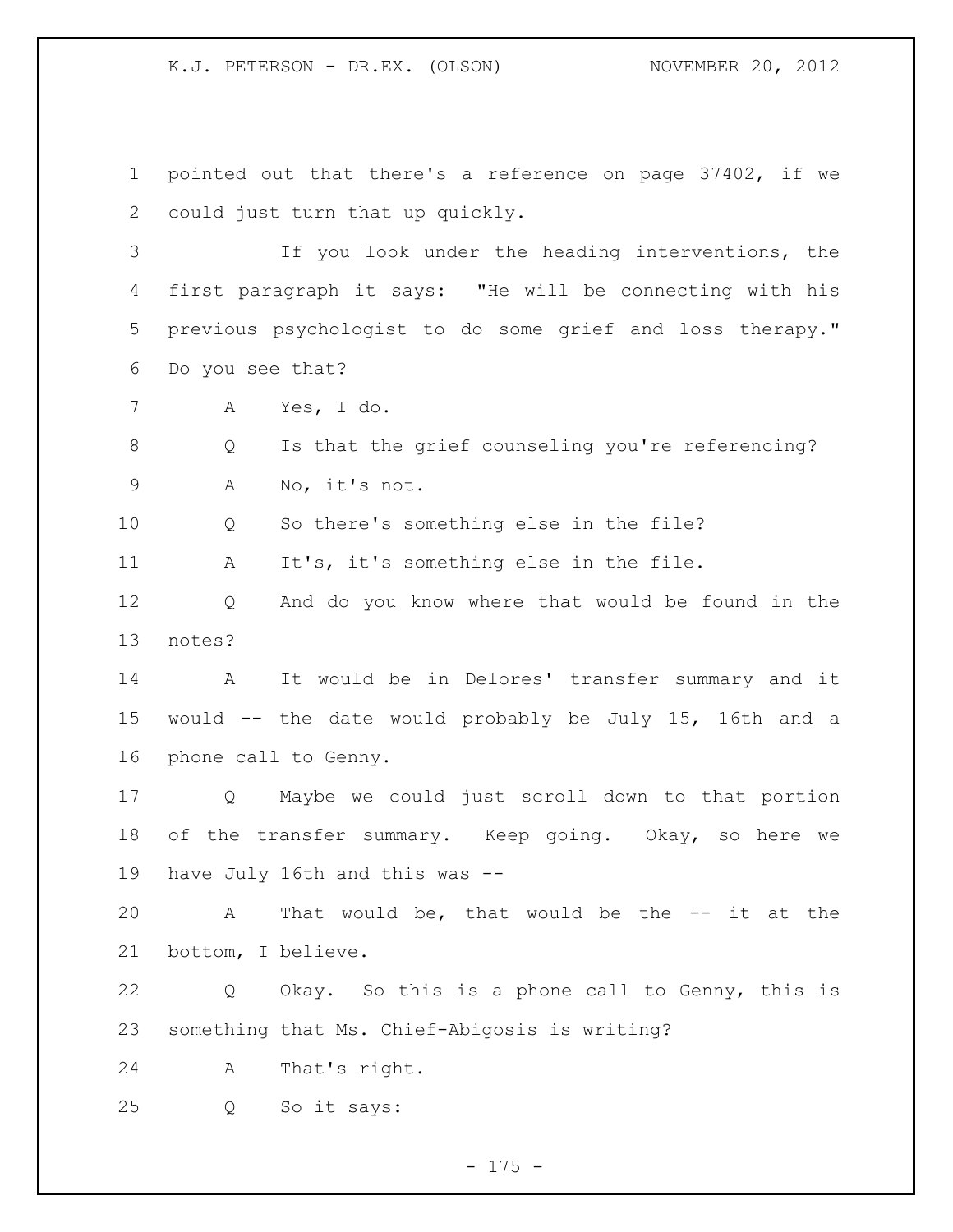pointed out that there's a reference on page 37402, if we could just turn that up quickly.

If you look under the heading interventions, the first paragraph it says: "He will be connecting with his previous psychologist to do some grief and loss therapy." Do you see that?

A Yes, I do.

Q Is that the grief counseling you're referencing?

A No, it's not.

Q So there's something else in the file?

A It's, it's something else in the file.

Q And do you know where that would be found in the notes?

A It would be in Delores' transfer summary and it would -- the date would probably be July 15, 16th and a phone call to Genny.

Q Maybe we could just scroll down to that portion of the transfer summary. Keep going. Okay, so here we have July 16th and this was --

A That would be, that would be the -- it at the bottom, I believe.

Q Okay. So this is a phone call to Genny, this is something that Ms. Chief-Abigosis is writing?

A That's right.

Q So it says: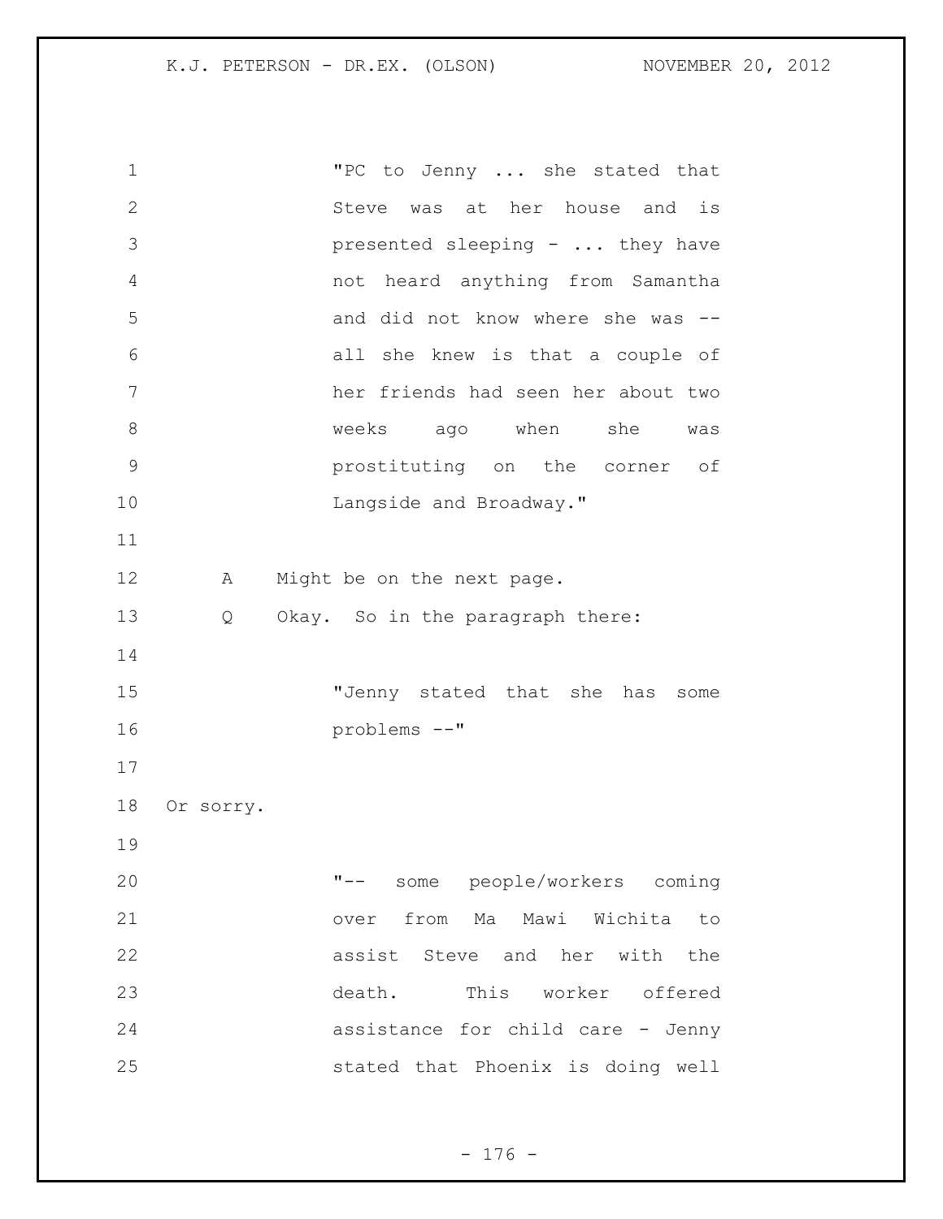"PC to Jenny ... she stated that Steve was at her house and is presented sleeping - ... they have not heard anything from Samantha and did not know where she was -- all she knew is that a couple of her friends had seen her about two weeks ago when she was prostituting on the corner of Langside and Broadway."

A Might be on the next page.

Q Okay. So in the paragraph there:

"Jenny stated that she has some problems --"

Or sorry.

"-- some people/workers coming over from Ma Mawi Wichita to assist Steve and her with the death. This worker offered assistance for child care - Jenny stated that Phoenix is doing well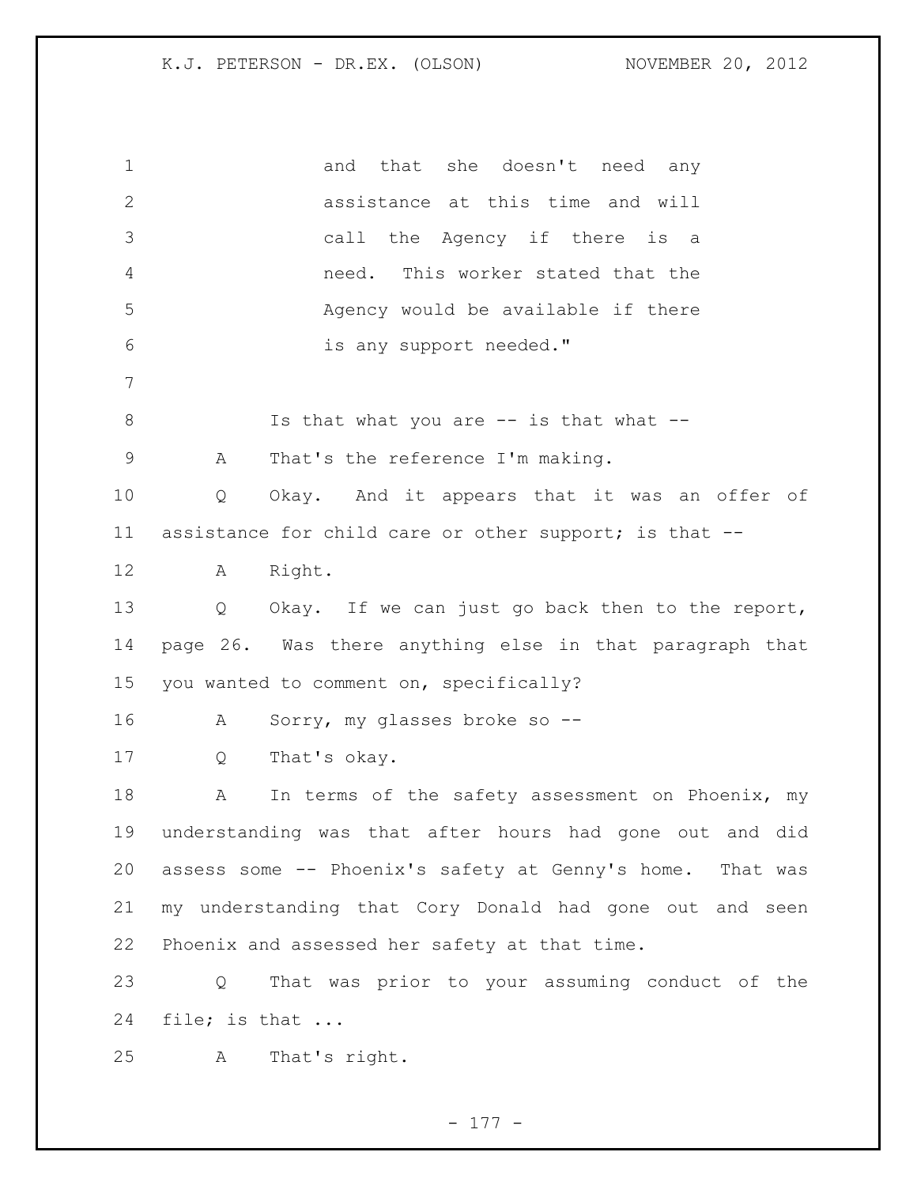and that she doesn't need any assistance at this time and will call the Agency if there is a need. This worker stated that the Agency would be available if there is any support needed."

Is that what you are -- is that what --

A That's the reference I'm making.

Q Okay. And it appears that it was an offer of assistance for child care or other support; is that --

A Right.

Q Okay. If we can just go back then to the report, page 26. Was there anything else in that paragraph that you wanted to comment on, specifically?

A Sorry, my glasses broke so --

Q That's okay.

A In terms of the safety assessment on Phoenix, my understanding was that after hours had gone out and did assess some -- Phoenix's safety at Genny's home. That was my understanding that Cory Donald had gone out and seen Phoenix and assessed her safety at that time.

Q That was prior to your assuming conduct of the file; is that ...

A That's right.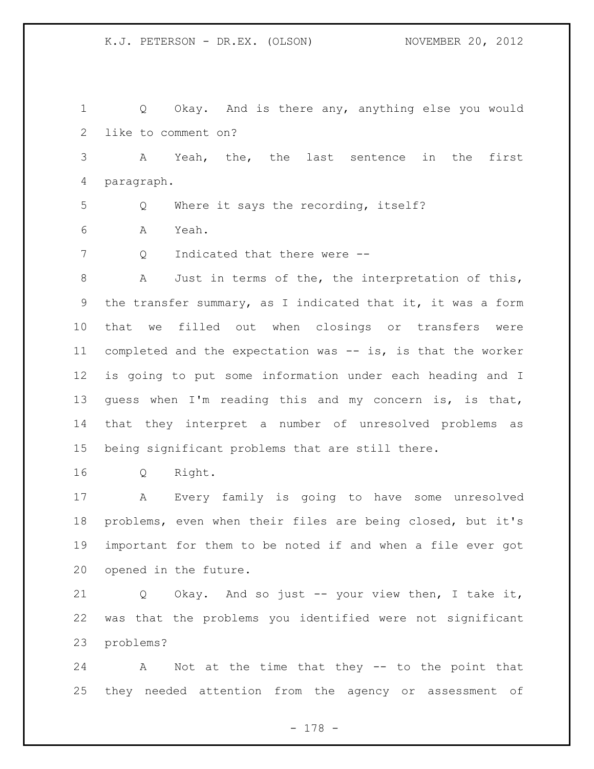Q Okay. And is there any, anything else you would like to comment on?

A Yeah, the, the last sentence in the first paragraph.

Q Where it says the recording, itself?

A Yeah.

Q Indicated that there were --

A Just in terms of the, the interpretation of this, the transfer summary, as I indicated that it, it was a form that we filled out when closings or transfers were completed and the expectation was -- is, is that the worker is going to put some information under each heading and I guess when I'm reading this and my concern is, is that, that they interpret a number of unresolved problems as being significant problems that are still there.

Q Right.

A Every family is going to have some unresolved problems, even when their files are being closed, but it's important for them to be noted if and when a file ever got opened in the future.

Q Okay. And so just -- your view then, I take it, was that the problems you identified were not significant problems?

A Not at the time that they -- to the point that they needed attention from the agency or assessment of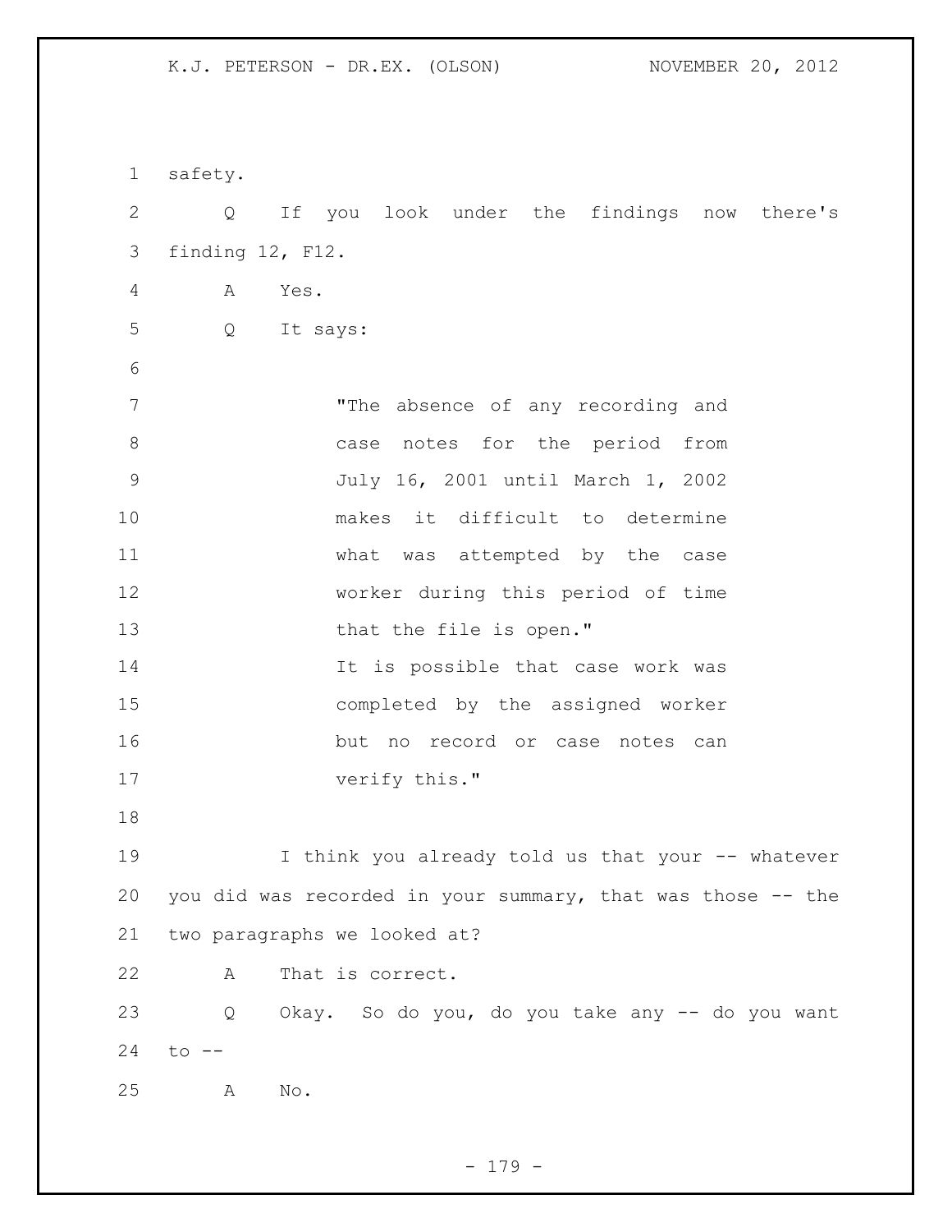safety.

Q If you look under the findings now there's finding 12, F12.

A Yes.

Q It says:

> "The absence of any recording and case notes for the period from July 16, 2001 until March 1, 2002 makes it difficult to determine what was attempted by the case worker during this period of time that the file is open."
> It is possible that case work was completed by the assigned worker but no record or case notes can verify this."

I think you already told us that your -- whatever you did was recorded in your summary, that was those -- the two paragraphs we looked at?

A That is correct.

Q Okay. So do you, do you take any -- do you want to --

A No.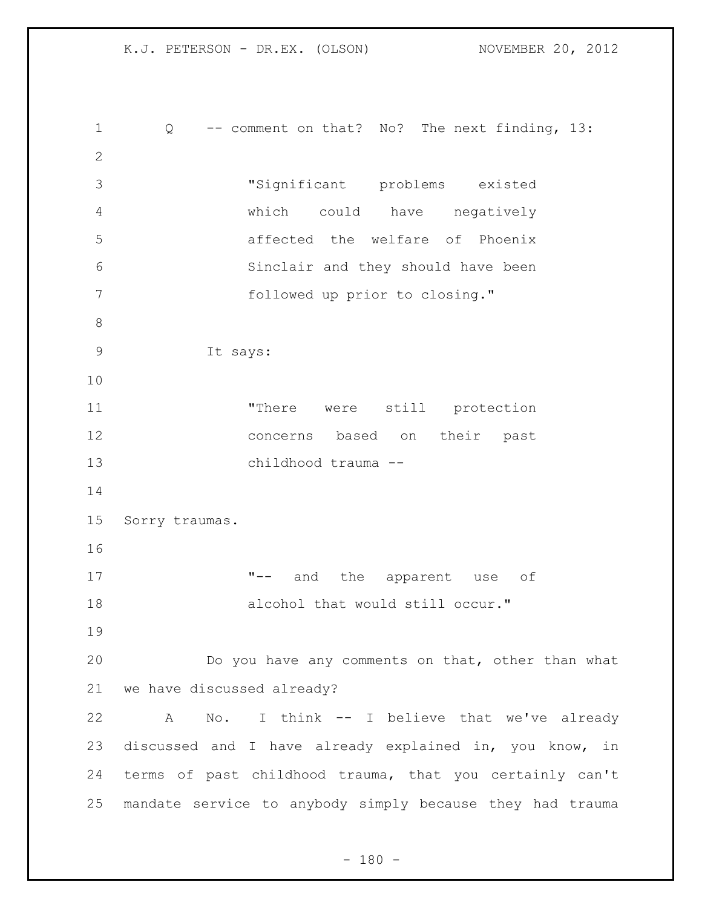Q -- comment on that? No? The next finding, 13:

> "Significant problems existed which could have negatively affected the welfare of Phoenix Sinclair and they should have been followed up prior to closing."

It says:

> "There were still protection concerns based on their past childhood trauma --

Sorry traumas.

> "-- and the apparent use of alcohol that would still occur."

Do you have any comments on that, other than what we have discussed already?

A No. I think -- I believe that we've already discussed and I have already explained in, you know, in terms of past childhood trauma, that you certainly can't mandate service to anybody simply because they had trauma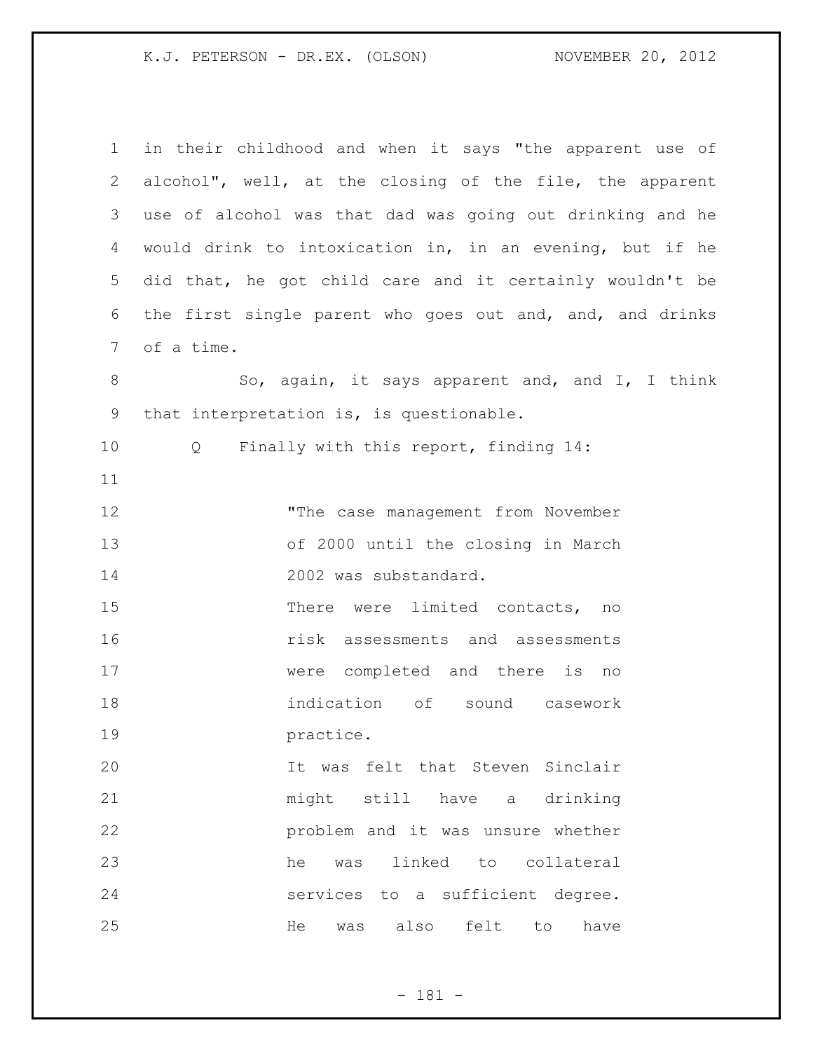in their childhood and when it says "the apparent use of alcohol", well, at the closing of the file, the apparent use of alcohol was that dad was going out drinking and he would drink to intoxication in, in an evening, but if he did that, he got child care and it certainly wouldn't be the first single parent who goes out and, and, and drinks of a time.

So, again, it says apparent and, and I, I think that interpretation is, is questionable.

Q Finally with this report, finding 14:

> "The case management from November of 2000 until the closing in March 2002 was substandard.
>
> There were limited contacts, no risk assessments and assessments were completed and there is no indication of sound casework practice.
>
> It was felt that Steven Sinclair might still have a drinking problem and it was unsure whether he was linked to collateral services to a sufficient degree. He was also felt to have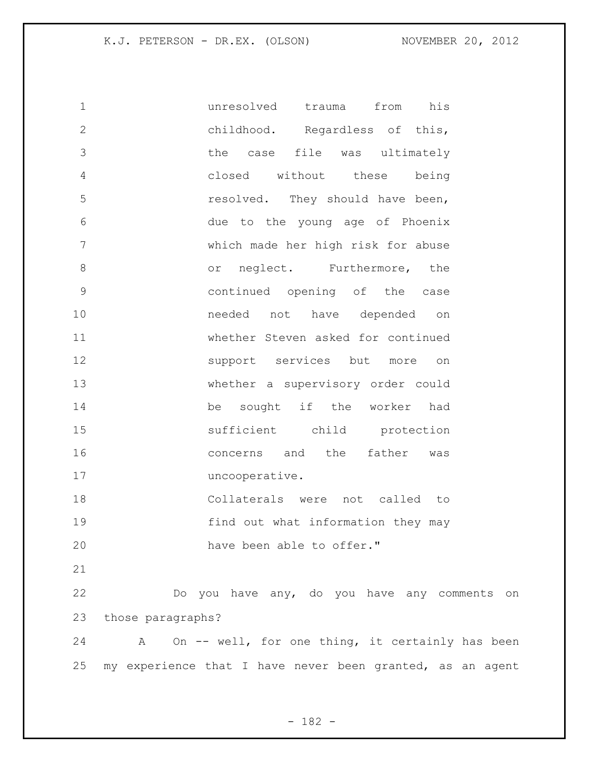unresolved trauma from his childhood. Regardless of this, the case file was ultimately closed without these being resolved. They should have been, due to the young age of Phoenix which made her high risk for abuse or neglect. Furthermore, the continued opening of the case needed not have depended on whether Steven asked for continued support services but more on whether a supervisory order could be sought if the worker had sufficient child protection concerns and the father was uncooperative.

Collaterals were not called to find out what information they may have been able to offer."

Do you have any, do you have any comments on those paragraphs?

A On -- well, for one thing, it certainly has been my experience that I have never been granted, as an agent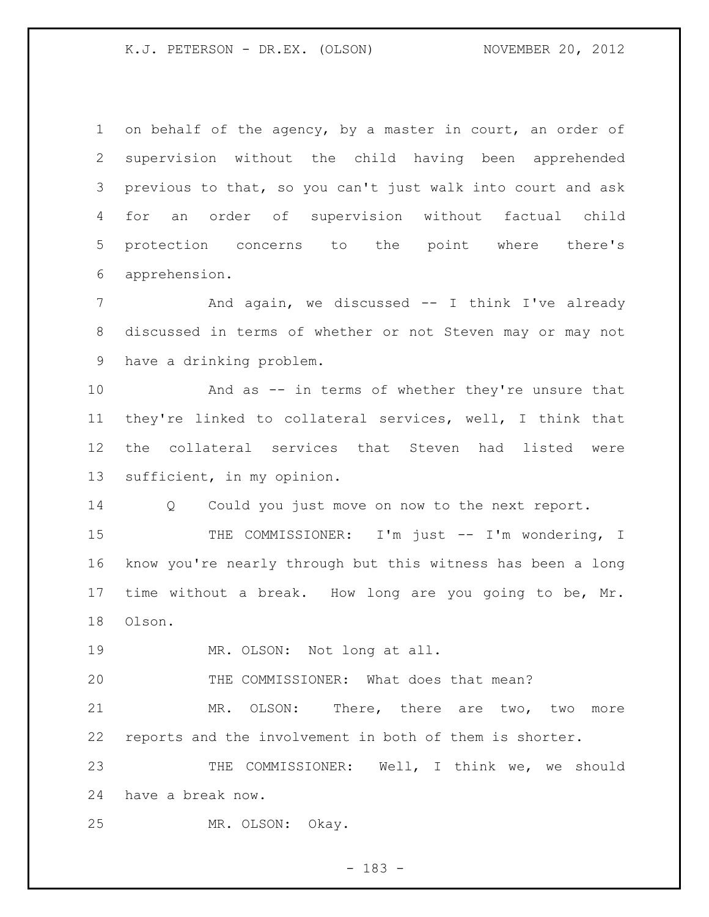on behalf of the agency, by a master in court, an order of supervision without the child having been apprehended previous to that, so you can't just walk into court and ask for an order of supervision without factual child protection concerns to the point where there's apprehension.

And again, we discussed -- I think I've already discussed in terms of whether or not Steven may or may not have a drinking problem.

And as -- in terms of whether they're unsure that they're linked to collateral services, well, I think that the collateral services that Steven had listed were sufficient, in my opinion.

Q Could you just move on now to the next report.

THE COMMISSIONER: I'm just -- I'm wondering, I know you're nearly through but this witness has been a long time without a break. How long are you going to be, Mr. Olson.

MR. OLSON: Not long at all.

THE COMMISSIONER: What does that mean?

MR. OLSON: There, there are two, two more reports and the involvement in both of them is shorter.

THE COMMISSIONER: Well, I think we, we should have a break now.

MR. OLSON: Okay.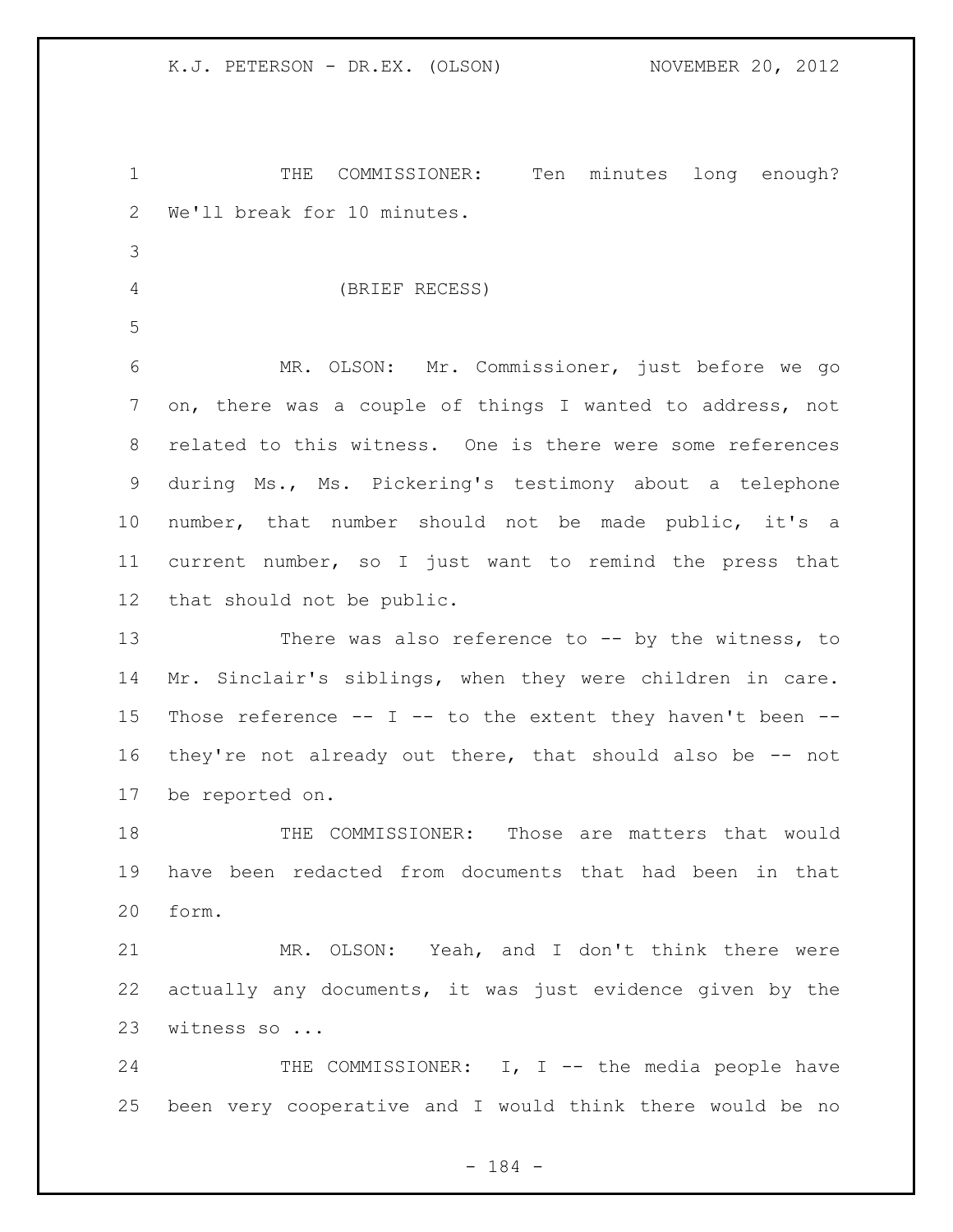THE COMMISSIONER: Ten minutes long enough? We'll break for 10 minutes.

(BRIEF RECESS)

MR. OLSON: Mr. Commissioner, just before we go on, there was a couple of things I wanted to address, not related to this witness. One is there were some references during Ms., Ms. Pickering's testimony about a telephone number, that number should not be made public, it's a current number, so I just want to remind the press that that should not be public.

There was also reference to -- by the witness, to Mr. Sinclair's siblings, when they were children in care. Those reference -- I -- to the extent they haven't been -- they're not already out there, that should also be -- not be reported on.

THE COMMISSIONER: Those are matters that would have been redacted from documents that had been in that form.

MR. OLSON: Yeah, and I don't think there were actually any documents, it was just evidence given by the witness so ...

THE COMMISSIONER: I, I -- the media people have been very cooperative and I would think there would be no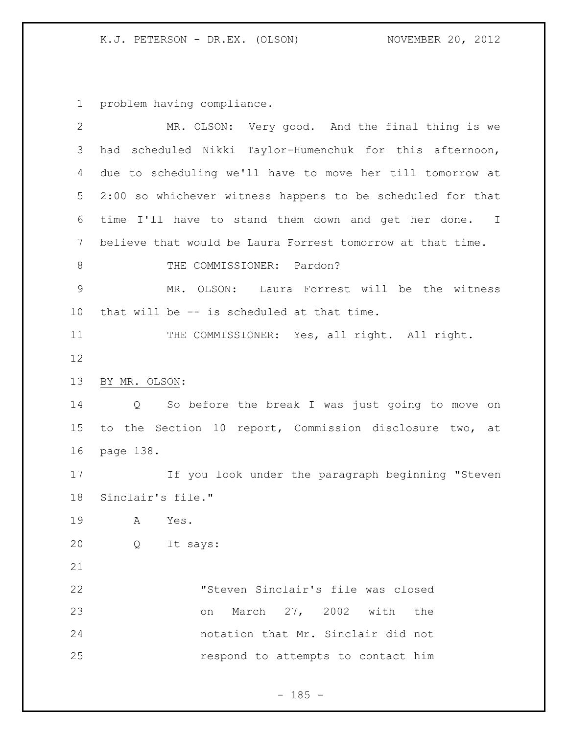problem having compliance.

MR. OLSON: Very good. And the final thing is we had scheduled Nikki Taylor-Humenchuk for this afternoon, due to scheduling we'll have to move her till tomorrow at 2:00 so whichever witness happens to be scheduled for that time I'll have to stand them down and get her done. I believe that would be Laura Forrest tomorrow at that time.

THE COMMISSIONER: Pardon?

MR. OLSON: Laura Forrest will be the witness that will be -- is scheduled at that time.

THE COMMISSIONER: Yes, all right. All right.

BY MR. OLSON:

Q So before the break I was just going to move on to the Section 10 report, Commission disclosure two, at page 138.

If you look under the paragraph beginning "Steven Sinclair's file."

A Yes.

Q It says:

> "Steven Sinclair's file was closed on March 27, 2002 with the notation that Mr. Sinclair did not respond to attempts to contact him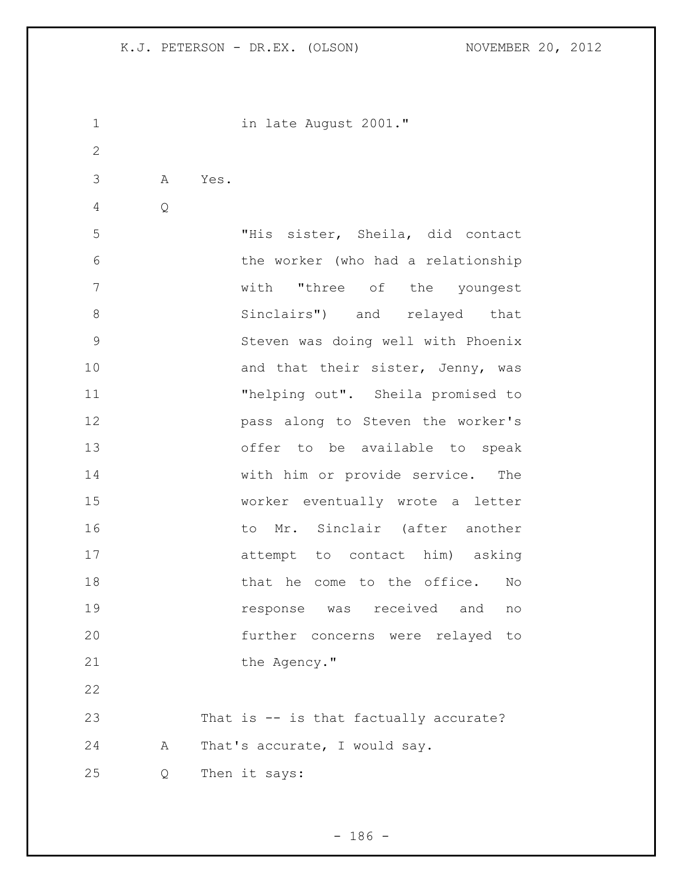in late August 2001."

A Yes.

Q

"His sister, Sheila, did contact the worker (who had a relationship with "three of the youngest Sinclairs") and relayed that Steven was doing well with Phoenix and that their sister, Jenny, was "helping out". Sheila promised to pass along to Steven the worker's offer to be available to speak with him or provide service. The worker eventually wrote a letter to Mr. Sinclair (after another attempt to contact him) asking that he come to the office. No response was received and no further concerns were relayed to the Agency."

That is -- is that factually accurate?

A That's accurate, I would say.

Q Then it says: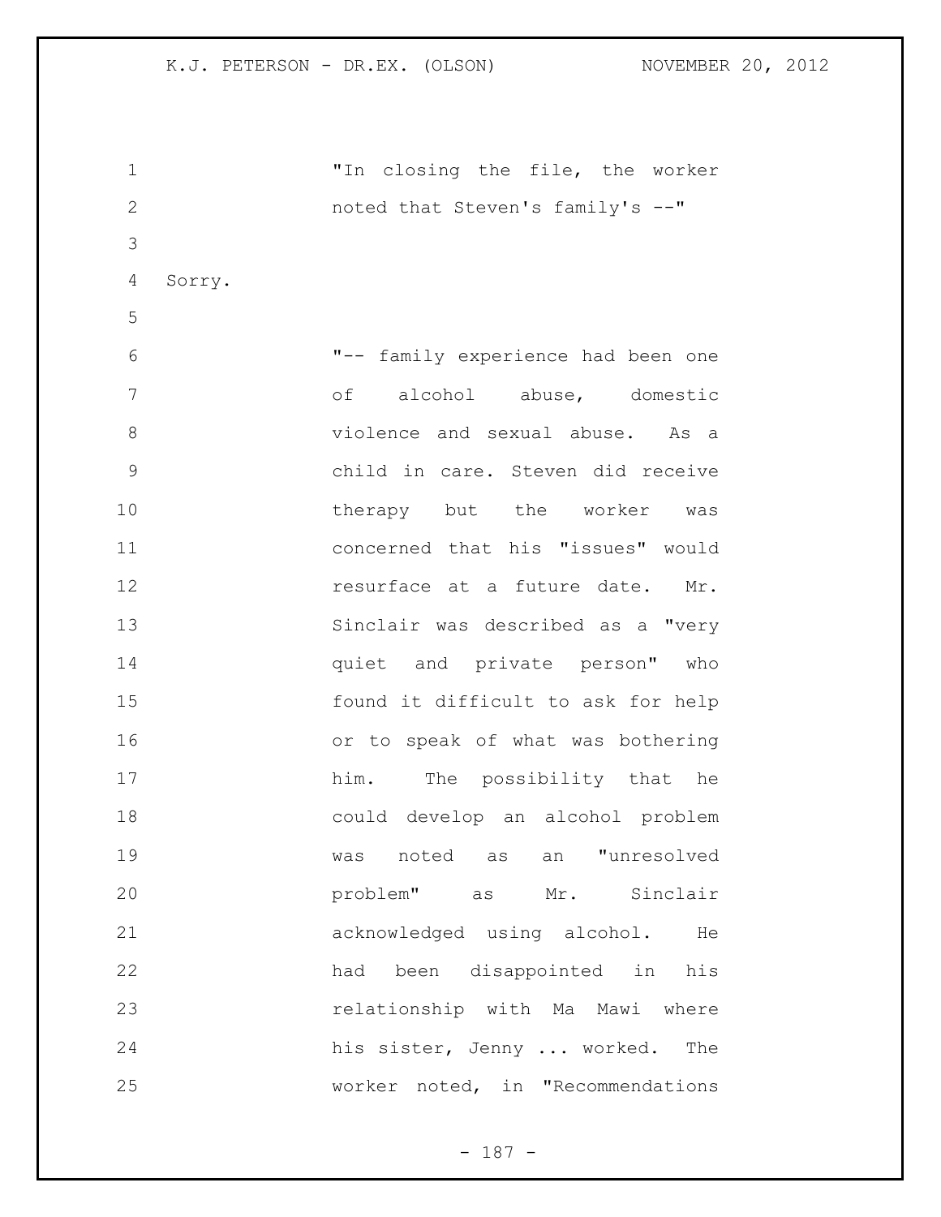"In closing the file, the worker noted that Steven's family's --"

Sorry.

"-- family experience had been one of alcohol abuse, domestic violence and sexual abuse. As a child in care. Steven did receive therapy but the worker was concerned that his "issues" would resurface at a future date. Mr. Sinclair was described as a "very quiet and private person" who found it difficult to ask for help or to speak of what was bothering him. The possibility that he could develop an alcohol problem was noted as an "unresolved problem" as Mr. Sinclair acknowledged using alcohol. He had been disappointed in his relationship with Ma Mawi where his sister, Jenny ... worked. The worker noted, in "Recommendations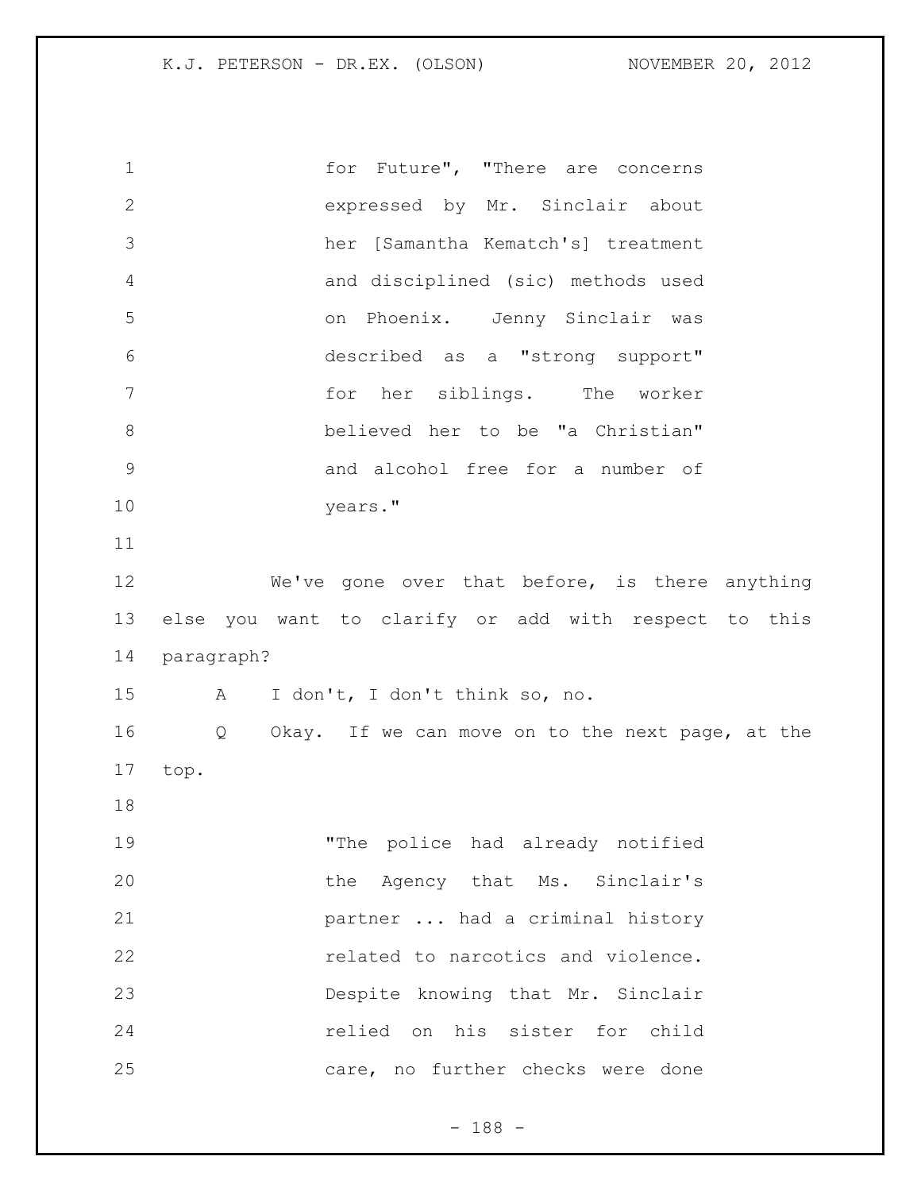for Future", "There are concerns expressed by Mr. Sinclair about her [Samantha Kematch's] treatment and disciplined (sic) methods used on Phoenix. Jenny Sinclair was described as a "strong support" for her siblings. The worker believed her to be "a Christian" and alcohol free for a number of years."

We've gone over that before, is there anything else you want to clarify or add with respect to this paragraph?

A I don't, I don't think so, no.

Q Okay. If we can move on to the next page, at the top.

"The police had already notified the Agency that Ms. Sinclair's partner ... had a criminal history related to narcotics and violence. Despite knowing that Mr. Sinclair relied on his sister for child care, no further checks were done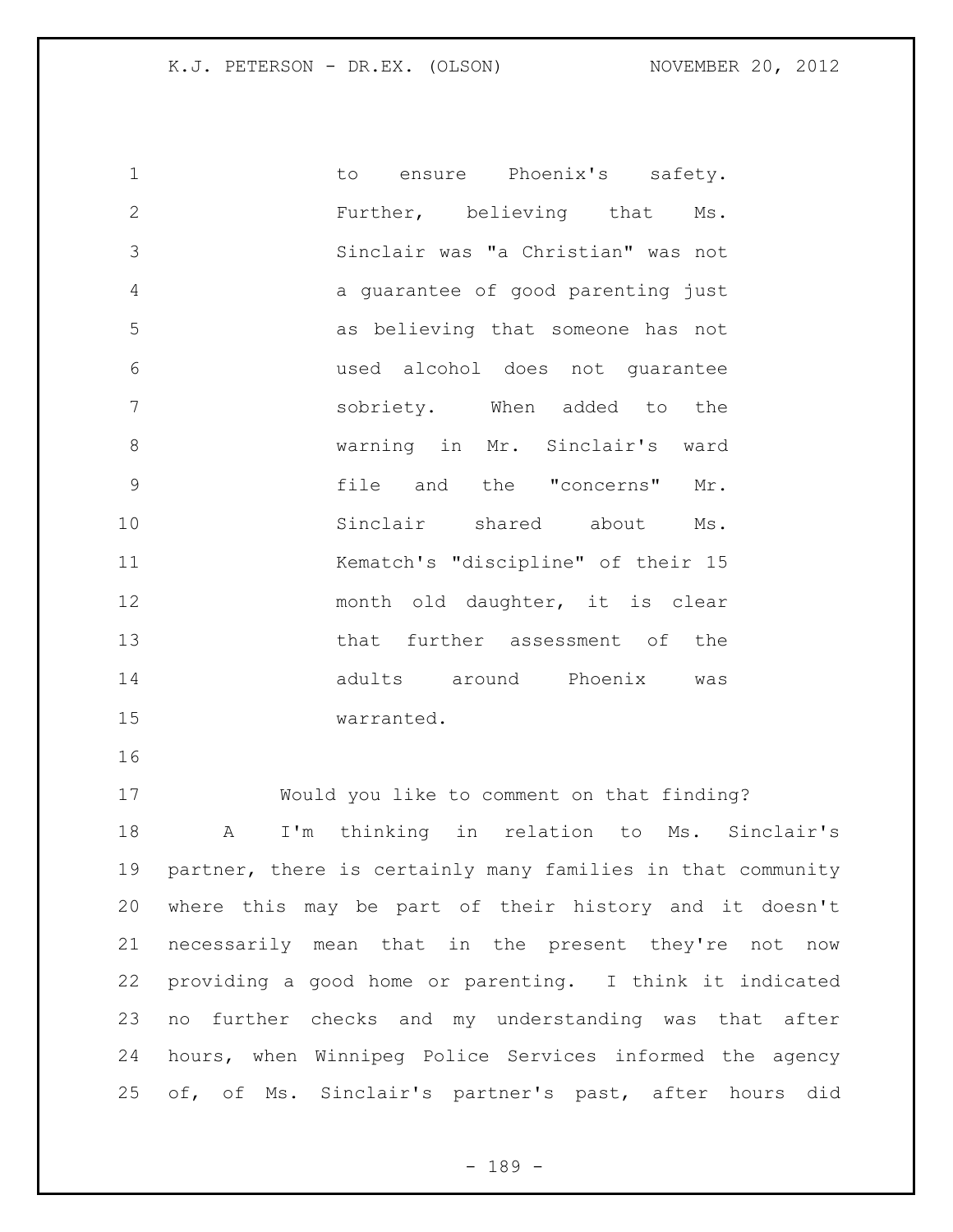to ensure Phoenix's safety. Further, believing that Ms. Sinclair was "a Christian" was not a guarantee of good parenting just as believing that someone has not used alcohol does not guarantee sobriety. When added to the warning in Mr. Sinclair's ward file and the "concerns" Mr. Sinclair shared about Ms. Kematch's "discipline" of their 15 month old daughter, it is clear that further assessment of the adults around Phoenix was warranted.

Would you like to comment on that finding?

A I'm thinking in relation to Ms. Sinclair's partner, there is certainly many families in that community where this may be part of their history and it doesn't necessarily mean that in the present they're not now providing a good home or parenting. I think it indicated no further checks and my understanding was that after hours, when Winnipeg Police Services informed the agency of, of Ms. Sinclair's partner's past, after hours did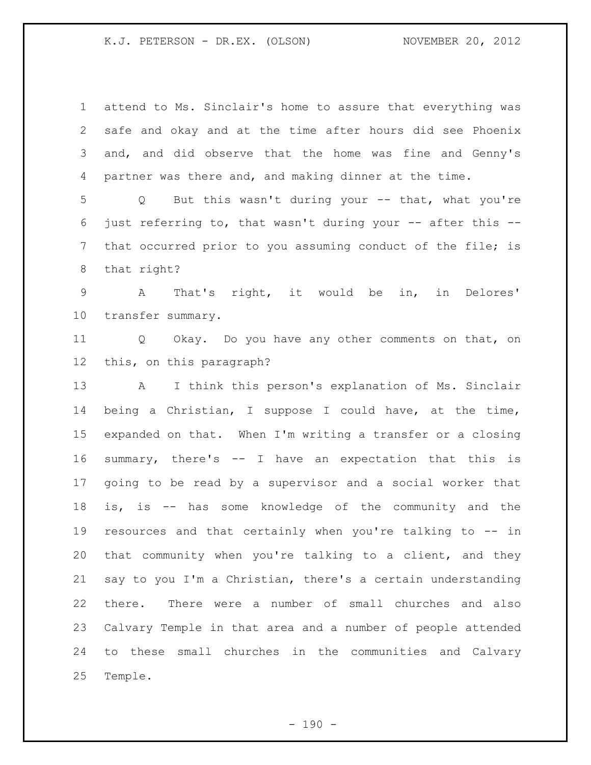attend to Ms. Sinclair's home to assure that everything was safe and okay and at the time after hours did see Phoenix and, and did observe that the home was fine and Genny's partner was there and, and making dinner at the time.

Q But this wasn't during your -- that, what you're just referring to, that wasn't during your -- after this -- that occurred prior to you assuming conduct of the file; is that right?

A That's right, it would be in, in Delores' transfer summary.

Q Okay. Do you have any other comments on that, on this, on this paragraph?

A I think this person's explanation of Ms. Sinclair being a Christian, I suppose I could have, at the time, expanded on that. When I'm writing a transfer or a closing summary, there's -- I have an expectation that this is going to be read by a supervisor and a social worker that is, is -- has some knowledge of the community and the resources and that certainly when you're talking to -- in that community when you're talking to a client, and they say to you I'm a Christian, there's a certain understanding there. There were a number of small churches and also Calvary Temple in that area and a number of people attended to these small churches in the communities and Calvary Temple.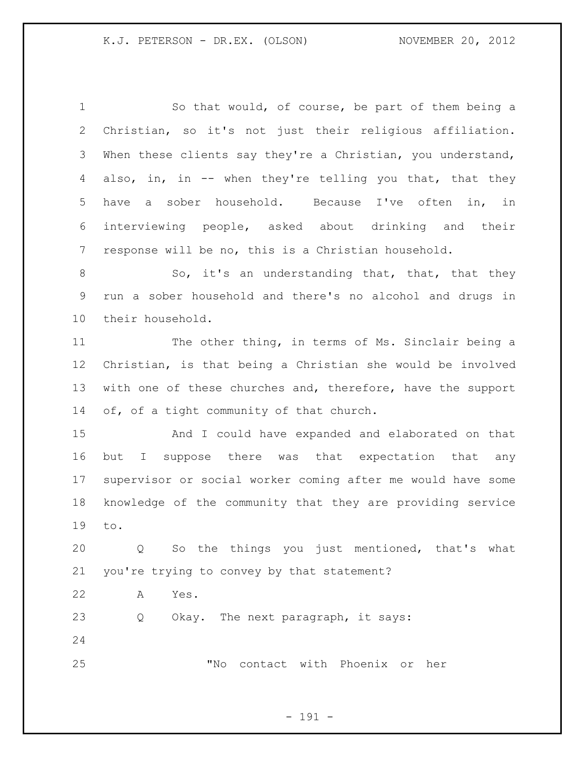So that would, of course, be part of them being a Christian, so it's not just their religious affiliation. When these clients say they're a Christian, you understand, also, in, in -- when they're telling you that, that they have a sober household. Because I've often in, in interviewing people, asked about drinking and their response will be no, this is a Christian household.

So, it's an understanding that, that, that they run a sober household and there's no alcohol and drugs in their household.

The other thing, in terms of Ms. Sinclair being a Christian, is that being a Christian she would be involved with one of these churches and, therefore, have the support of, of a tight community of that church.

And I could have expanded and elaborated on that but I suppose there was that expectation that any supervisor or social worker coming after me would have some knowledge of the community that they are providing service to.

Q So the things you just mentioned, that's what you're trying to convey by that statement?

A Yes.

Q Okay. The next paragraph, it says:

"No contact with Phoenix or her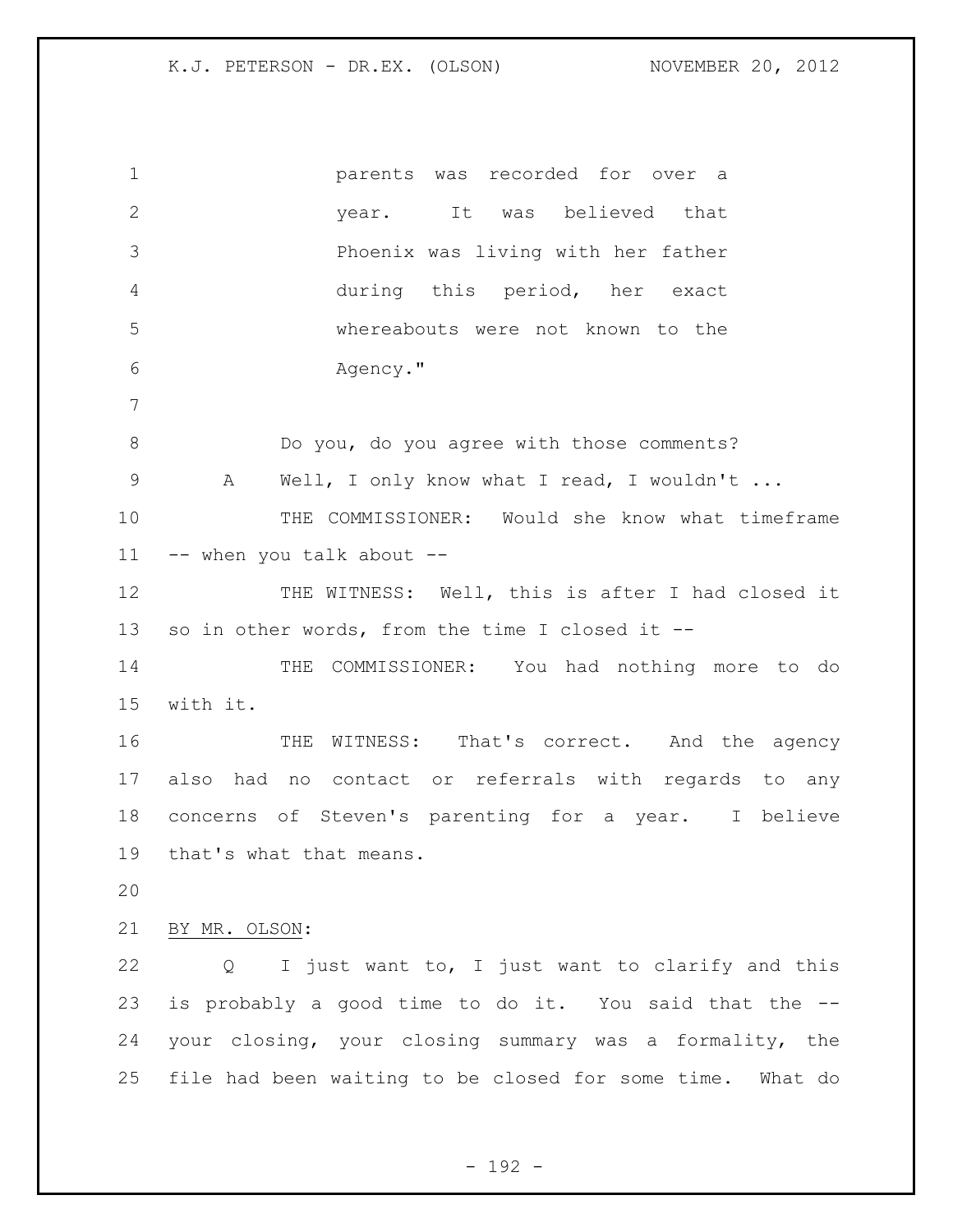parents was recorded for over a year. It was believed that Phoenix was living with her father during this period, her exact whereabouts were not known to the Agency."

Do you, do you agree with those comments?

A Well, I only know what I read, I wouldn't ...

THE COMMISSIONER: Would she know what timeframe -- when you talk about --

THE WITNESS: Well, this is after I had closed it so in other words, from the time I closed it --

THE COMMISSIONER: You had nothing more to do with it.

THE WITNESS: That's correct. And the agency also had no contact or referrals with regards to any concerns of Steven's parenting for a year. I believe that's what that means.

BY MR. OLSON:

Q I just want to, I just want to clarify and this is probably a good time to do it. You said that the -- your closing, your closing summary was a formality, the file had been waiting to be closed for some time. What do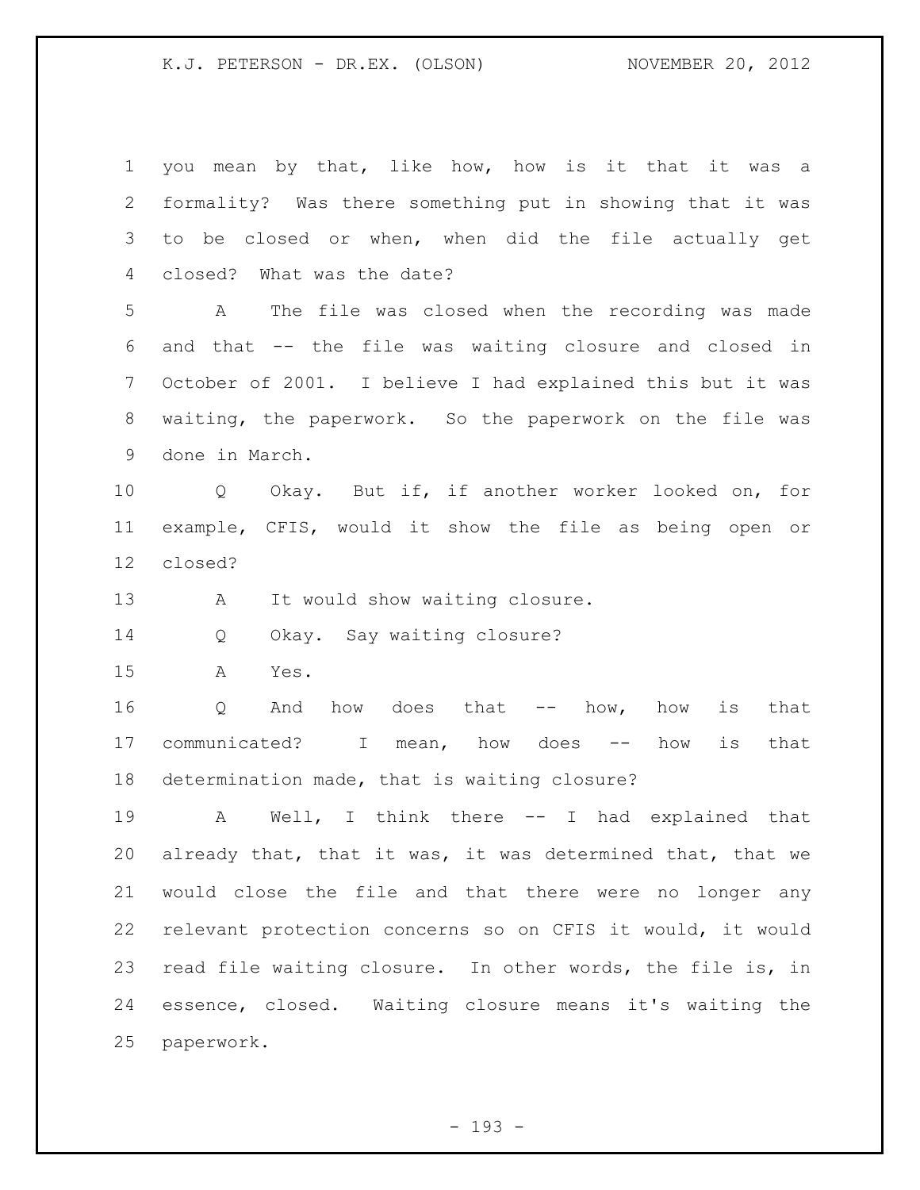you mean by that, like how, how is it that it was a formality? Was there something put in showing that it was to be closed or when, when did the file actually get closed? What was the date?

A The file was closed when the recording was made and that -- the file was waiting closure and closed in October of 2001. I believe I had explained this but it was waiting, the paperwork. So the paperwork on the file was done in March.

Q Okay. But if, if another worker looked on, for example, CFIS, would it show the file as being open or closed?

A It would show waiting closure.

Q Okay. Say waiting closure?

A Yes.

Q And how does that -- how, how is that communicated? I mean, how does -- how is that determination made, that is waiting closure?

A Well, I think there -- I had explained that already that, that it was, it was determined that, that we would close the file and that there were no longer any relevant protection concerns so on CFIS it would, it would read file waiting closure. In other words, the file is, in essence, closed. Waiting closure means it's waiting the paperwork.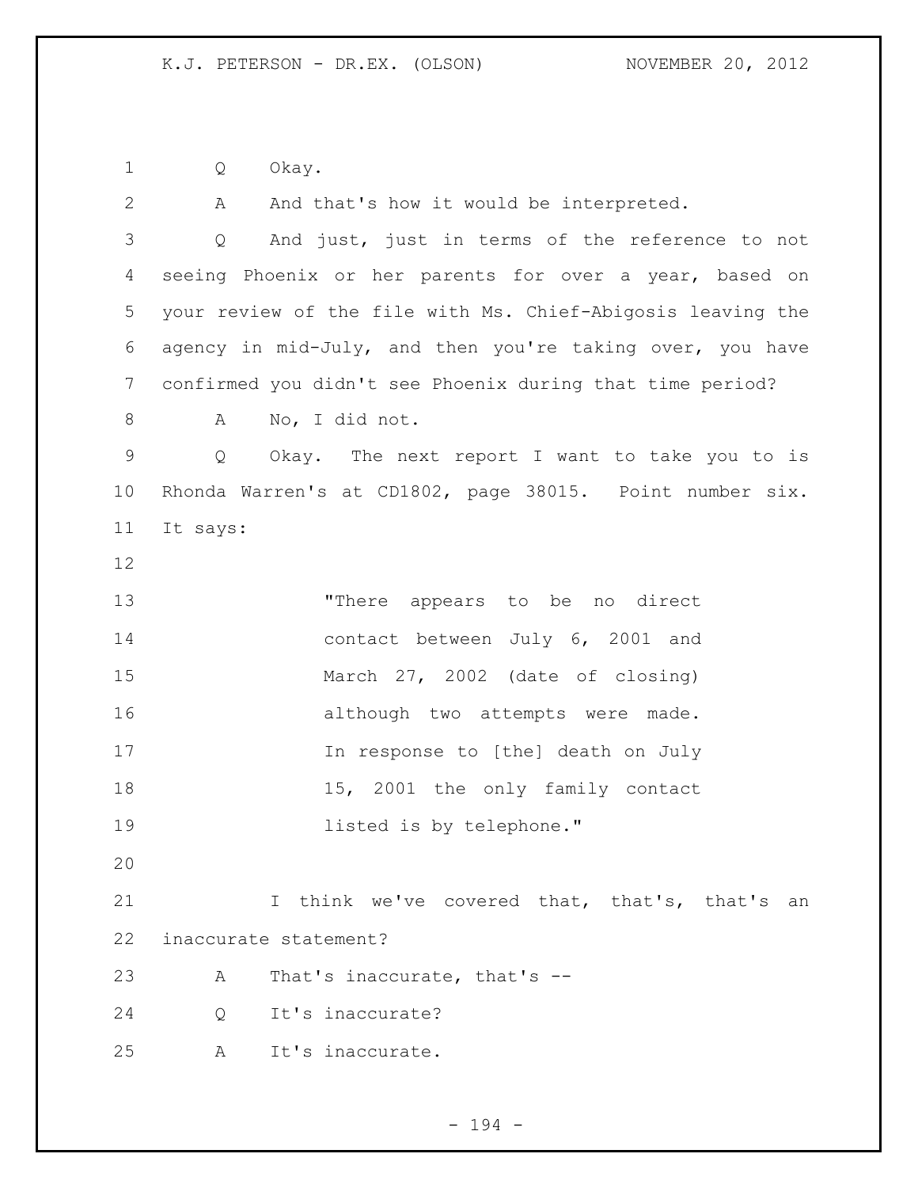Q Okay.

A And that's how it would be interpreted.

Q And just, just in terms of the reference to not seeing Phoenix or her parents for over a year, based on your review of the file with Ms. Chief-Abigosis leaving the agency in mid-July, and then you're taking over, you have confirmed you didn't see Phoenix during that time period?

A No, I did not.

Q Okay. The next report I want to take you to is Rhonda Warren's at CD1802, page 38015. Point number six. It says:

> "There appears to be no direct contact between July 6, 2001 and March 27, 2002 (date of closing) although two attempts were made. In response to [the] death on July 15, 2001 the only family contact listed is by telephone."

I think we've covered that, that's, that's an inaccurate statement?

A That's inaccurate, that's --

Q It's inaccurate?

A It's inaccurate.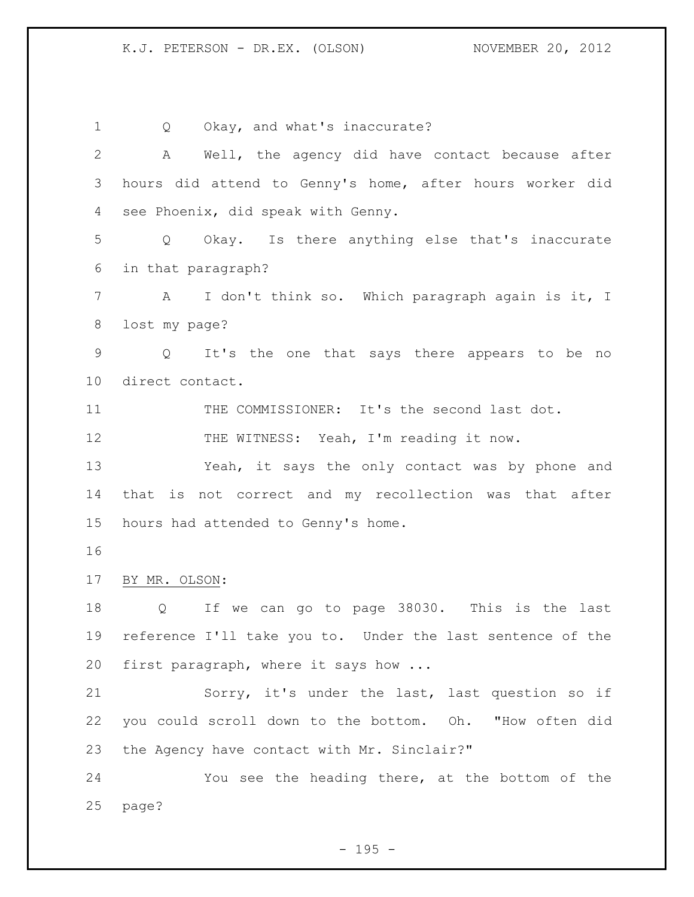Q Okay, and what's inaccurate?

A Well, the agency did have contact because after hours did attend to Genny's home, after hours worker did see Phoenix, did speak with Genny.

Q Okay. Is there anything else that's inaccurate in that paragraph?

A I don't think so. Which paragraph again is it, I lost my page?

Q It's the one that says there appears to be no direct contact.

THE COMMISSIONER: It's the second last dot.

THE WITNESS: Yeah, I'm reading it now.

Yeah, it says the only contact was by phone and that is not correct and my recollection was that after hours had attended to Genny's home.

BY MR. OLSON:

Q If we can go to page 38030. This is the last reference I'll take you to. Under the last sentence of the first paragraph, where it says how ...

Sorry, it's under the last, last question so if you could scroll down to the bottom. Oh. "How often did the Agency have contact with Mr. Sinclair?"

You see the heading there, at the bottom of the page?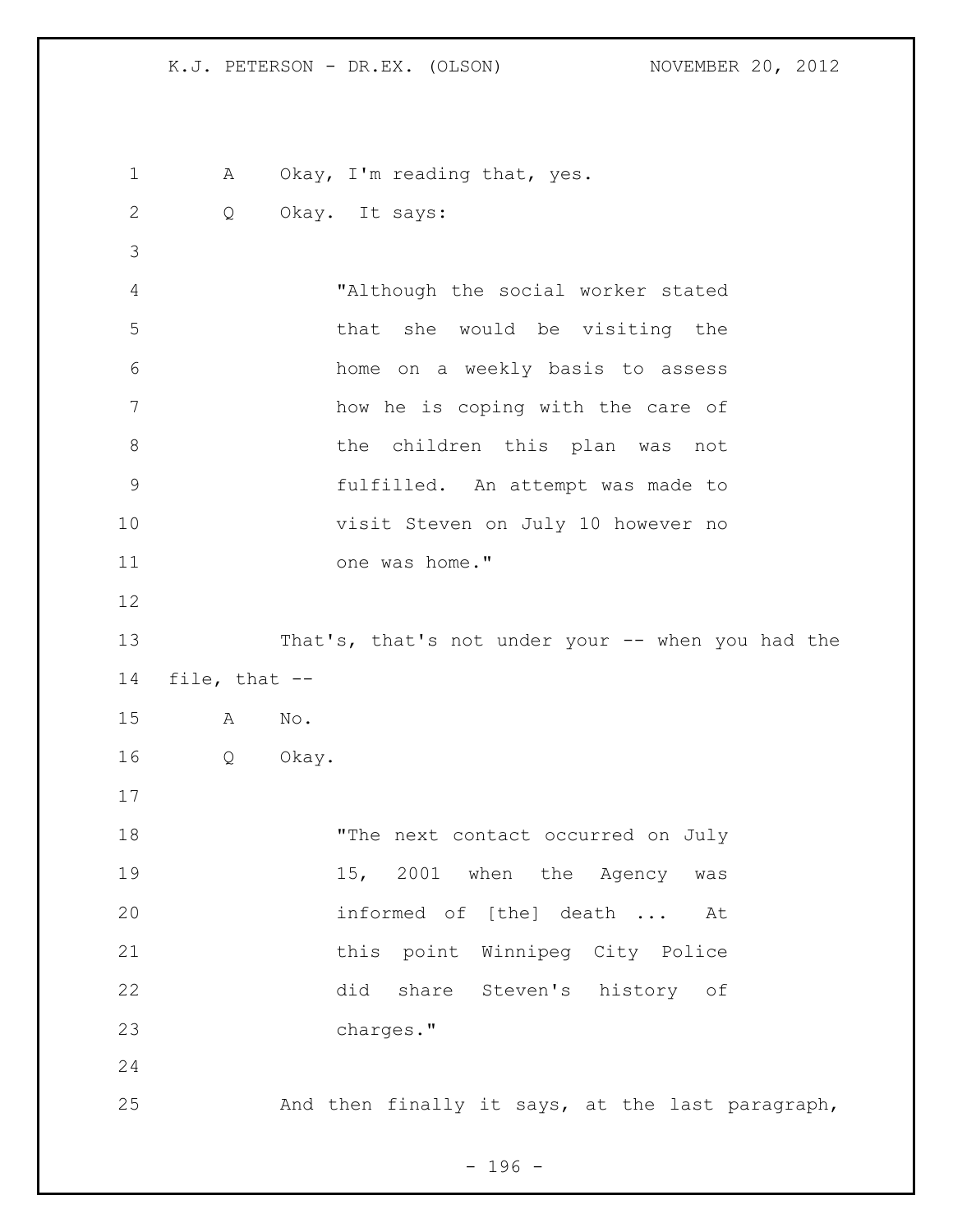A Okay, I'm reading that, yes.

Q Okay. It says:

> "Although the social worker stated that she would be visiting the home on a weekly basis to assess how he is coping with the care of the children this plan was not fulfilled. An attempt was made to visit Steven on July 10 however no one was home."

That's, that's not under your -- when you had the file, that --

A No.

Q Okay.

> "The next contact occurred on July 15, 2001 when the Agency was informed of [the] death ... At this point Winnipeg City Police did share Steven's history of charges."

And then finally it says, at the last paragraph,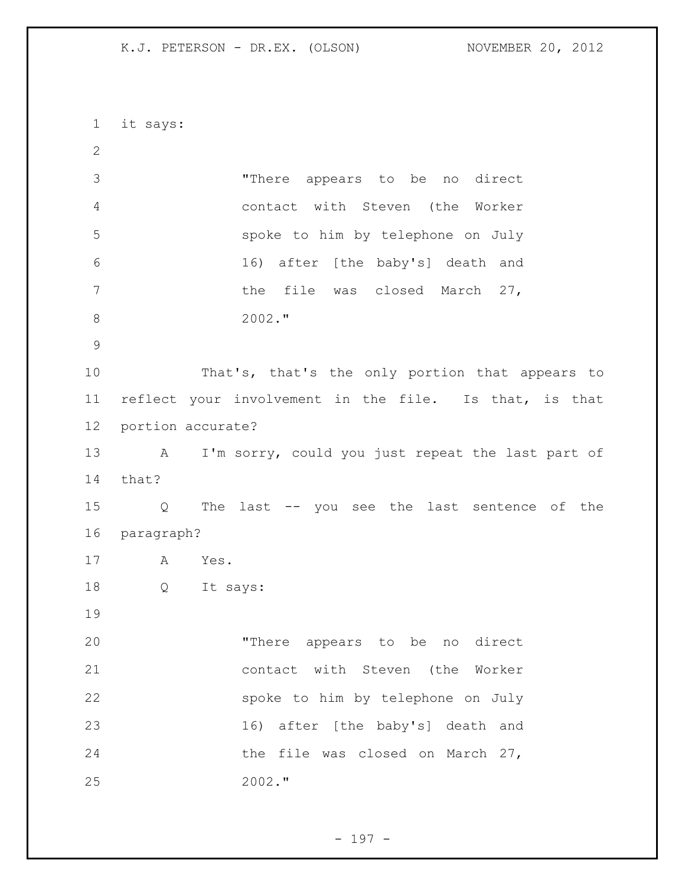it says:

> "There appears to be no direct contact with Steven (the Worker spoke to him by telephone on July 16) after [the baby's] death and the file was closed March 27, 2002."

That's, that's the only portion that appears to reflect your involvement in the file. Is that, is that portion accurate?

A I'm sorry, could you just repeat the last part of that?

Q The last -- you see the last sentence of the paragraph?

A Yes.

Q It says:

> "There appears to be no direct contact with Steven (the Worker spoke to him by telephone on July 16) after [the baby's] death and the file was closed on March 27, 2002."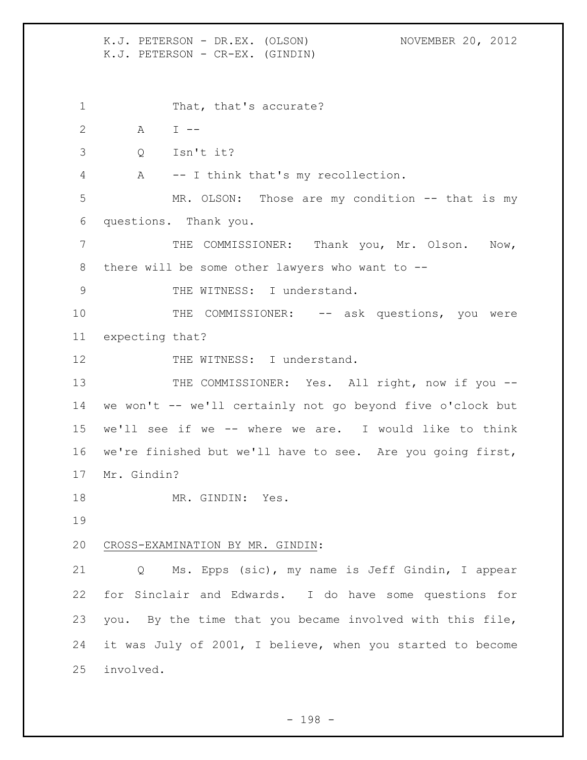That, that's accurate?

A I --

Q Isn't it?

A -- I think that's my recollection.

MR. OLSON: Those are my condition -- that is my questions. Thank you.

THE COMMISSIONER: Thank you, Mr. Olson. Now, there will be some other lawyers who want to --

THE WITNESS: I understand.

THE COMMISSIONER: -- ask questions, you were expecting that?

THE WITNESS: I understand.

THE COMMISSIONER: Yes. All right, now if you -- we won't -- we'll certainly not go beyond five o'clock but we'll see if we -- where we are. I would like to think we're finished but we'll have to see. Are you going first, Mr. Gindin?

MR. GINDIN: Yes.

CROSS-EXAMINATION BY MR. GINDIN:

Q Ms. Epps (sic), my name is Jeff Gindin, I appear for Sinclair and Edwards. I do have some questions for you. By the time that you became involved with this file, it was July of 2001, I believe, when you started to become involved.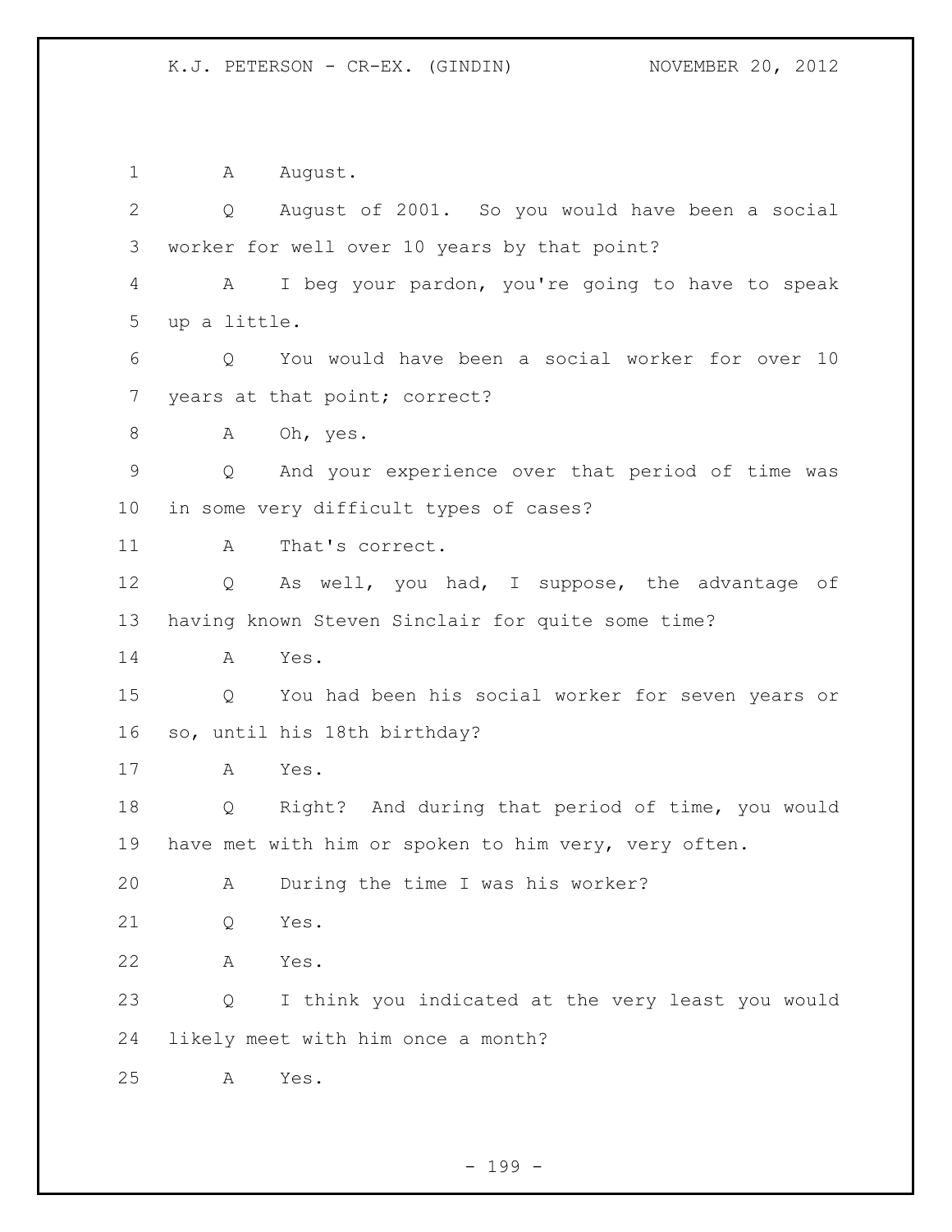1 A August.

2 Q August of 2001. So you would have been a social

3 worker for well over 10 years by that point?

4 A I beg your pardon, you're going to have to speak

5 up a little.

6 Q You would have been a social worker for over 10

7 years at that point; correct?

8 A Oh, yes.

9 Q And your experience over that period of time was

10 in some very difficult types of cases?

11 A That's correct.

12 Q As well, you had, I suppose, the advantage of

13 having known Steven Sinclair for quite some time?

14 A Yes.

15 Q You had been his social worker for seven years or

16 so, until his 18th birthday?

17 A Yes.

18 Q Right? And during that period of time, you would

19 have met with him or spoken to him very, very often.

20 A During the time I was his worker?

21 Q Yes.

22 A Yes.

23 Q I think you indicated at the very least you would

24 likely meet with him once a month?

25 A Yes.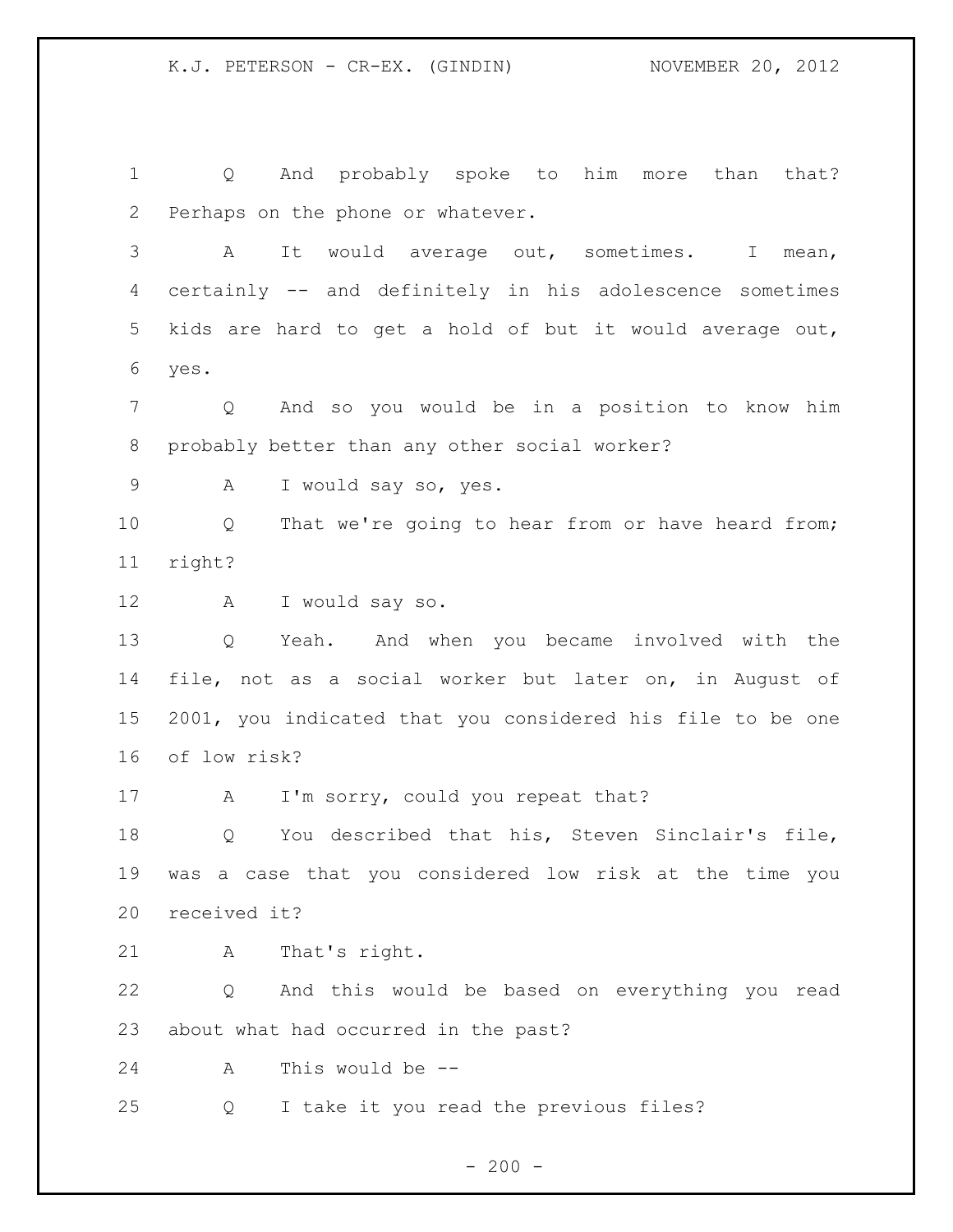Q And probably spoke to him more than that? Perhaps on the phone or whatever.

A It would average out, sometimes. I mean, certainly -- and definitely in his adolescence sometimes kids are hard to get a hold of but it would average out, yes.

Q And so you would be in a position to know him probably better than any other social worker?

A I would say so, yes.

Q That we're going to hear from or have heard from; right?

A I would say so.

Q Yeah. And when you became involved with the file, not as a social worker but later on, in August of 2001, you indicated that you considered his file to be one of low risk?

A I'm sorry, could you repeat that?

Q You described that his, Steven Sinclair's file, was a case that you considered low risk at the time you received it?

A That's right.

Q And this would be based on everything you read about what had occurred in the past?

A This would be --

Q I take it you read the previous files?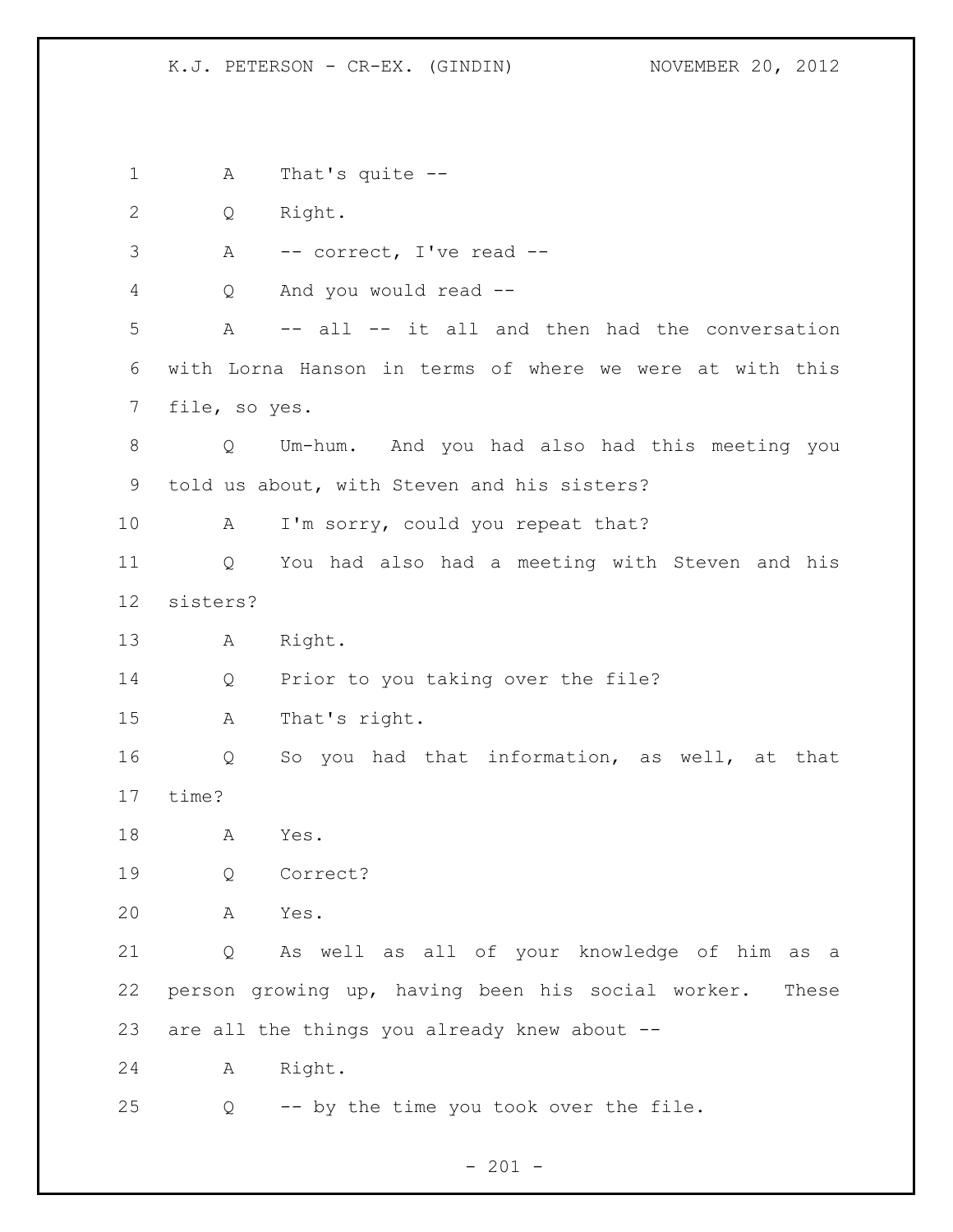1 A That's quite --

2 Q Right.

3 A -- correct, I've read --

4 Q And you would read --

5 A -- all -- it all and then had the conversation

6 with Lorna Hanson in terms of where we were at with this

7 file, so yes.

8 Q Um-hum. And you had also had this meeting you

9 told us about, with Steven and his sisters?

10 A I'm sorry, could you repeat that?

11 Q You had also had a meeting with Steven and his

12 sisters?

13 A Right.

14 Q Prior to you taking over the file?

15 A That's right.

16 Q So you had that information, as well, at that

17 time?

18 A Yes.

19 Q Correct?

20 A Yes.

21 Q As well as all of your knowledge of him as a

22 person growing up, having been his social worker. These

23 are all the things you already knew about --

24 A Right.

25 Q -- by the time you took over the file.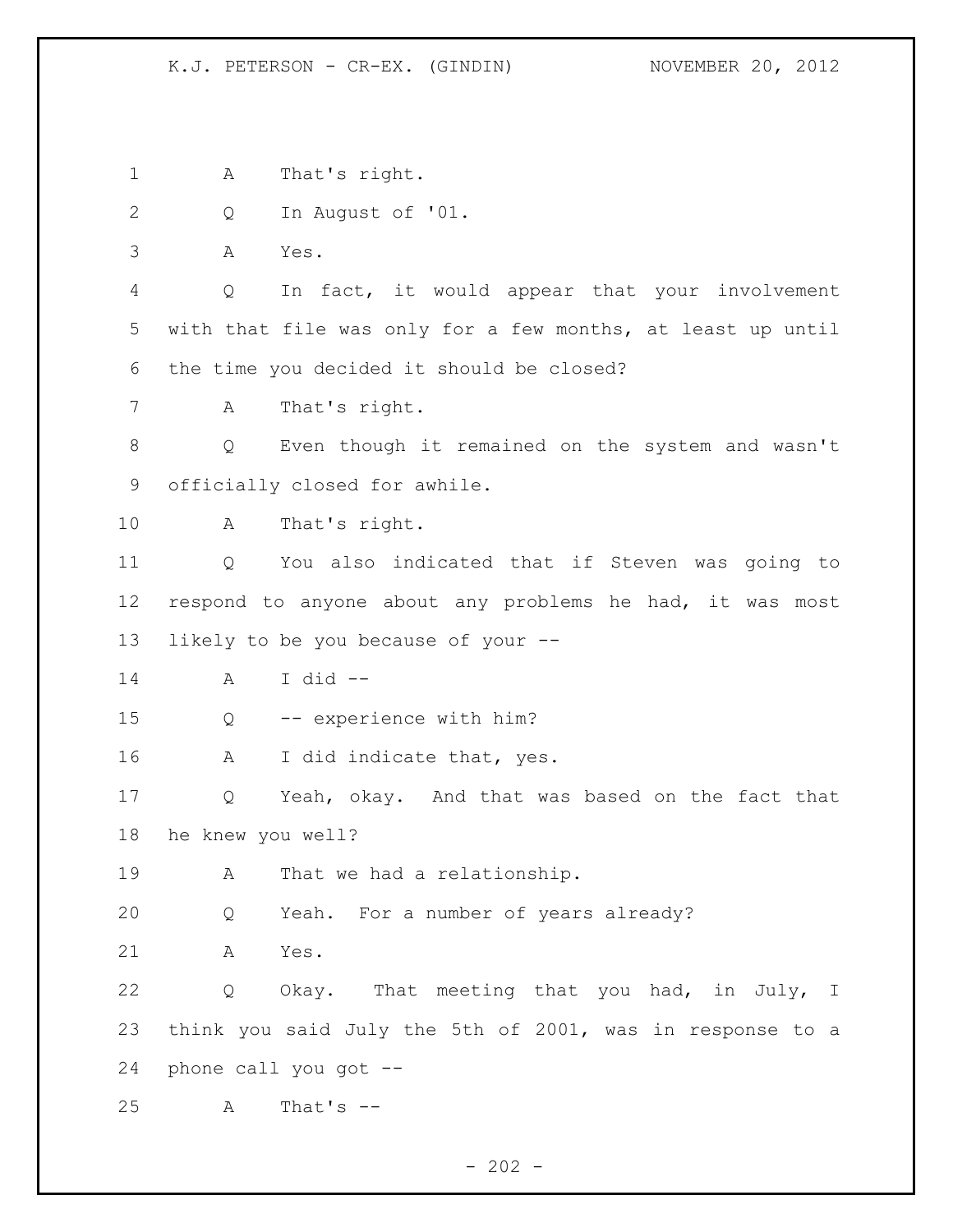A That's right.

Q In August of '01.

A Yes.

Q In fact, it would appear that your involvement with that file was only for a few months, at least up until the time you decided it should be closed?

A That's right.

Q Even though it remained on the system and wasn't officially closed for awhile.

A That's right.

Q You also indicated that if Steven was going to respond to anyone about any problems he had, it was most likely to be you because of your --

A I did --

Q -- experience with him?

A I did indicate that, yes.

Q Yeah, okay. And that was based on the fact that he knew you well?

A That we had a relationship.

Q Yeah. For a number of years already?

A Yes.

Q Okay. That meeting that you had, in July, I think you said July the 5th of 2001, was in response to a phone call you got --

A That's --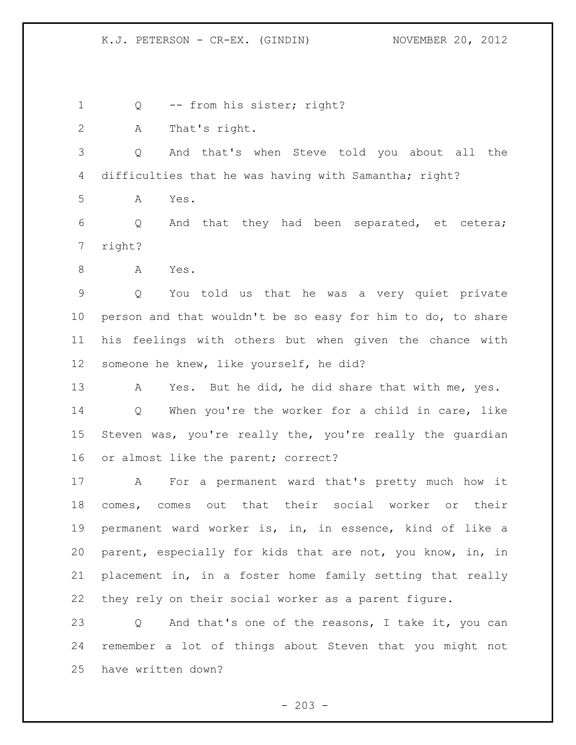1 Q -- from his sister; right?

2 A That's right.

3 Q And that's when Steve told you about all the
4 difficulties that he was having with Samantha; right?

5 A Yes.

6 Q And that they had been separated, et cetera;
7 right?

8 A Yes.

9 Q You told us that he was a very quiet private
10 person and that wouldn't be so easy for him to do, to share
11 his feelings with others but when given the chance with
12 someone he knew, like yourself, he did?

13 A Yes. But he did, he did share that with me, yes.

14 Q When you're the worker for a child in care, like
15 Steven was, you're really the, you're really the guardian
16 or almost like the parent; correct?

17 A For a permanent ward that's pretty much how it
18 comes, comes out that their social worker or their
19 permanent ward worker is, in, in essence, kind of like a
20 parent, especially for kids that are not, you know, in, in
21 placement in, in a foster home family setting that really
22 they rely on their social worker as a parent figure.

23 Q And that's one of the reasons, I take it, you can
24 remember a lot of things about Steven that you might not
25 have written down?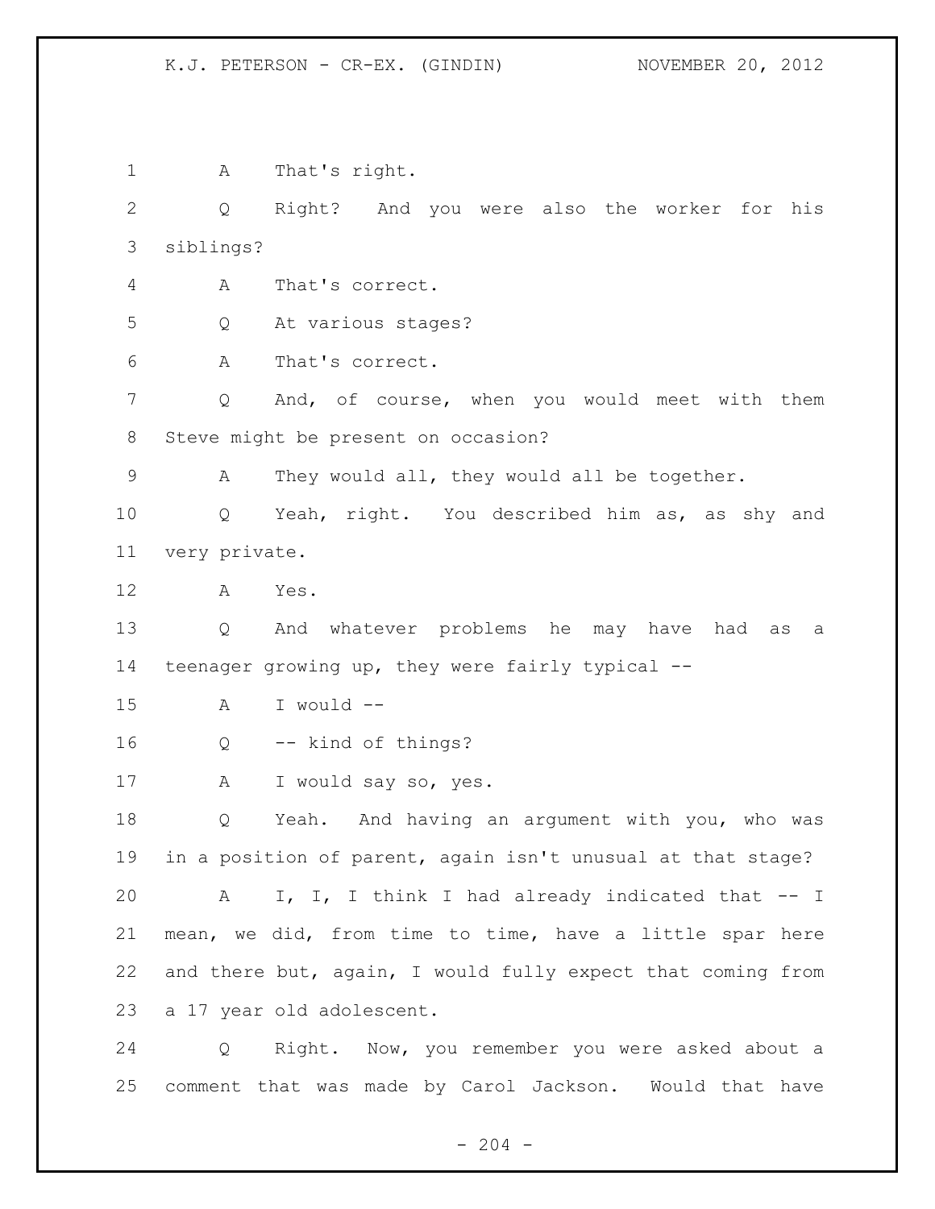A That's right.

Q Right? And you were also the worker for his siblings?

A That's correct.

Q At various stages?

A That's correct.

Q And, of course, when you would meet with them Steve might be present on occasion?

A They would all, they would all be together.

Q Yeah, right. You described him as, as shy and very private.

A Yes.

Q And whatever problems he may have had as a teenager growing up, they were fairly typical --

A I would --

Q -- kind of things?

A I would say so, yes.

Q Yeah. And having an argument with you, who was in a position of parent, again isn't unusual at that stage?

A I, I, I think I had already indicated that -- I mean, we did, from time to time, have a little spar here and there but, again, I would fully expect that coming from a 17 year old adolescent.

Q Right. Now, you remember you were asked about a comment that was made by Carol Jackson. Would that have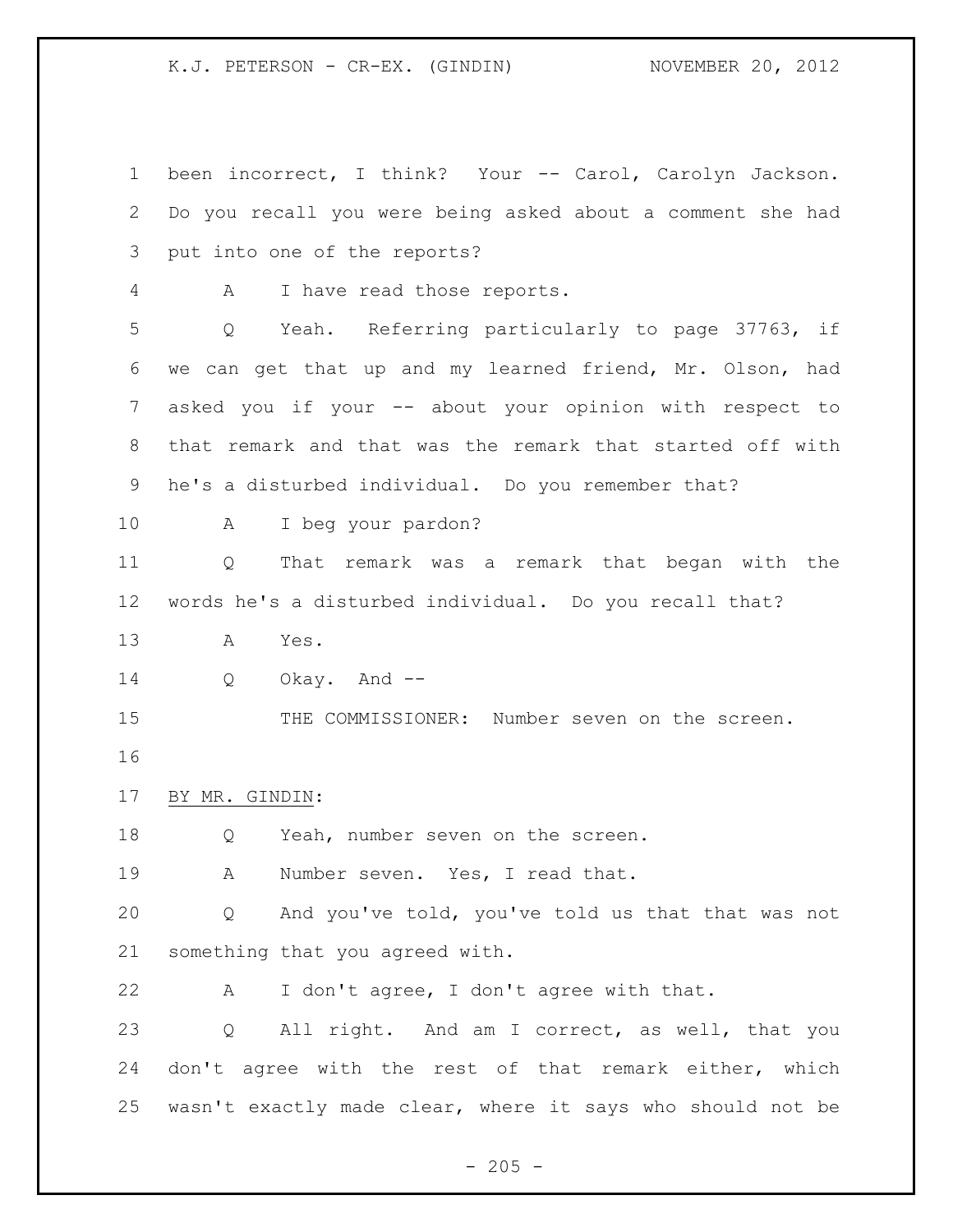been incorrect, I think? Your -- Carol, Carolyn Jackson. Do you recall you were being asked about a comment she had put into one of the reports?

A I have read those reports.

Q Yeah. Referring particularly to page 37763, if we can get that up and my learned friend, Mr. Olson, had asked you if your -- about your opinion with respect to that remark and that was the remark that started off with he's a disturbed individual. Do you remember that?

A I beg your pardon?

Q That remark was a remark that began with the words he's a disturbed individual. Do you recall that?

A Yes.

Q Okay. And --

THE COMMISSIONER: Number seven on the screen.

BY MR. GINDIN:

Q Yeah, number seven on the screen.

A Number seven. Yes, I read that.

Q And you've told, you've told us that that was not something that you agreed with.

A I don't agree, I don't agree with that.

Q All right. And am I correct, as well, that you don't agree with the rest of that remark either, which wasn't exactly made clear, where it says who should not be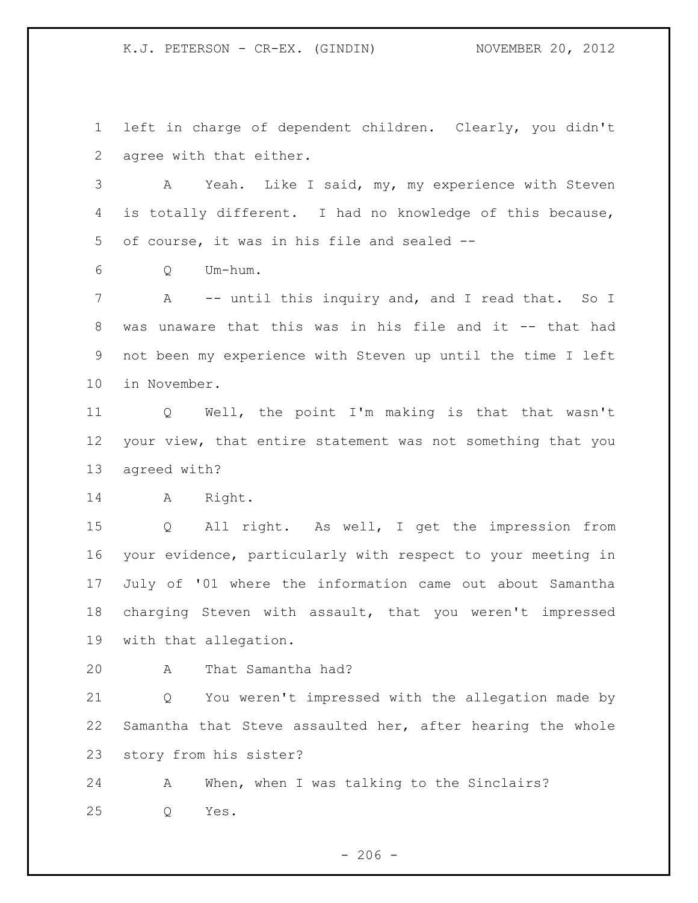left in charge of dependent children. Clearly, you didn't agree with that either.

A Yeah. Like I said, my, my experience with Steven is totally different. I had no knowledge of this because, of course, it was in his file and sealed --

Q Um-hum.

A -- until this inquiry and, and I read that. So I was unaware that this was in his file and it -- that had not been my experience with Steven up until the time I left in November.

Q Well, the point I'm making is that that wasn't your view, that entire statement was not something that you agreed with?

A Right.

Q All right. As well, I get the impression from your evidence, particularly with respect to your meeting in July of '01 where the information came out about Samantha charging Steven with assault, that you weren't impressed with that allegation.

A That Samantha had?

Q You weren't impressed with the allegation made by Samantha that Steve assaulted her, after hearing the whole story from his sister?

A When, when I was talking to the Sinclairs?

Q Yes.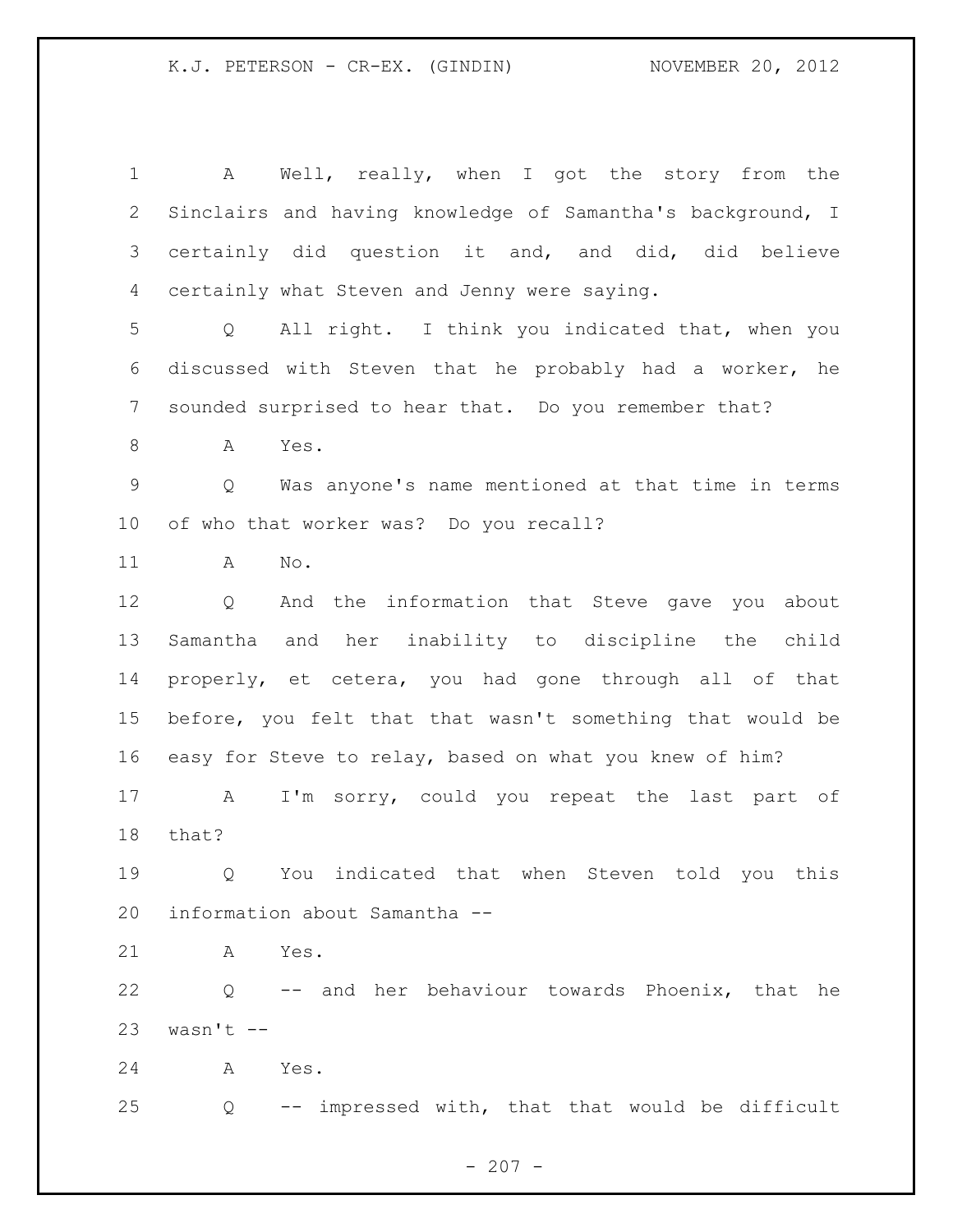A Well, really, when I got the story from the Sinclairs and having knowledge of Samantha's background, I certainly did question it and, and did, did believe certainly what Steven and Jenny were saying.

Q All right. I think you indicated that, when you discussed with Steven that he probably had a worker, he sounded surprised to hear that. Do you remember that?

A Yes.

Q Was anyone's name mentioned at that time in terms of who that worker was? Do you recall?

A No.

Q And the information that Steve gave you about Samantha and her inability to discipline the child properly, et cetera, you had gone through all of that before, you felt that that wasn't something that would be easy for Steve to relay, based on what you knew of him?

A I'm sorry, could you repeat the last part of that?

Q You indicated that when Steven told you this information about Samantha --

A Yes.

Q -- and her behaviour towards Phoenix, that he wasn't --

A Yes.

Q -- impressed with, that that would be difficult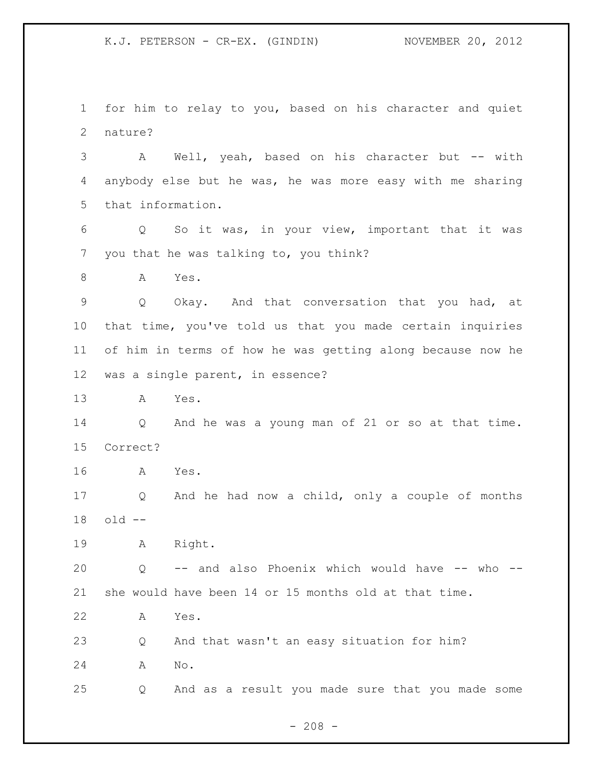for him to relay to you, based on his character and quiet nature?

A Well, yeah, based on his character but -- with anybody else but he was, he was more easy with me sharing that information.

Q So it was, in your view, important that it was you that he was talking to, you think?

A Yes.

Q Okay. And that conversation that you had, at that time, you've told us that you made certain inquiries of him in terms of how he was getting along because now he was a single parent, in essence?

A Yes.

Q And he was a young man of 21 or so at that time. Correct?

A Yes.

Q And he had now a child, only a couple of months old --

A Right.

Q -- and also Phoenix which would have -- who -- she would have been 14 or 15 months old at that time.

A Yes.

Q And that wasn't an easy situation for him?

A No.

Q And as a result you made sure that you made some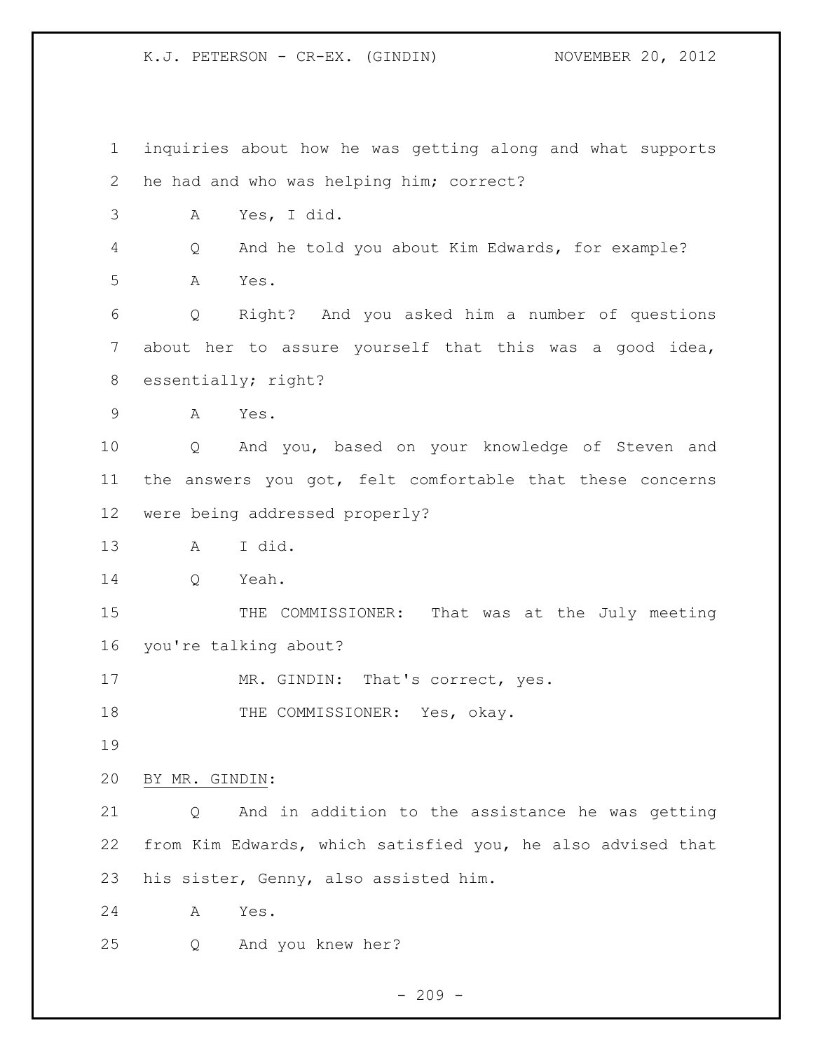inquiries about how he was getting along and what supports he had and who was helping him; correct?

A Yes, I did.

Q And he told you about Kim Edwards, for example?

A Yes.

Q Right? And you asked him a number of questions about her to assure yourself that this was a good idea, essentially; right?

A Yes.

Q And you, based on your knowledge of Steven and the answers you got, felt comfortable that these concerns were being addressed properly?

A I did.

Q Yeah.

THE COMMISSIONER: That was at the July meeting you're talking about?

MR. GINDIN: That's correct, yes.

THE COMMISSIONER: Yes, okay.

BY MR. GINDIN:

Q And in addition to the assistance he was getting from Kim Edwards, which satisfied you, he also advised that his sister, Genny, also assisted him.

A Yes.

Q And you knew her?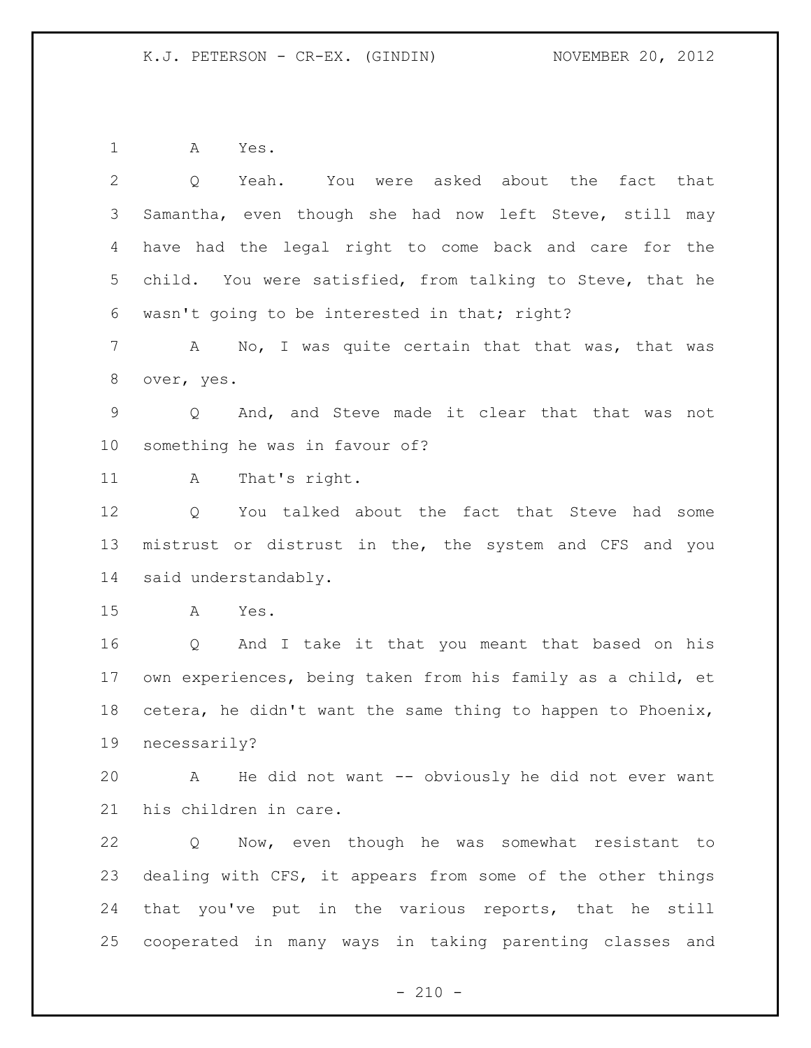A Yes.

Q Yeah. You were asked about the fact that Samantha, even though she had now left Steve, still may have had the legal right to come back and care for the child. You were satisfied, from talking to Steve, that he wasn't going to be interested in that; right?

A No, I was quite certain that that was, that was over, yes.

Q And, and Steve made it clear that that was not something he was in favour of?

A That's right.

Q You talked about the fact that Steve had some mistrust or distrust in the, the system and CFS and you said understandably.

A Yes.

Q And I take it that you meant that based on his own experiences, being taken from his family as a child, et cetera, he didn't want the same thing to happen to Phoenix, necessarily?

A He did not want -- obviously he did not ever want his children in care.

Q Now, even though he was somewhat resistant to dealing with CFS, it appears from some of the other things that you've put in the various reports, that he still cooperated in many ways in taking parenting classes and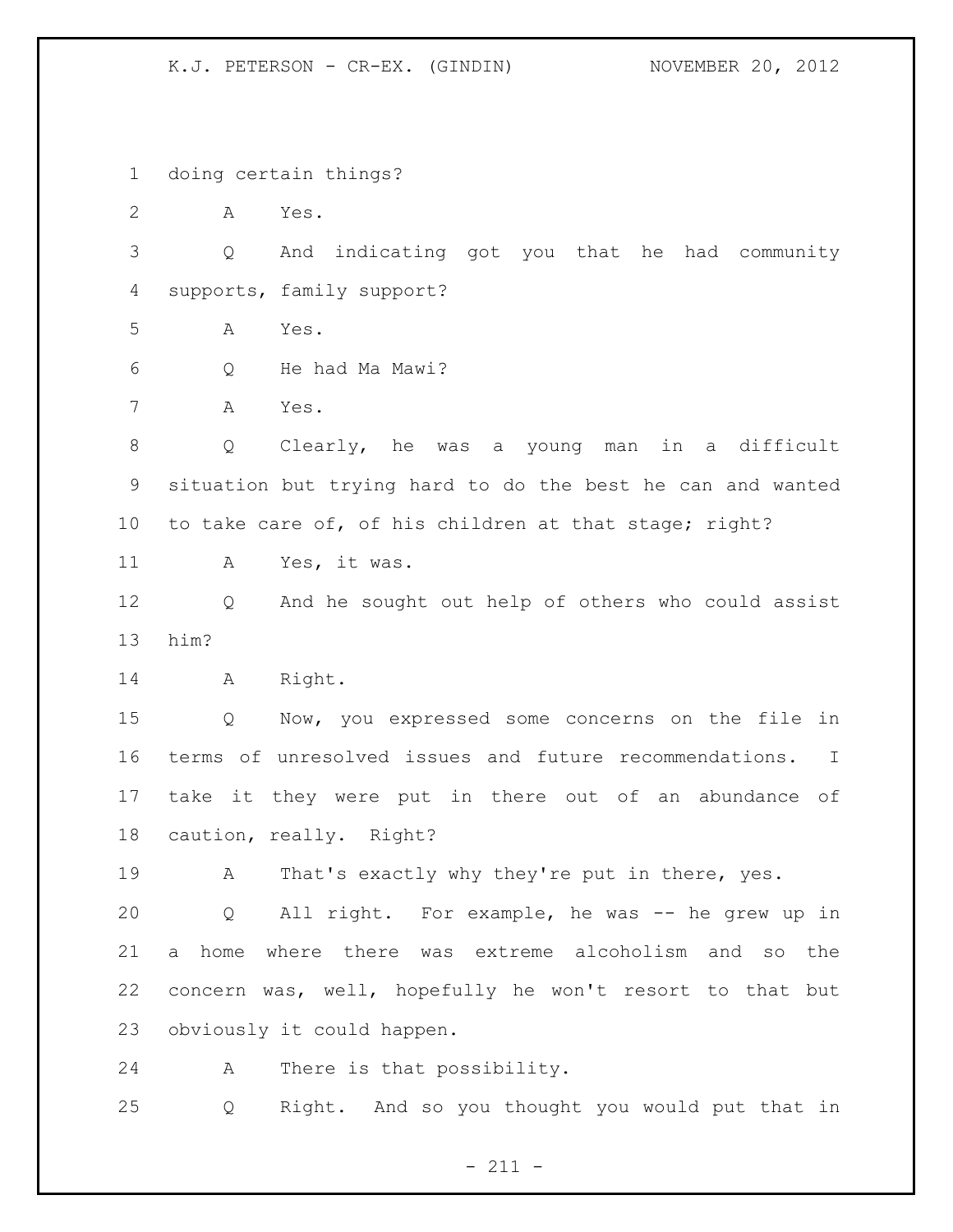1 doing certain things?

2 A Yes.

3 Q And indicating got you that he had community

4 supports, family support?

5 A Yes.

6 Q He had Ma Mawi?

7 A Yes.

8 Q Clearly, he was a young man in a difficult

9 situation but trying hard to do the best he can and wanted

10 to take care of, of his children at that stage; right?

11 A Yes, it was.

12 Q And he sought out help of others who could assist

13 him?

14 A Right.

15 Q Now, you expressed some concerns on the file in

16 terms of unresolved issues and future recommendations. I

17 take it they were put in there out of an abundance of

18 caution, really. Right?

19 A That's exactly why they're put in there, yes.

20 Q All right. For example, he was -- he grew up in

21 a home where there was extreme alcoholism and so the

22 concern was, well, hopefully he won't resort to that but

23 obviously it could happen.

24 A There is that possibility.

25 Q Right. And so you thought you would put that in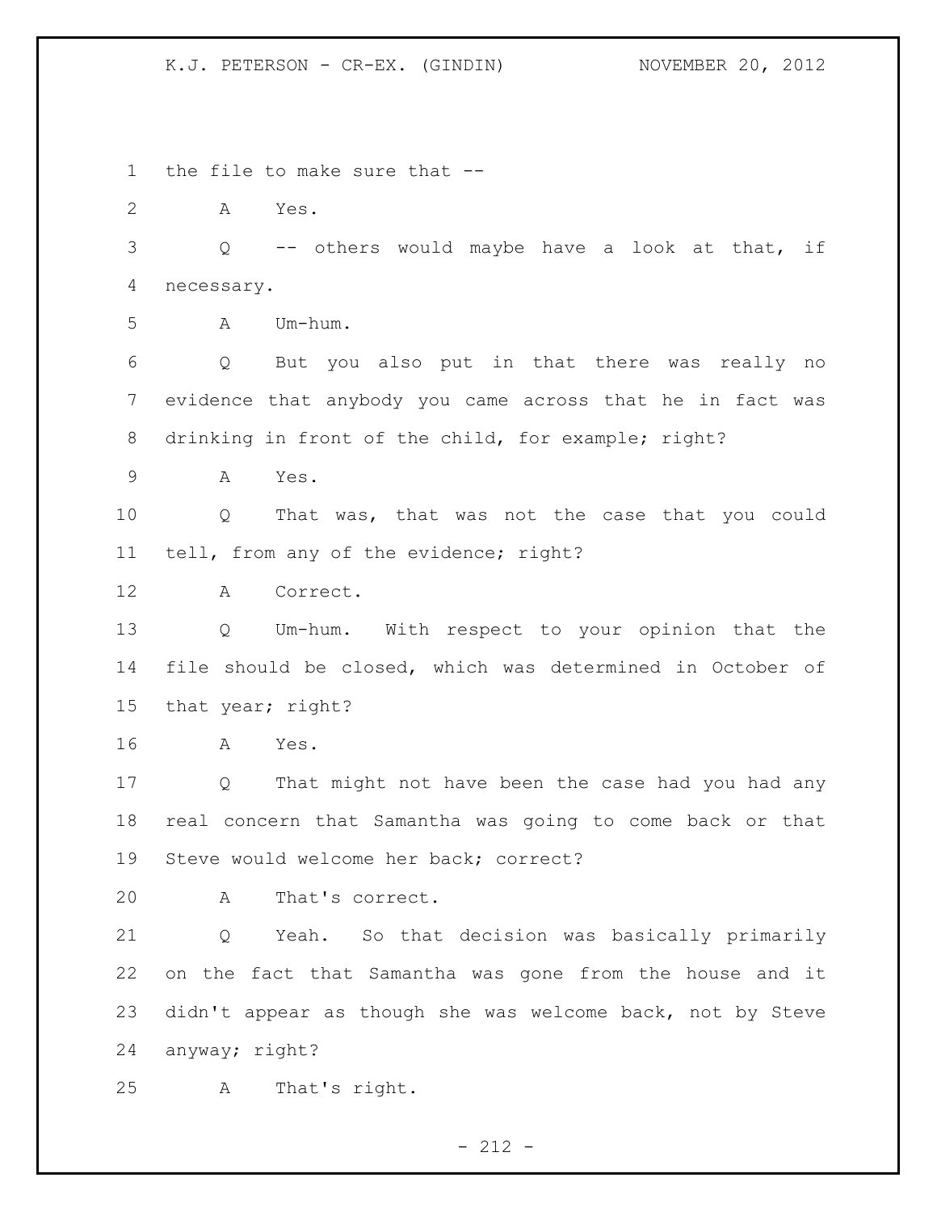the file to make sure that --

A Yes.

Q -- others would maybe have a look at that, if necessary.

A Um-hum.

Q But you also put in that there was really no evidence that anybody you came across that he in fact was drinking in front of the child, for example; right?

A Yes.

Q That was, that was not the case that you could tell, from any of the evidence; right?

A Correct.

Q Um-hum. With respect to your opinion that the file should be closed, which was determined in October of that year; right?

A Yes.

Q That might not have been the case had you had any real concern that Samantha was going to come back or that Steve would welcome her back; correct?

A That's correct.

Q Yeah. So that decision was basically primarily on the fact that Samantha was gone from the house and it didn't appear as though she was welcome back, not by Steve anyway; right?

A That's right.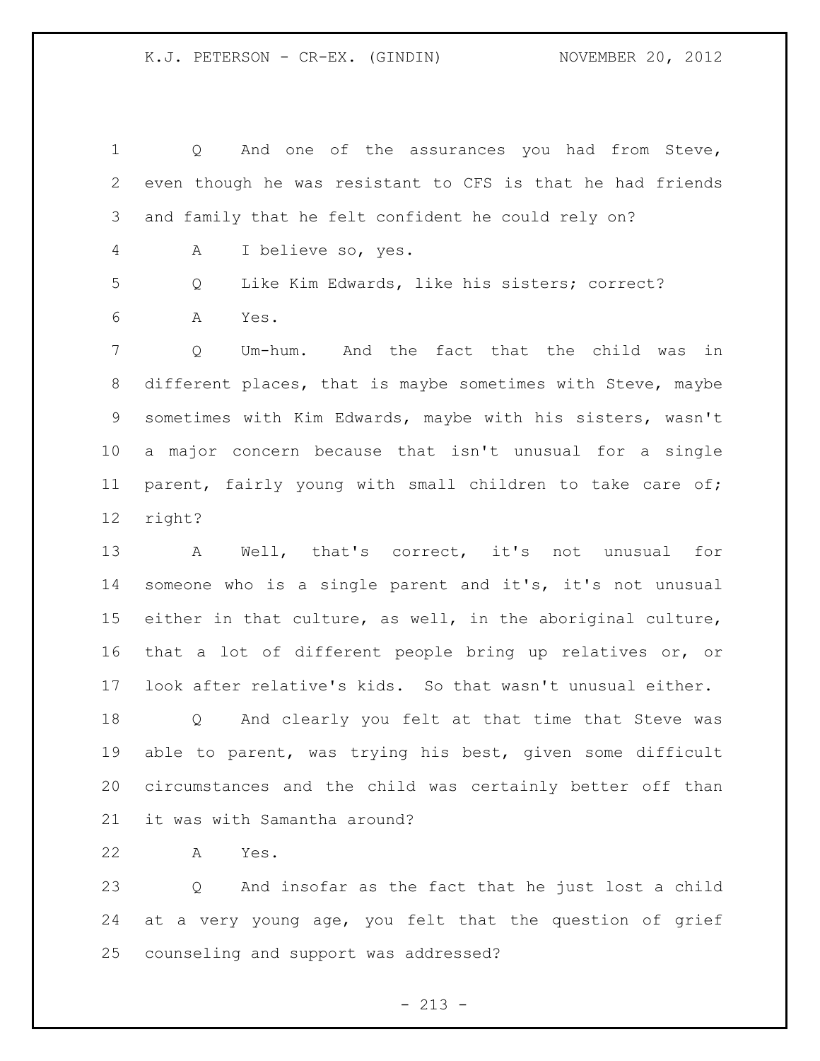Q And one of the assurances you had from Steve, even though he was resistant to CFS is that he had friends and family that he felt confident he could rely on?

A I believe so, yes.

Q Like Kim Edwards, like his sisters; correct?

A Yes.

Q Um-hum. And the fact that the child was in different places, that is maybe sometimes with Steve, maybe sometimes with Kim Edwards, maybe with his sisters, wasn't a major concern because that isn't unusual for a single parent, fairly young with small children to take care of; right?

A Well, that's correct, it's not unusual for someone who is a single parent and it's, it's not unusual either in that culture, as well, in the aboriginal culture, that a lot of different people bring up relatives or, or look after relative's kids. So that wasn't unusual either.

Q And clearly you felt at that time that Steve was able to parent, was trying his best, given some difficult circumstances and the child was certainly better off than it was with Samantha around?

A Yes.

Q And insofar as the fact that he just lost a child at a very young age, you felt that the question of grief counseling and support was addressed?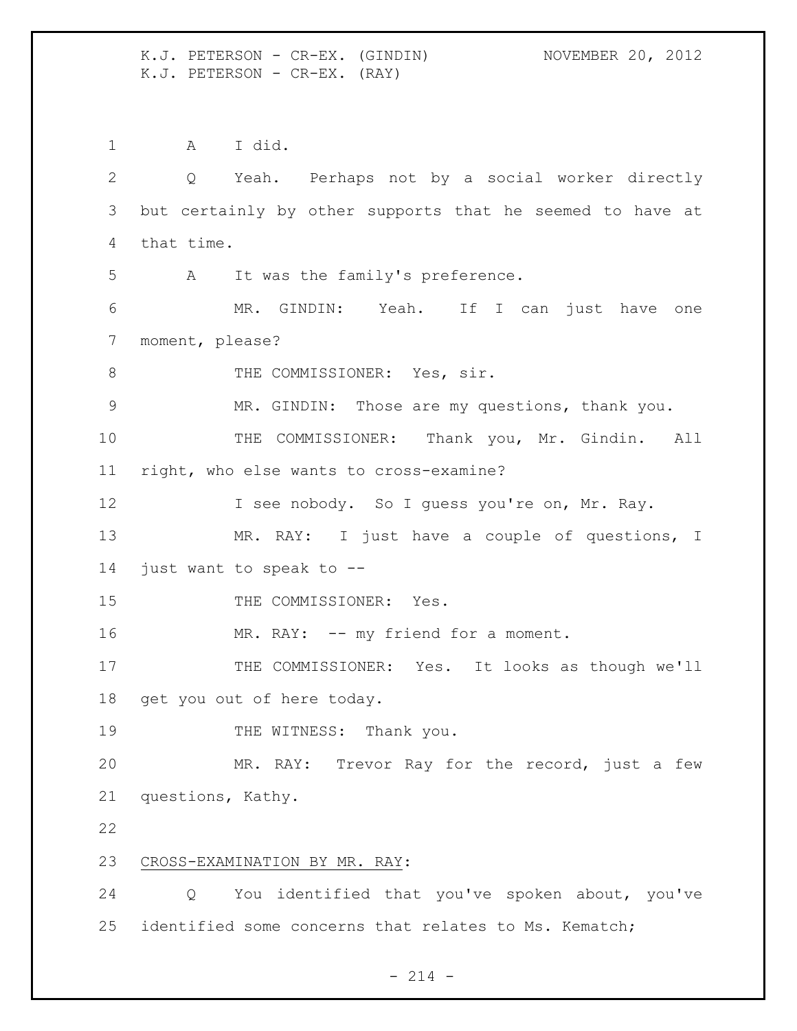A I did.

Q Yeah. Perhaps not by a social worker directly but certainly by other supports that he seemed to have at that time.

A It was the family's preference.

MR. GINDIN: Yeah. If I can just have one moment, please?

THE COMMISSIONER: Yes, sir.

MR. GINDIN: Those are my questions, thank you.

THE COMMISSIONER: Thank you, Mr. Gindin. All right, who else wants to cross-examine?

I see nobody. So I guess you're on, Mr. Ray.

MR. RAY: I just have a couple of questions, I just want to speak to --

THE COMMISSIONER: Yes.

MR. RAY: -- my friend for a moment.

THE COMMISSIONER: Yes. It looks as though we'll get you out of here today.

THE WITNESS: Thank you.

MR. RAY: Trevor Ray for the record, just a few questions, Kathy.

CROSS-EXAMINATION BY MR. RAY:

Q You identified that you've spoken about, you've identified some concerns that relates to Ms. Kematch;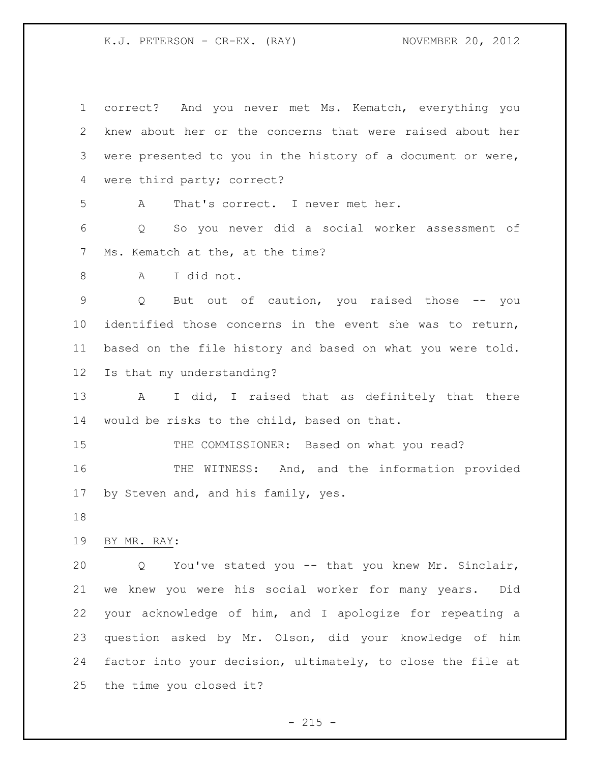correct? And you never met Ms. Kematch, everything you knew about her or the concerns that were raised about her were presented to you in the history of a document or were, were third party; correct?

A That's correct. I never met her.

Q So you never did a social worker assessment of Ms. Kematch at the, at the time?

A I did not.

Q But out of caution, you raised those -- you identified those concerns in the event she was to return, based on the file history and based on what you were told. Is that my understanding?

A I did, I raised that as definitely that there would be risks to the child, based on that.

THE COMMISSIONER: Based on what you read?

THE WITNESS: And, and the information provided by Steven and, and his family, yes.

BY MR. RAY:

Q You've stated you -- that you knew Mr. Sinclair, we knew you were his social worker for many years. Did your acknowledge of him, and I apologize for repeating a question asked by Mr. Olson, did your knowledge of him factor into your decision, ultimately, to close the file at the time you closed it?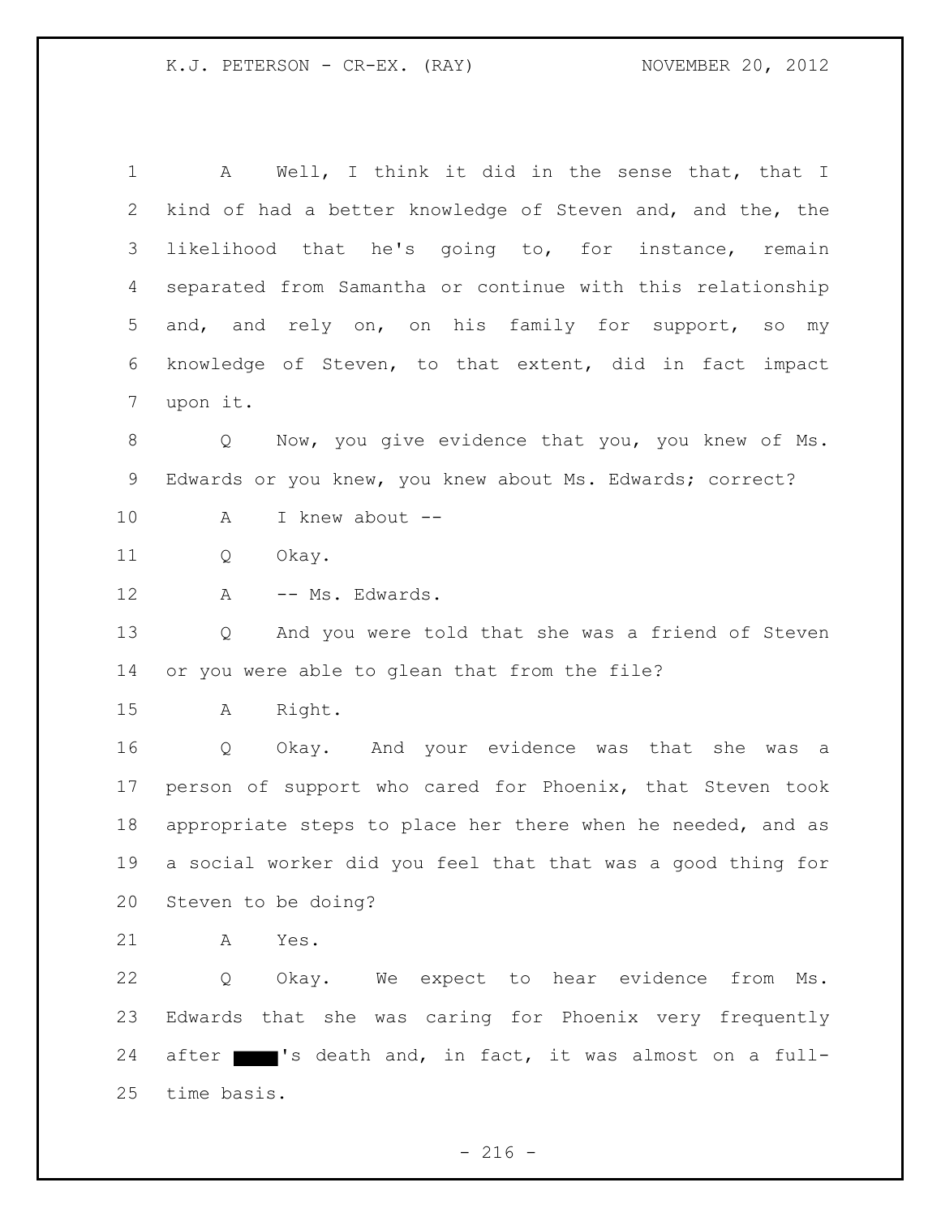A Well, I think it did in the sense that, that I kind of had a better knowledge of Steven and, and the, the likelihood that he's going to, for instance, remain separated from Samantha or continue with this relationship and, and rely on, on his family for support, so my knowledge of Steven, to that extent, did in fact impact upon it.

Q Now, you give evidence that you, you knew of Ms. Edwards or you knew, you knew about Ms. Edwards; correct?

A I knew about --

Q Okay.

A -- Ms. Edwards.

Q And you were told that she was a friend of Steven or you were able to glean that from the file?

A Right.

Q Okay. And your evidence was that she was a person of support who cared for Phoenix, that Steven took appropriate steps to place her there when he needed, and as a social worker did you feel that that was a good thing for Steven to be doing?

A Yes.

Q Okay. We expect to hear evidence from Ms. Edwards that she was caring for Phoenix very frequently after ████'s death and, in fact, it was almost on a full-time basis.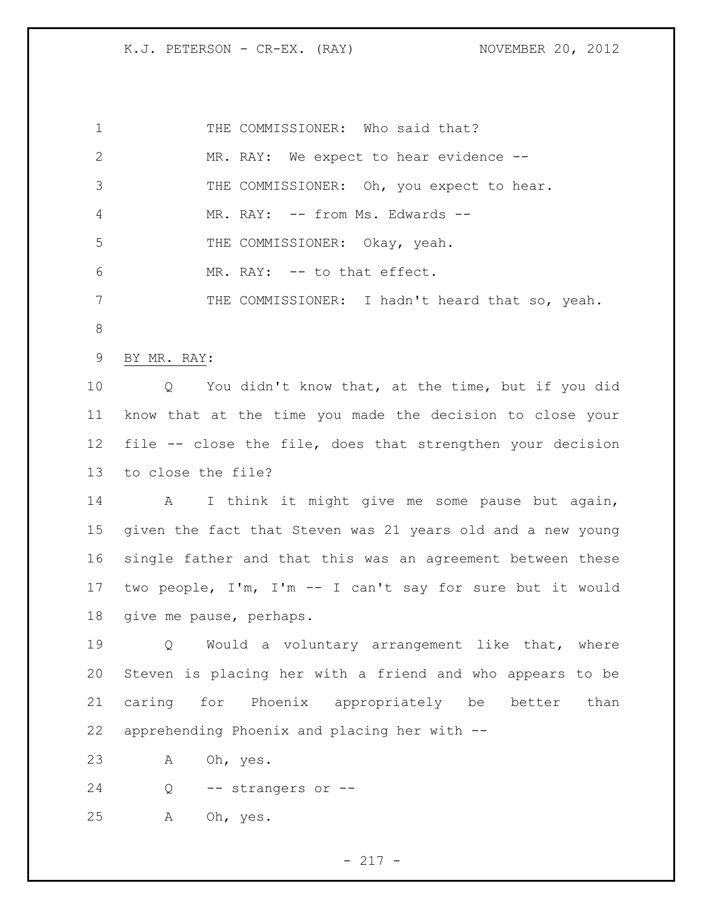THE COMMISSIONER: Who said that?

MR. RAY: We expect to hear evidence --

THE COMMISSIONER: Oh, you expect to hear.

MR. RAY: -- from Ms. Edwards --

THE COMMISSIONER: Okay, yeah.

MR. RAY: -- to that effect.

THE COMMISSIONER: I hadn't heard that so, yeah.

BY MR. RAY:

Q You didn't know that, at the time, but if you did know that at the time you made the decision to close your file -- close the file, does that strengthen your decision to close the file?

A I think it might give me some pause but again, given the fact that Steven was 21 years old and a new young single father and that this was an agreement between these two people, I'm, I'm -- I can't say for sure but it would give me pause, perhaps.

Q Would a voluntary arrangement like that, where Steven is placing her with a friend and who appears to be caring for Phoenix appropriately be better than apprehending Phoenix and placing her with --

A Oh, yes.

Q -- strangers or --

A Oh, yes.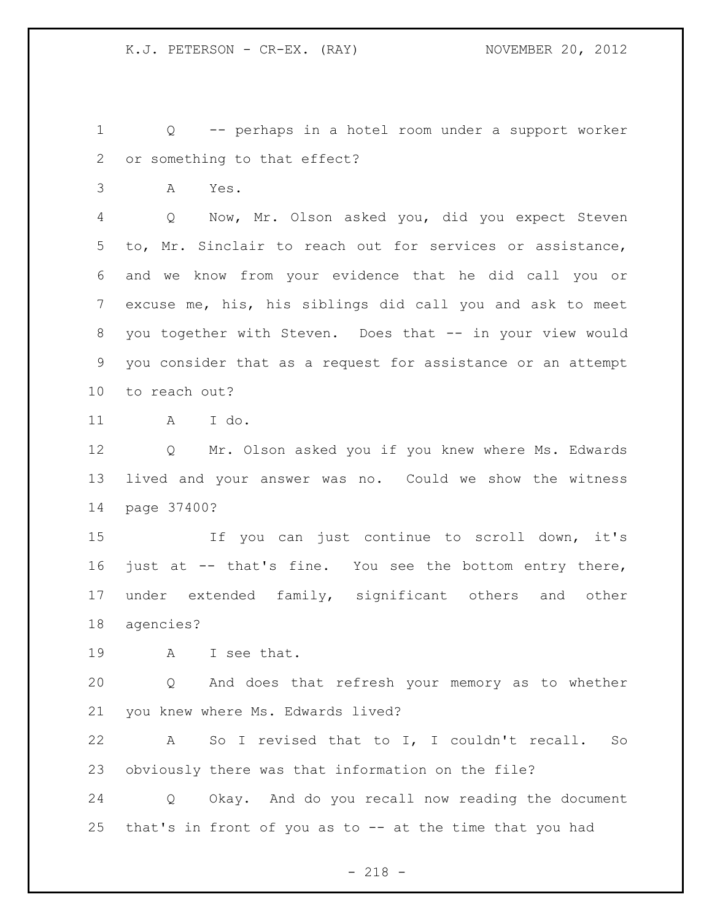Q -- perhaps in a hotel room under a support worker or something to that effect?

A Yes.

Q Now, Mr. Olson asked you, did you expect Steven to, Mr. Sinclair to reach out for services or assistance, and we know from your evidence that he did call you or excuse me, his, his siblings did call you and ask to meet you together with Steven. Does that -- in your view would you consider that as a request for assistance or an attempt to reach out?

A I do.

Q Mr. Olson asked you if you knew where Ms. Edwards lived and your answer was no. Could we show the witness page 37400?

If you can just continue to scroll down, it's just at -- that's fine. You see the bottom entry there, under extended family, significant others and other agencies?

A I see that.

Q And does that refresh your memory as to whether you knew where Ms. Edwards lived?

A So I revised that to I, I couldn't recall. So obviously there was that information on the file?

Q Okay. And do you recall now reading the document that's in front of you as to -- at the time that you had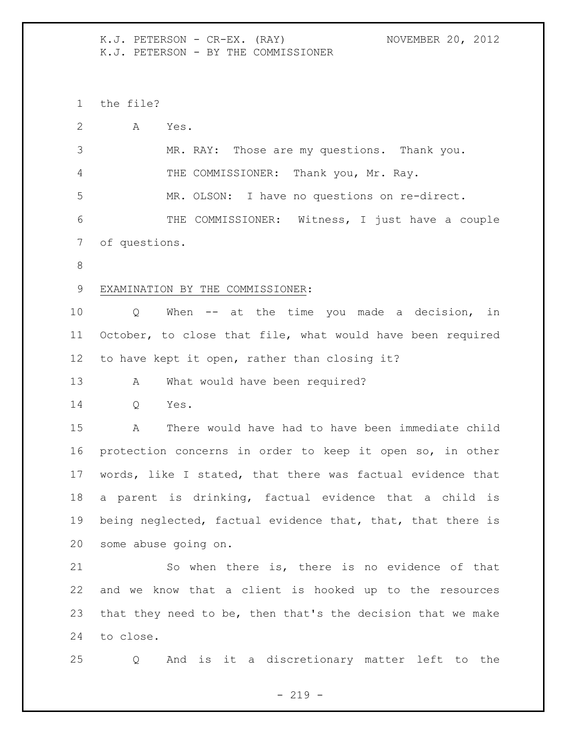the file?

A Yes.

MR. RAY: Those are my questions. Thank you.

THE COMMISSIONER: Thank you, Mr. Ray.

MR. OLSON: I have no questions on re-direct.

THE COMMISSIONER: Witness, I just have a couple of questions.

EXAMINATION BY THE COMMISSIONER:

Q When -- at the time you made a decision, in October, to close that file, what would have been required to have kept it open, rather than closing it?

A What would have been required?

Q Yes.

A There would have had to have been immediate child protection concerns in order to keep it open so, in other words, like I stated, that there was factual evidence that a parent is drinking, factual evidence that a child is being neglected, factual evidence that, that, that there is some abuse going on.

So when there is, there is no evidence of that and we know that a client is hooked up to the resources that they need to be, then that's the decision that we make to close.

Q And is it a discretionary matter left to the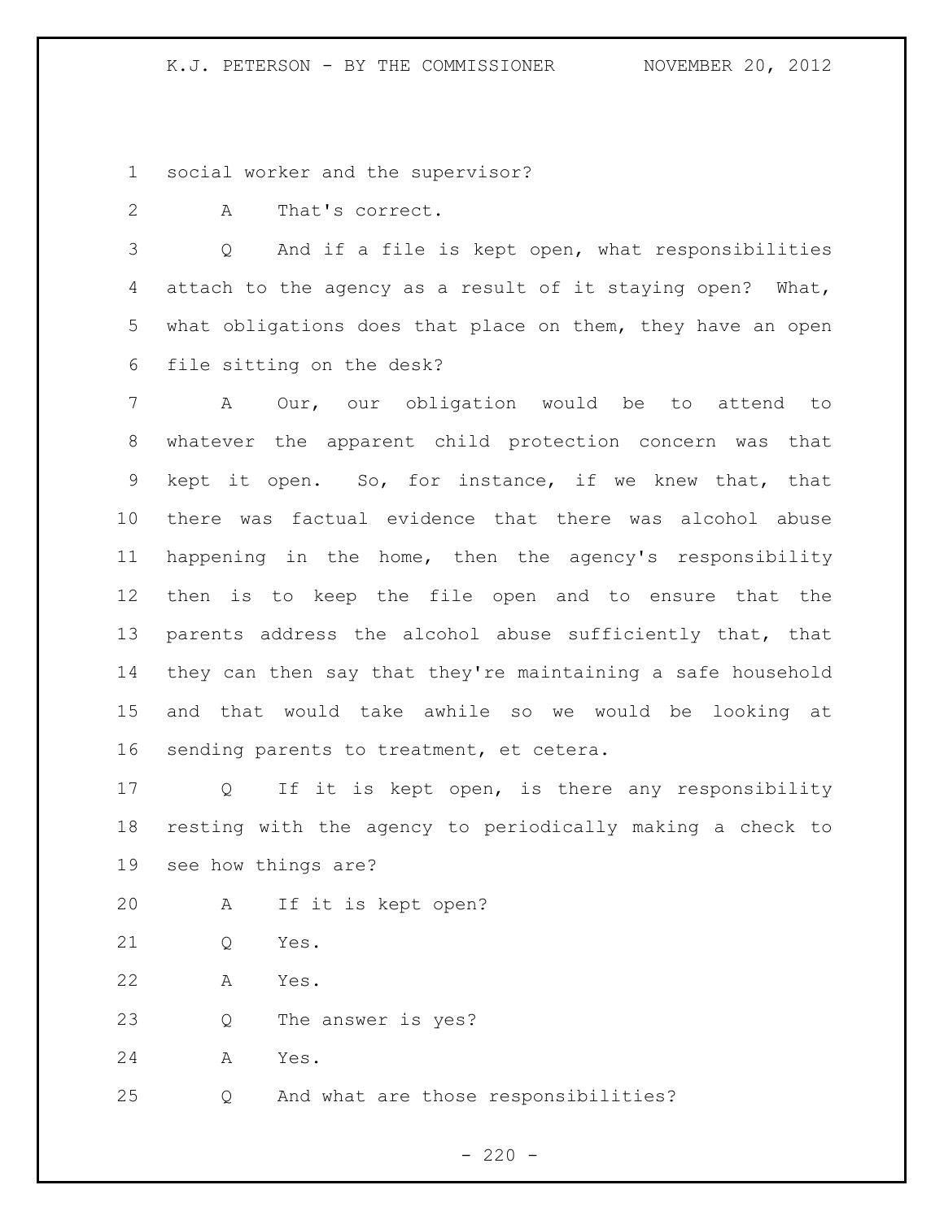social worker and the supervisor?

A That's correct.

Q And if a file is kept open, what responsibilities attach to the agency as a result of it staying open? What, what obligations does that place on them, they have an open file sitting on the desk?

A Our, our obligation would be to attend to whatever the apparent child protection concern was that kept it open. So, for instance, if we knew that, that there was factual evidence that there was alcohol abuse happening in the home, then the agency's responsibility then is to keep the file open and to ensure that the parents address the alcohol abuse sufficiently that, that they can then say that they're maintaining a safe household and that would take awhile so we would be looking at sending parents to treatment, et cetera.

Q If it is kept open, is there any responsibility resting with the agency to periodically making a check to see how things are?

A If it is kept open?

Q Yes.

A Yes.

Q The answer is yes?

A Yes.

Q And what are those responsibilities?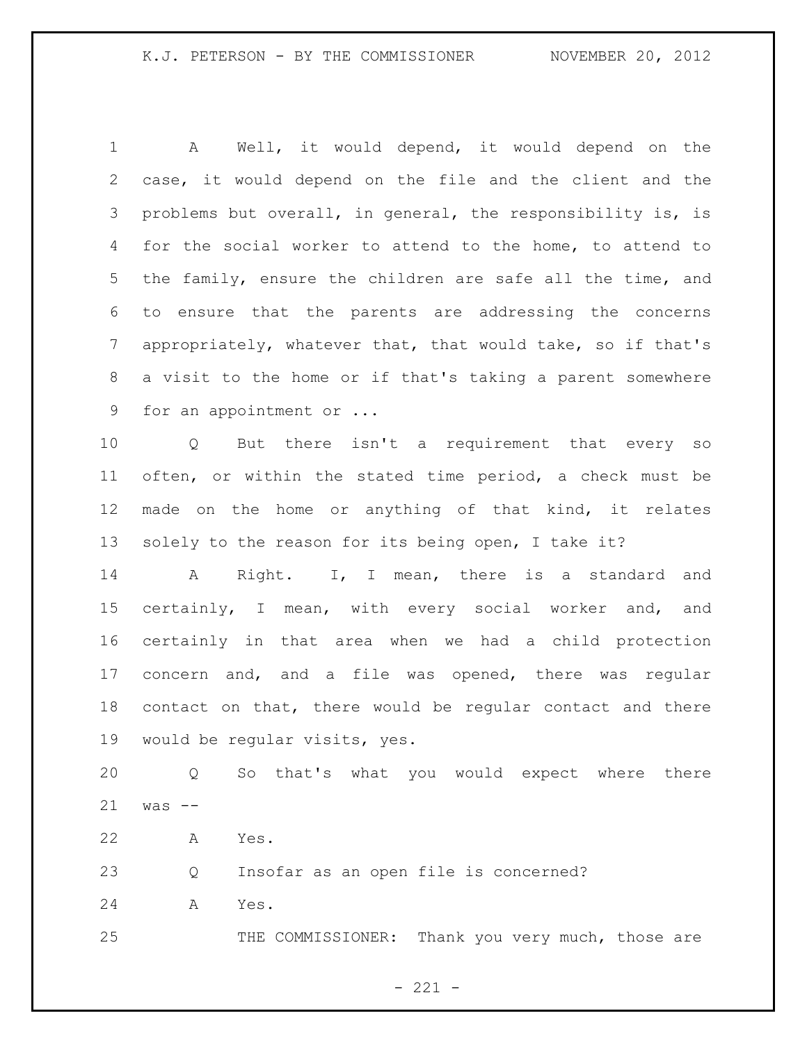A Well, it would depend, it would depend on the case, it would depend on the file and the client and the problems but overall, in general, the responsibility is, is for the social worker to attend to the home, to attend to the family, ensure the children are safe all the time, and to ensure that the parents are addressing the concerns appropriately, whatever that, that would take, so if that's a visit to the home or if that's taking a parent somewhere for an appointment or ...

Q But there isn't a requirement that every so often, or within the stated time period, a check must be made on the home or anything of that kind, it relates solely to the reason for its being open, I take it?

A Right. I, I mean, there is a standard and certainly, I mean, with every social worker and, and certainly in that area when we had a child protection concern and, and a file was opened, there was regular contact on that, there would be regular contact and there would be regular visits, yes.

Q So that's what you would expect where there was --

A Yes.

Q Insofar as an open file is concerned?

A Yes.

THE COMMISSIONER: Thank you very much, those are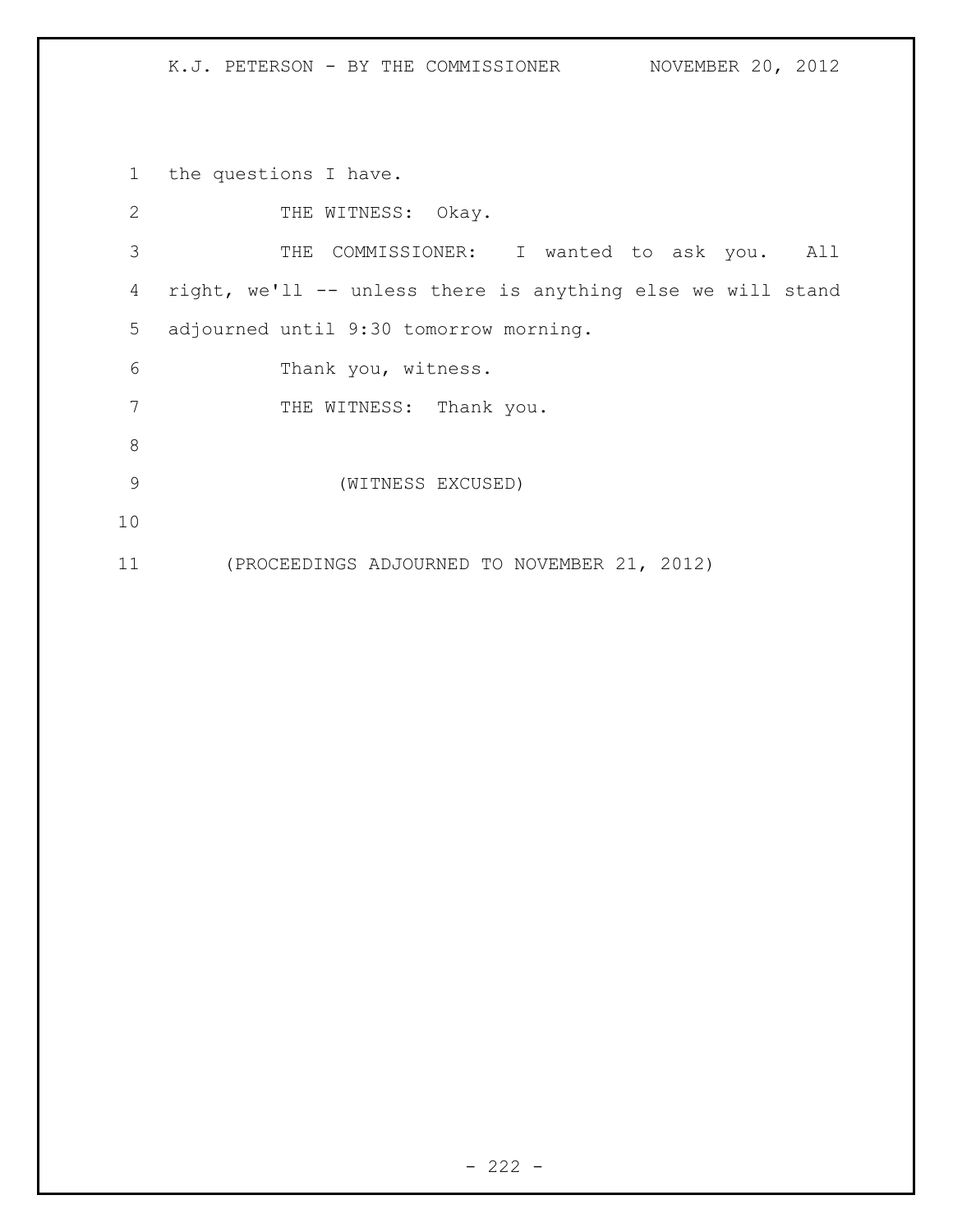the questions I have.

THE WITNESS: Okay.

THE COMMISSIONER: I wanted to ask you. All right, we'll -- unless there is anything else we will stand adjourned until 9:30 tomorrow morning.

Thank you, witness.

THE WITNESS: Thank you.

(WITNESS EXCUSED)

(PROCEEDINGS ADJOURNED TO NOVEMBER 21, 2012)